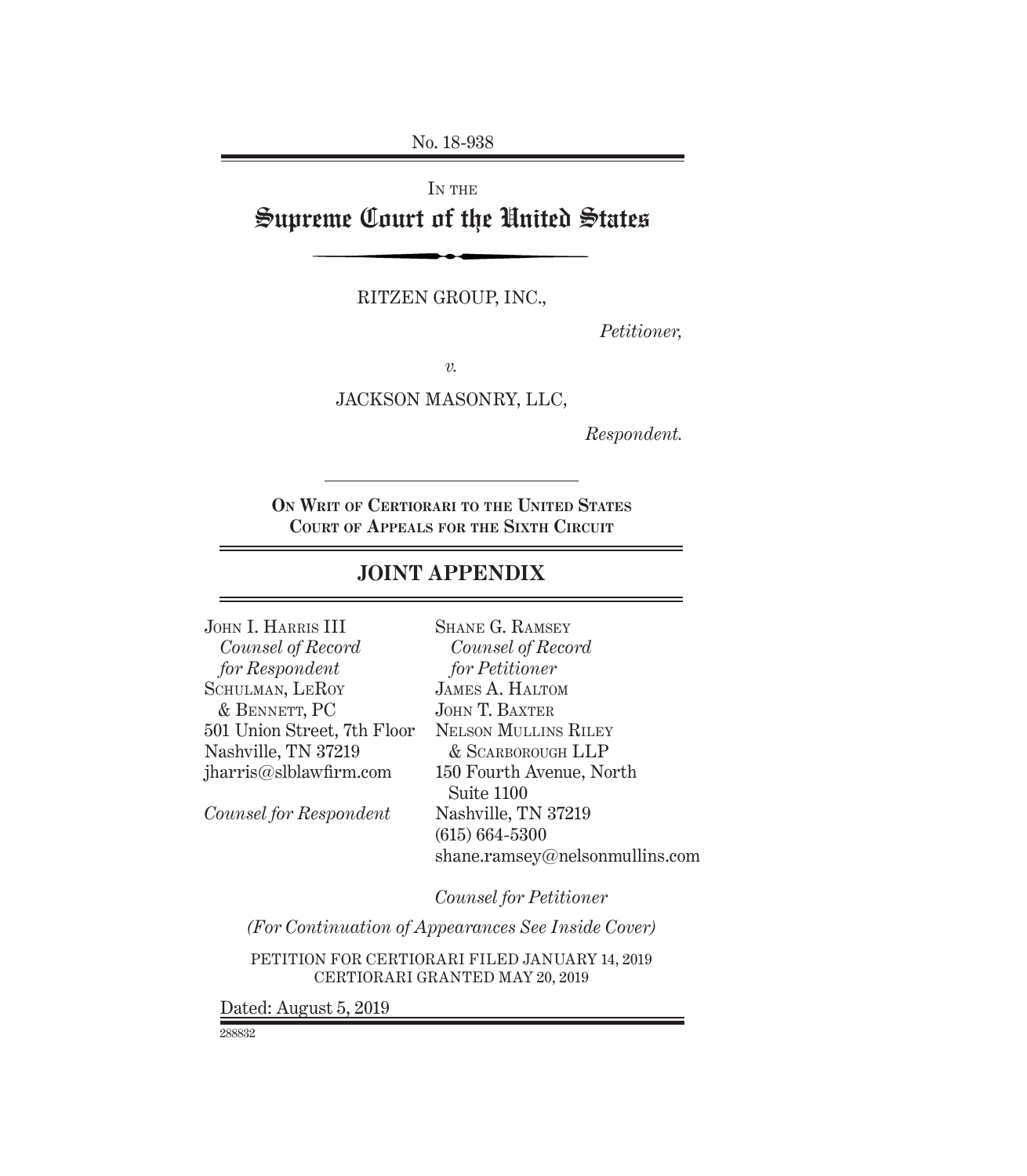No. 18-938

IN THE

# Supreme Court of the United States

RITZEN GROUP, INC.,

*Petitioner,*

*v.*

JACKSON MASONRY, LLC,

*Respondent.*

**ON WRIT OF CERTIORARI TO THE UNITED STATES COURT OF APPEALS FOR THE SIXTH CIRCUIT**

## JOINT APPENDIX

JOHN I. HARRIS III
*Counsel of Record for Respondent*
SCHULMAN, LEROY & BENNETT, PC
501 Union Street, 7th Floor
Nashville, TN 37219
jharris@slblawfirm.com

*Counsel for Respondent*

SHANE G. RAMSEY
*Counsel of Record for Petitioner*
JAMES A. HALTOM
JOHN T. BAXTER
NELSON MULLINS RILEY & SCARBOROUGH LLP
150 Fourth Avenue, North Suite 1100
Nashville, TN 37219
(615) 664-5300
shane.ramsey@nelsonmullins.com

*Counsel for Petitioner*

*(For Continuation of Appearances See Inside Cover)*

PETITION FOR CERTIORARI FILED JANUARY 14, 2019
CERTIORARI GRANTED MAY 20, 2019

Dated: August 5, 2019

288832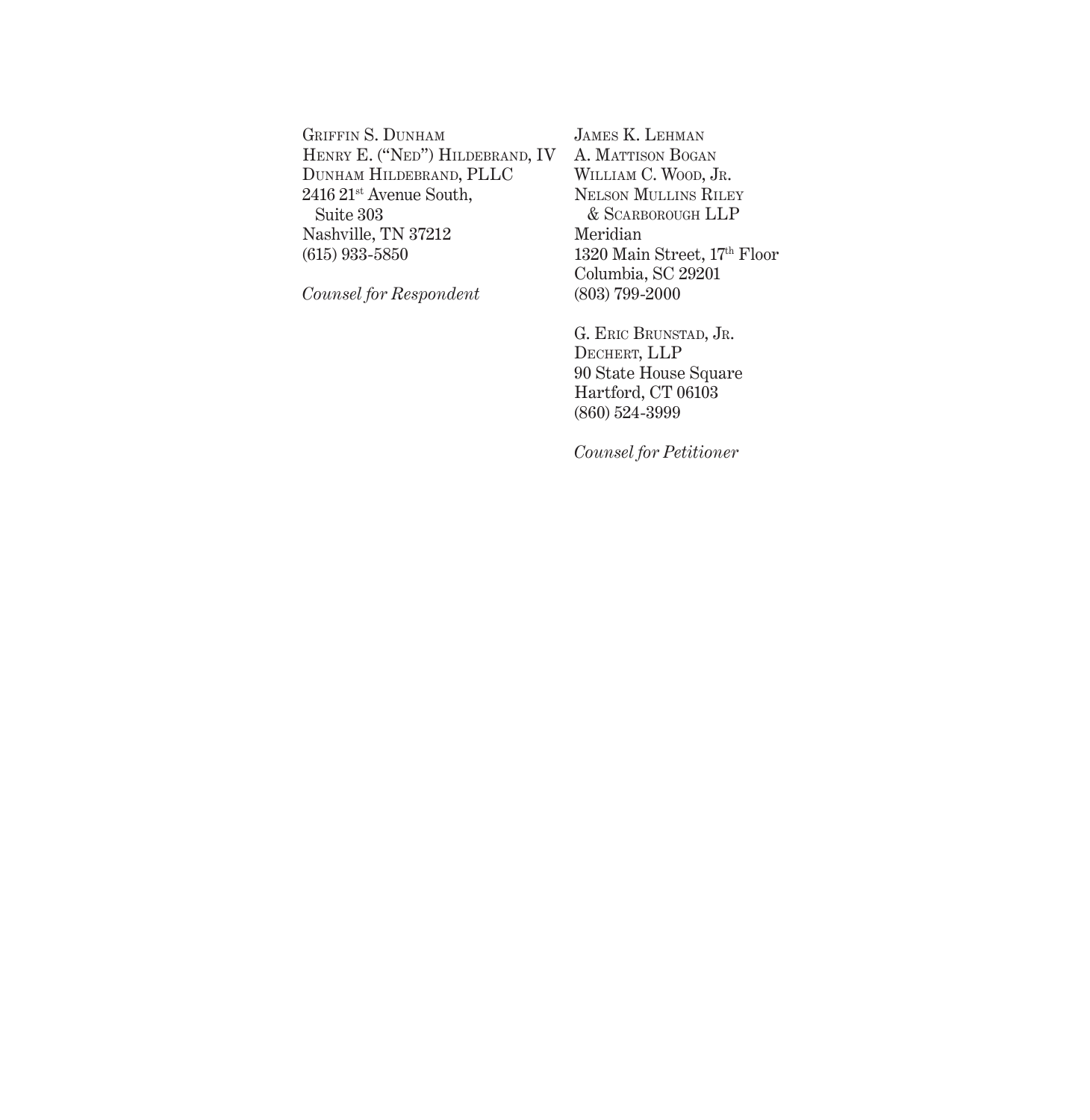Griffin S. Dunham
Henry E. ("Ned") Hildebrand, IV
Dunham Hildebrand, PLLC
2416 21st Avenue South,
Suite 303
Nashville, TN 37212
(615) 933-5850

*Counsel for Respondent*

James K. Lehman
A. Mattison Bogan
William C. Wood, Jr.
Nelson Mullins Riley & Scarborough LLP
Meridian
1320 Main Street, 17th Floor
Columbia, SC 29201
(803) 799-2000

G. Eric Brunstad, Jr.
Dechert, LLP
90 State House Square
Hartford, CT 06103
(860) 524-3999

*Counsel for Petitioner*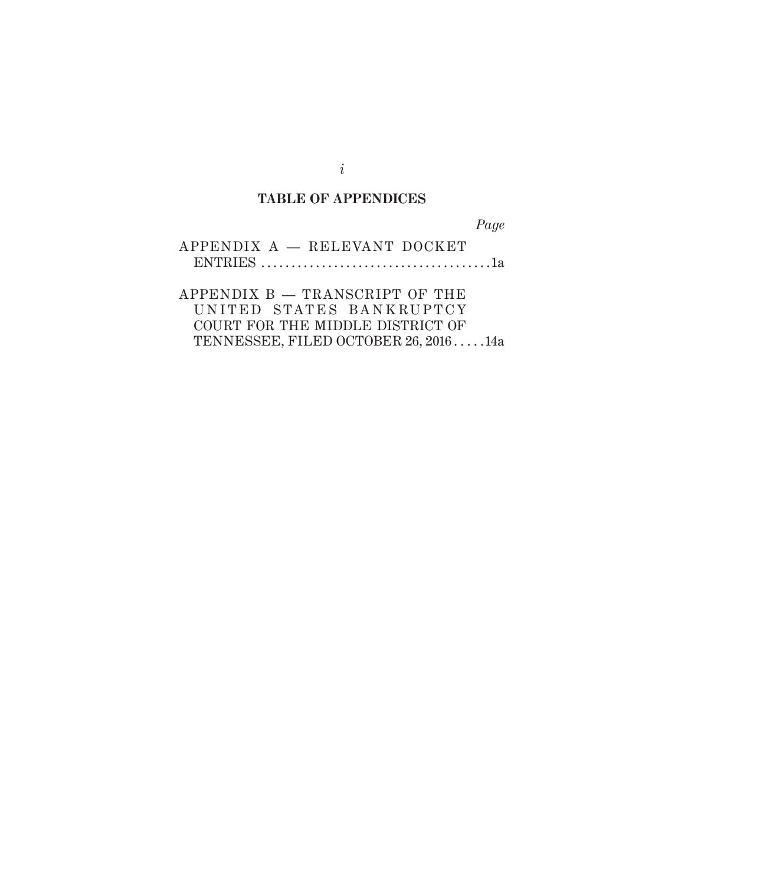## TABLE OF APPENDICES

*Page*

APPENDIX A — RELEVANT DOCKET ENTRIES . . . . . . . . . . . . . . . . . . . . . . . . . . . . . . . . . . . . . 1a

APPENDIX B — TRANSCRIPT OF THE UNITED STATES BANKRUPTCY COURT FOR THE MIDDLE DISTRICT OF TENNESSEE, FILED OCTOBER 26, 2016 . . . . . 14a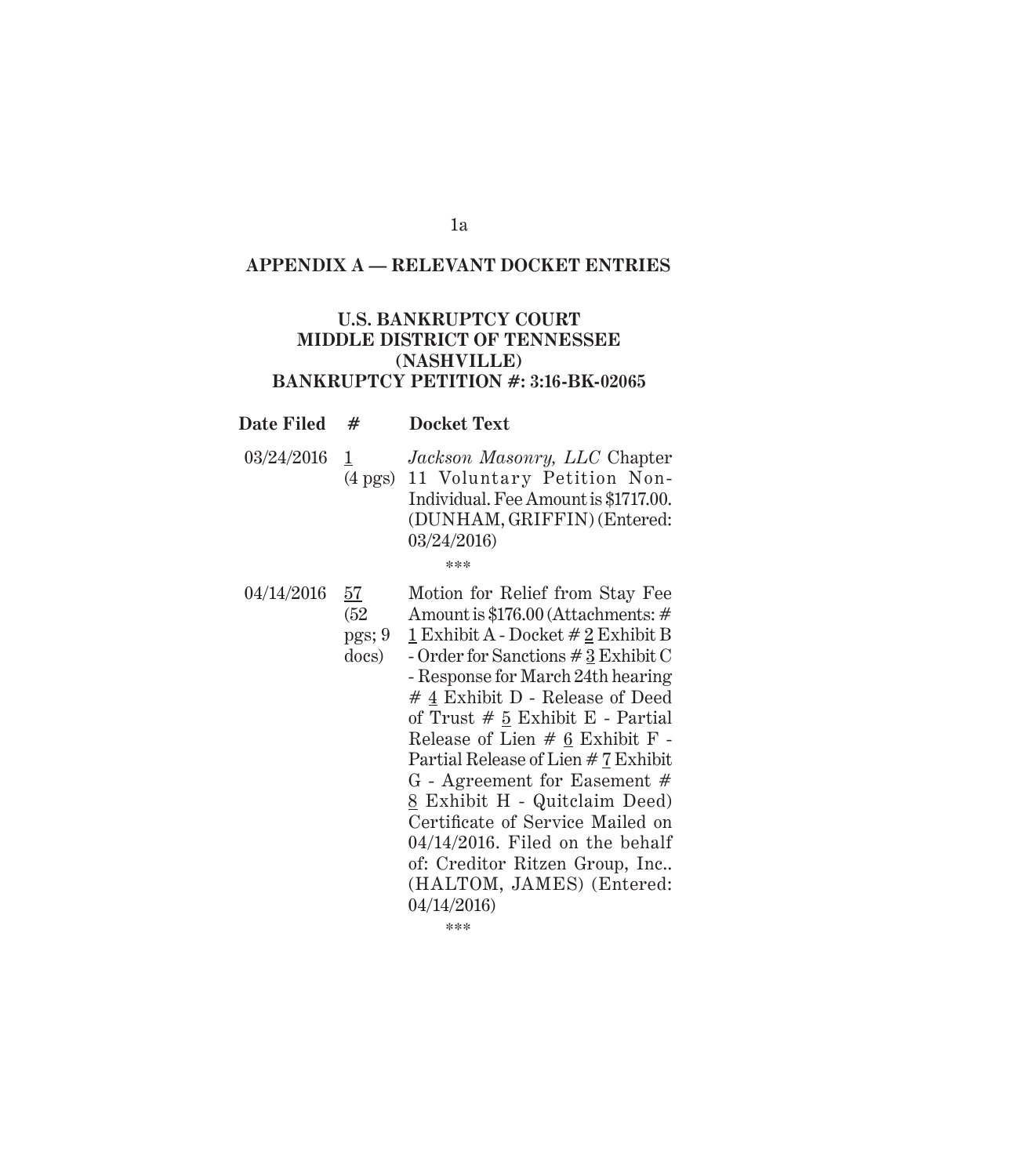## APPENDIX A — RELEVANT DOCKET ENTRIES

### U.S. BANKRUPTCY COURT MIDDLE DISTRICT OF TENNESSEE (NASHVILLE) BANKRUPTCY PETITION #: 3:16-BK-02065

| Date Filed | # | Docket Text |
|---|---|---|
| 03/24/2016 | 1 (4 pgs) | *Jackson Masonry, LLC* Chapter 11 Voluntary Petition Non-Individual. Fee Amount is $1717.00. (DUNHAM, GRIFFIN) (Entered: 03/24/2016) |
| | | *** |
| 04/14/2016 | 57 (52 pgs; 9 docs) | Motion for Relief from Stay Fee Amount is $176.00 (Attachments: # 1 Exhibit A - Docket # 2 Exhibit B - Order for Sanctions # 3 Exhibit C - Response for March 24th hearing # 4 Exhibit D - Release of Deed of Trust # 5 Exhibit E - Partial Release of Lien # 6 Exhibit F - Partial Release of Lien # 7 Exhibit G - Agreement for Easement # 8 Exhibit H - Quitclaim Deed) Certificate of Service Mailed on 04/14/2016. Filed on the behalf of: Creditor Ritzen Group, Inc.. (HALTOM, JAMES) (Entered: 04/14/2016) |
| | | *** |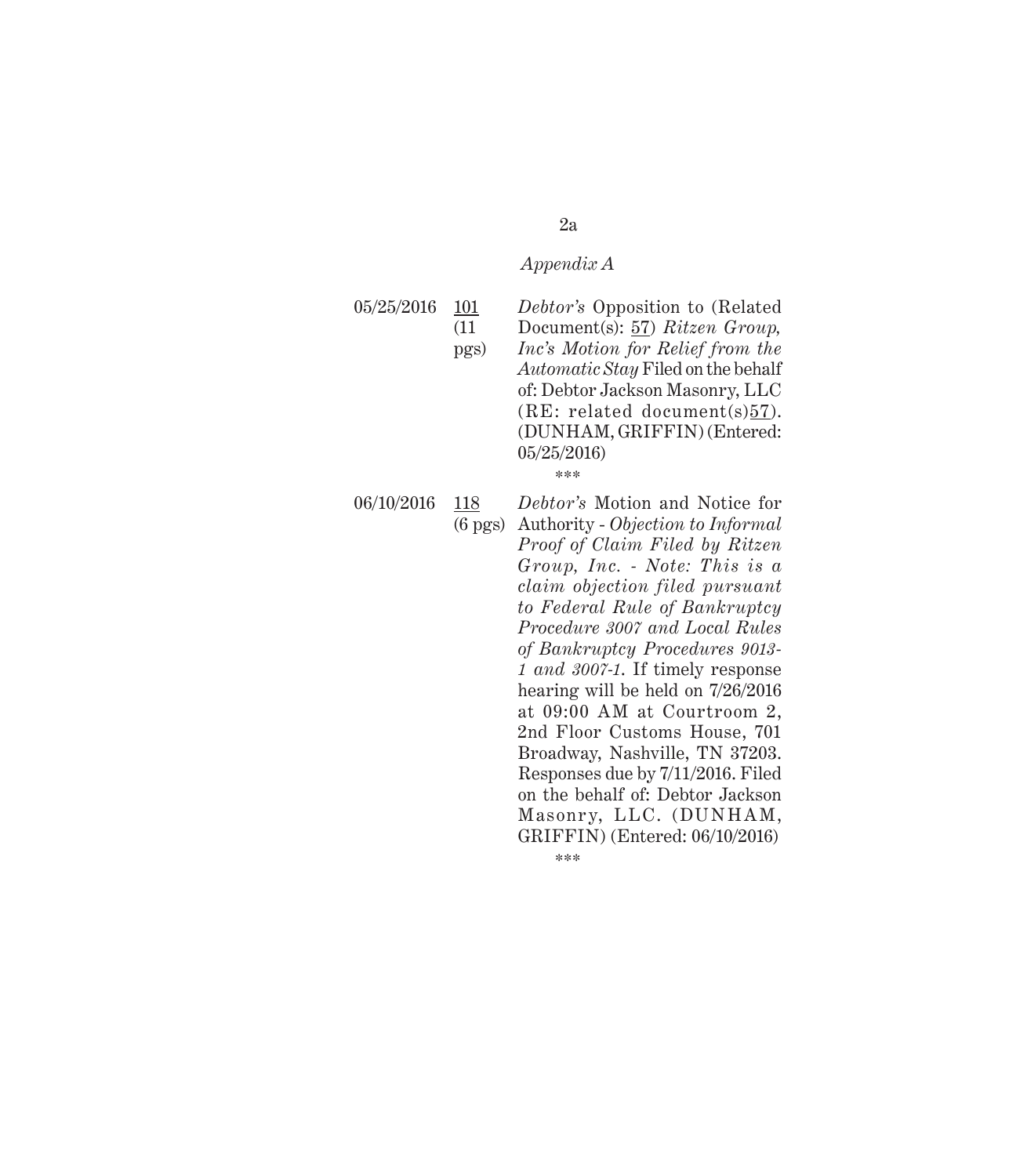*Appendix A*

| | | |
|---|---|---|
| 05/25/2016 | 101 (11 pgs) | *Debtor's* Opposition to (Related Document(s): 57) *Ritzen Group, Inc's Motion for Relief from the Automatic Stay* Filed on the behalf of: Debtor Jackson Masonry, LLC (RE: related document(s)57). (DUNHAM, GRIFFIN) (Entered: 05/25/2016) |

\*\*\*

| | | |
|---|---|---|
| 06/10/2016 | 118 (6 pgs) | *Debtor's* Motion and Notice for Authority - *Objection to Informal Proof of Claim Filed by Ritzen Group, Inc. - Note: This is a claim objection filed pursuant to Federal Rule of Bankruptcy Procedure 3007 and Local Rules of Bankruptcy Procedures 9013-1 and 3007-1.* If timely response hearing will be held on 7/26/2016 at 09:00 AM at Courtroom 2, 2nd Floor Customs House, 701 Broadway, Nashville, TN 37203. Responses due by 7/11/2016. Filed on the behalf of: Debtor Jackson Masonry, LLC. (DUNHAM, GRIFFIN) (Entered: 06/10/2016) |

\*\*\*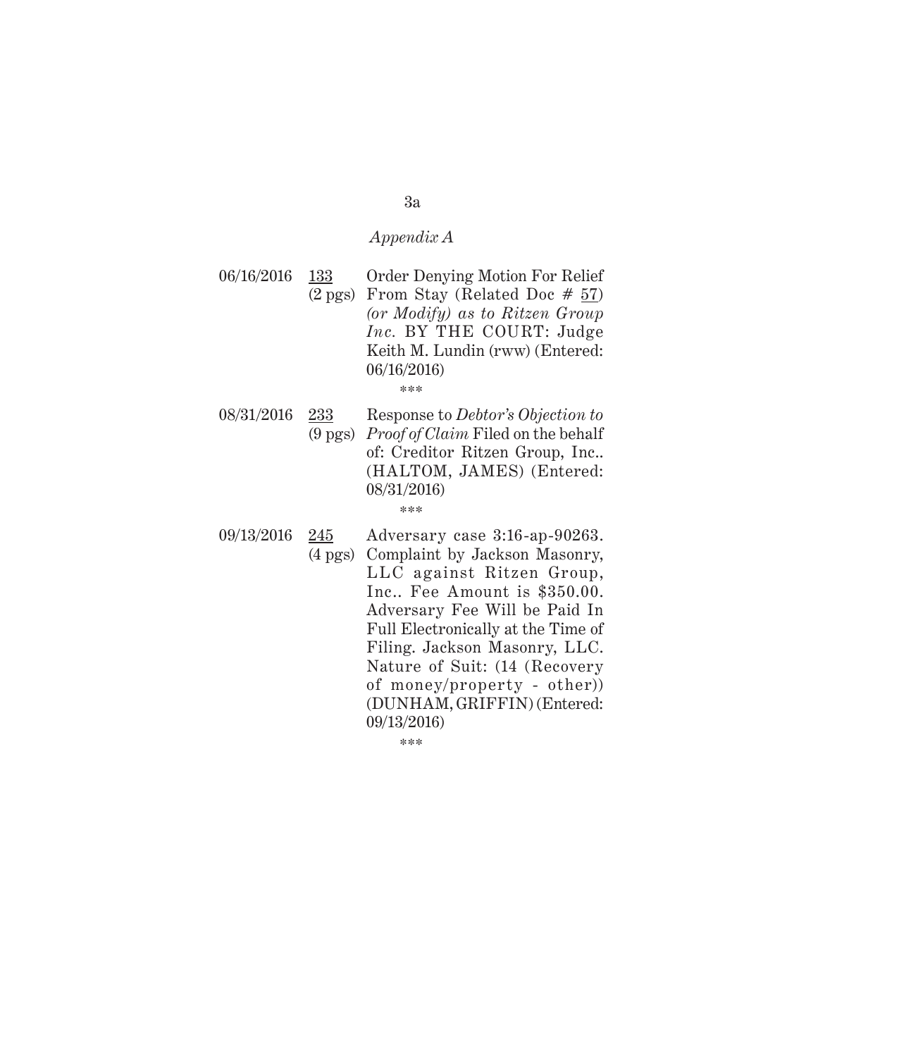*Appendix A*

| | | |
|---|---|---|
| 06/16/2016 | 133 (2 pgs) | Order Denying Motion For Relief From Stay (Related Doc # 57) *(or Modify) as to Ritzen Group Inc.* BY THE COURT: Judge Keith M. Lundin (rww) (Entered: 06/16/2016) |
| | | \*\*\* |
| 08/31/2016 | 233 (9 pgs) | Response to *Debtor's Objection to Proof of Claim* Filed on the behalf of: Creditor Ritzen Group, Inc.. (HALTOM, JAMES) (Entered: 08/31/2016) |
| | | \*\*\* |
| 09/13/2016 | 245 (4 pgs) | Adversary case 3:16-ap-90263. Complaint by Jackson Masonry, LLC against Ritzen Group, Inc.. Fee Amount is $350.00. Adversary Fee Will be Paid In Full Electronically at the Time of Filing. Jackson Masonry, LLC. Nature of Suit: (14 (Recovery of money/property - other)) (DUNHAM, GRIFFIN) (Entered: 09/13/2016) |
| | | \*\*\* |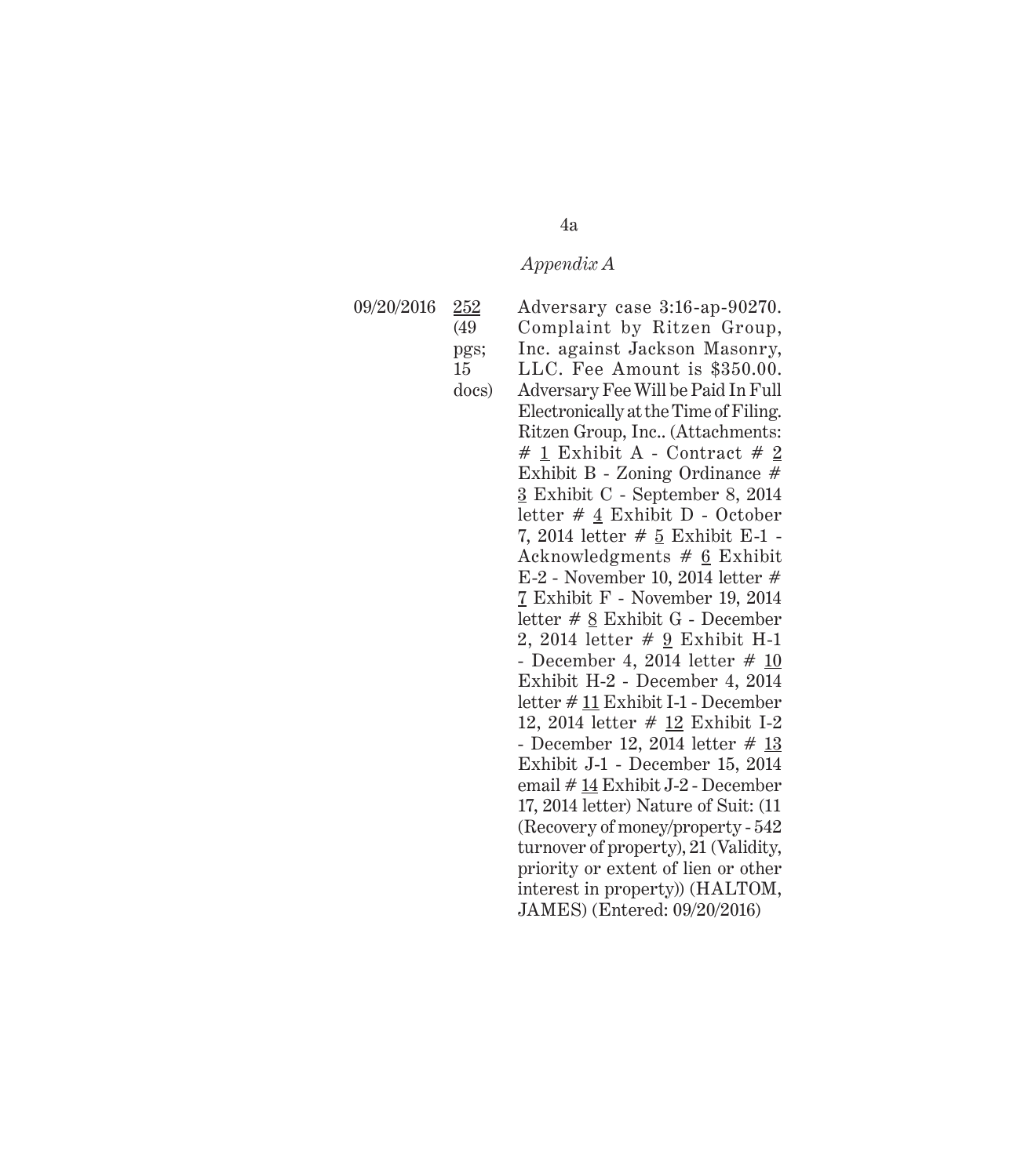*Appendix A*

| | | |
|---|---|---|
| 09/20/2016 | 252 (49 pgs; 15 docs) | Adversary case 3:16-ap-90270. Complaint by Ritzen Group, Inc. against Jackson Masonry, LLC. Fee Amount is $350.00. Adversary Fee Will be Paid In Full Electronically at the Time of Filing. Ritzen Group, Inc.. (Attachments: # 1 Exhibit A - Contract # 2 Exhibit B - Zoning Ordinance # 3 Exhibit C - September 8, 2014 letter # 4 Exhibit D - October 7, 2014 letter # 5 Exhibit E-1 - Acknowledgments # 6 Exhibit E-2 - November 10, 2014 letter # 7 Exhibit F - November 19, 2014 letter # 8 Exhibit G - December 2, 2014 letter # 9 Exhibit H-1 - December 4, 2014 letter # 10 Exhibit H-2 - December 4, 2014 letter # 11 Exhibit I-1 - December 12, 2014 letter # 12 Exhibit I-2 - December 12, 2014 letter # 13 Exhibit J-1 - December 15, 2014 email # 14 Exhibit J-2 - December 17, 2014 letter) Nature of Suit: (11 (Recovery of money/property - 542 turnover of property), 21 (Validity, priority or extent of lien or other interest in property)) (HALTOM, JAMES) (Entered: 09/20/2016) |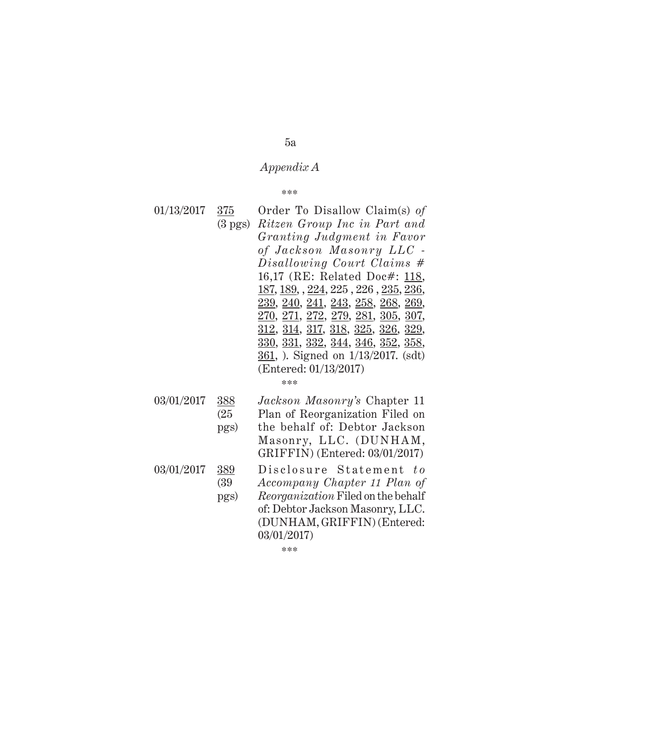*Appendix A*

\*\*\*

| | | |
|---|---|---|
| 01/13/2017 | 375 (3 pgs) | Order To Disallow Claim(s) *of Ritzen Group Inc in Part and Granting Judgment in Favor of Jackson Masonry LLC - Disallowing Court Claims #* 16,17 (RE: Related Doc#: 118, 187, 189, , 224, 225 , 226 , 235, 236, 239, 240, 241, 243, 258, 268, 269, 270, 271, 272, 279, 281, 305, 307, 312, 314, 317, 318, 325, 326, 329, 330, 331, 332, 344, 346, 352, 358, 361, ). Signed on 1/13/2017. (sdt) (Entered: 01/13/2017) |

\*\*\*

| | | |
|---|---|---|
| 03/01/2017 | 388 (25 pgs) | *Jackson Masonry's* Chapter 11 Plan of Reorganization Filed on the behalf of: Debtor Jackson Masonry, LLC. (DUNHAM, GRIFFIN) (Entered: 03/01/2017) |
| 03/01/2017 | 389 (39 pgs) | Disclosure Statement *to Accompany Chapter 11 Plan of Reorganization* Filed on the behalf of: Debtor Jackson Masonry, LLC. (DUNHAM, GRIFFIN) (Entered: 03/01/2017) |

\*\*\*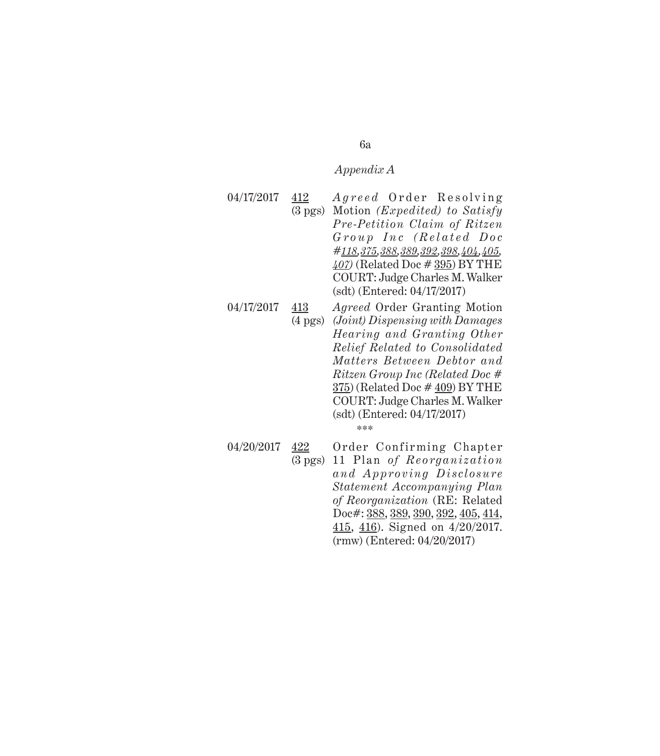*Appendix A*

| | | |
|---|---|---|
| 04/17/2017 | 412 (3 pgs) | *Agreed* Order Resolving Motion *(Expedited) to Satisfy Pre-Petition Claim of Ritzen Group Inc (Related Doc #118, 375, 388, 389, 392, 398, 404, 405, 407)* (Related Doc # 395) BY THE COURT: Judge Charles M. Walker (sdt) (Entered: 04/17/2017) |
| 04/17/2017 | 413 (4 pgs) | *Agreed* Order Granting Motion *(Joint) Dispensing with Damages Hearing and Granting Other Relief Related to Consolidated Matters Between Debtor and Ritzen Group Inc (Related Doc # 375)* (Related Doc # 409) BY THE COURT: Judge Charles M. Walker (sdt) (Entered: 04/17/2017) |

\*\*\*

| | | |
|---|---|---|
| 04/20/2017 | 422 (3 pgs) | Order Confirming Chapter 11 Plan *of Reorganization and Approving Disclosure Statement Accompanying Plan of Reorganization* (RE: Related Doc#: 388, 389, 390, 392, 405, 414, 415, 416). Signed on 4/20/2017. (rmw) (Entered: 04/20/2017) |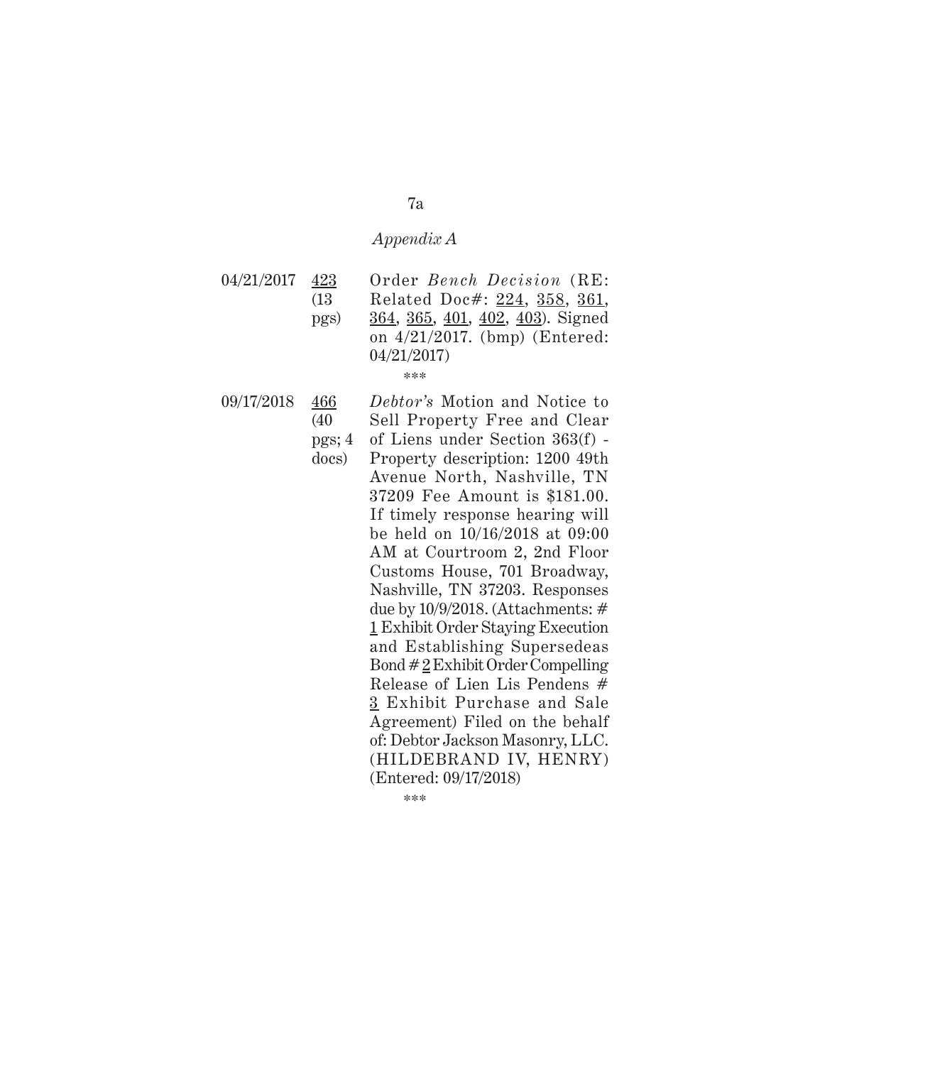*Appendix A*

| | | |
|---|---|---|
| 04/21/2017 | 423 (13 pgs) | Order *Bench Decision* (RE: Related Doc#: 224, 358, 361, 364, 365, 401, 402, 403). Signed on 4/21/2017. (bmp) (Entered: 04/21/2017) |

\*\*\*

| | | |
|---|---|---|
| 09/17/2018 | 466 (40 pgs; 4 docs) | *Debtor's* Motion and Notice to Sell Property Free and Clear of Liens under Section 363(f) - Property description: 1200 49th Avenue North, Nashville, TN 37209 Fee Amount is $181.00. If timely response hearing will be held on 10/16/2018 at 09:00 AM at Courtroom 2, 2nd Floor Customs House, 701 Broadway, Nashville, TN 37203. Responses due by 10/9/2018. (Attachments: # 1 Exhibit Order Staying Execution and Establishing Supersedeas Bond # 2 Exhibit Order Compelling Release of Lien Lis Pendens # 3 Exhibit Purchase and Sale Agreement) Filed on the behalf of: Debtor Jackson Masonry, LLC. (HILDEBRAND IV, HENRY) (Entered: 09/17/2018) |

\*\*\*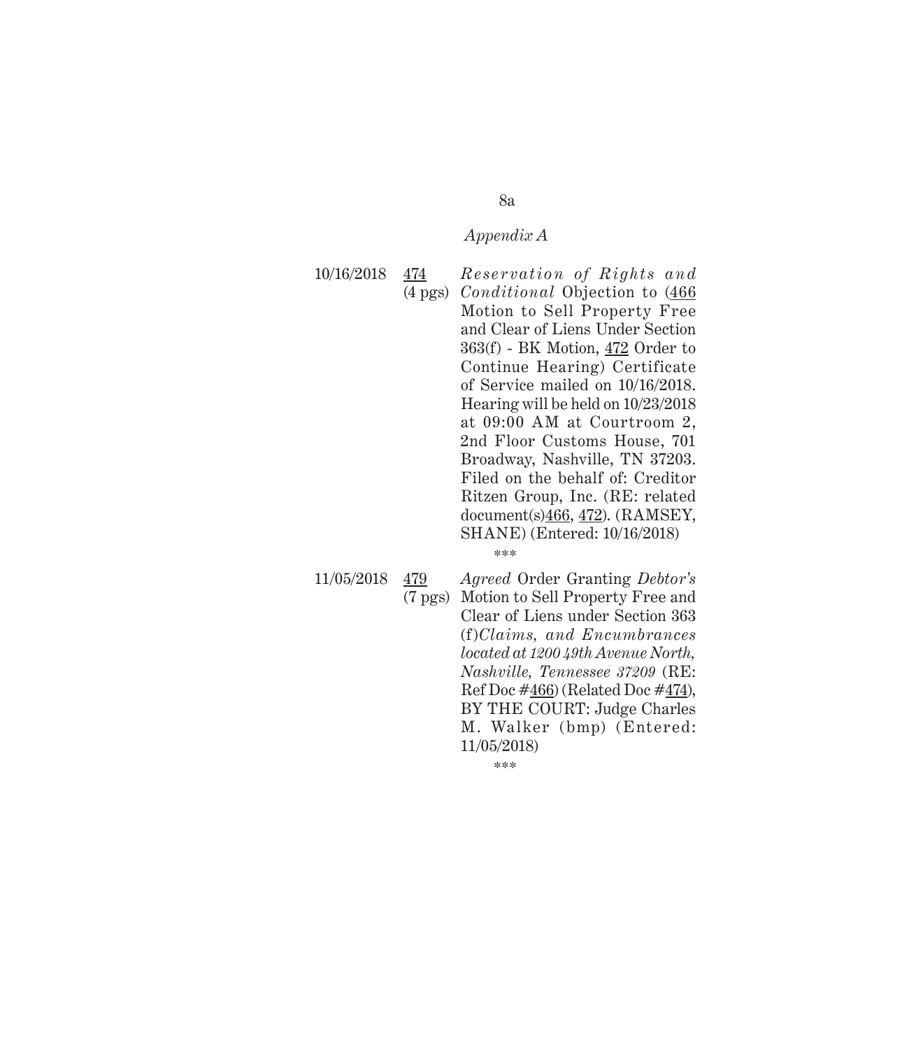*Appendix A*

| | | |
|---|---|---|
| 10/16/2018 | 474 (4 pgs) | *Reservation of Rights and Conditional* Objection to (466 Motion to Sell Property Free and Clear of Liens Under Section 363(f) - BK Motion, 472 Order to Continue Hearing) Certificate of Service mailed on 10/16/2018. Hearing will be held on 10/23/2018 at 09:00 AM at Courtroom 2, 2nd Floor Customs House, 701 Broadway, Nashville, TN 37203. Filed on the behalf of: Creditor Ritzen Group, Inc. (RE: related document(s)466, 472). (RAMSEY, SHANE) (Entered: 10/16/2018) |

\*\*\*

| | | |
|---|---|---|
| 11/05/2018 | 479 (7 pgs) | *Agreed* Order Granting *Debtor's* Motion to Sell Property Free and Clear of Liens under Section 363 (f)*Claims, and Encumbrances located at 1200 49th Avenue North, Nashville, Tennessee 37209* (RE: Ref Doc #466) (Related Doc #474), BY THE COURT: Judge Charles M. Walker (bmp) (Entered: 11/05/2018) |

\*\*\*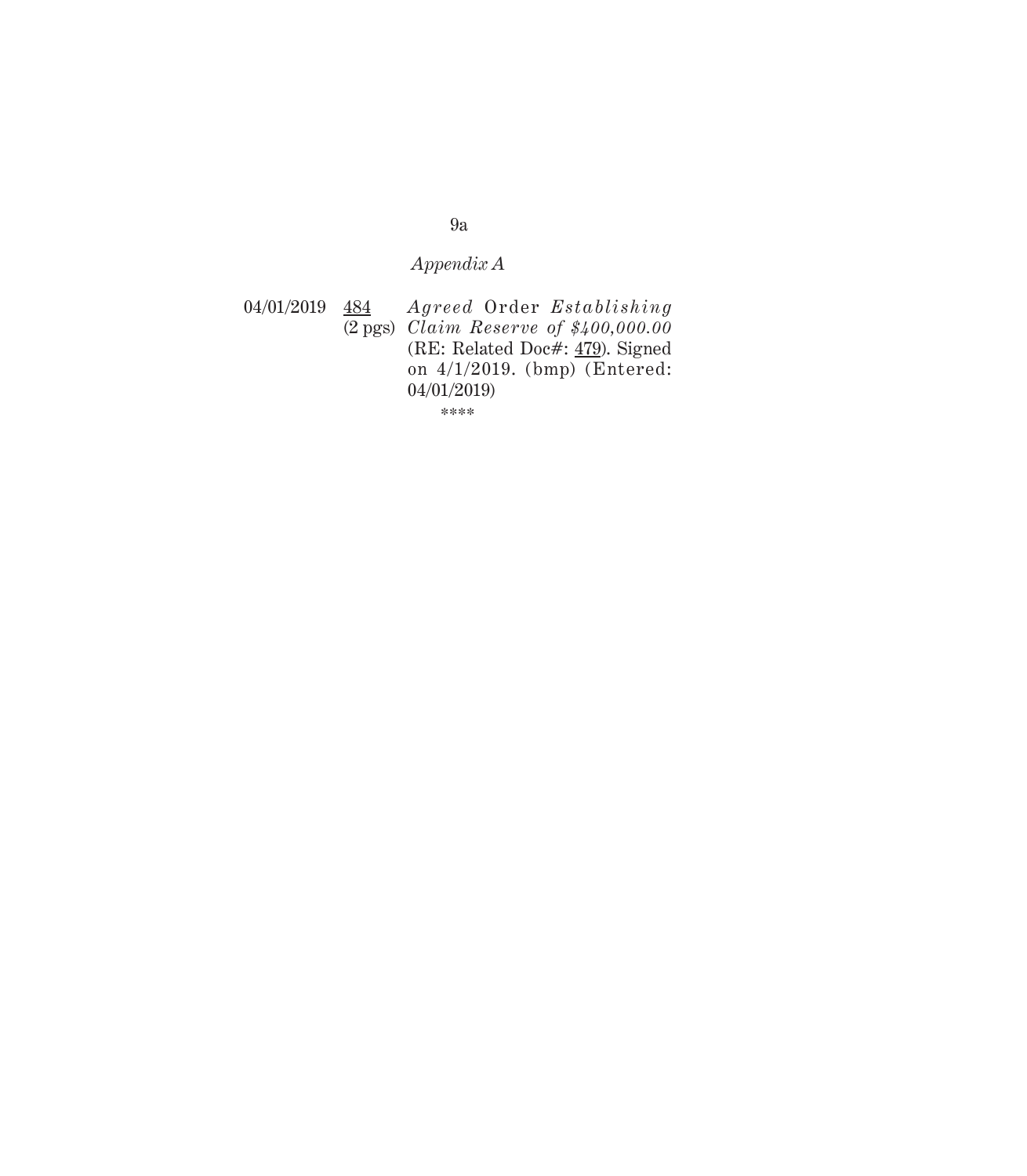*Appendix A*

| | | |
|---|---|---|
| 04/01/2019 | 484 (2 pgs) | *Agreed* Order *Establishing Claim Reserve of $400,000.00* (RE: Related Doc#: 479). Signed on 4/1/2019. (bmp) (Entered: 04/01/2019) |

\*\*\*\*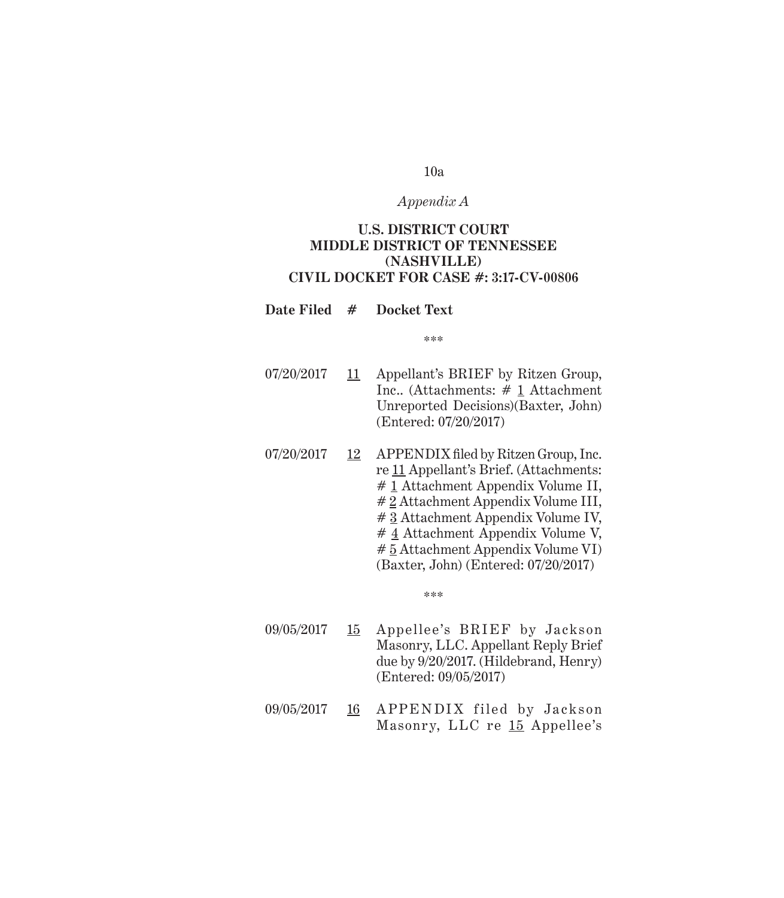*Appendix A*

**U.S. DISTRICT COURT**
**MIDDLE DISTRICT OF TENNESSEE**
**(NASHVILLE)**
**CIVIL DOCKET FOR CASE #: 3:17-CV-00806**

| Date Filed | # | Docket Text |
|---|---|---|
| | | \*\*\* |
| 07/20/2017 | 11 | Appellant's BRIEF by Ritzen Group, Inc.. (Attachments: # 1 Attachment Unreported Decisions)(Baxter, John) (Entered: 07/20/2017) |
| 07/20/2017 | 12 | APPENDIX filed by Ritzen Group, Inc. re 11 Appellant's Brief. (Attachments: # 1 Attachment Appendix Volume II, # 2 Attachment Appendix Volume III, # 3 Attachment Appendix Volume IV, # 4 Attachment Appendix Volume V, # 5 Attachment Appendix Volume VI) (Baxter, John) (Entered: 07/20/2017) |
| | | \*\*\* |
| 09/05/2017 | 15 | Appellee's BRIEF by Jackson Masonry, LLC. Appellant Reply Brief due by 9/20/2017. (Hildebrand, Henry) (Entered: 09/05/2017) |
| 09/05/2017 | 16 | APPENDIX filed by Jackson Masonry, LLC re 15 Appellee's |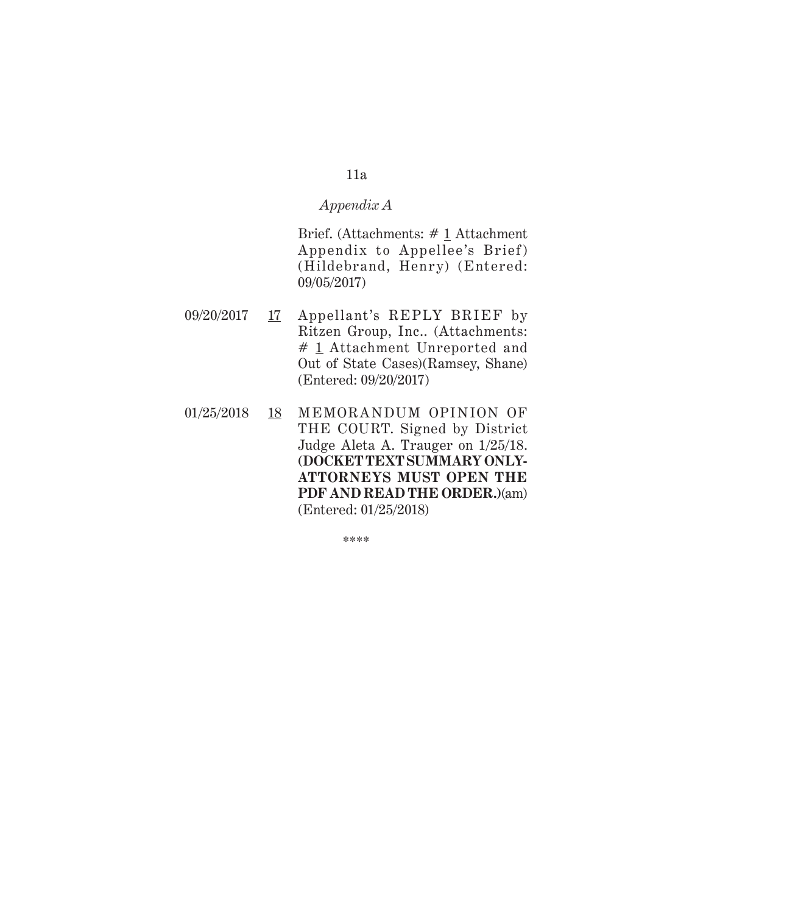*Appendix A*

| | | |
|---|---|---|
| | | Brief. (Attachments: # 1 Attachment Appendix to Appellee's Brief) (Hildebrand, Henry) (Entered: 09/05/2017) |
| 09/20/2017 | 17 | Appellant's REPLY BRIEF by Ritzen Group, Inc.. (Attachments: # 1 Attachment Unreported and Out of State Cases)(Ramsey, Shane) (Entered: 09/20/2017) |
| 01/25/2018 | 18 | MEMORANDUM OPINION OF THE COURT. Signed by District Judge Aleta A. Trauger on 1/25/18. **(DOCKET TEXT SUMMARY ONLY-ATTORNEYS MUST OPEN THE PDF AND READ THE ORDER.)**(am) (Entered: 01/25/2018) |

\*\*\*\*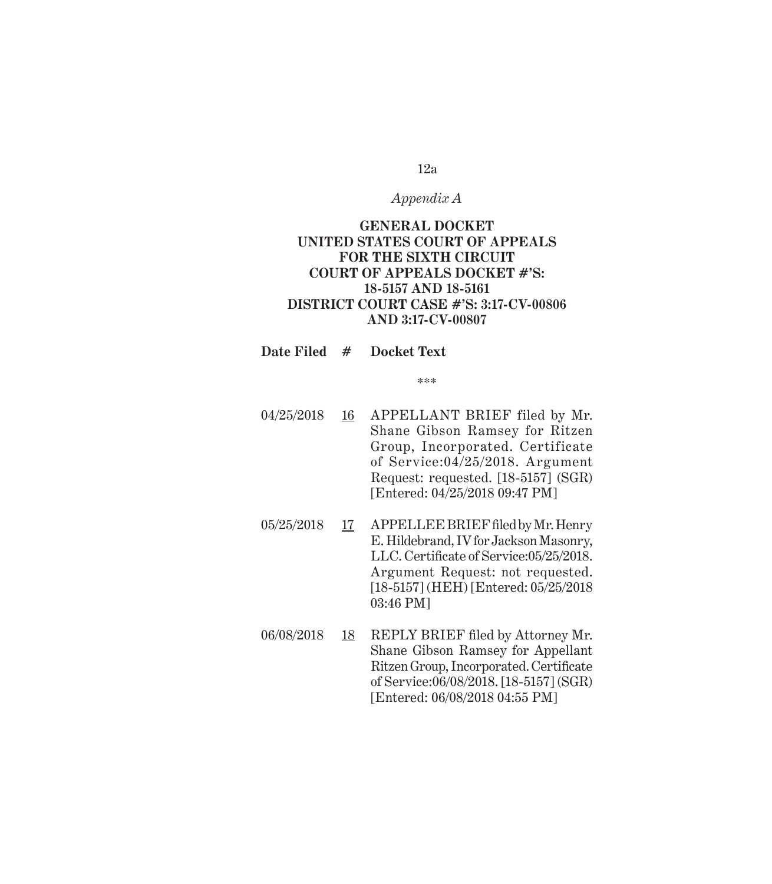*Appendix A*

**GENERAL DOCKET**
**UNITED STATES COURT OF APPEALS**
**FOR THE SIXTH CIRCUIT**
**COURT OF APPEALS DOCKET #'S:**
**18-5157 AND 18-5161**
**DISTRICT COURT CASE #'S: 3:17-CV-00806**
**AND 3:17-CV-00807**

| Date Filed | # | Docket Text |
|---|---|---|
| | | *** |
| 04/25/2018 | 16 | APPELLANT BRIEF filed by Mr. Shane Gibson Ramsey for Ritzen Group, Incorporated. Certificate of Service:04/25/2018. Argument Request: requested. [18-5157] (SGR) [Entered: 04/25/2018 09:47 PM] |
| 05/25/2018 | 17 | APPELLEE BRIEF filed by Mr. Henry E. Hildebrand, IV for Jackson Masonry, LLC. Certificate of Service:05/25/2018. Argument Request: not requested. [18-5157] (HEH) [Entered: 05/25/2018 03:46 PM] |
| 06/08/2018 | 18 | REPLY BRIEF filed by Attorney Mr. Shane Gibson Ramsey for Appellant Ritzen Group, Incorporated. Certificate of Service:06/08/2018. [18-5157] (SGR) [Entered: 06/08/2018 04:55 PM] |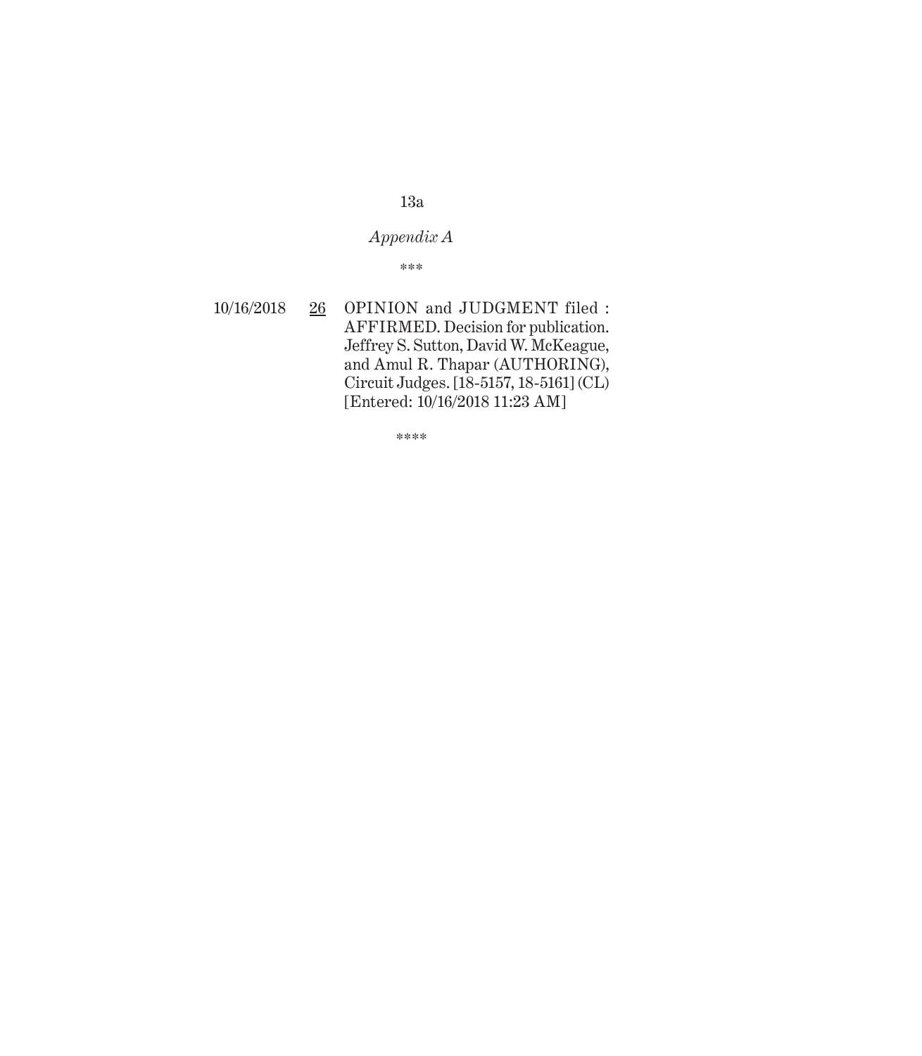*Appendix A*

\*\*\*

| | | |
|---|---|---|
| 10/16/2018 | 26 | OPINION and JUDGMENT filed : AFFIRMED. Decision for publication. Jeffrey S. Sutton, David W. McKeague, and Amul R. Thapar (AUTHORING), Circuit Judges. [18-5157, 18-5161] (CL) [Entered: 10/16/2018 11:23 AM] |

\*\*\*\*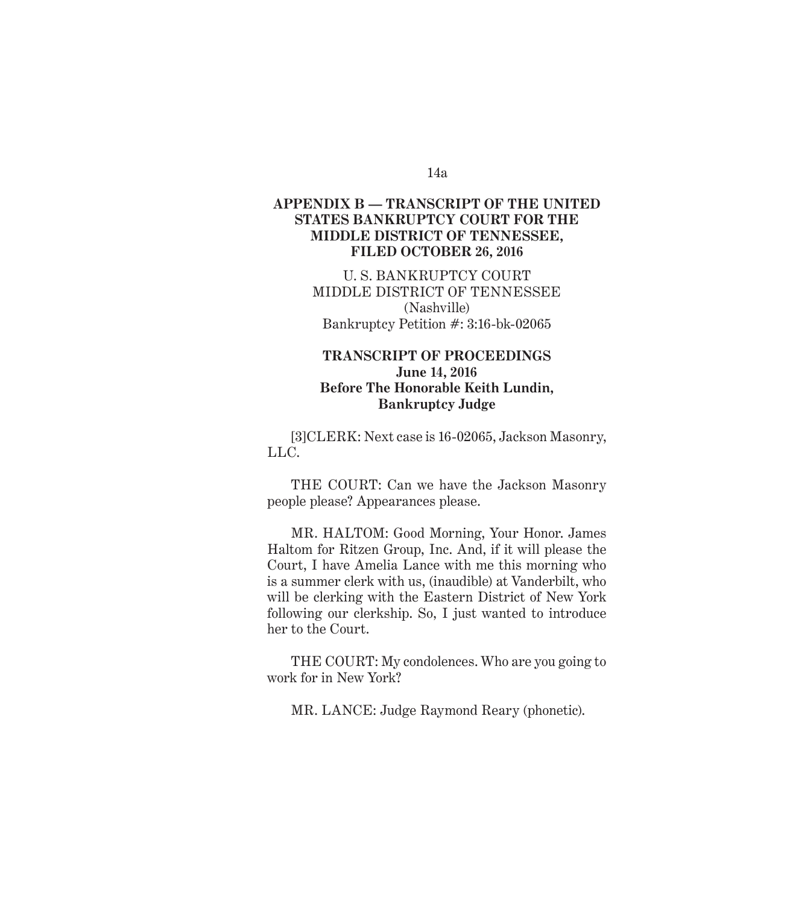## APPENDIX B — TRANSCRIPT OF THE UNITED STATES BANKRUPTCY COURT FOR THE MIDDLE DISTRICT OF TENNESSEE, FILED OCTOBER 26, 2016

U. S. BANKRUPTCY COURT
MIDDLE DISTRICT OF TENNESSEE
(Nashville)
Bankruptcy Petition #: 3:16-bk-02065

**TRANSCRIPT OF PROCEEDINGS**
**June 14, 2016**
**Before The Honorable Keith Lundin, Bankruptcy Judge**

[3]CLERK: Next case is 16-02065, Jackson Masonry, LLC.

THE COURT: Can we have the Jackson Masonry people please? Appearances please.

MR. HALTOM: Good Morning, Your Honor. James Haltom for Ritzen Group, Inc. And, if it will please the Court, I have Amelia Lance with me this morning who is a summer clerk with us, (inaudible) at Vanderbilt, who will be clerking with the Eastern District of New York following our clerkship. So, I just wanted to introduce her to the Court.

THE COURT: My condolences. Who are you going to work for in New York?

MR. LANCE: Judge Raymond Reary (phonetic).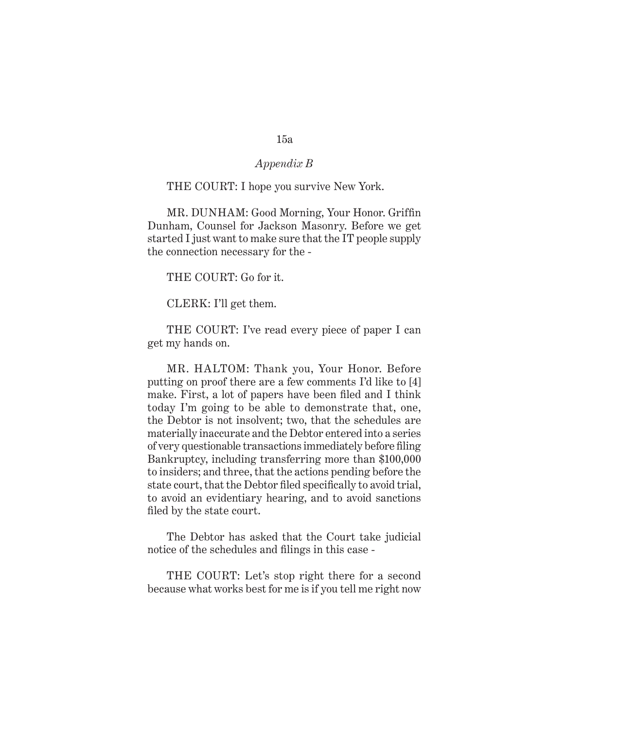*Appendix B*

THE COURT: I hope you survive New York.

MR. DUNHAM: Good Morning, Your Honor. Griffin Dunham, Counsel for Jackson Masonry. Before we get started I just want to make sure that the IT people supply the connection necessary for the -

THE COURT: Go for it.

CLERK: I'll get them.

THE COURT: I've read every piece of paper I can get my hands on.

MR. HALTOM: Thank you, Your Honor. Before putting on proof there are a few comments I'd like to [4] make. First, a lot of papers have been filed and I think today I'm going to be able to demonstrate that, one, the Debtor is not insolvent; two, that the schedules are materially inaccurate and the Debtor entered into a series of very questionable transactions immediately before filing Bankruptcy, including transferring more than $100,000 to insiders; and three, that the actions pending before the state court, that the Debtor filed specifically to avoid trial, to avoid an evidentiary hearing, and to avoid sanctions filed by the state court.

The Debtor has asked that the Court take judicial notice of the schedules and filings in this case -

THE COURT: Let's stop right there for a second because what works best for me is if you tell me right now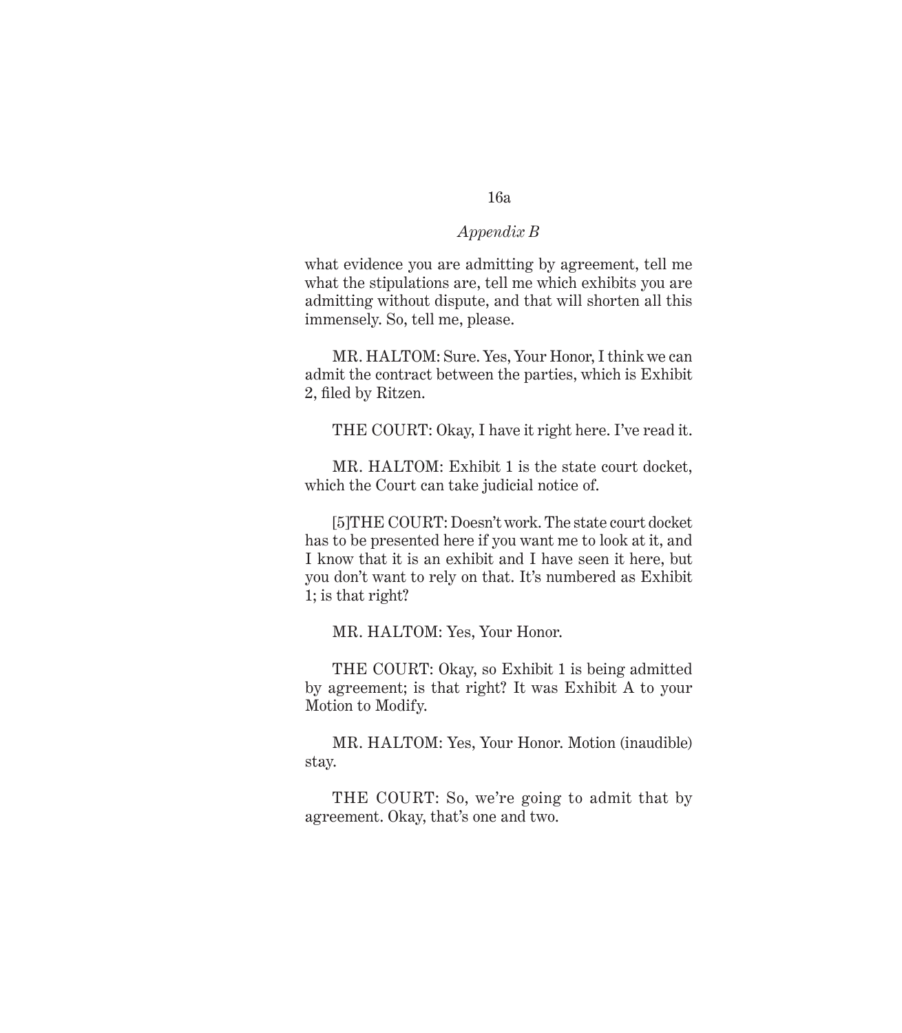*Appendix B*

what evidence you are admitting by agreement, tell me what the stipulations are, tell me which exhibits you are admitting without dispute, and that will shorten all this immensely. So, tell me, please.

MR. HALTOM: Sure. Yes, Your Honor, I think we can admit the contract between the parties, which is Exhibit 2, filed by Ritzen.

THE COURT: Okay, I have it right here. I've read it.

MR. HALTOM: Exhibit 1 is the state court docket, which the Court can take judicial notice of.

[5]THE COURT: Doesn't work. The state court docket has to be presented here if you want me to look at it, and I know that it is an exhibit and I have seen it here, but you don't want to rely on that. It's numbered as Exhibit 1; is that right?

MR. HALTOM: Yes, Your Honor.

THE COURT: Okay, so Exhibit 1 is being admitted by agreement; is that right? It was Exhibit A to your Motion to Modify.

MR. HALTOM: Yes, Your Honor. Motion (inaudible) stay.

THE COURT: So, we're going to admit that by agreement. Okay, that's one and two.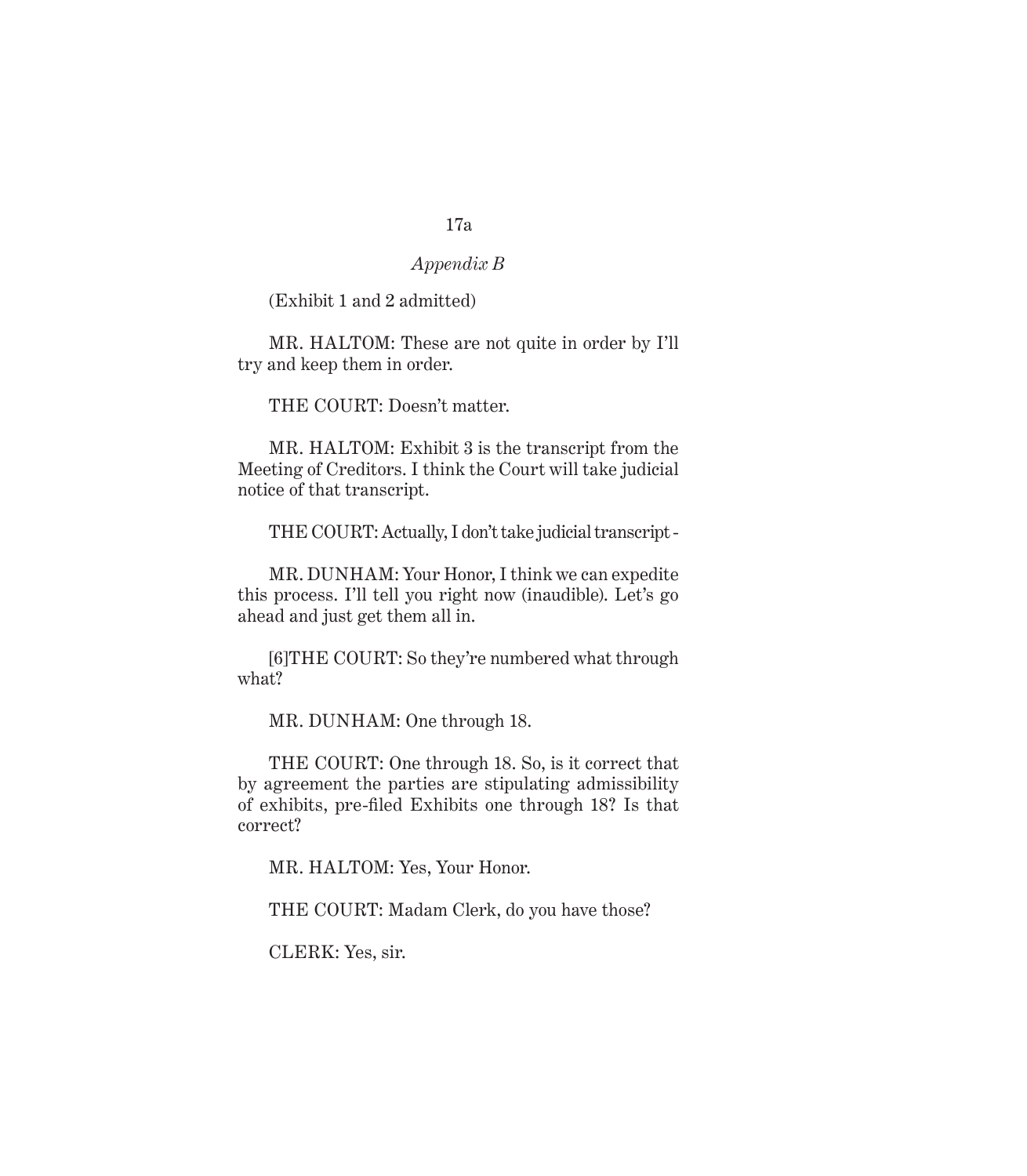*Appendix B*

(Exhibit 1 and 2 admitted)

MR. HALTOM: These are not quite in order by I'll try and keep them in order.

THE COURT: Doesn't matter.

MR. HALTOM: Exhibit 3 is the transcript from the Meeting of Creditors. I think the Court will take judicial notice of that transcript.

THE COURT: Actually, I don't take judicial transcript -

MR. DUNHAM: Your Honor, I think we can expedite this process. I'll tell you right now (inaudible). Let's go ahead and just get them all in.

[6]THE COURT: So they're numbered what through what?

MR. DUNHAM: One through 18.

THE COURT: One through 18. So, is it correct that by agreement the parties are stipulating admissibility of exhibits, pre-filed Exhibits one through 18? Is that correct?

MR. HALTOM: Yes, Your Honor.

THE COURT: Madam Clerk, do you have those?

CLERK: Yes, sir.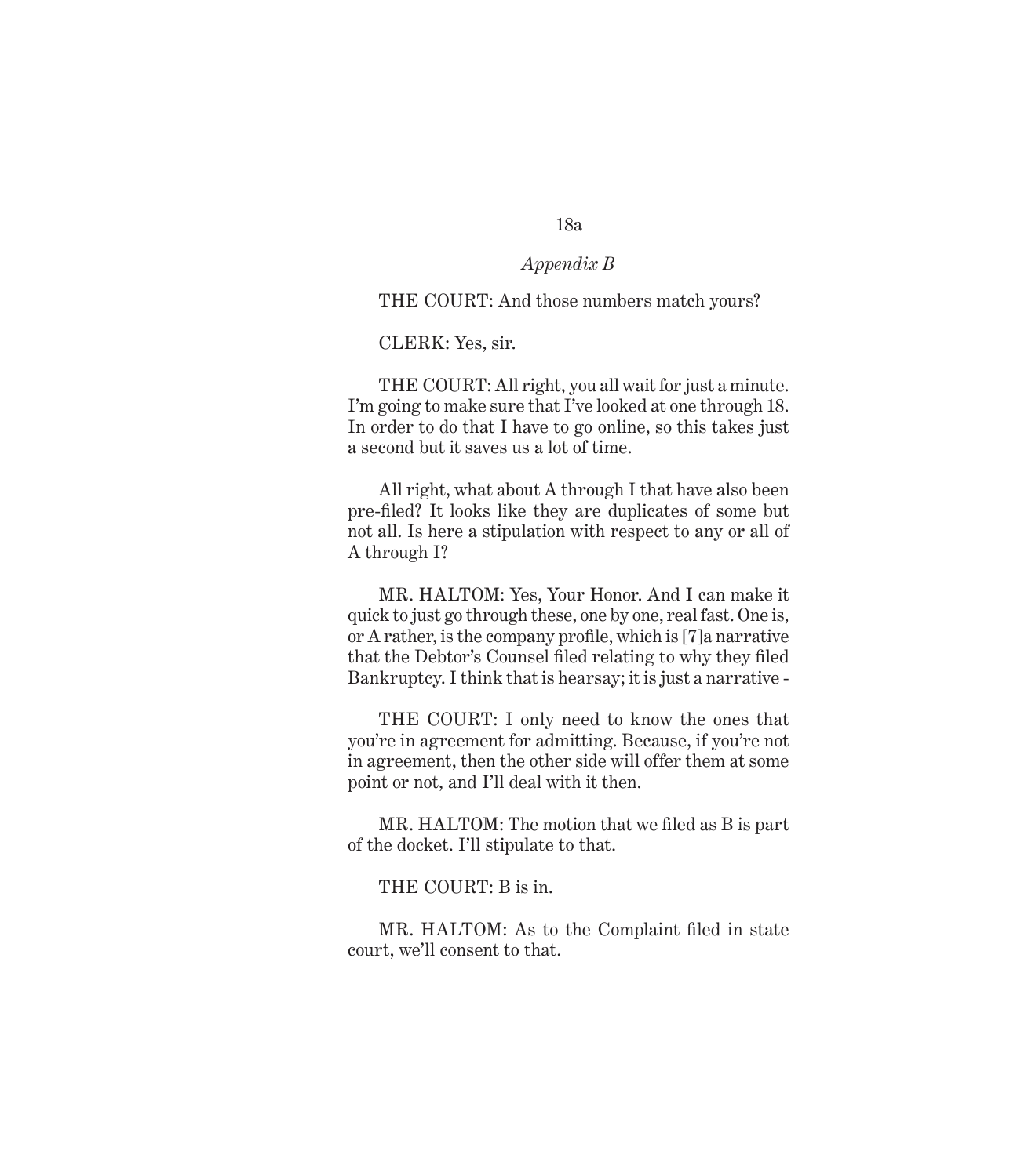THE COURT: And those numbers match yours?

CLERK: Yes, sir.

THE COURT: All right, you all wait for just a minute. I'm going to make sure that I've looked at one through 18. In order to do that I have to go online, so this takes just a second but it saves us a lot of time.

All right, what about A through I that have also been pre-filed? It looks like they are duplicates of some but not all. Is here a stipulation with respect to any or all of A through I?

MR. HALTOM: Yes, Your Honor. And I can make it quick to just go through these, one by one, real fast. One is, or A rather, is the company profile, which is [7]a narrative that the Debtor's Counsel filed relating to why they filed Bankruptcy. I think that is hearsay; it is just a narrative -

THE COURT: I only need to know the ones that you're in agreement for admitting. Because, if you're not in agreement, then the other side will offer them at some point or not, and I'll deal with it then.

MR. HALTOM: The motion that we filed as B is part of the docket. I'll stipulate to that.

THE COURT: B is in.

MR. HALTOM: As to the Complaint filed in state court, we'll consent to that.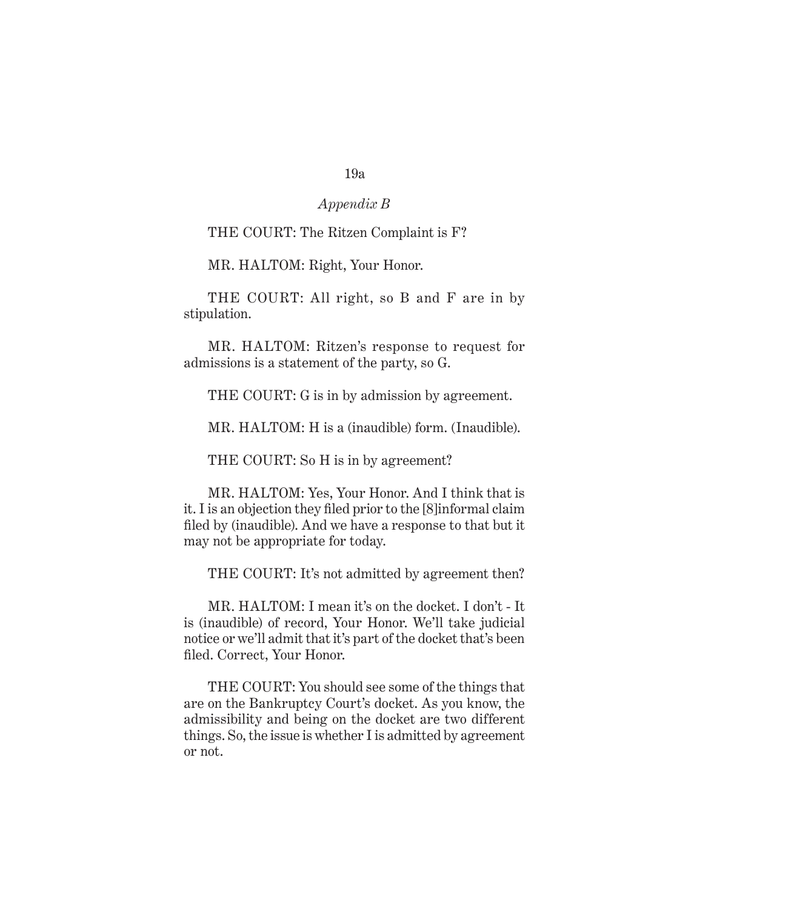THE COURT: The Ritzen Complaint is F?

MR. HALTOM: Right, Your Honor.

THE COURT: All right, so B and F are in by stipulation.

MR. HALTOM: Ritzen's response to request for admissions is a statement of the party, so G.

THE COURT: G is in by admission by agreement.

MR. HALTOM: H is a (inaudible) form. (Inaudible).

THE COURT: So H is in by agreement?

MR. HALTOM: Yes, Your Honor. And I think that is it. I is an objection they filed prior to the [8]informal claim filed by (inaudible). And we have a response to that but it may not be appropriate for today.

THE COURT: It's not admitted by agreement then?

MR. HALTOM: I mean it's on the docket. I don't - It is (inaudible) of record, Your Honor. We'll take judicial notice or we'll admit that it's part of the docket that's been filed. Correct, Your Honor.

THE COURT: You should see some of the things that are on the Bankruptcy Court's docket. As you know, the admissibility and being on the docket are two different things. So, the issue is whether I is admitted by agreement or not.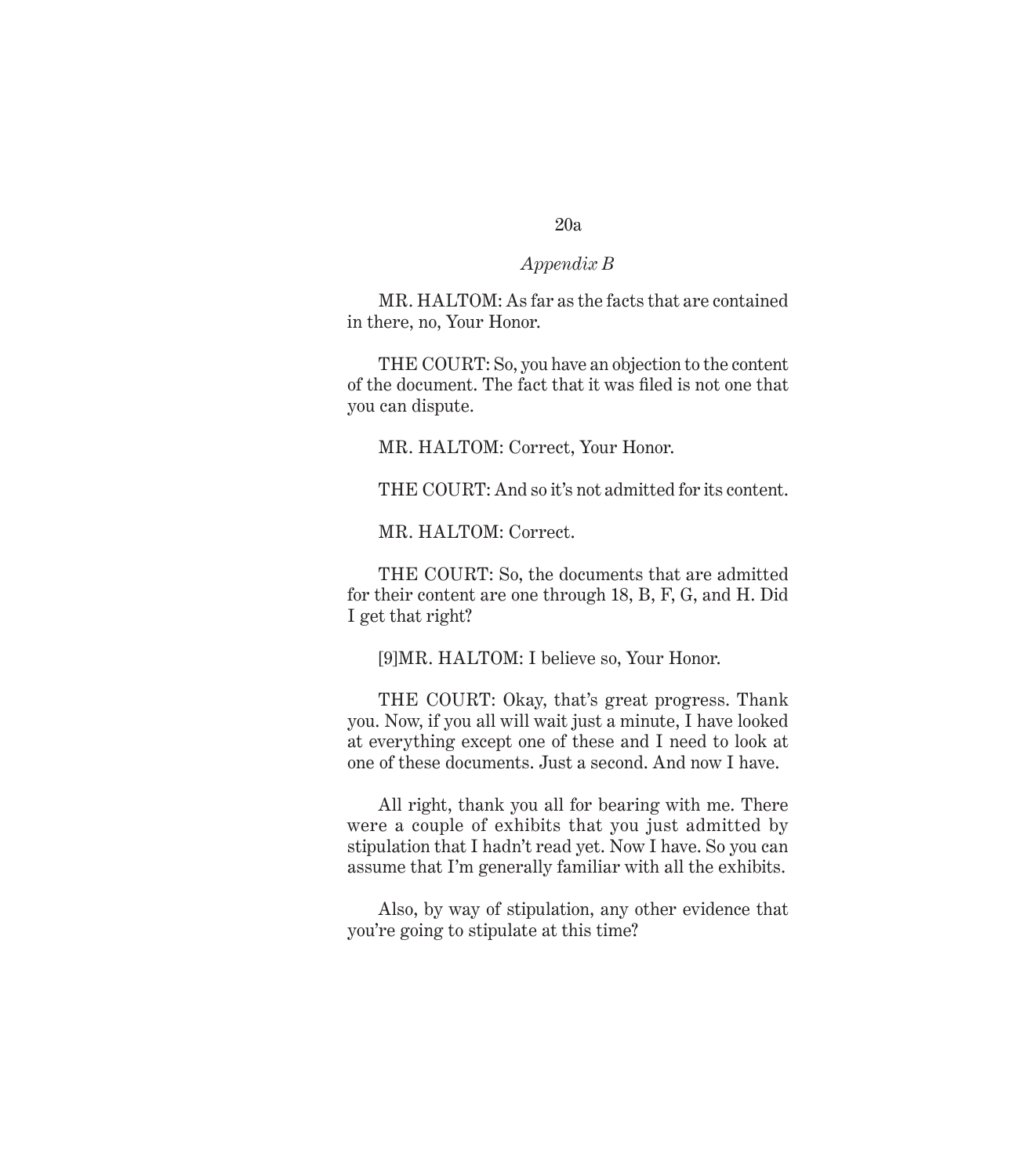*Appendix B*

MR. HALTOM: As far as the facts that are contained in there, no, Your Honor.

THE COURT: So, you have an objection to the content of the document. The fact that it was filed is not one that you can dispute.

MR. HALTOM: Correct, Your Honor.

THE COURT: And so it's not admitted for its content.

MR. HALTOM: Correct.

THE COURT: So, the documents that are admitted for their content are one through 18, B, F, G, and H. Did I get that right?

[9]MR. HALTOM: I believe so, Your Honor.

THE COURT: Okay, that's great progress. Thank you. Now, if you all will wait just a minute, I have looked at everything except one of these and I need to look at one of these documents. Just a second. And now I have.

All right, thank you all for bearing with me. There were a couple of exhibits that you just admitted by stipulation that I hadn't read yet. Now I have. So you can assume that I'm generally familiar with all the exhibits.

Also, by way of stipulation, any other evidence that you're going to stipulate at this time?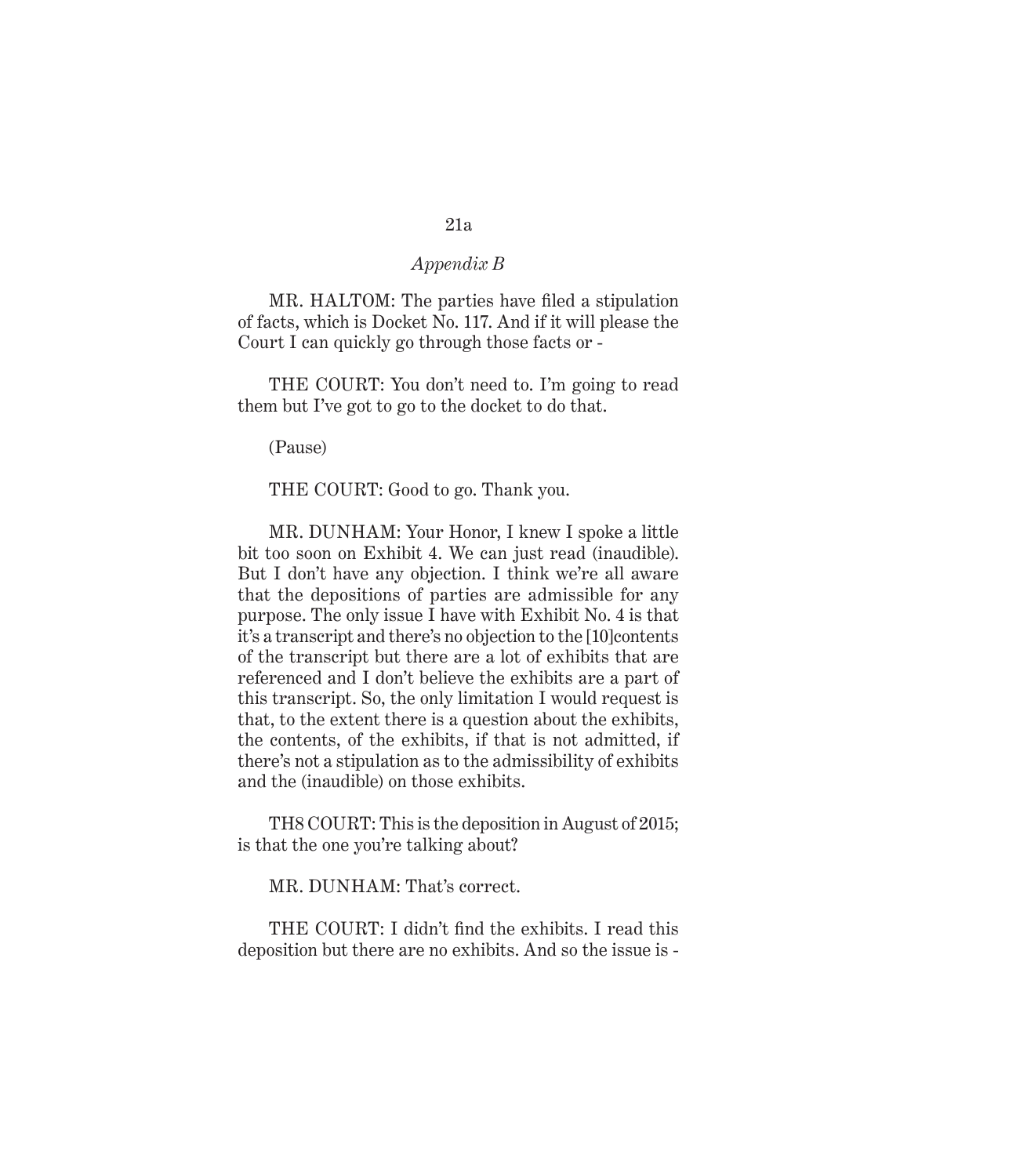*Appendix B*

MR. HALTOM: The parties have filed a stipulation of facts, which is Docket No. 117. And if it will please the Court I can quickly go through those facts or -

THE COURT: You don't need to. I'm going to read them but I've got to go to the docket to do that.

(Pause)

THE COURT: Good to go. Thank you.

MR. DUNHAM: Your Honor, I knew I spoke a little bit too soon on Exhibit 4. We can just read (inaudible). But I don't have any objection. I think we're all aware that the depositions of parties are admissible for any purpose. The only issue I have with Exhibit No. 4 is that it's a transcript and there's no objection to the [10]contents of the transcript but there are a lot of exhibits that are referenced and I don't believe the exhibits are a part of this transcript. So, the only limitation I would request is that, to the extent there is a question about the exhibits, the contents, of the exhibits, if that is not admitted, if there's not a stipulation as to the admissibility of exhibits and the (inaudible) on those exhibits.

TH8 COURT: This is the deposition in August of 2015; is that the one you're talking about?

MR. DUNHAM: That's correct.

THE COURT: I didn't find the exhibits. I read this deposition but there are no exhibits. And so the issue is -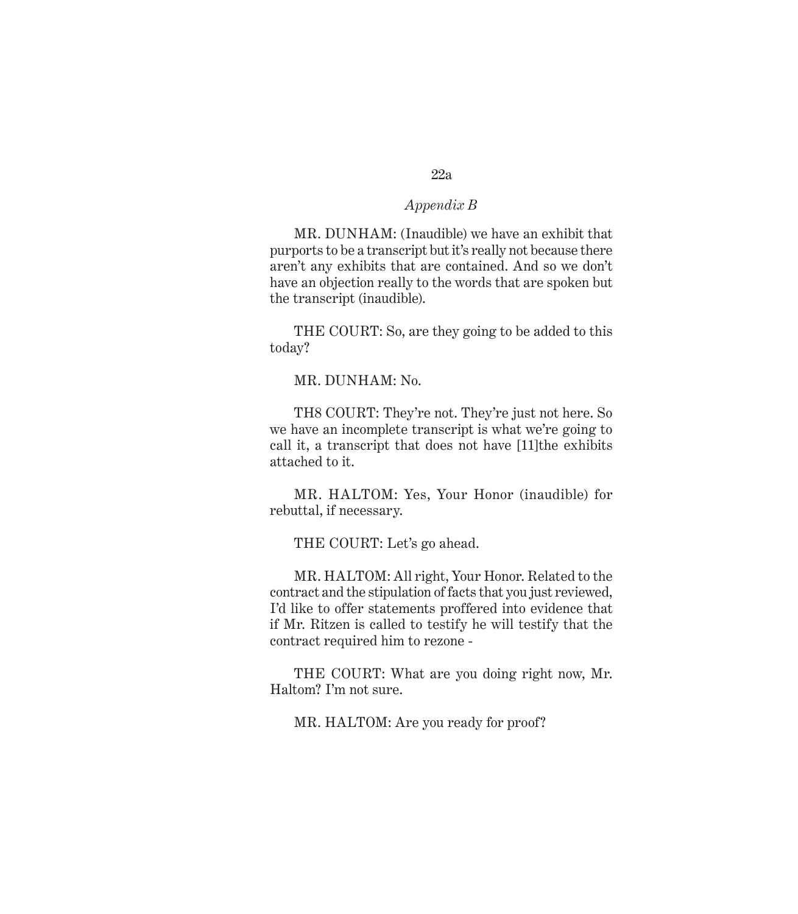*Appendix B*

MR. DUNHAM: (Inaudible) we have an exhibit that purports to be a transcript but it's really not because there aren't any exhibits that are contained. And so we don't have an objection really to the words that are spoken but the transcript (inaudible).

THE COURT: So, are they going to be added to this today?

MR. DUNHAM: No.

TH8 COURT: They're not. They're just not here. So we have an incomplete transcript is what we're going to call it, a transcript that does not have [11]the exhibits attached to it.

MR. HALTOM: Yes, Your Honor (inaudible) for rebuttal, if necessary.

THE COURT: Let's go ahead.

MR. HALTOM: All right, Your Honor. Related to the contract and the stipulation of facts that you just reviewed, I'd like to offer statements proffered into evidence that if Mr. Ritzen is called to testify he will testify that the contract required him to rezone -

THE COURT: What are you doing right now, Mr. Haltom? I'm not sure.

MR. HALTOM: Are you ready for proof?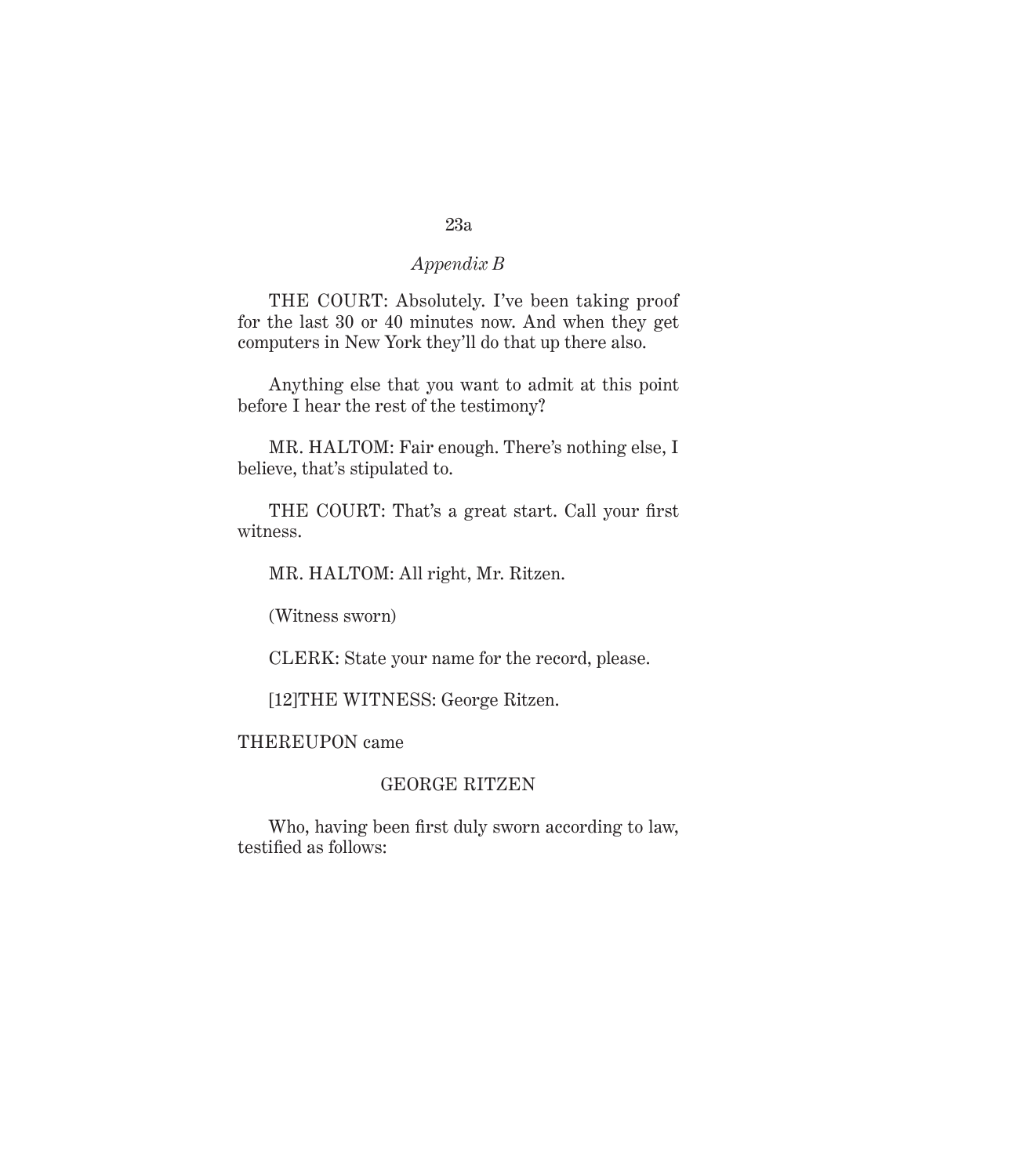*Appendix B*

THE COURT: Absolutely. I've been taking proof for the last 30 or 40 minutes now. And when they get computers in New York they'll do that up there also.

Anything else that you want to admit at this point before I hear the rest of the testimony?

MR. HALTOM: Fair enough. There's nothing else, I believe, that's stipulated to.

THE COURT: That's a great start. Call your first witness.

MR. HALTOM: All right, Mr. Ritzen.

(Witness sworn)

CLERK: State your name for the record, please.

[12]THE WITNESS: George Ritzen.

THEREUPON came

GEORGE RITZEN

Who, having been first duly sworn according to law, testified as follows: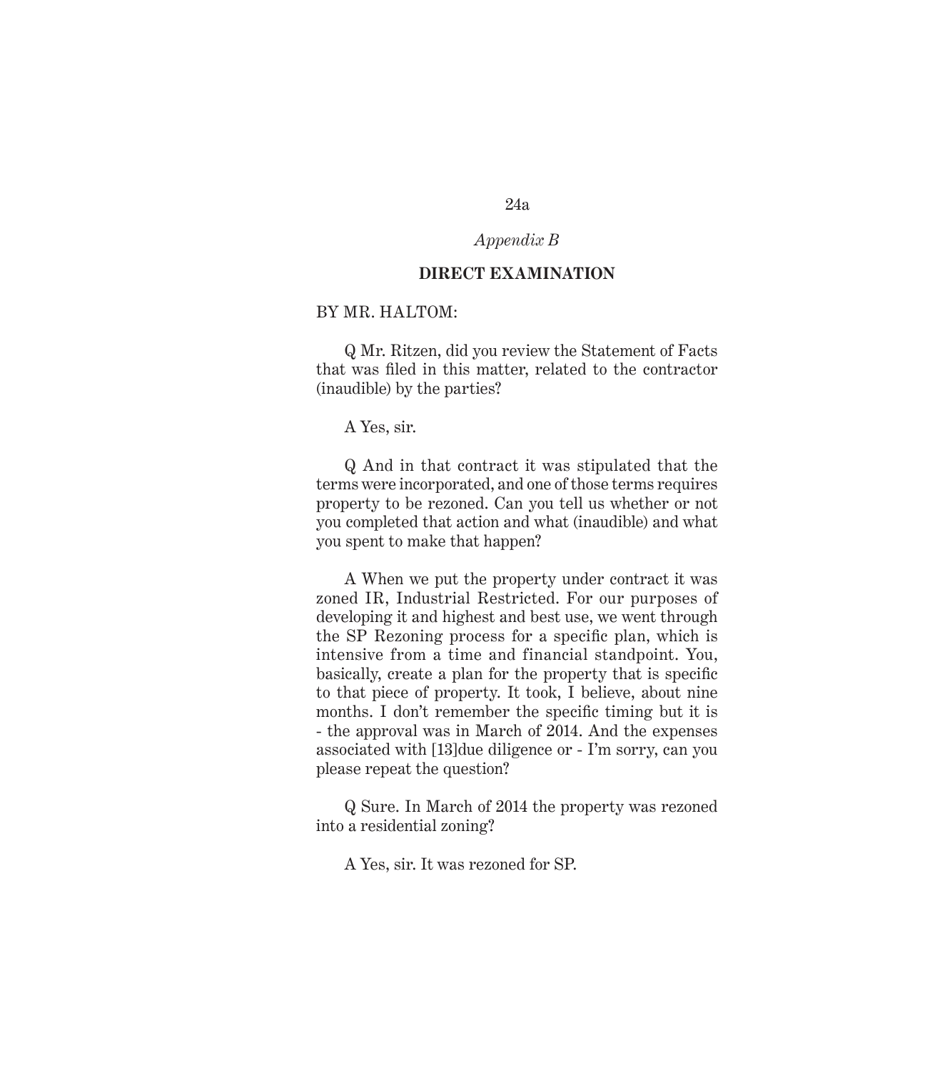*Appendix B*

**DIRECT EXAMINATION**

BY MR. HALTOM:

Q Mr. Ritzen, did you review the Statement of Facts that was filed in this matter, related to the contractor (inaudible) by the parties?

A Yes, sir.

Q And in that contract it was stipulated that the terms were incorporated, and one of those terms requires property to be rezoned. Can you tell us whether or not you completed that action and what (inaudible) and what you spent to make that happen?

A When we put the property under contract it was zoned IR, Industrial Restricted. For our purposes of developing it and highest and best use, we went through the SP Rezoning process for a specific plan, which is intensive from a time and financial standpoint. You, basically, create a plan for the property that is specific to that piece of property. It took, I believe, about nine months. I don't remember the specific timing but it is - the approval was in March of 2014. And the expenses associated with [13]due diligence or - I'm sorry, can you please repeat the question?

Q Sure. In March of 2014 the property was rezoned into a residential zoning?

A Yes, sir. It was rezoned for SP.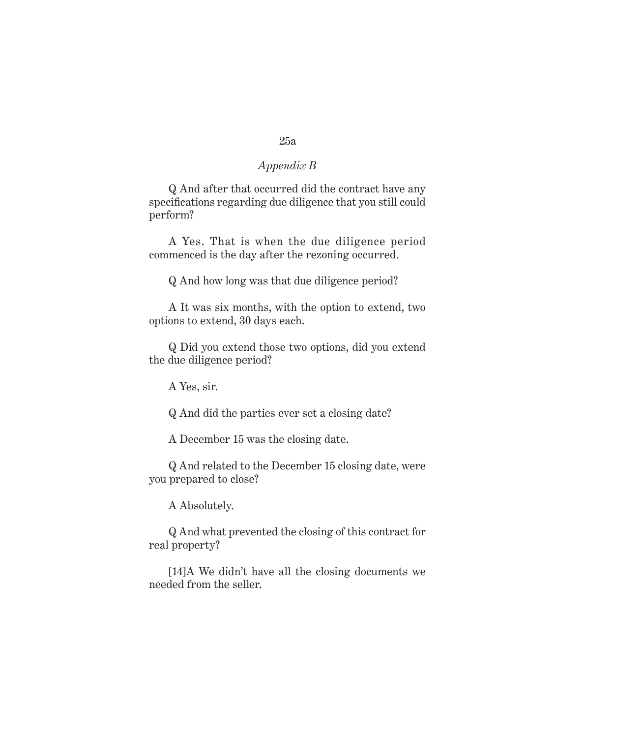*Appendix B*

Q And after that occurred did the contract have any specifications regarding due diligence that you still could perform?

A Yes. That is when the due diligence period commenced is the day after the rezoning occurred.

Q And how long was that due diligence period?

A It was six months, with the option to extend, two options to extend, 30 days each.

Q Did you extend those two options, did you extend the due diligence period?

A Yes, sir.

Q And did the parties ever set a closing date?

A December 15 was the closing date.

Q And related to the December 15 closing date, were you prepared to close?

A Absolutely.

Q And what prevented the closing of this contract for real property?

[14]A We didn't have all the closing documents we needed from the seller.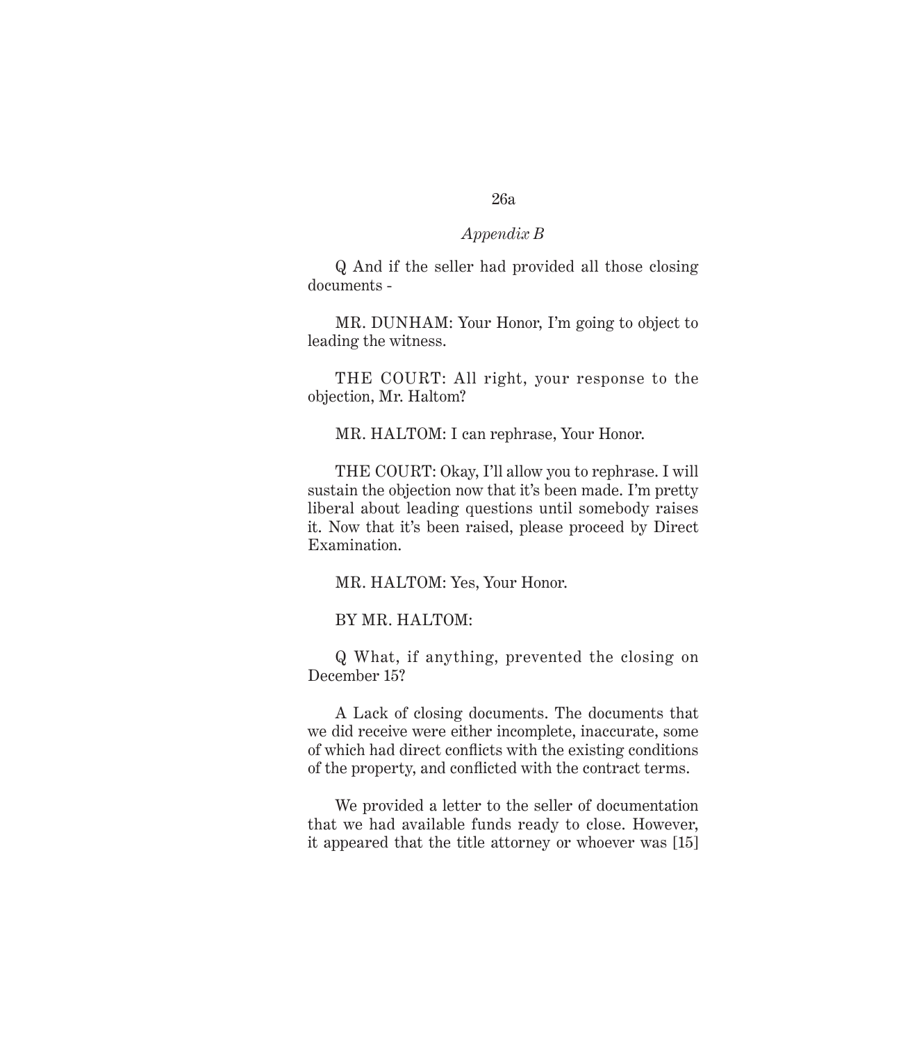*Appendix B*

Q And if the seller had provided all those closing documents -

MR. DUNHAM: Your Honor, I'm going to object to leading the witness.

THE COURT: All right, your response to the objection, Mr. Haltom?

MR. HALTOM: I can rephrase, Your Honor.

THE COURT: Okay, I'll allow you to rephrase. I will sustain the objection now that it's been made. I'm pretty liberal about leading questions until somebody raises it. Now that it's been raised, please proceed by Direct Examination.

MR. HALTOM: Yes, Your Honor.

BY MR. HALTOM:

Q What, if anything, prevented the closing on December 15?

A Lack of closing documents. The documents that we did receive were either incomplete, inaccurate, some of which had direct conflicts with the existing conditions of the property, and conflicted with the contract terms.

We provided a letter to the seller of documentation that we had available funds ready to close. However, it appeared that the title attorney or whoever was [15]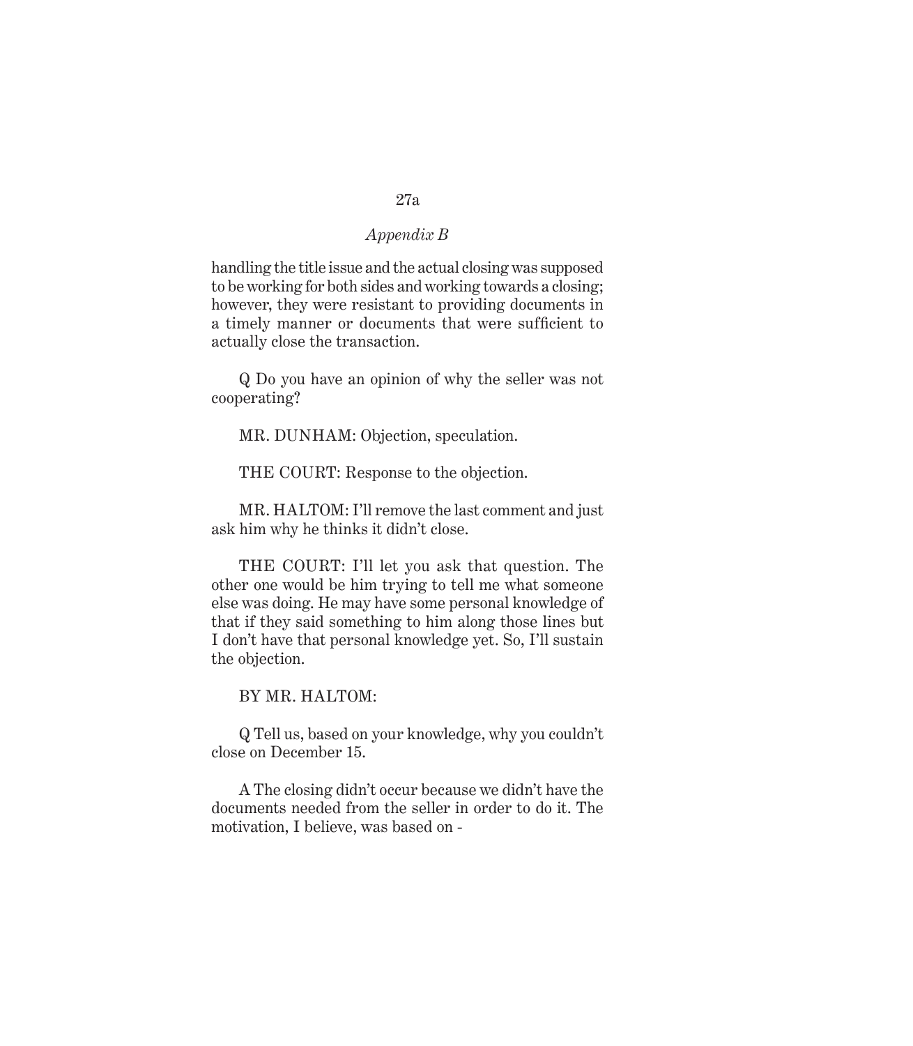handling the title issue and the actual closing was supposed to be working for both sides and working towards a closing; however, they were resistant to providing documents in a timely manner or documents that were sufficient to actually close the transaction.

Q Do you have an opinion of why the seller was not cooperating?

MR. DUNHAM: Objection, speculation.

THE COURT: Response to the objection.

MR. HALTOM: I'll remove the last comment and just ask him why he thinks it didn't close.

THE COURT: I'll let you ask that question. The other one would be him trying to tell me what someone else was doing. He may have some personal knowledge of that if they said something to him along those lines but I don't have that personal knowledge yet. So, I'll sustain the objection.

BY MR. HALTOM:

Q Tell us, based on your knowledge, why you couldn't close on December 15.

A The closing didn't occur because we didn't have the documents needed from the seller in order to do it. The motivation, I believe, was based on -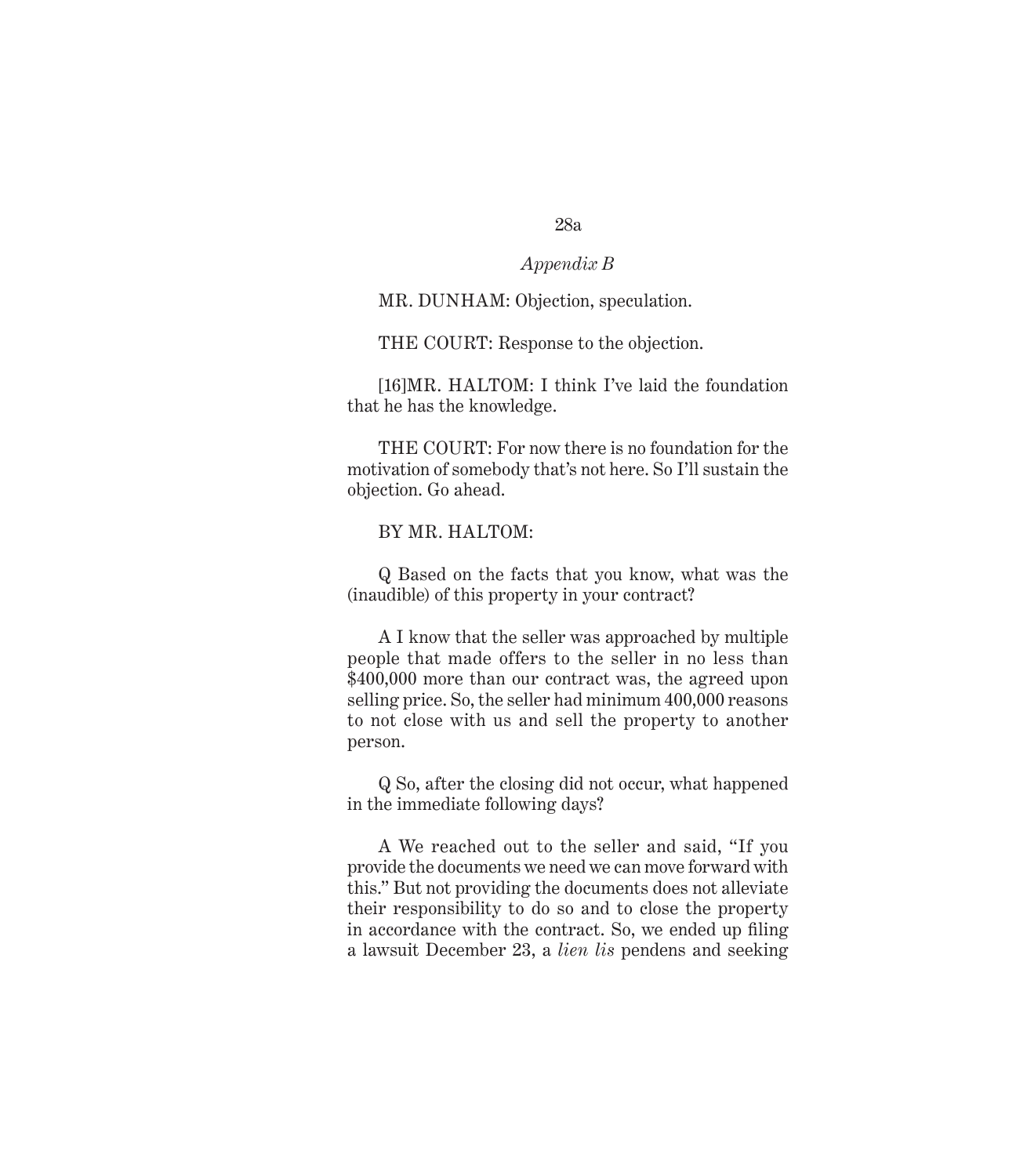MR. DUNHAM: Objection, speculation.

THE COURT: Response to the objection.

[16]MR. HALTOM: I think I've laid the foundation that he has the knowledge.

THE COURT: For now there is no foundation for the motivation of somebody that's not here. So I'll sustain the objection. Go ahead.

BY MR. HALTOM:

Q Based on the facts that you know, what was the (inaudible) of this property in your contract?

A I know that the seller was approached by multiple people that made offers to the seller in no less than $400,000 more than our contract was, the agreed upon selling price. So, the seller had minimum 400,000 reasons to not close with us and sell the property to another person.

Q So, after the closing did not occur, what happened in the immediate following days?

A We reached out to the seller and said, "If you provide the documents we need we can move forward with this." But not providing the documents does not alleviate their responsibility to do so and to close the property in accordance with the contract. So, we ended up filing a lawsuit December 23, a *lien lis* pendens and seeking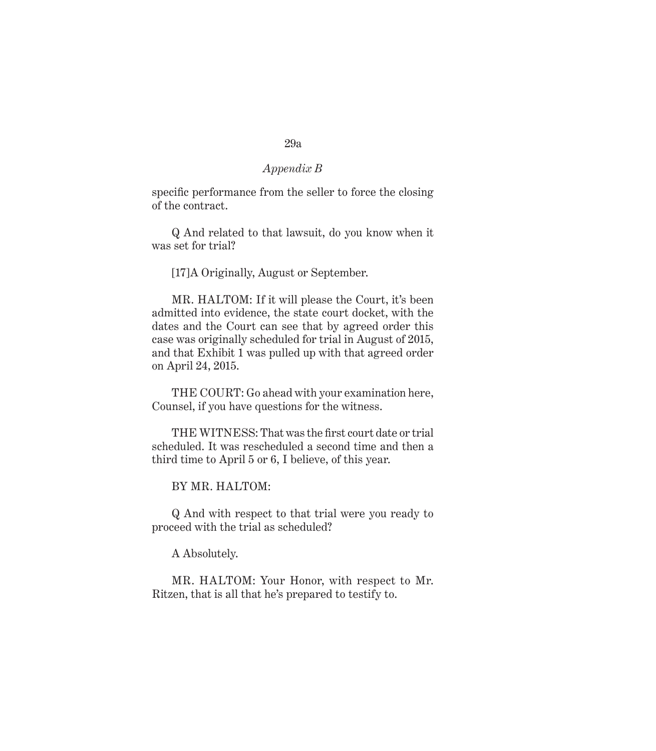specific performance from the seller to force the closing of the contract.

Q And related to that lawsuit, do you know when it was set for trial?

[17]A Originally, August or September.

MR. HALTOM: If it will please the Court, it's been admitted into evidence, the state court docket, with the dates and the Court can see that by agreed order this case was originally scheduled for trial in August of 2015, and that Exhibit 1 was pulled up with that agreed order on April 24, 2015.

THE COURT: Go ahead with your examination here, Counsel, if you have questions for the witness.

THE WITNESS: That was the first court date or trial scheduled. It was rescheduled a second time and then a third time to April 5 or 6, I believe, of this year.

BY MR. HALTOM:

Q And with respect to that trial were you ready to proceed with the trial as scheduled?

A Absolutely.

MR. HALTOM: Your Honor, with respect to Mr. Ritzen, that is all that he's prepared to testify to.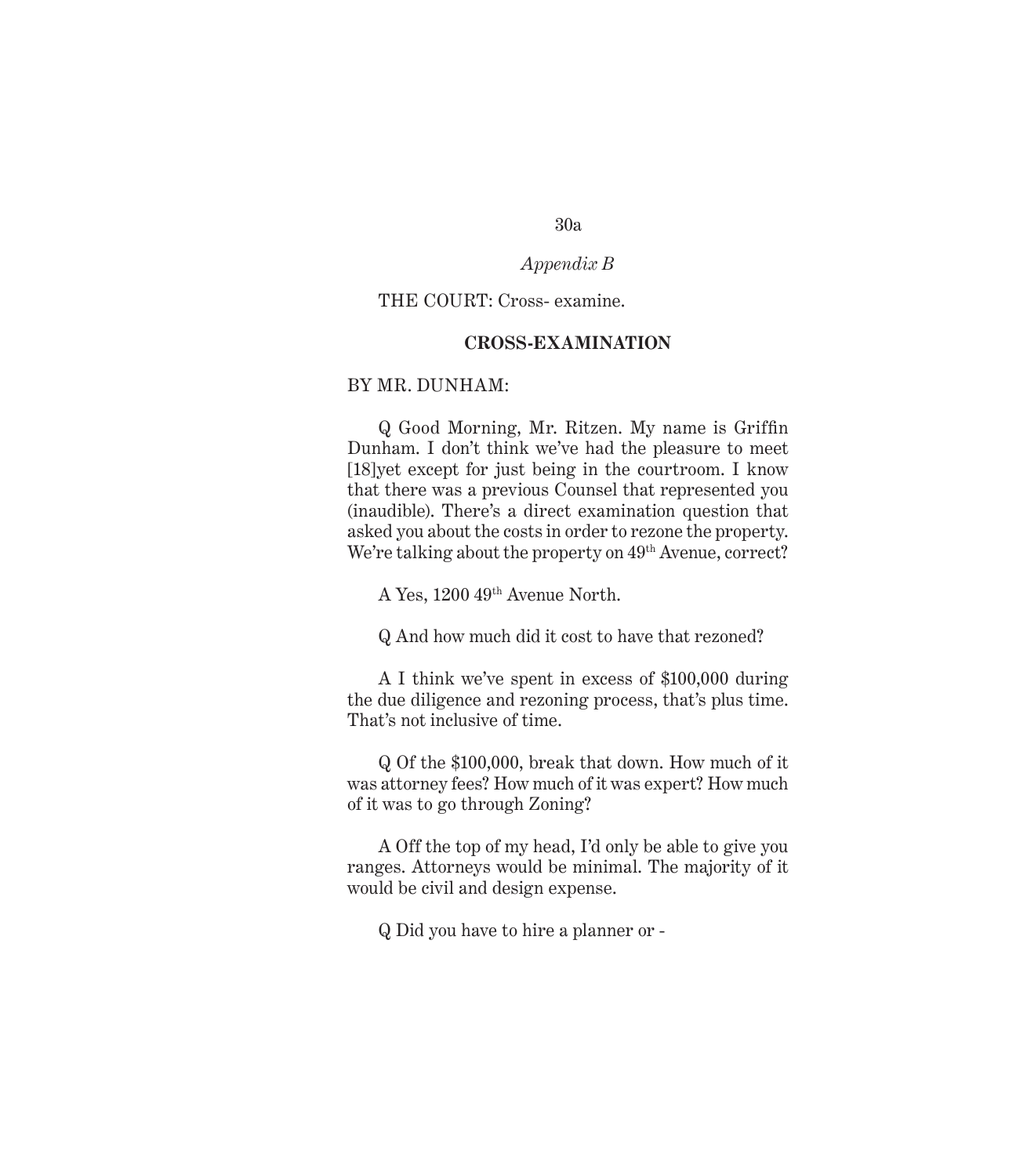THE COURT: Cross- examine.

**CROSS-EXAMINATION**

BY MR. DUNHAM:

Q Good Morning, Mr. Ritzen. My name is Griffin Dunham. I don't think we've had the pleasure to meet [18]yet except for just being in the courtroom. I know that there was a previous Counsel that represented you (inaudible). There's a direct examination question that asked you about the costs in order to rezone the property. We're talking about the property on 49th Avenue, correct?

A Yes, 1200 49th Avenue North.

Q And how much did it cost to have that rezoned?

A I think we've spent in excess of $100,000 during the due diligence and rezoning process, that's plus time. That's not inclusive of time.

Q Of the $100,000, break that down. How much of it was attorney fees? How much of it was expert? How much of it was to go through Zoning?

A Off the top of my head, I'd only be able to give you ranges. Attorneys would be minimal. The majority of it would be civil and design expense.

Q Did you have to hire a planner or -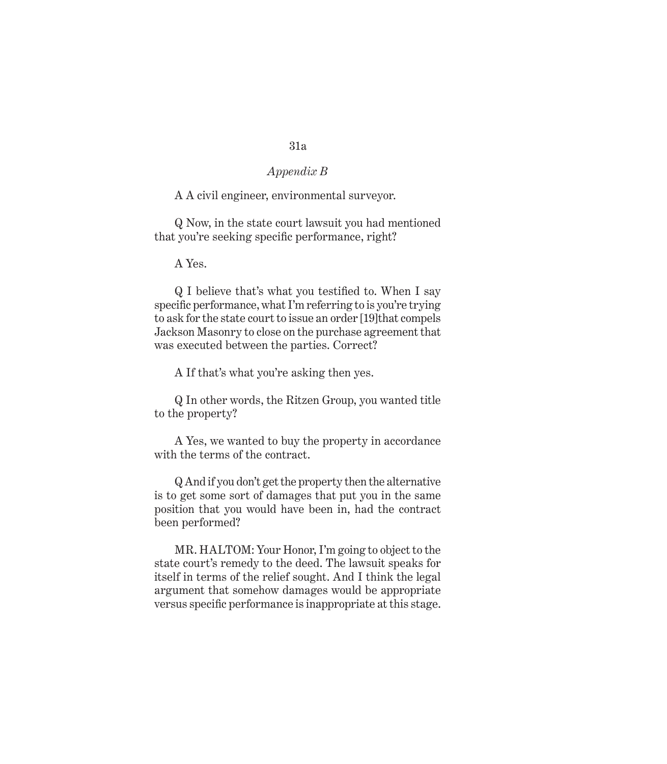A A civil engineer, environmental surveyor.

Q Now, in the state court lawsuit you had mentioned that you're seeking specific performance, right?

A Yes.

Q I believe that's what you testified to. When I say specific performance, what I'm referring to is you're trying to ask for the state court to issue an order [19]that compels Jackson Masonry to close on the purchase agreement that was executed between the parties. Correct?

A If that's what you're asking then yes.

Q In other words, the Ritzen Group, you wanted title to the property?

A Yes, we wanted to buy the property in accordance with the terms of the contract.

Q And if you don't get the property then the alternative is to get some sort of damages that put you in the same position that you would have been in, had the contract been performed?

MR. HALTOM: Your Honor, I'm going to object to the state court's remedy to the deed. The lawsuit speaks for itself in terms of the relief sought. And I think the legal argument that somehow damages would be appropriate versus specific performance is inappropriate at this stage.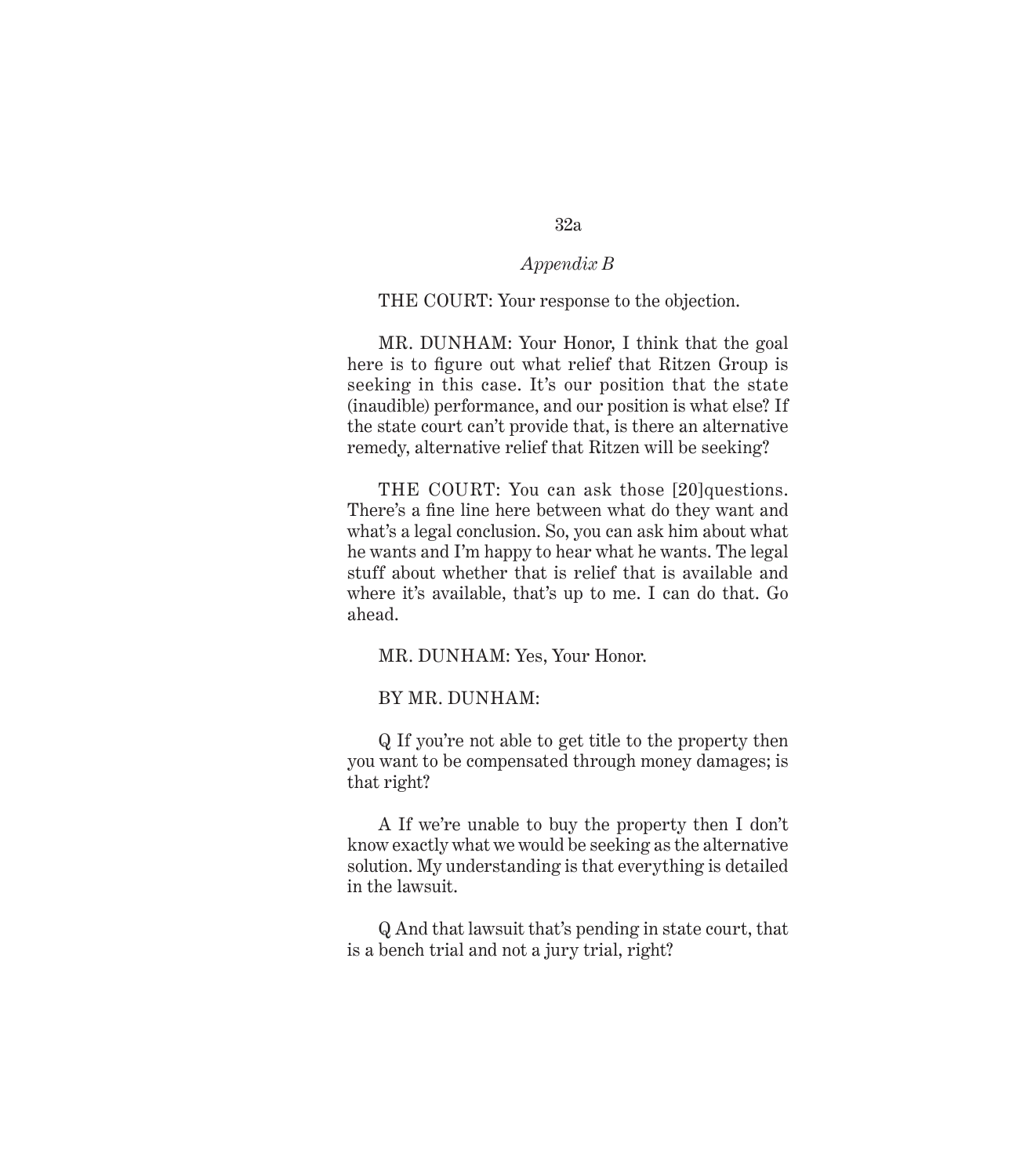*Appendix B*

THE COURT: Your response to the objection.

MR. DUNHAM: Your Honor, I think that the goal here is to figure out what relief that Ritzen Group is seeking in this case. It's our position that the state (inaudible) performance, and our position is what else? If the state court can't provide that, is there an alternative remedy, alternative relief that Ritzen will be seeking?

THE COURT: You can ask those [20]questions. There's a fine line here between what do they want and what's a legal conclusion. So, you can ask him about what he wants and I'm happy to hear what he wants. The legal stuff about whether that is relief that is available and where it's available, that's up to me. I can do that. Go ahead.

MR. DUNHAM: Yes, Your Honor.

BY MR. DUNHAM:

Q If you're not able to get title to the property then you want to be compensated through money damages; is that right?

A If we're unable to buy the property then I don't know exactly what we would be seeking as the alternative solution. My understanding is that everything is detailed in the lawsuit.

Q And that lawsuit that's pending in state court, that is a bench trial and not a jury trial, right?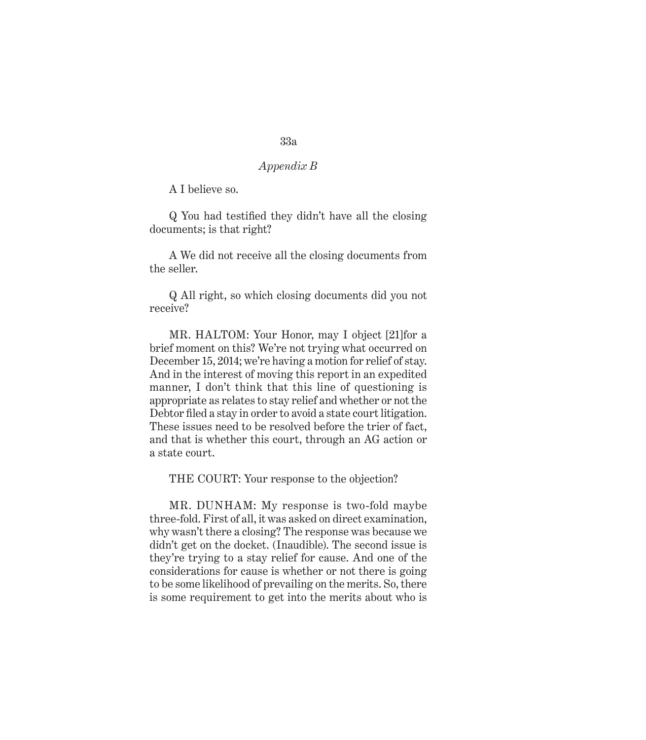A I believe so.

Q You had testified they didn't have all the closing documents; is that right?

A We did not receive all the closing documents from the seller.

Q All right, so which closing documents did you not receive?

MR. HALTOM: Your Honor, may I object [21]for a brief moment on this? We're not trying what occurred on December 15, 2014; we're having a motion for relief of stay. And in the interest of moving this report in an expedited manner, I don't think that this line of questioning is appropriate as relates to stay relief and whether or not the Debtor filed a stay in order to avoid a state court litigation. These issues need to be resolved before the trier of fact, and that is whether this court, through an AG action or a state court.

THE COURT: Your response to the objection?

MR. DUNHAM: My response is two-fold maybe three-fold. First of all, it was asked on direct examination, why wasn't there a closing? The response was because we didn't get on the docket. (Inaudible). The second issue is they're trying to a stay relief for cause. And one of the considerations for cause is whether or not there is going to be some likelihood of prevailing on the merits. So, there is some requirement to get into the merits about who is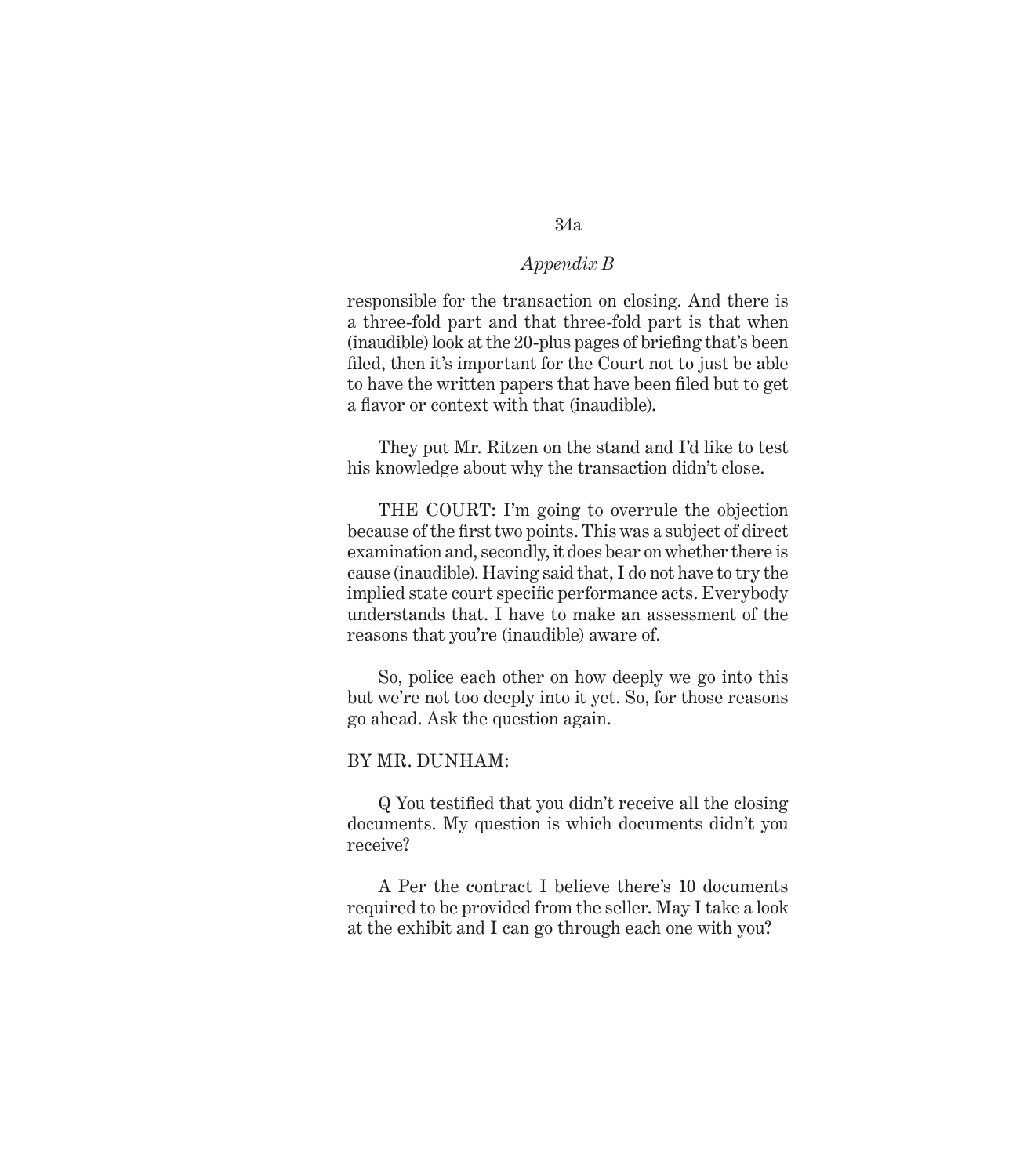responsible for the transaction on closing. And there is a three-fold part and that three-fold part is that when (inaudible) look at the 20-plus pages of briefing that's been filed, then it's important for the Court not to just be able to have the written papers that have been filed but to get a flavor or context with that (inaudible).

They put Mr. Ritzen on the stand and I'd like to test his knowledge about why the transaction didn't close.

THE COURT: I'm going to overrule the objection because of the first two points. This was a subject of direct examination and, secondly, it does bear on whether there is cause (inaudible). Having said that, I do not have to try the implied state court specific performance acts. Everybody understands that. I have to make an assessment of the reasons that you're (inaudible) aware of.

So, police each other on how deeply we go into this but we're not too deeply into it yet. So, for those reasons go ahead. Ask the question again.

BY MR. DUNHAM:

Q You testified that you didn't receive all the closing documents. My question is which documents didn't you receive?

A Per the contract I believe there's 10 documents required to be provided from the seller. May I take a look at the exhibit and I can go through each one with you?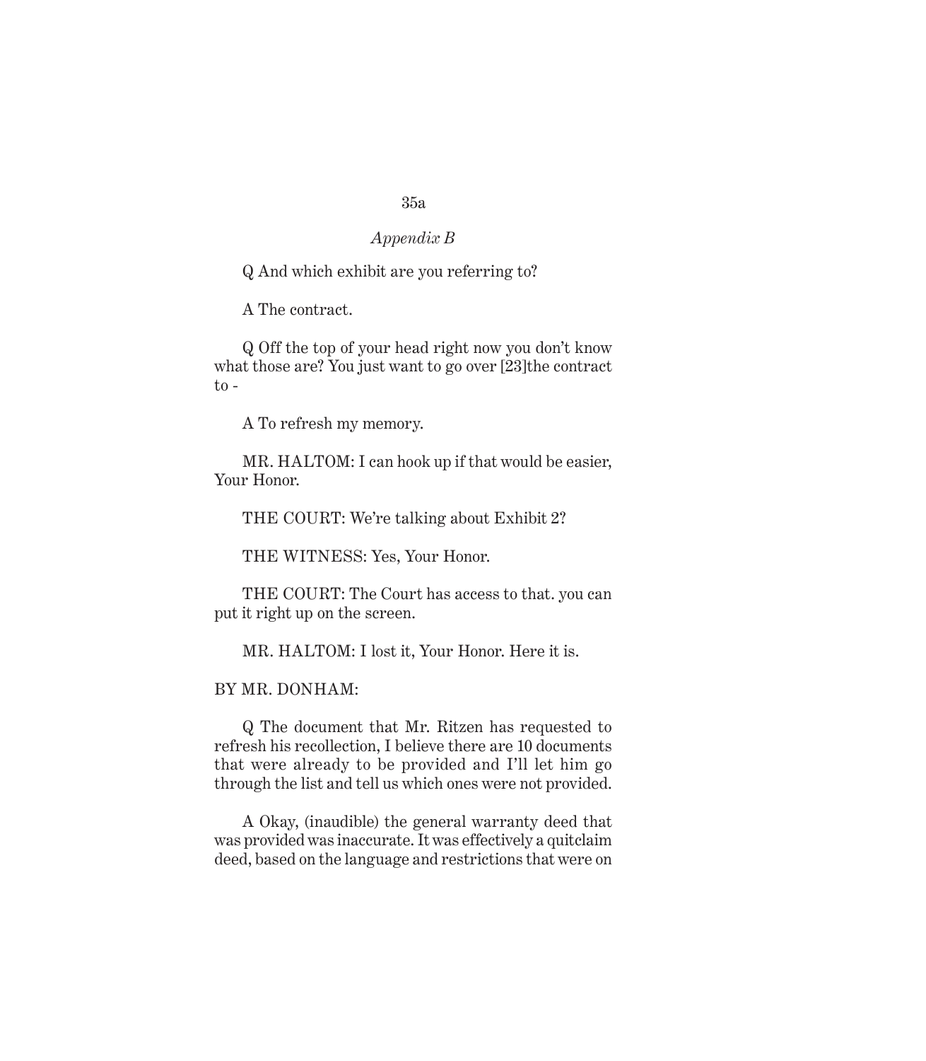*Appendix B*

Q And which exhibit are you referring to?

A The contract.

Q Off the top of your head right now you don't know what those are? You just want to go over [23]the contract to -

A To refresh my memory.

MR. HALTOM: I can hook up if that would be easier, Your Honor.

THE COURT: We're talking about Exhibit 2?

THE WITNESS: Yes, Your Honor.

THE COURT: The Court has access to that. you can put it right up on the screen.

MR. HALTOM: I lost it, Your Honor. Here it is.

BY MR. DONHAM:

Q The document that Mr. Ritzen has requested to refresh his recollection, I believe there are 10 documents that were already to be provided and I'll let him go through the list and tell us which ones were not provided.

A Okay, (inaudible) the general warranty deed that was provided was inaccurate. It was effectively a quitclaim deed, based on the language and restrictions that were on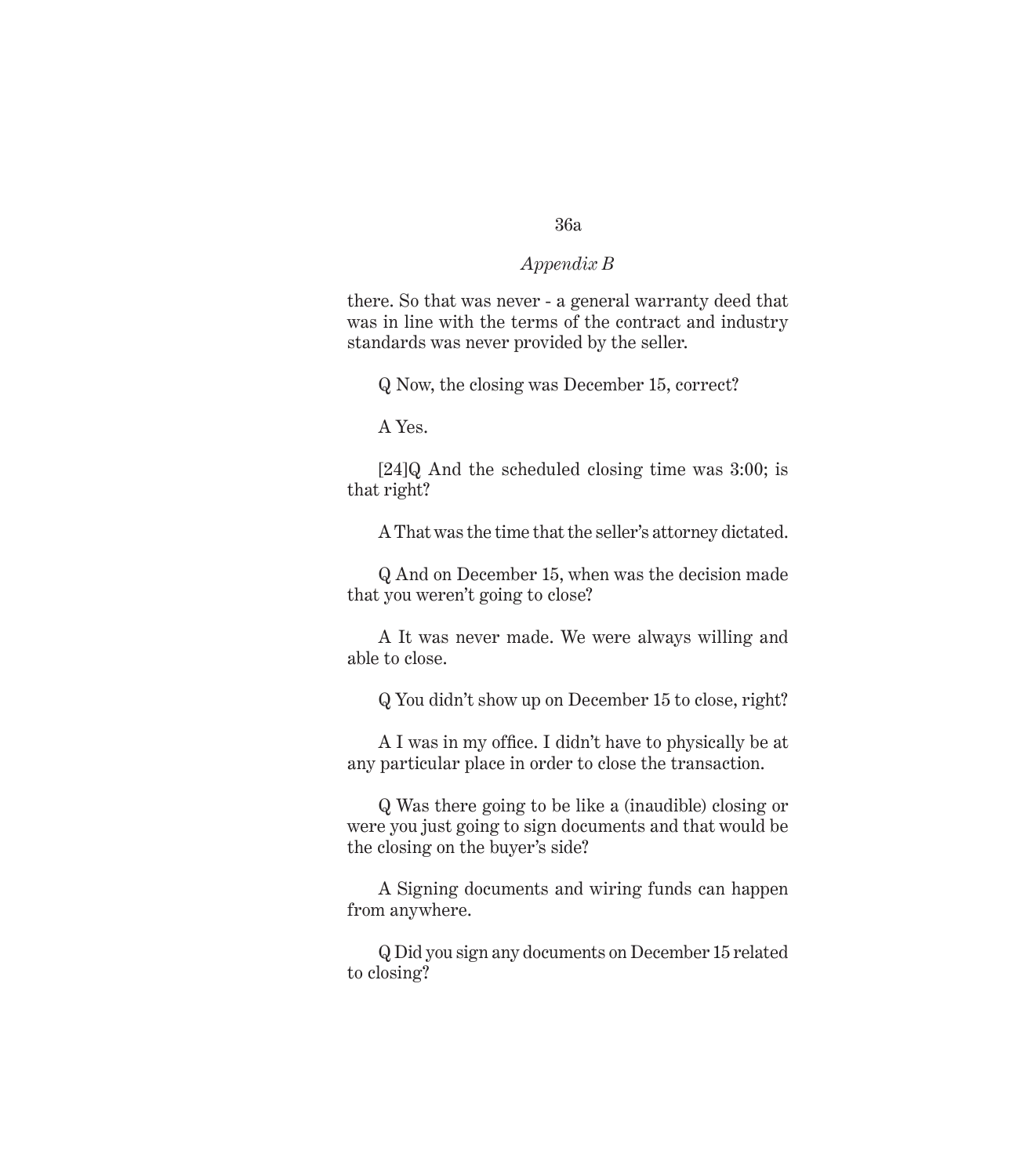*Appendix B*

there. So that was never - a general warranty deed that was in line with the terms of the contract and industry standards was never provided by the seller.

Q Now, the closing was December 15, correct?

A Yes.

[24]Q And the scheduled closing time was 3:00; is that right?

A That was the time that the seller's attorney dictated.

Q And on December 15, when was the decision made that you weren't going to close?

A It was never made. We were always willing and able to close.

Q You didn't show up on December 15 to close, right?

A I was in my office. I didn't have to physically be at any particular place in order to close the transaction.

Q Was there going to be like a (inaudible) closing or were you just going to sign documents and that would be the closing on the buyer's side?

A Signing documents and wiring funds can happen from anywhere.

Q Did you sign any documents on December 15 related to closing?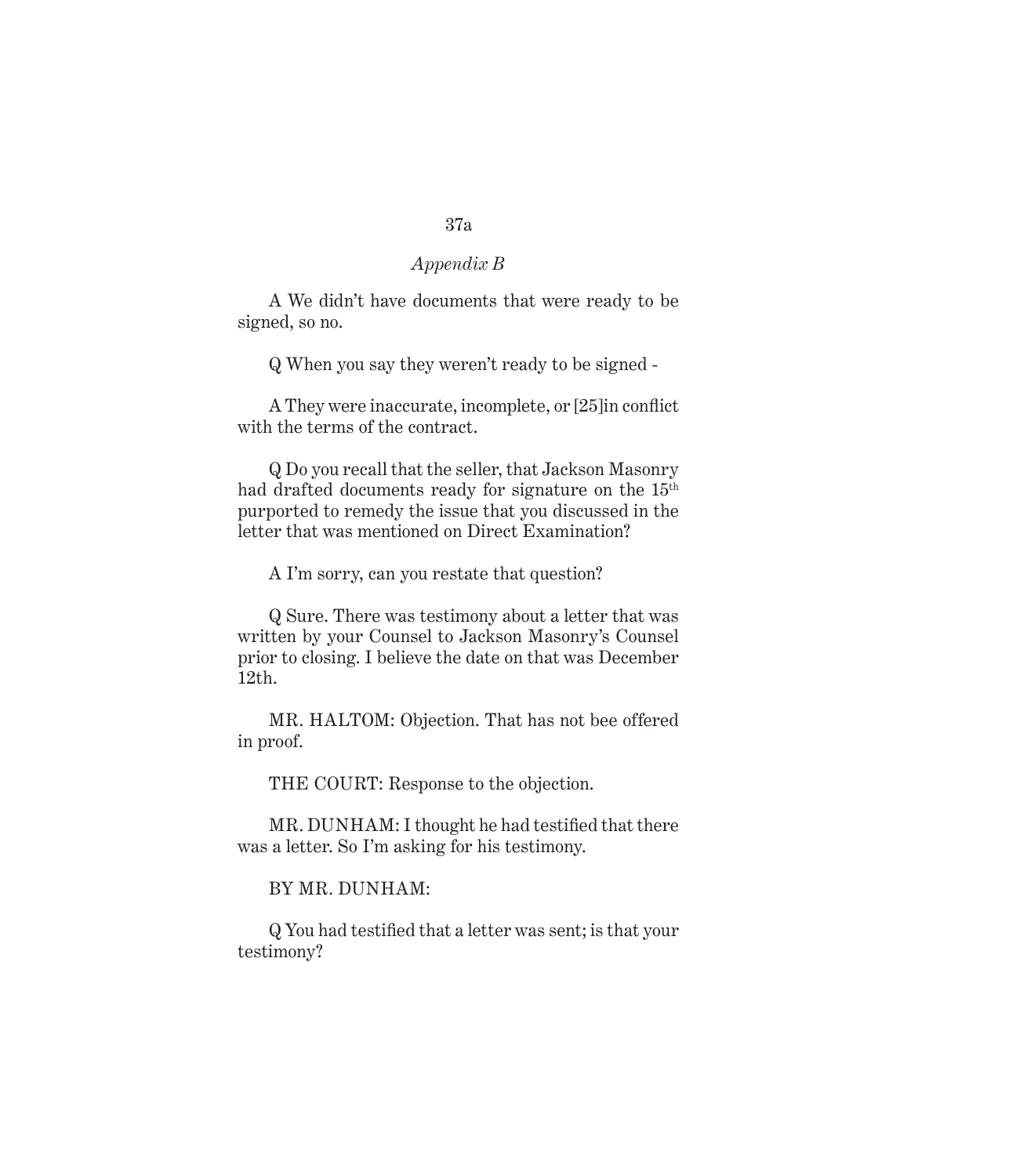*Appendix B*

A We didn't have documents that were ready to be signed, so no.

Q When you say they weren't ready to be signed -

A They were inaccurate, incomplete, or [25]in conflict with the terms of the contract.

Q Do you recall that the seller, that Jackson Masonry had drafted documents ready for signature on the 15th purported to remedy the issue that you discussed in the letter that was mentioned on Direct Examination?

A I'm sorry, can you restate that question?

Q Sure. There was testimony about a letter that was written by your Counsel to Jackson Masonry's Counsel prior to closing. I believe the date on that was December 12th.

MR. HALTOM: Objection. That has not bee offered in proof.

THE COURT: Response to the objection.

MR. DUNHAM: I thought he had testified that there was a letter. So I'm asking for his testimony.

BY MR. DUNHAM:

Q You had testified that a letter was sent; is that your testimony?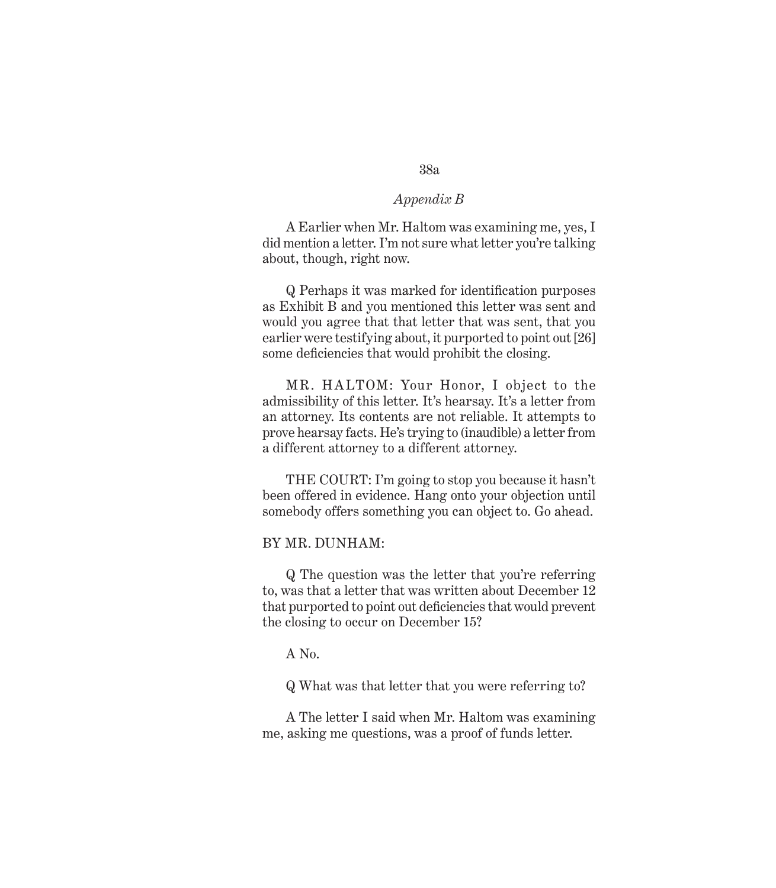A Earlier when Mr. Haltom was examining me, yes, I did mention a letter. I'm not sure what letter you're talking about, though, right now.

Q Perhaps it was marked for identification purposes as Exhibit B and you mentioned this letter was sent and would you agree that that letter that was sent, that you earlier were testifying about, it purported to point out [26] some deficiencies that would prohibit the closing.

MR. HALTOM: Your Honor, I object to the admissibility of this letter. It's hearsay. It's a letter from an attorney. Its contents are not reliable. It attempts to prove hearsay facts. He's trying to (inaudible) a letter from a different attorney to a different attorney.

THE COURT: I'm going to stop you because it hasn't been offered in evidence. Hang onto your objection until somebody offers something you can object to. Go ahead.

BY MR. DUNHAM:

Q The question was the letter that you're referring to, was that a letter that was written about December 12 that purported to point out deficiencies that would prevent the closing to occur on December 15?

A No.

Q What was that letter that you were referring to?

A The letter I said when Mr. Haltom was examining me, asking me questions, was a proof of funds letter.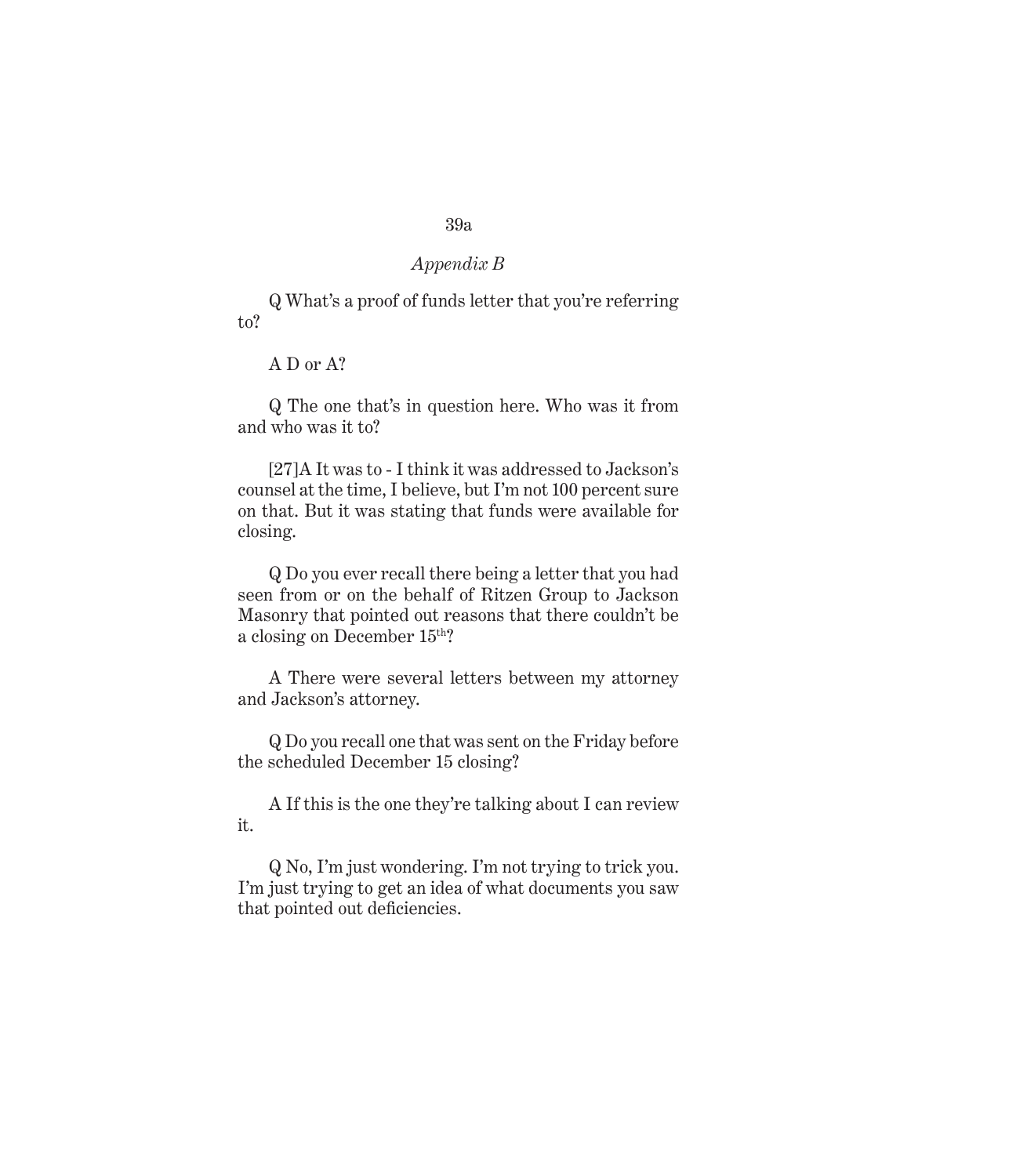*Appendix B*

Q What's a proof of funds letter that you're referring to?

A D or A?

Q The one that's in question here. Who was it from and who was it to?

[27]A It was to - I think it was addressed to Jackson's counsel at the time, I believe, but I'm not 100 percent sure on that. But it was stating that funds were available for closing.

Q Do you ever recall there being a letter that you had seen from or on the behalf of Ritzen Group to Jackson Masonry that pointed out reasons that there couldn't be a closing on December 15th?

A There were several letters between my attorney and Jackson's attorney.

Q Do you recall one that was sent on the Friday before the scheduled December 15 closing?

A If this is the one they're talking about I can review it.

Q No, I'm just wondering. I'm not trying to trick you. I'm just trying to get an idea of what documents you saw that pointed out deficiencies.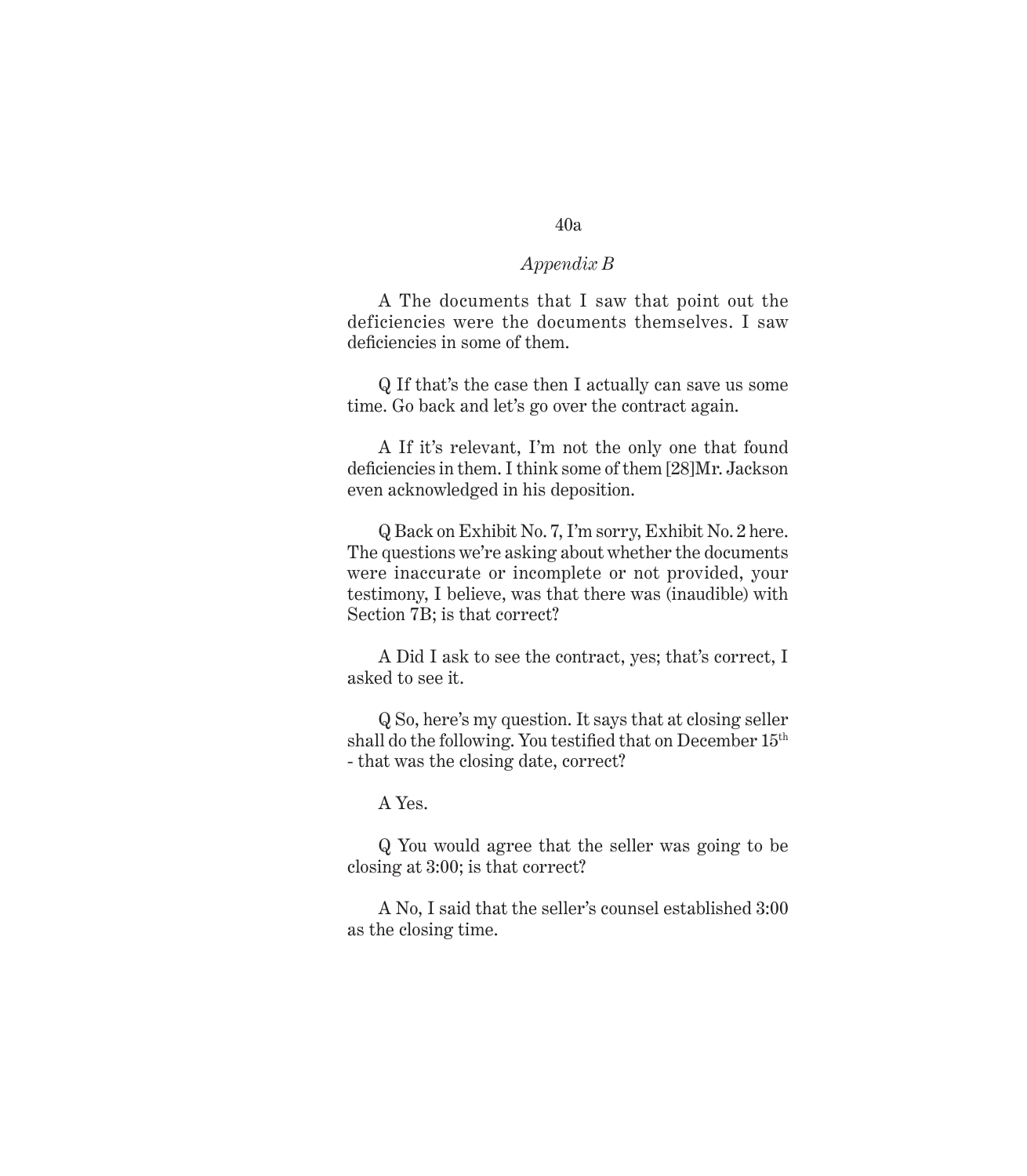A The documents that I saw that point out the deficiencies were the documents themselves. I saw deficiencies in some of them.

Q If that's the case then I actually can save us some time. Go back and let's go over the contract again.

A If it's relevant, I'm not the only one that found deficiencies in them. I think some of them [28]Mr. Jackson even acknowledged in his deposition.

Q Back on Exhibit No. 7, I'm sorry, Exhibit No. 2 here. The questions we're asking about whether the documents were inaccurate or incomplete or not provided, your testimony, I believe, was that there was (inaudible) with Section 7B; is that correct?

A Did I ask to see the contract, yes; that's correct, I asked to see it.

Q So, here's my question. It says that at closing seller shall do the following. You testified that on December 15th - that was the closing date, correct?

A Yes.

Q You would agree that the seller was going to be closing at 3:00; is that correct?

A No, I said that the seller's counsel established 3:00 as the closing time.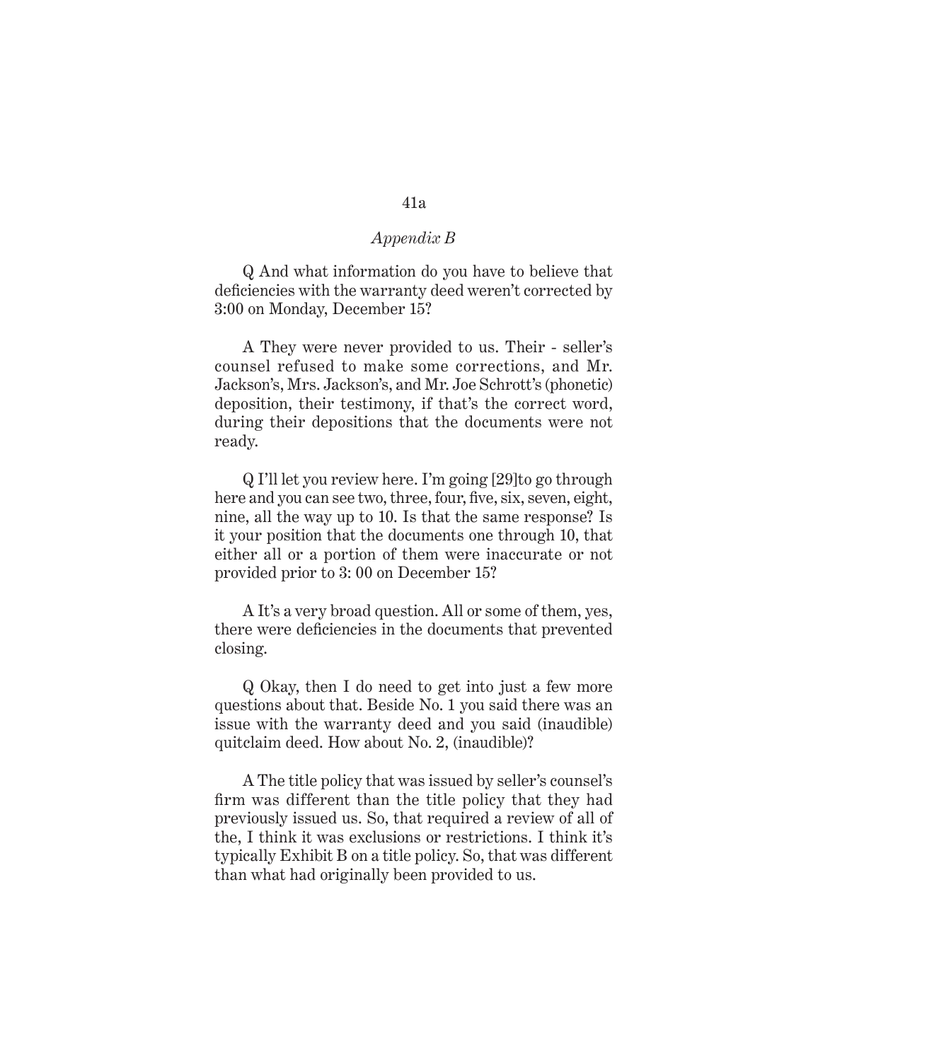Q And what information do you have to believe that deficiencies with the warranty deed weren't corrected by 3:00 on Monday, December 15?

A They were never provided to us. Their - seller's counsel refused to make some corrections, and Mr. Jackson's, Mrs. Jackson's, and Mr. Joe Schrott's (phonetic) deposition, their testimony, if that's the correct word, during their depositions that the documents were not ready.

Q I'll let you review here. I'm going [29]to go through here and you can see two, three, four, five, six, seven, eight, nine, all the way up to 10. Is that the same response? Is it your position that the documents one through 10, that either all or a portion of them were inaccurate or not provided prior to 3: 00 on December 15?

A It's a very broad question. All or some of them, yes, there were deficiencies in the documents that prevented closing.

Q Okay, then I do need to get into just a few more questions about that. Beside No. 1 you said there was an issue with the warranty deed and you said (inaudible) quitclaim deed. How about No. 2, (inaudible)?

A The title policy that was issued by seller's counsel's firm was different than the title policy that they had previously issued us. So, that required a review of all of the, I think it was exclusions or restrictions. I think it's typically Exhibit B on a title policy. So, that was different than what had originally been provided to us.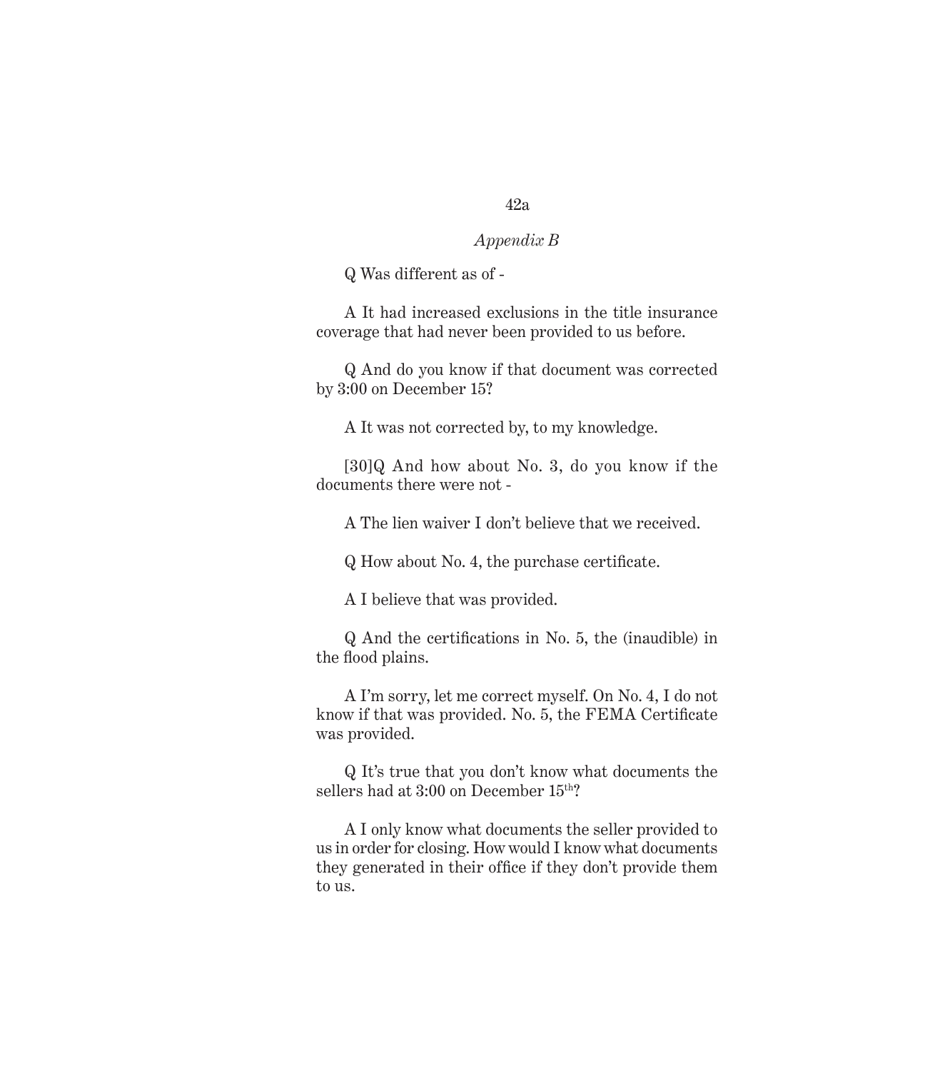*Appendix B*

Q Was different as of -

A It had increased exclusions in the title insurance coverage that had never been provided to us before.

Q And do you know if that document was corrected by 3:00 on December 15?

A It was not corrected by, to my knowledge.

[30]Q And how about No. 3, do you know if the documents there were not -

A The lien waiver I don't believe that we received.

Q How about No. 4, the purchase certificate.

A I believe that was provided.

Q And the certifications in No. 5, the (inaudible) in the flood plains.

A I'm sorry, let me correct myself. On No. 4, I do not know if that was provided. No. 5, the FEMA Certificate was provided.

Q It's true that you don't know what documents the sellers had at 3:00 on December 15th?

A I only know what documents the seller provided to us in order for closing. How would I know what documents they generated in their office if they don't provide them to us.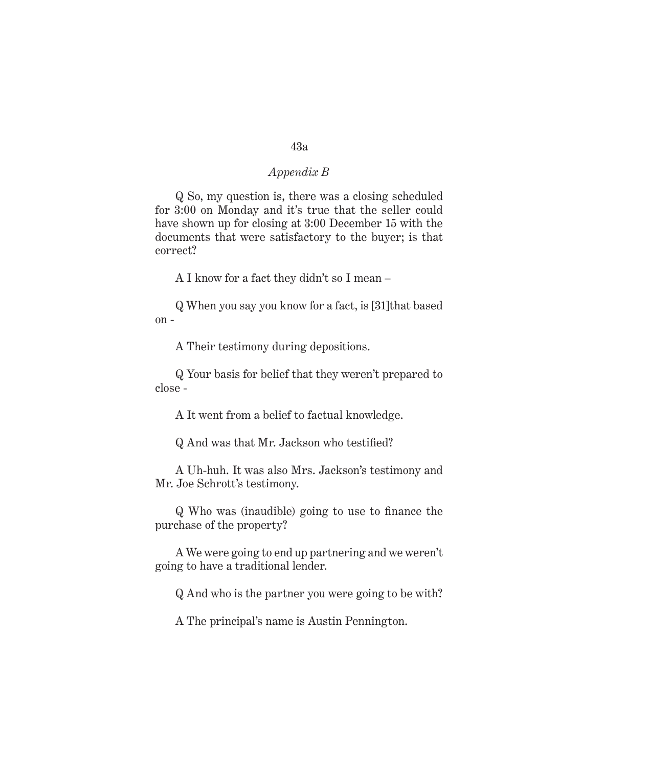*Appendix B*

Q So, my question is, there was a closing scheduled for 3:00 on Monday and it's true that the seller could have shown up for closing at 3:00 December 15 with the documents that were satisfactory to the buyer; is that correct?

A I know for a fact they didn't so I mean –

Q When you say you know for a fact, is [31]that based on -

A Their testimony during depositions.

Q Your basis for belief that they weren't prepared to close -

A It went from a belief to factual knowledge.

Q And was that Mr. Jackson who testified?

A Uh-huh. It was also Mrs. Jackson's testimony and Mr. Joe Schrott's testimony.

Q Who was (inaudible) going to use to finance the purchase of the property?

A We were going to end up partnering and we weren't going to have a traditional lender.

Q And who is the partner you were going to be with?

A The principal's name is Austin Pennington.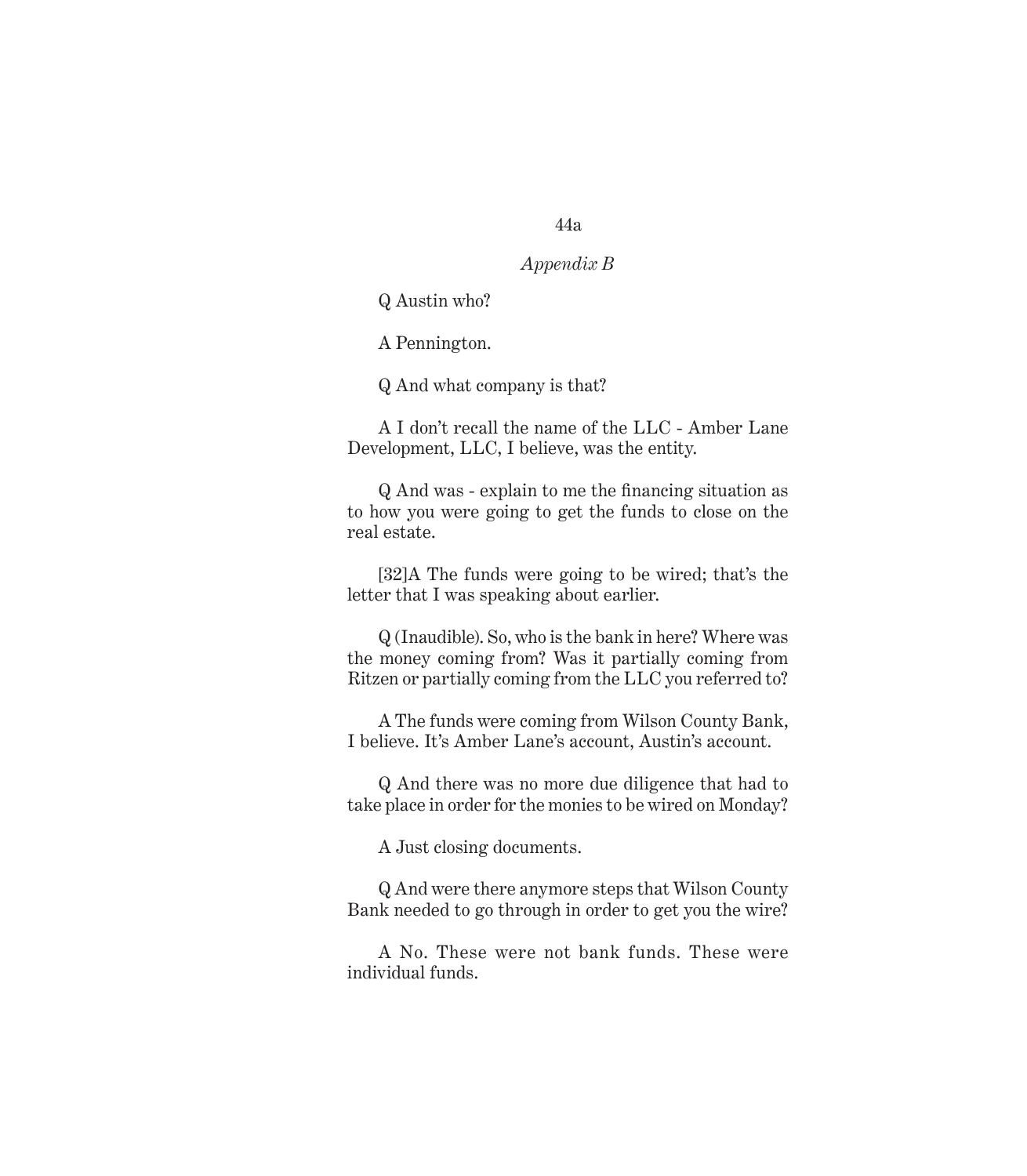Q Austin who?

A Pennington.

Q And what company is that?

A I don't recall the name of the LLC - Amber Lane Development, LLC, I believe, was the entity.

Q And was - explain to me the financing situation as to how you were going to get the funds to close on the real estate.

[32]A The funds were going to be wired; that's the letter that I was speaking about earlier.

Q (Inaudible). So, who is the bank in here? Where was the money coming from? Was it partially coming from Ritzen or partially coming from the LLC you referred to?

A The funds were coming from Wilson County Bank, I believe. It's Amber Lane's account, Austin's account.

Q And there was no more due diligence that had to take place in order for the monies to be wired on Monday?

A Just closing documents.

Q And were there anymore steps that Wilson County Bank needed to go through in order to get you the wire?

A No. These were not bank funds. These were individual funds.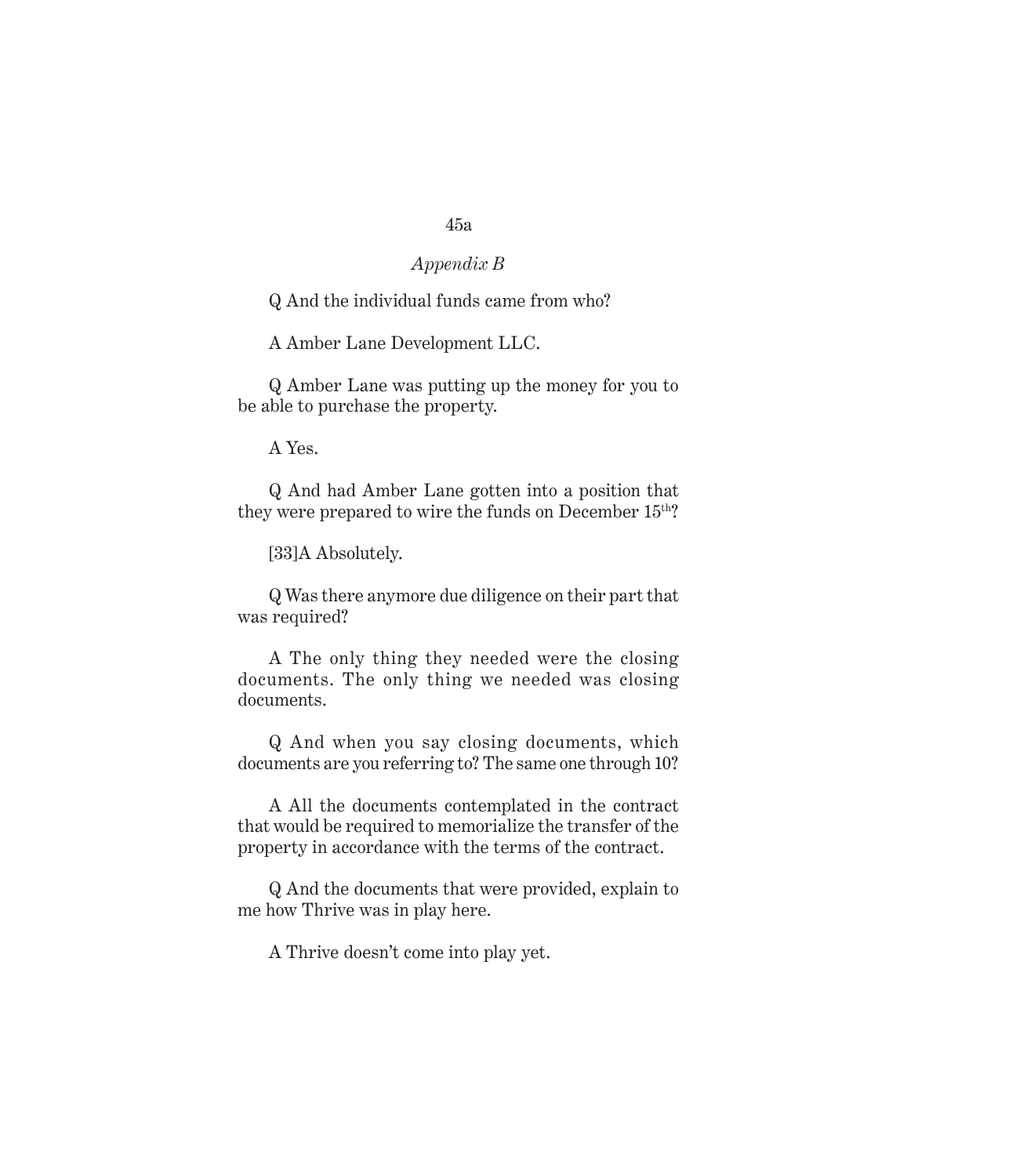Q And the individual funds came from who?

A Amber Lane Development LLC.

Q Amber Lane was putting up the money for you to be able to purchase the property.

A Yes.

Q And had Amber Lane gotten into a position that they were prepared to wire the funds on December 15th?

[33]A Absolutely.

Q Was there anymore due diligence on their part that was required?

A The only thing they needed were the closing documents. The only thing we needed was closing documents.

Q And when you say closing documents, which documents are you referring to? The same one through 10?

A All the documents contemplated in the contract that would be required to memorialize the transfer of the property in accordance with the terms of the contract.

Q And the documents that were provided, explain to me how Thrive was in play here.

A Thrive doesn't come into play yet.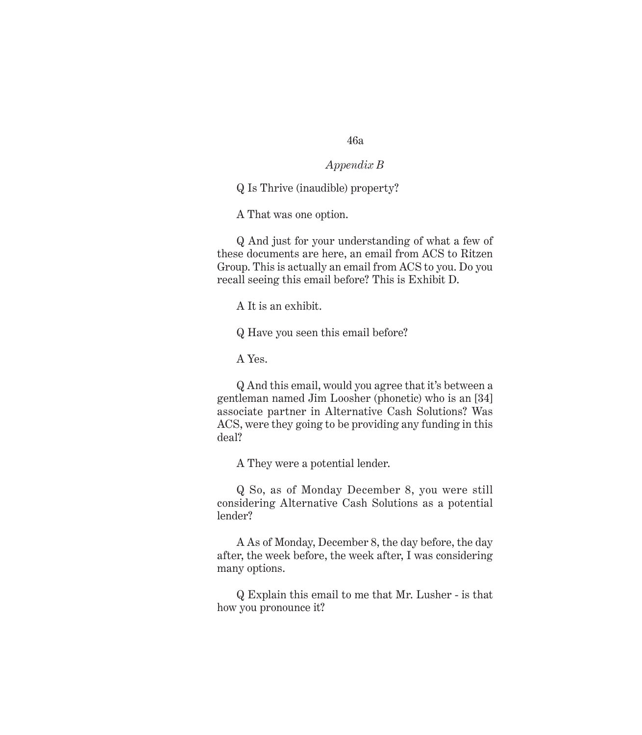Q Is Thrive (inaudible) property?

A That was one option.

Q And just for your understanding of what a few of these documents are here, an email from ACS to Ritzen Group. This is actually an email from ACS to you. Do you recall seeing this email before? This is Exhibit D.

A It is an exhibit.

Q Have you seen this email before?

A Yes.

Q And this email, would you agree that it's between a gentleman named Jim Loosher (phonetic) who is an [34] associate partner in Alternative Cash Solutions? Was ACS, were they going to be providing any funding in this deal?

A They were a potential lender.

Q So, as of Monday December 8, you were still considering Alternative Cash Solutions as a potential lender?

A As of Monday, December 8, the day before, the day after, the week before, the week after, I was considering many options.

Q Explain this email to me that Mr. Lusher - is that how you pronounce it?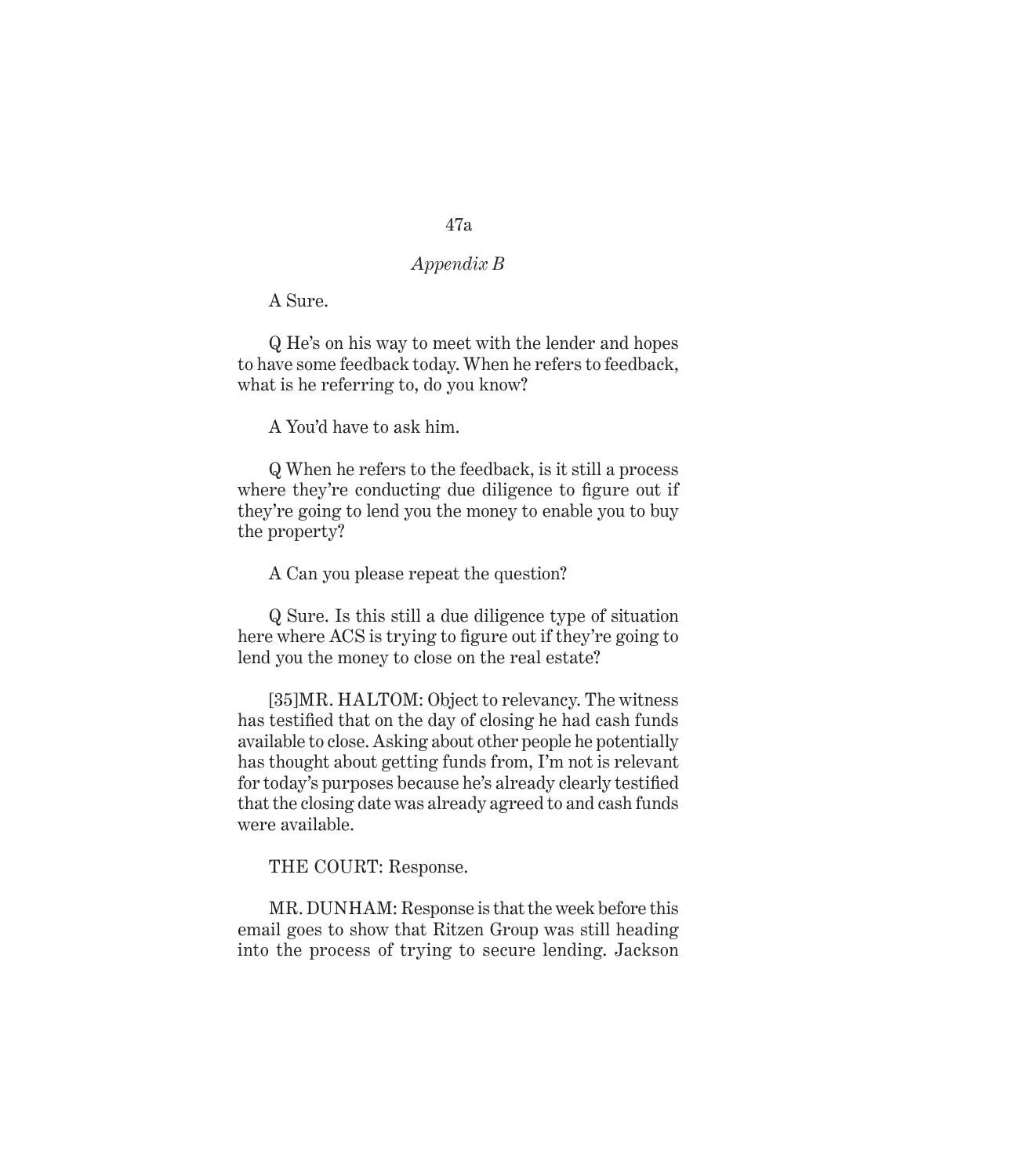A Sure.

Q He's on his way to meet with the lender and hopes to have some feedback today. When he refers to feedback, what is he referring to, do you know?

A You'd have to ask him.

Q When he refers to the feedback, is it still a process where they're conducting due diligence to figure out if they're going to lend you the money to enable you to buy the property?

A Can you please repeat the question?

Q Sure. Is this still a due diligence type of situation here where ACS is trying to figure out if they're going to lend you the money to close on the real estate?

[35]MR. HALTOM: Object to relevancy. The witness has testified that on the day of closing he had cash funds available to close. Asking about other people he potentially has thought about getting funds from, I'm not is relevant for today's purposes because he's already clearly testified that the closing date was already agreed to and cash funds were available.

THE COURT: Response.

MR. DUNHAM: Response is that the week before this email goes to show that Ritzen Group was still heading into the process of trying to secure lending. Jackson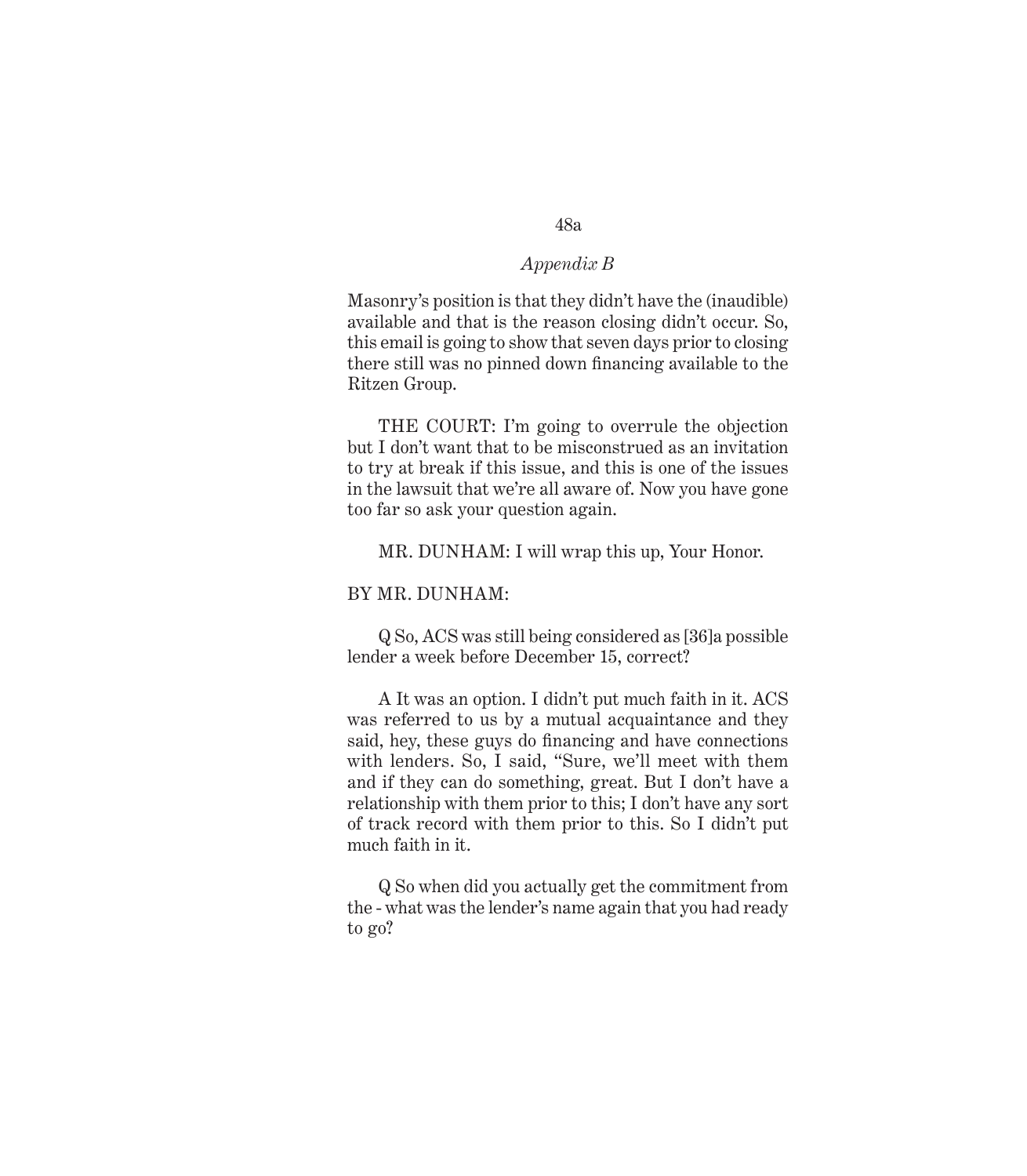Masonry's position is that they didn't have the (inaudible) available and that is the reason closing didn't occur. So, this email is going to show that seven days prior to closing there still was no pinned down financing available to the Ritzen Group.

THE COURT: I'm going to overrule the objection but I don't want that to be misconstrued as an invitation to try at break if this issue, and this is one of the issues in the lawsuit that we're all aware of. Now you have gone too far so ask your question again.

MR. DUNHAM: I will wrap this up, Your Honor.

BY MR. DUNHAM:

Q So, ACS was still being considered as [36]a possible lender a week before December 15, correct?

A It was an option. I didn't put much faith in it. ACS was referred to us by a mutual acquaintance and they said, hey, these guys do financing and have connections with lenders. So, I said, "Sure, we'll meet with them and if they can do something, great. But I don't have a relationship with them prior to this; I don't have any sort of track record with them prior to this. So I didn't put much faith in it.

Q So when did you actually get the commitment from the - what was the lender's name again that you had ready to go?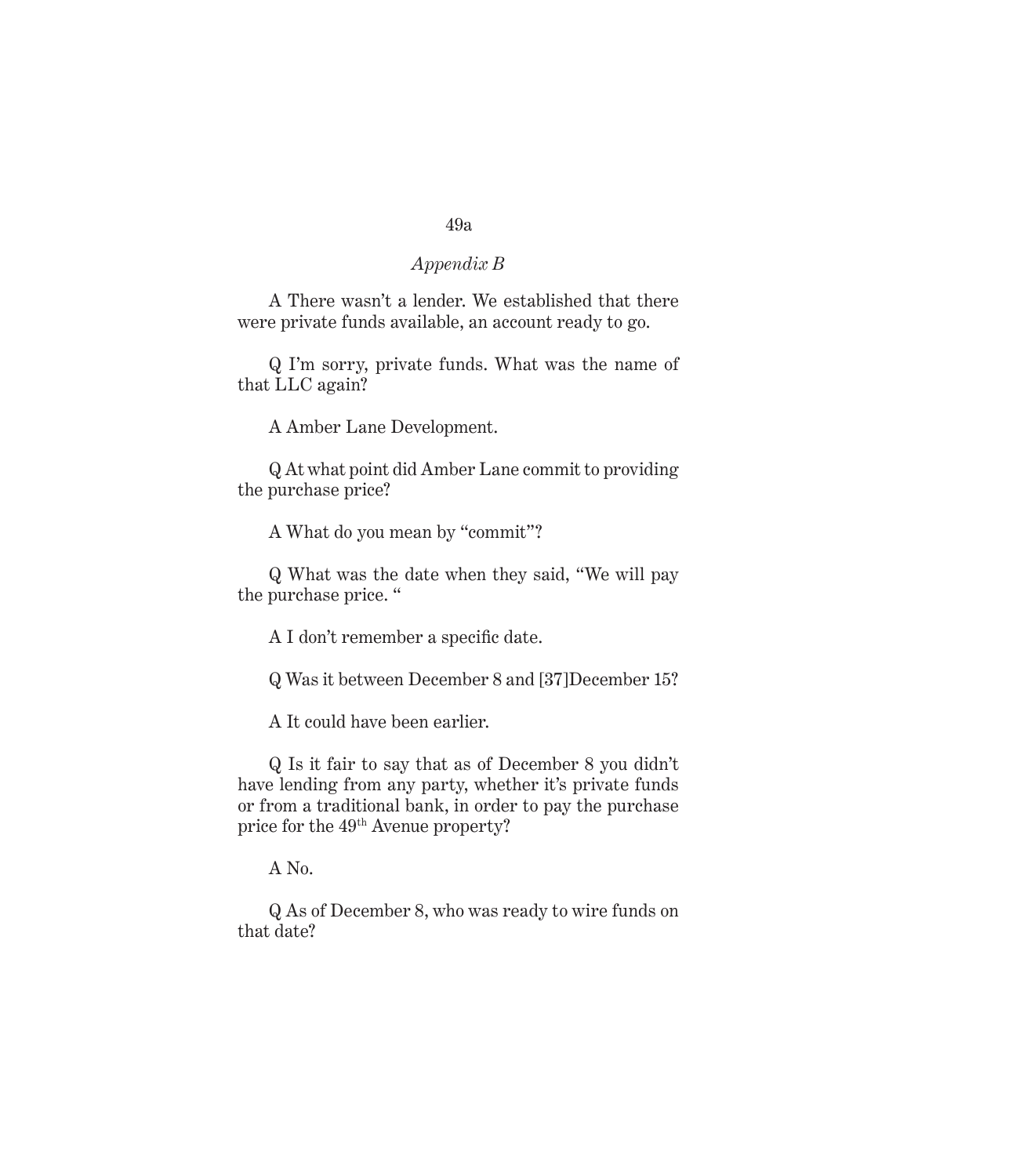A There wasn't a lender. We established that there were private funds available, an account ready to go.

Q I'm sorry, private funds. What was the name of that LLC again?

A Amber Lane Development.

Q At what point did Amber Lane commit to providing the purchase price?

A What do you mean by "commit"?

Q What was the date when they said, "We will pay the purchase price. "

A I don't remember a specific date.

Q Was it between December 8 and [37]December 15?

A It could have been earlier.

Q Is it fair to say that as of December 8 you didn't have lending from any party, whether it's private funds or from a traditional bank, in order to pay the purchase price for the 49th Avenue property?

A No.

Q As of December 8, who was ready to wire funds on that date?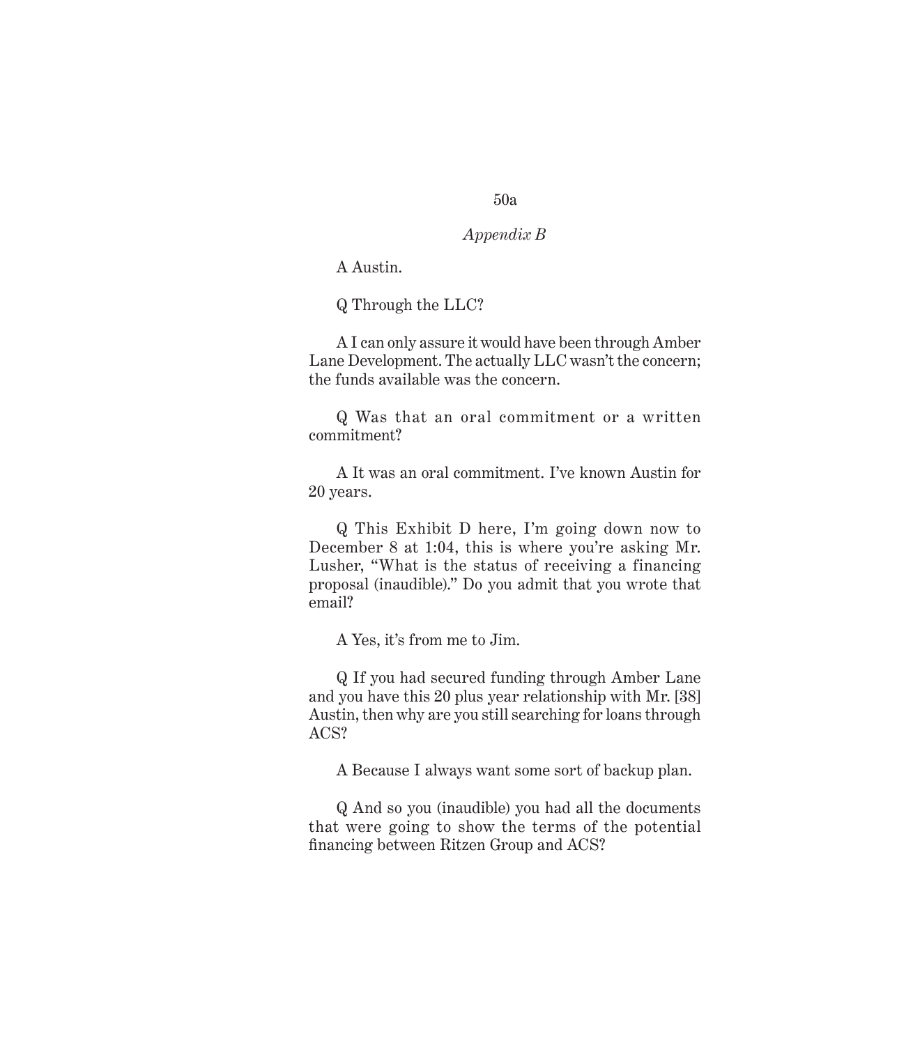A Austin.

Q Through the LLC?

A I can only assure it would have been through Amber Lane Development. The actually LLC wasn't the concern; the funds available was the concern.

Q Was that an oral commitment or a written commitment?

A It was an oral commitment. I've known Austin for 20 years.

Q This Exhibit D here, I'm going down now to December 8 at 1:04, this is where you're asking Mr. Lusher, "What is the status of receiving a financing proposal (inaudible)." Do you admit that you wrote that email?

A Yes, it's from me to Jim.

Q If you had secured funding through Amber Lane and you have this 20 plus year relationship with Mr. [38] Austin, then why are you still searching for loans through ACS?

A Because I always want some sort of backup plan.

Q And so you (inaudible) you had all the documents that were going to show the terms of the potential financing between Ritzen Group and ACS?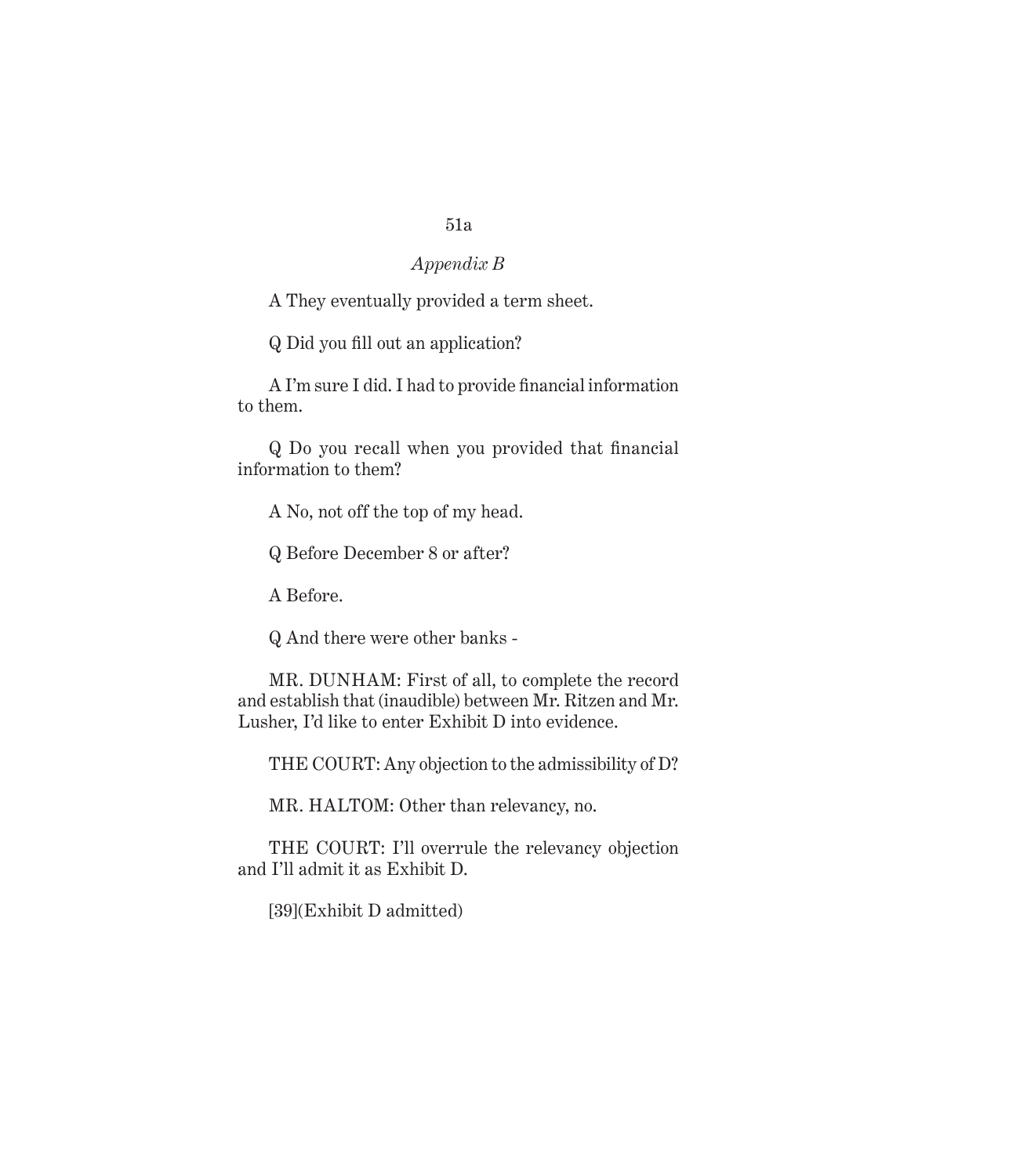A They eventually provided a term sheet.

Q Did you fill out an application?

A I'm sure I did. I had to provide financial information to them.

Q Do you recall when you provided that financial information to them?

A No, not off the top of my head.

Q Before December 8 or after?

A Before.

Q And there were other banks -

MR. DUNHAM: First of all, to complete the record and establish that (inaudible) between Mr. Ritzen and Mr. Lusher, I'd like to enter Exhibit D into evidence.

THE COURT: Any objection to the admissibility of D?

MR. HALTOM: Other than relevancy, no.

THE COURT: I'll overrule the relevancy objection and I'll admit it as Exhibit D.

[39](Exhibit D admitted)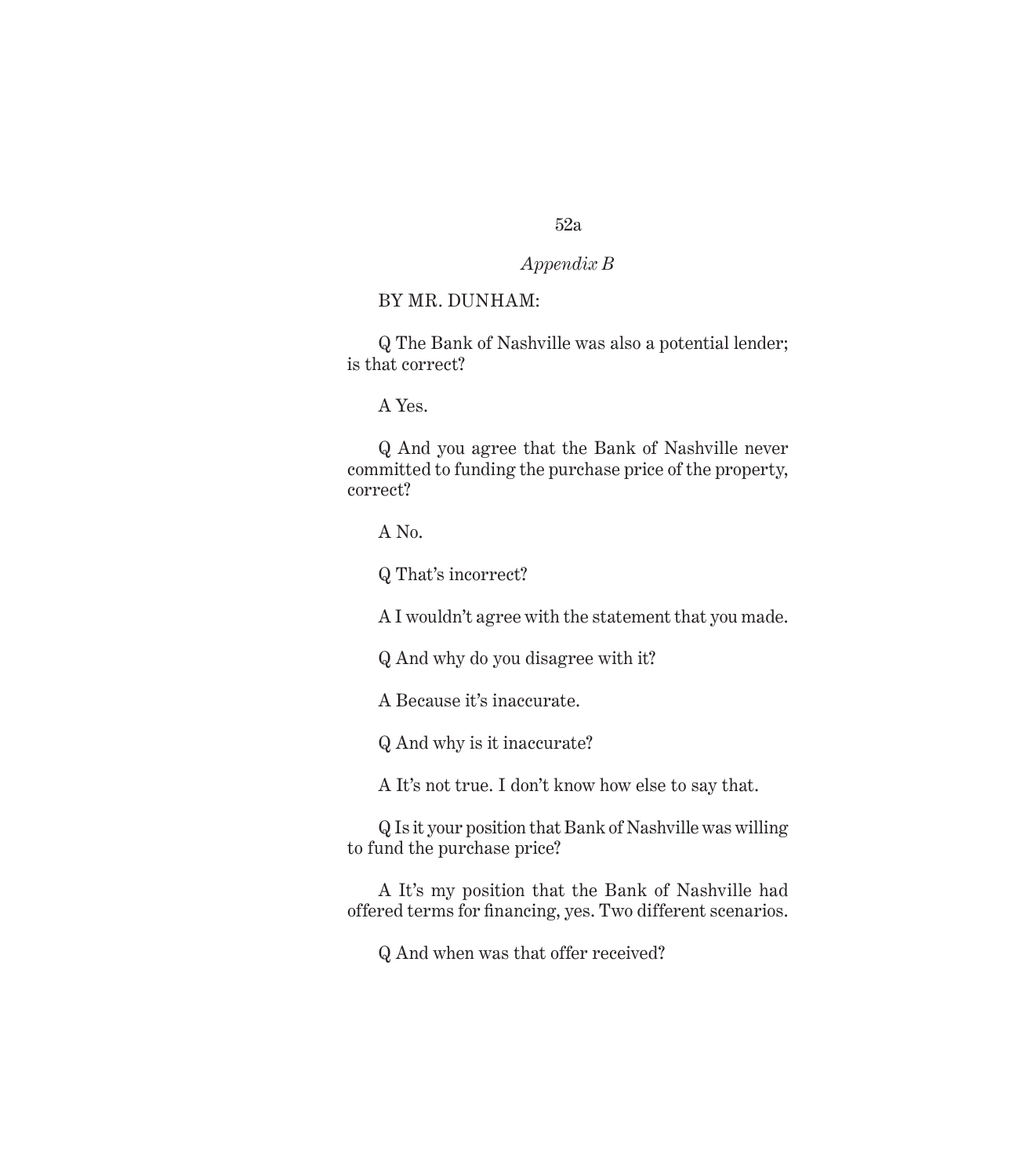*Appendix B*

BY MR. DUNHAM:

Q The Bank of Nashville was also a potential lender; is that correct?

A Yes.

Q And you agree that the Bank of Nashville never committed to funding the purchase price of the property, correct?

A No.

Q That's incorrect?

A I wouldn't agree with the statement that you made.

Q And why do you disagree with it?

A Because it's inaccurate.

Q And why is it inaccurate?

A It's not true. I don't know how else to say that.

Q Is it your position that Bank of Nashville was willing to fund the purchase price?

A It's my position that the Bank of Nashville had offered terms for financing, yes. Two different scenarios.

Q And when was that offer received?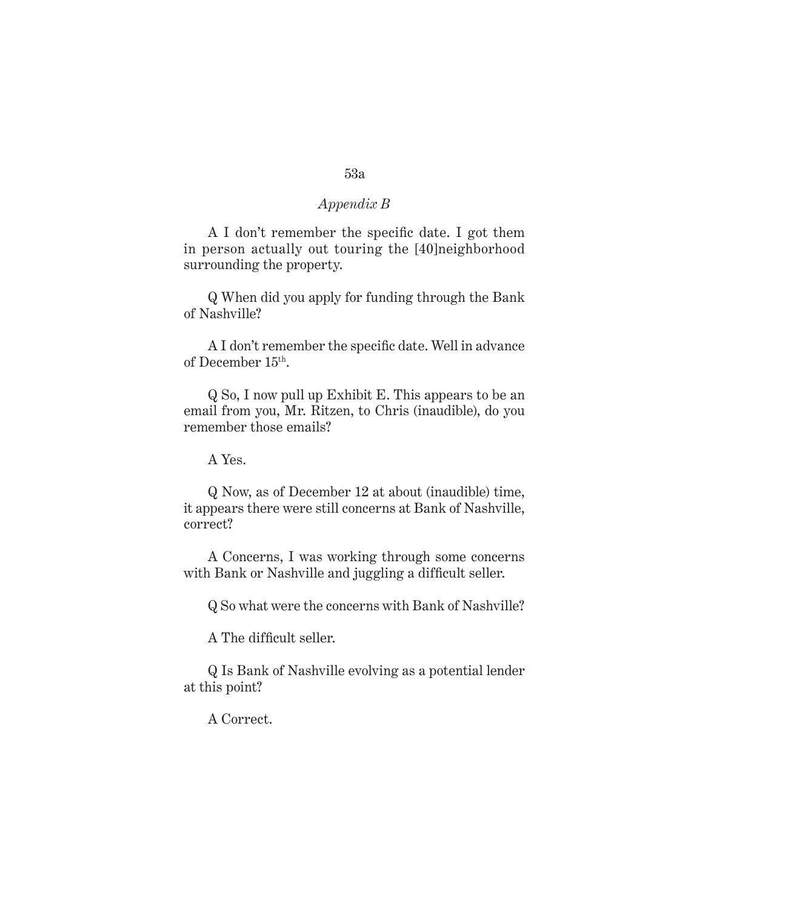A I don't remember the specific date. I got them in person actually out touring the [40]neighborhood surrounding the property.

Q When did you apply for funding through the Bank of Nashville?

A I don't remember the specific date. Well in advance of December 15th.

Q So, I now pull up Exhibit E. This appears to be an email from you, Mr. Ritzen, to Chris (inaudible), do you remember those emails?

A Yes.

Q Now, as of December 12 at about (inaudible) time, it appears there were still concerns at Bank of Nashville, correct?

A Concerns, I was working through some concerns with Bank or Nashville and juggling a difficult seller.

Q So what were the concerns with Bank of Nashville?

A The difficult seller.

Q Is Bank of Nashville evolving as a potential lender at this point?

A Correct.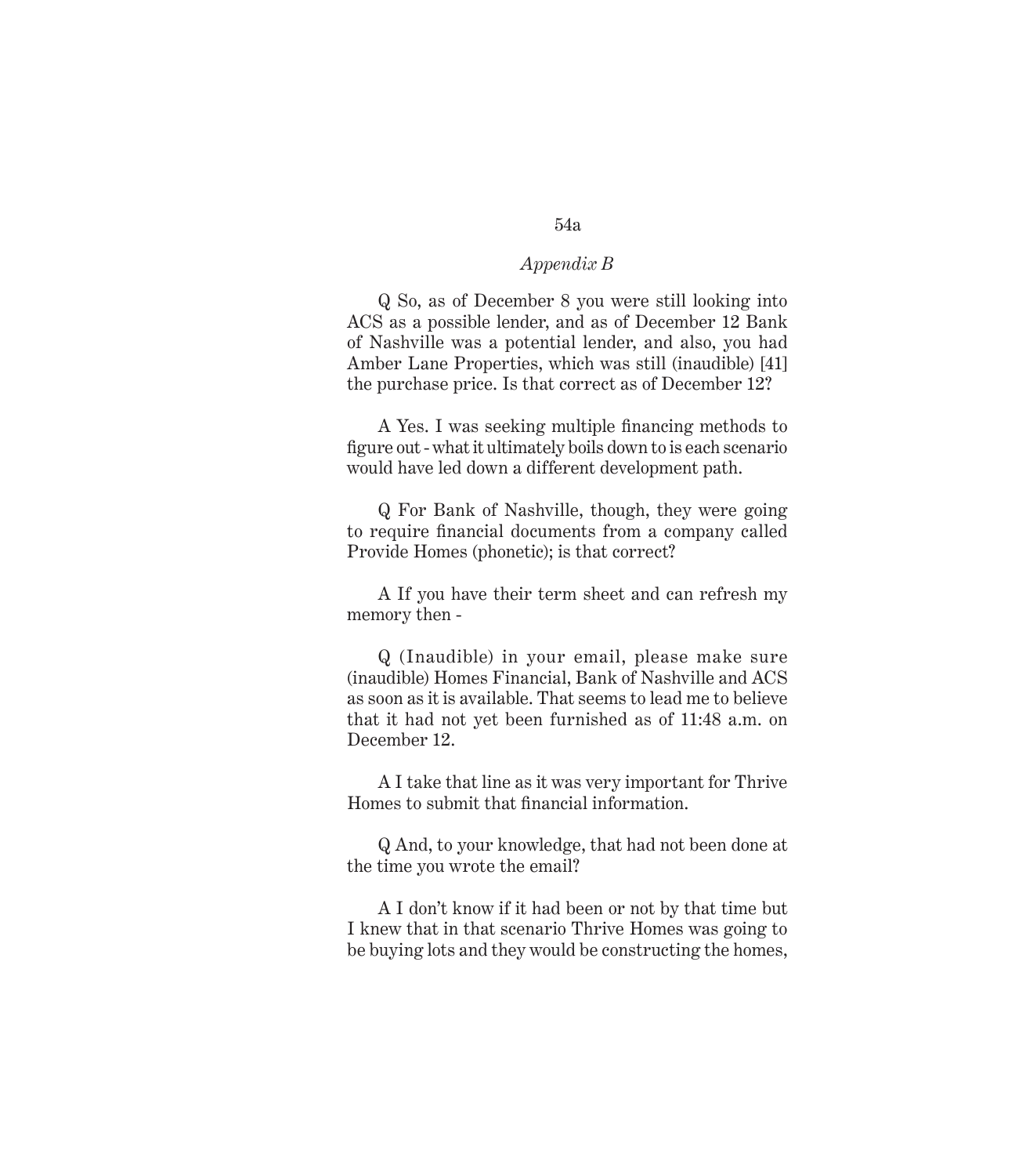*Appendix B*

Q So, as of December 8 you were still looking into ACS as a possible lender, and as of December 12 Bank of Nashville was a potential lender, and also, you had Amber Lane Properties, which was still (inaudible) [41] the purchase price. Is that correct as of December 12?

A Yes. I was seeking multiple financing methods to figure out - what it ultimately boils down to is each scenario would have led down a different development path.

Q For Bank of Nashville, though, they were going to require financial documents from a company called Provide Homes (phonetic); is that correct?

A If you have their term sheet and can refresh my memory then -

Q (Inaudible) in your email, please make sure (inaudible) Homes Financial, Bank of Nashville and ACS as soon as it is available. That seems to lead me to believe that it had not yet been furnished as of 11:48 a.m. on December 12.

A I take that line as it was very important for Thrive Homes to submit that financial information.

Q And, to your knowledge, that had not been done at the time you wrote the email?

A I don't know if it had been or not by that time but I knew that in that scenario Thrive Homes was going to be buying lots and they would be constructing the homes,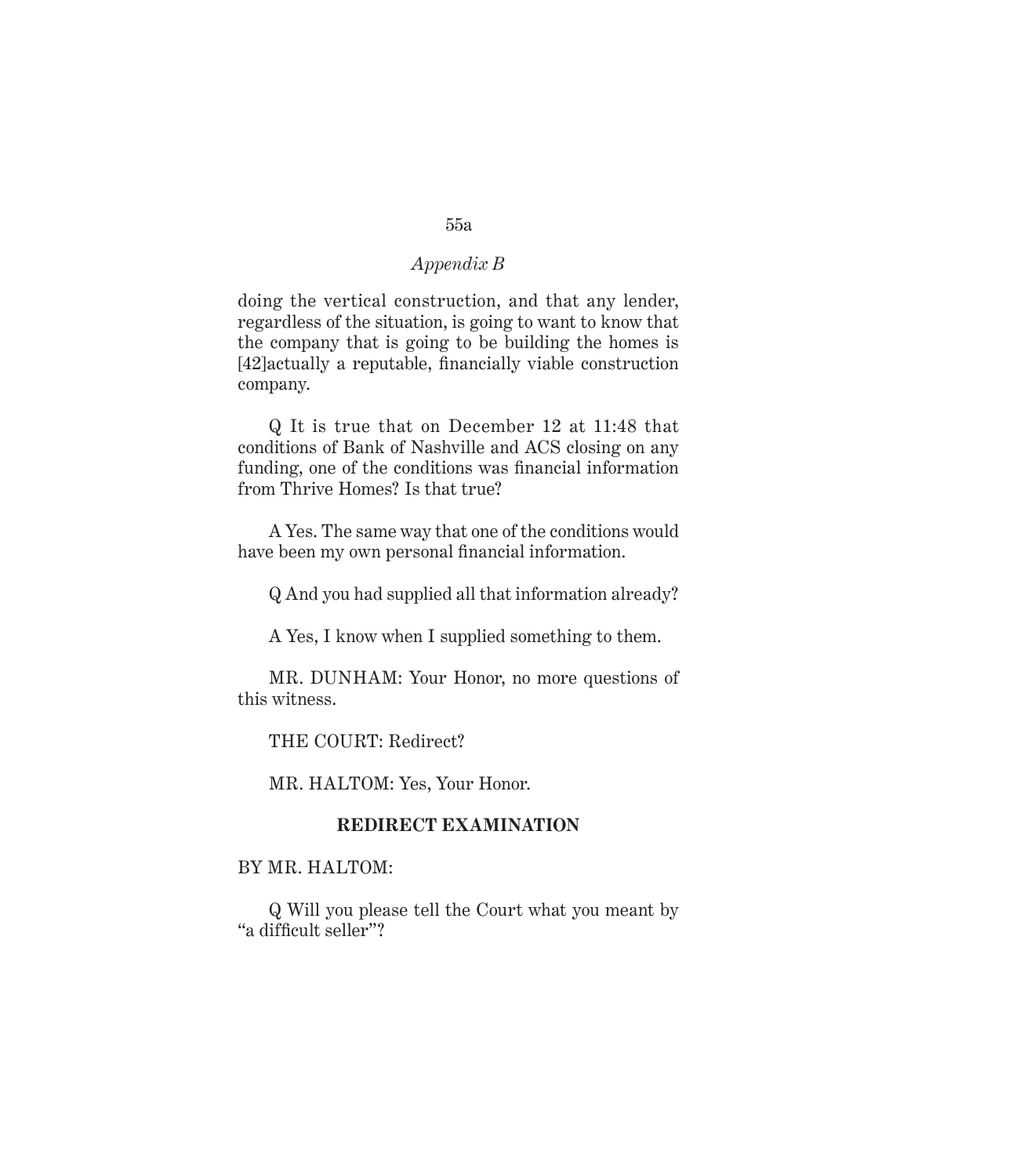*Appendix B*

doing the vertical construction, and that any lender, regardless of the situation, is going to want to know that the company that is going to be building the homes is [42]actually a reputable, financially viable construction company.

Q It is true that on December 12 at 11:48 that conditions of Bank of Nashville and ACS closing on any funding, one of the conditions was financial information from Thrive Homes? Is that true?

A Yes. The same way that one of the conditions would have been my own personal financial information.

Q And you had supplied all that information already?

A Yes, I know when I supplied something to them.

MR. DUNHAM: Your Honor, no more questions of this witness.

THE COURT: Redirect?

MR. HALTOM: Yes, Your Honor.

**REDIRECT EXAMINATION**

BY MR. HALTOM:

Q Will you please tell the Court what you meant by "a difficult seller"?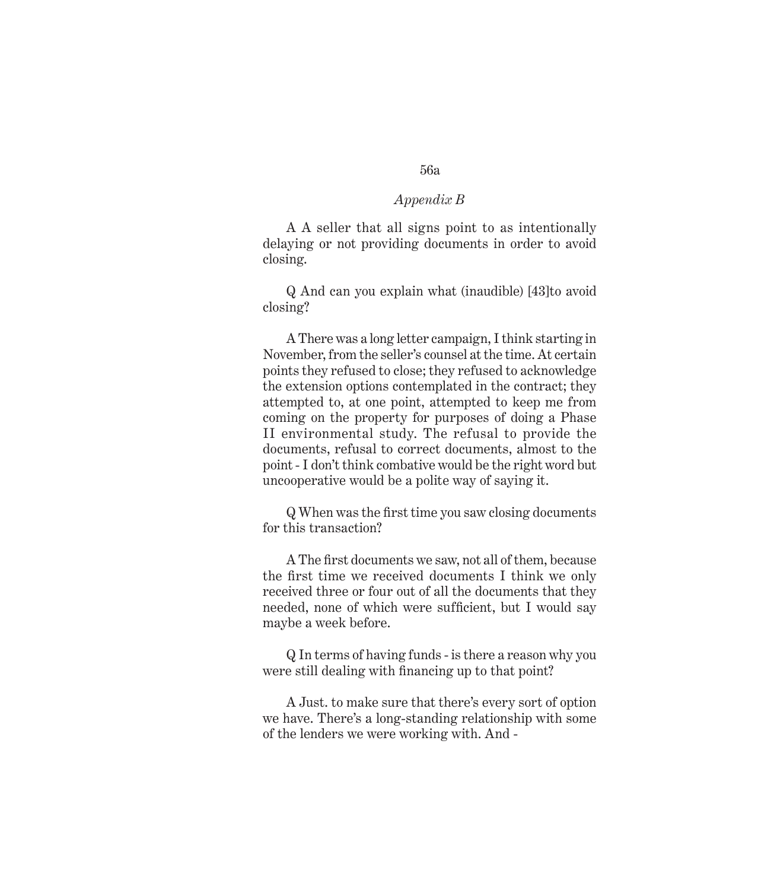*Appendix B*

A A seller that all signs point to as intentionally delaying or not providing documents in order to avoid closing.

Q And can you explain what (inaudible) [43]to avoid closing?

A There was a long letter campaign, I think starting in November, from the seller's counsel at the time. At certain points they refused to close; they refused to acknowledge the extension options contemplated in the contract; they attempted to, at one point, attempted to keep me from coming on the property for purposes of doing a Phase II environmental study. The refusal to provide the documents, refusal to correct documents, almost to the point - I don't think combative would be the right word but uncooperative would be a polite way of saying it.

Q When was the first time you saw closing documents for this transaction?

A The first documents we saw, not all of them, because the first time we received documents I think we only received three or four out of all the documents that they needed, none of which were sufficient, but I would say maybe a week before.

Q In terms of having funds - is there a reason why you were still dealing with financing up to that point?

A Just. to make sure that there's every sort of option we have. There's a long-standing relationship with some of the lenders we were working with. And -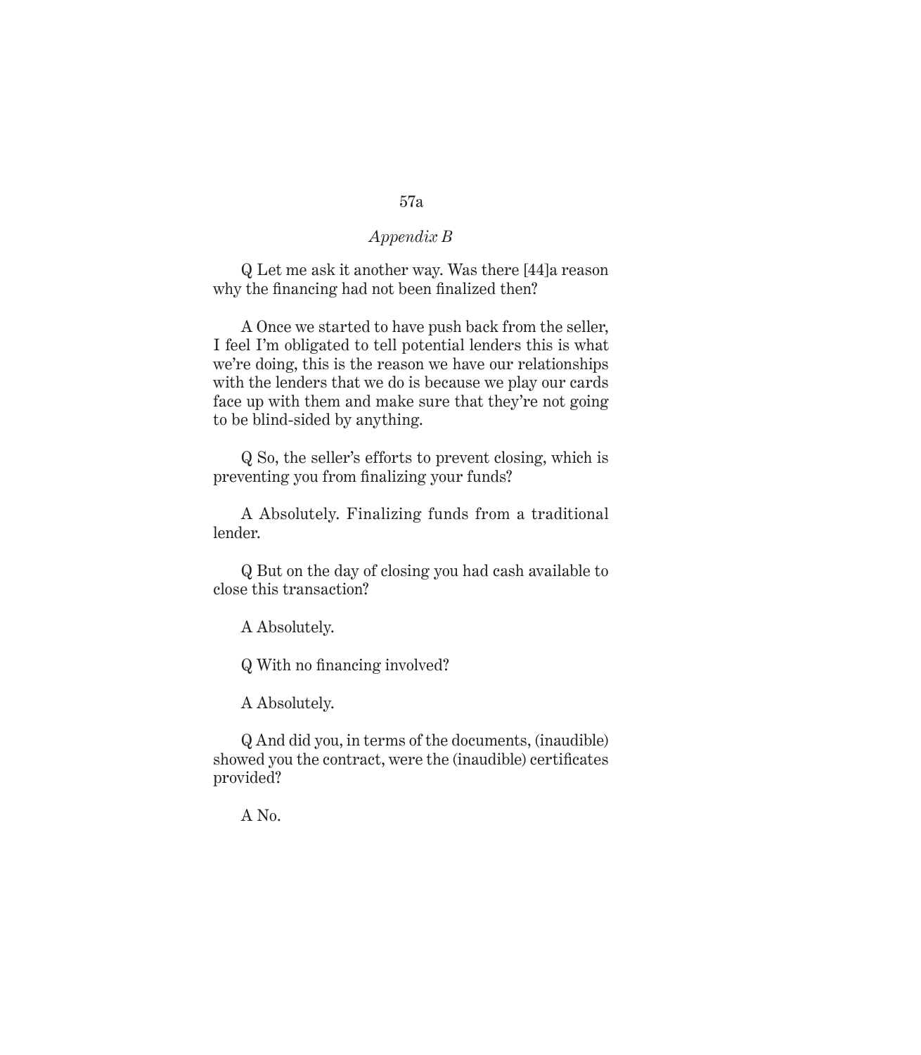*Appendix B*

Q Let me ask it another way. Was there [44]a reason why the financing had not been finalized then?

A Once we started to have push back from the seller, I feel I'm obligated to tell potential lenders this is what we're doing, this is the reason we have our relationships with the lenders that we do is because we play our cards face up with them and make sure that they're not going to be blind-sided by anything.

Q So, the seller's efforts to prevent closing, which is preventing you from finalizing your funds?

A Absolutely. Finalizing funds from a traditional lender.

Q But on the day of closing you had cash available to close this transaction?

A Absolutely.

Q With no financing involved?

A Absolutely.

Q And did you, in terms of the documents, (inaudible) showed you the contract, were the (inaudible) certificates provided?

A No.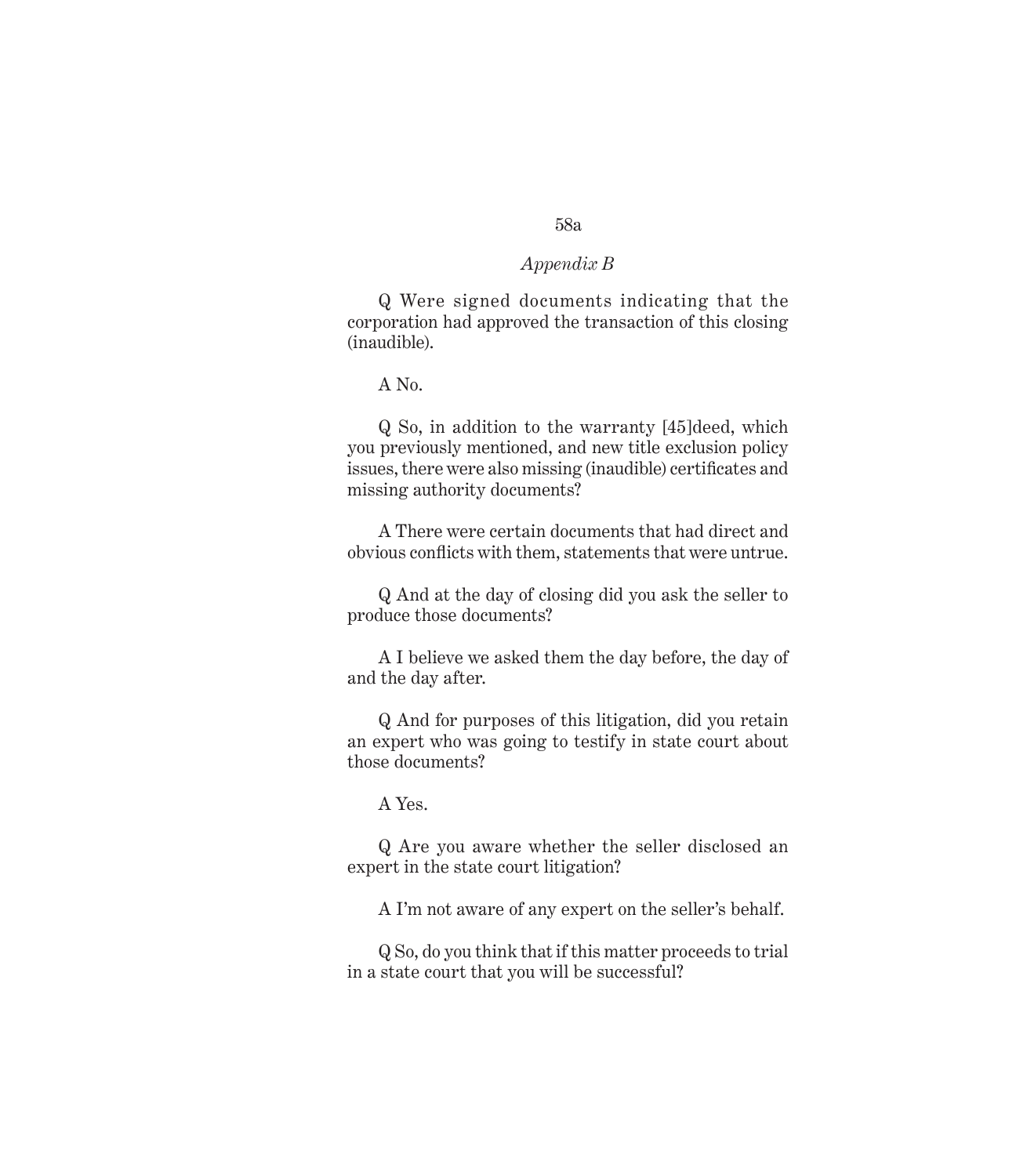*Appendix B*

Q Were signed documents indicating that the corporation had approved the transaction of this closing (inaudible).

A No.

Q So, in addition to the warranty [45]deed, which you previously mentioned, and new title exclusion policy issues, there were also missing (inaudible) certificates and missing authority documents?

A There were certain documents that had direct and obvious conflicts with them, statements that were untrue.

Q And at the day of closing did you ask the seller to produce those documents?

A I believe we asked them the day before, the day of and the day after.

Q And for purposes of this litigation, did you retain an expert who was going to testify in state court about those documents?

A Yes.

Q Are you aware whether the seller disclosed an expert in the state court litigation?

A I'm not aware of any expert on the seller's behalf.

Q So, do you think that if this matter proceeds to trial in a state court that you will be successful?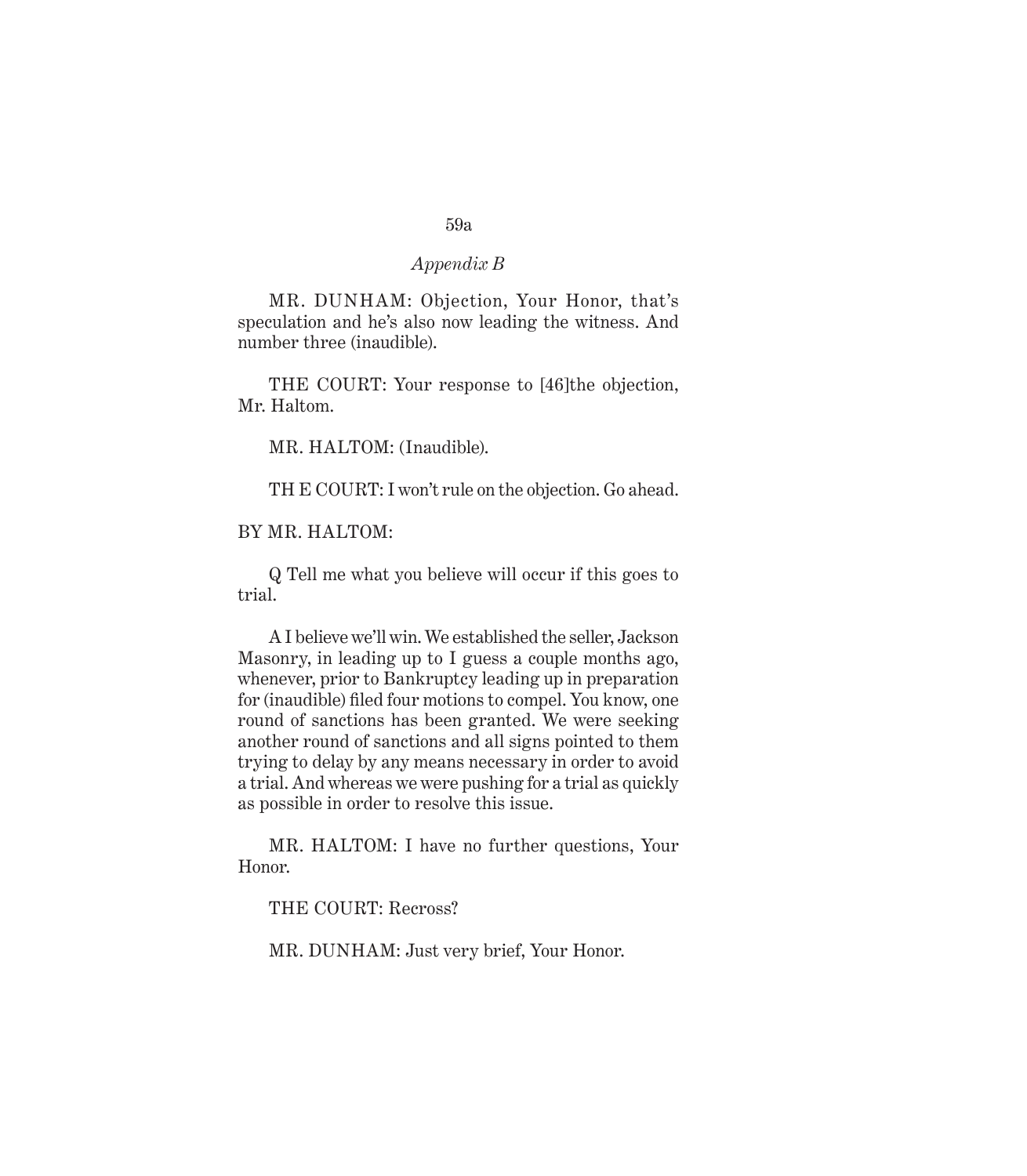*Appendix B*

MR. DUNHAM: Objection, Your Honor, that's speculation and he's also now leading the witness. And number three (inaudible).

THE COURT: Your response to [46]the objection, Mr. Haltom.

MR. HALTOM: (Inaudible).

TH E COURT: I won't rule on the objection. Go ahead.

BY MR. HALTOM:

Q Tell me what you believe will occur if this goes to trial.

A I believe we'll win. We established the seller, Jackson Masonry, in leading up to I guess a couple months ago, whenever, prior to Bankruptcy leading up in preparation for (inaudible) filed four motions to compel. You know, one round of sanctions has been granted. We were seeking another round of sanctions and all signs pointed to them trying to delay by any means necessary in order to avoid a trial. And whereas we were pushing for a trial as quickly as possible in order to resolve this issue.

MR. HALTOM: I have no further questions, Your Honor.

THE COURT: Recross?

MR. DUNHAM: Just very brief, Your Honor.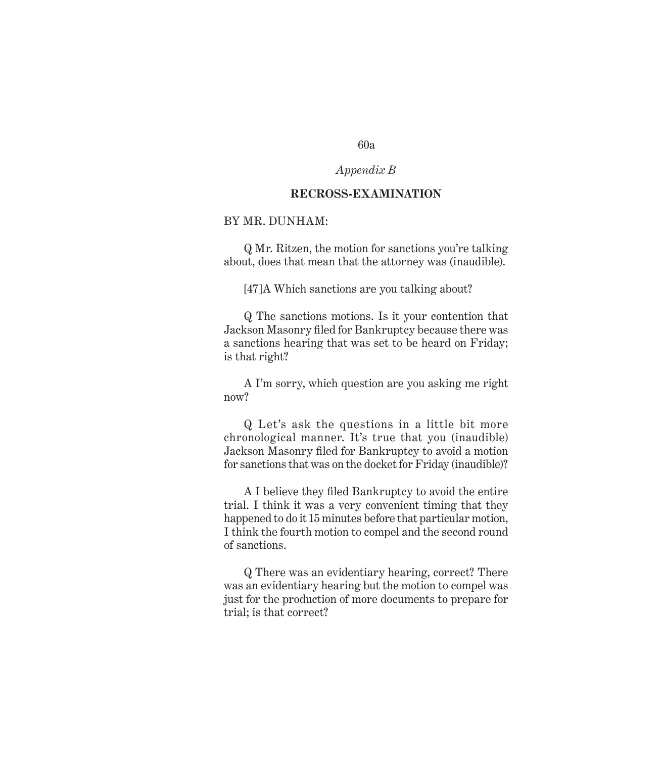*Appendix B*

**RECROSS-EXAMINATION**

BY MR. DUNHAM:

Q Mr. Ritzen, the motion for sanctions you're talking about, does that mean that the attorney was (inaudible).

[47]A Which sanctions are you talking about?

Q The sanctions motions. Is it your contention that Jackson Masonry filed for Bankruptcy because there was a sanctions hearing that was set to be heard on Friday; is that right?

A I'm sorry, which question are you asking me right now?

Q Let's ask the questions in a little bit more chronological manner. It's true that you (inaudible) Jackson Masonry filed for Bankruptcy to avoid a motion for sanctions that was on the docket for Friday (inaudible)?

A I believe they filed Bankruptcy to avoid the entire trial. I think it was a very convenient timing that they happened to do it 15 minutes before that particular motion, I think the fourth motion to compel and the second round of sanctions.

Q There was an evidentiary hearing, correct? There was an evidentiary hearing but the motion to compel was just for the production of more documents to prepare for trial; is that correct?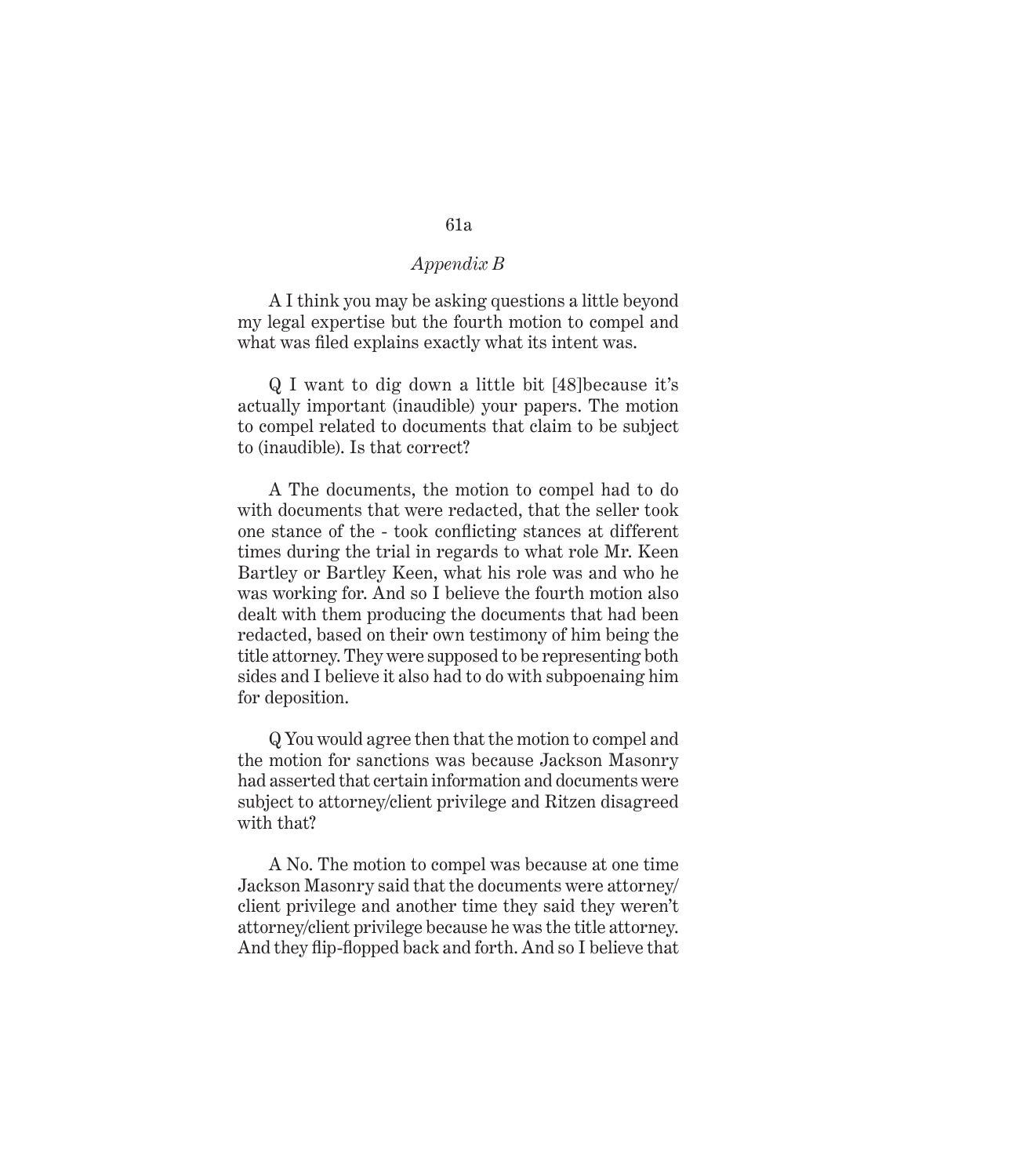*Appendix B*

A I think you may be asking questions a little beyond my legal expertise but the fourth motion to compel and what was filed explains exactly what its intent was.

Q I want to dig down a little bit [48]because it's actually important (inaudible) your papers. The motion to compel related to documents that claim to be subject to (inaudible). Is that correct?

A The documents, the motion to compel had to do with documents that were redacted, that the seller took one stance of the - took conflicting stances at different times during the trial in regards to what role Mr. Keen Bartley or Bartley Keen, what his role was and who he was working for. And so I believe the fourth motion also dealt with them producing the documents that had been redacted, based on their own testimony of him being the title attorney. They were supposed to be representing both sides and I believe it also had to do with subpoenaing him for deposition.

Q You would agree then that the motion to compel and the motion for sanctions was because Jackson Masonry had asserted that certain information and documents were subject to attorney/client privilege and Ritzen disagreed with that?

A No. The motion to compel was because at one time Jackson Masonry said that the documents were attorney/client privilege and another time they said they weren't attorney/client privilege because he was the title attorney. And they flip-flopped back and forth. And so I believe that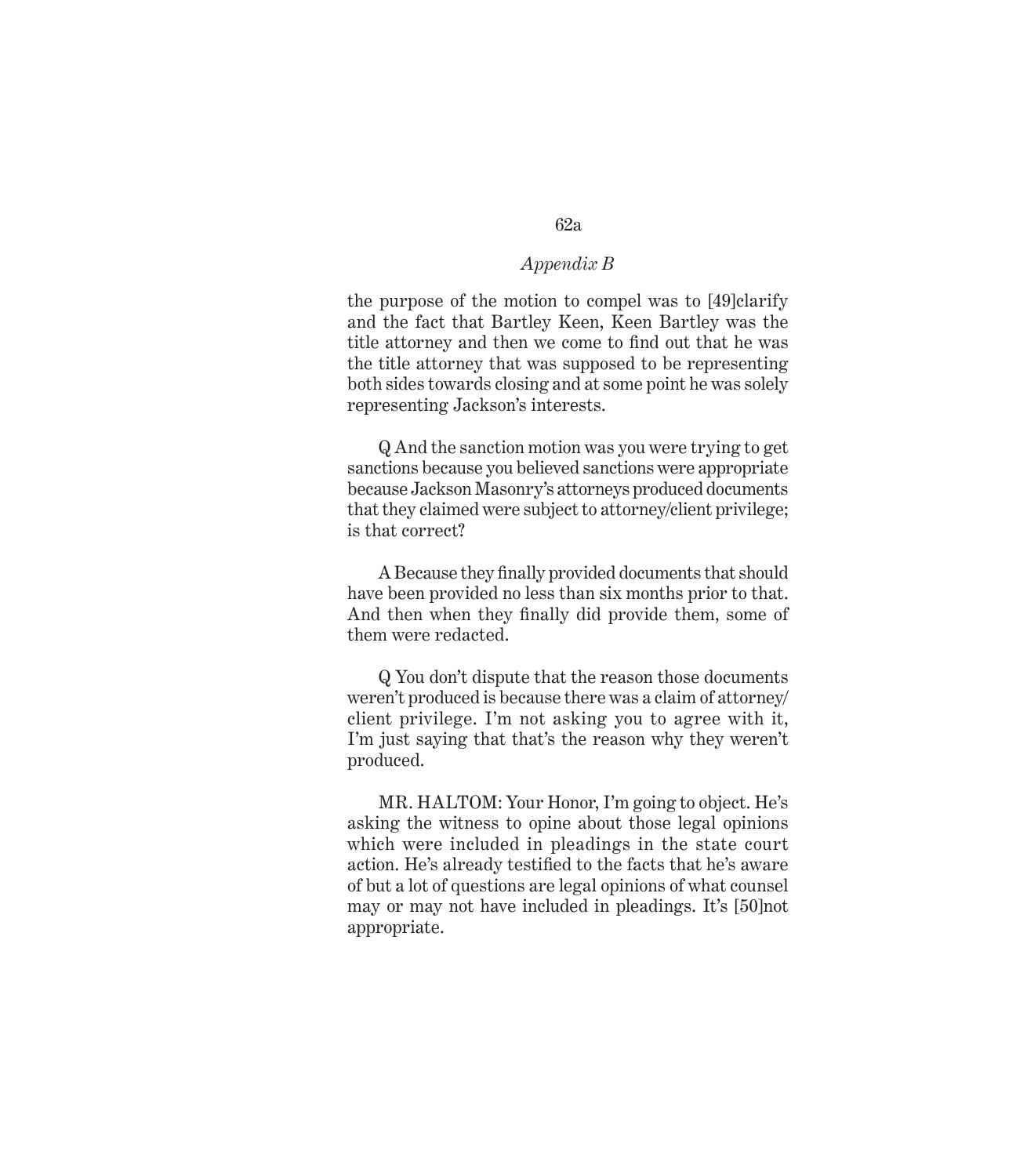the purpose of the motion to compel was to [49]clarify and the fact that Bartley Keen, Keen Bartley was the title attorney and then we come to find out that he was the title attorney that was supposed to be representing both sides towards closing and at some point he was solely representing Jackson's interests.

Q And the sanction motion was you were trying to get sanctions because you believed sanctions were appropriate because Jackson Masonry's attorneys produced documents that they claimed were subject to attorney/client privilege; is that correct?

A Because they finally provided documents that should have been provided no less than six months prior to that. And then when they finally did provide them, some of them were redacted.

Q You don't dispute that the reason those documents weren't produced is because there was a claim of attorney/client privilege. I'm not asking you to agree with it, I'm just saying that that's the reason why they weren't produced.

MR. HALTOM: Your Honor, I'm going to object. He's asking the witness to opine about those legal opinions which were included in pleadings in the state court action. He's already testified to the facts that he's aware of but a lot of questions are legal opinions of what counsel may or may not have included in pleadings. It's [50]not appropriate.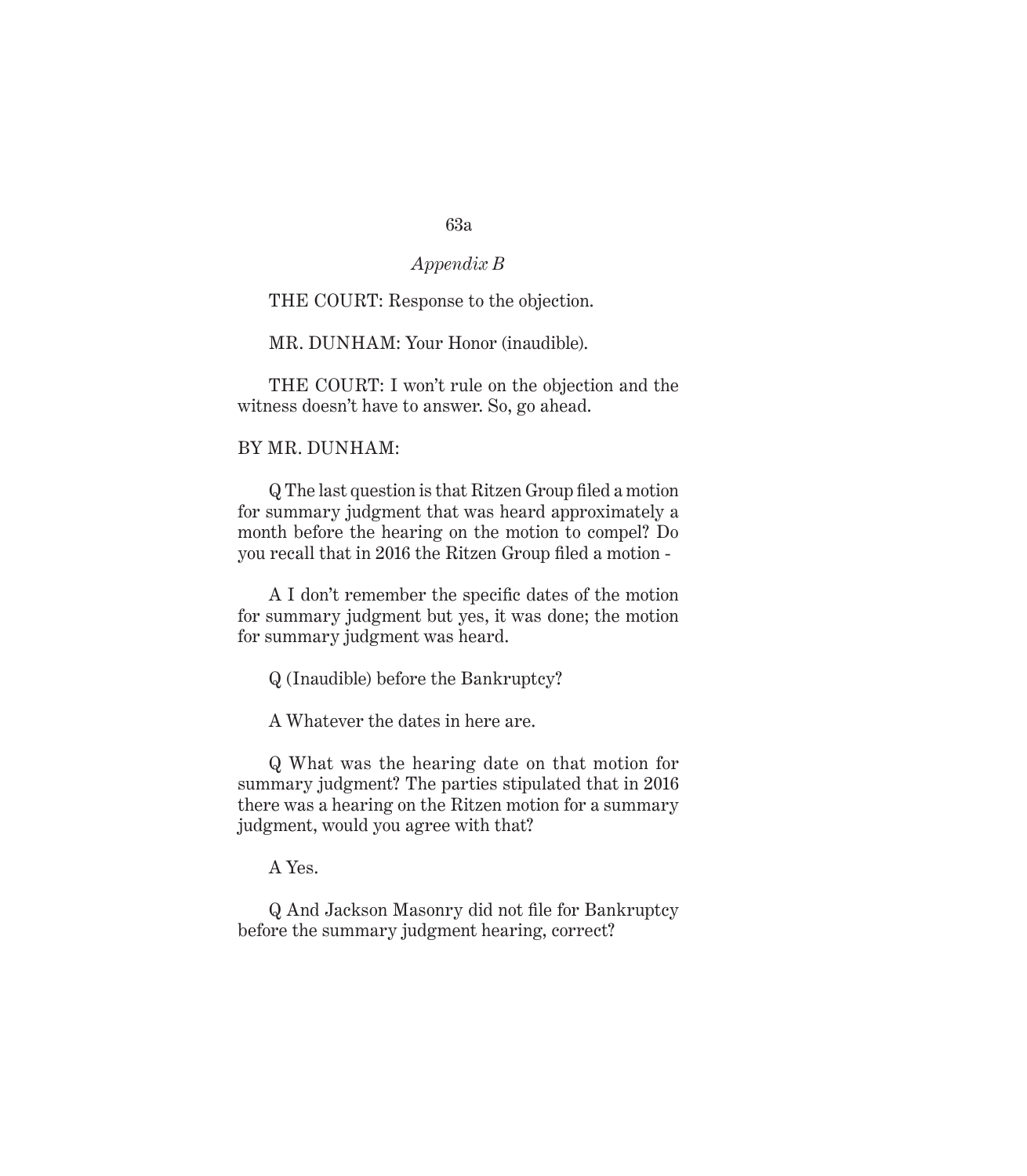THE COURT: Response to the objection.

MR. DUNHAM: Your Honor (inaudible).

THE COURT: I won't rule on the objection and the witness doesn't have to answer. So, go ahead.

BY MR. DUNHAM:

Q The last question is that Ritzen Group filed a motion for summary judgment that was heard approximately a month before the hearing on the motion to compel? Do you recall that in 2016 the Ritzen Group filed a motion -

A I don't remember the specific dates of the motion for summary judgment but yes, it was done; the motion for summary judgment was heard.

Q (Inaudible) before the Bankruptcy?

A Whatever the dates in here are.

Q What was the hearing date on that motion for summary judgment? The parties stipulated that in 2016 there was a hearing on the Ritzen motion for a summary judgment, would you agree with that?

A Yes.

Q And Jackson Masonry did not file for Bankruptcy before the summary judgment hearing, correct?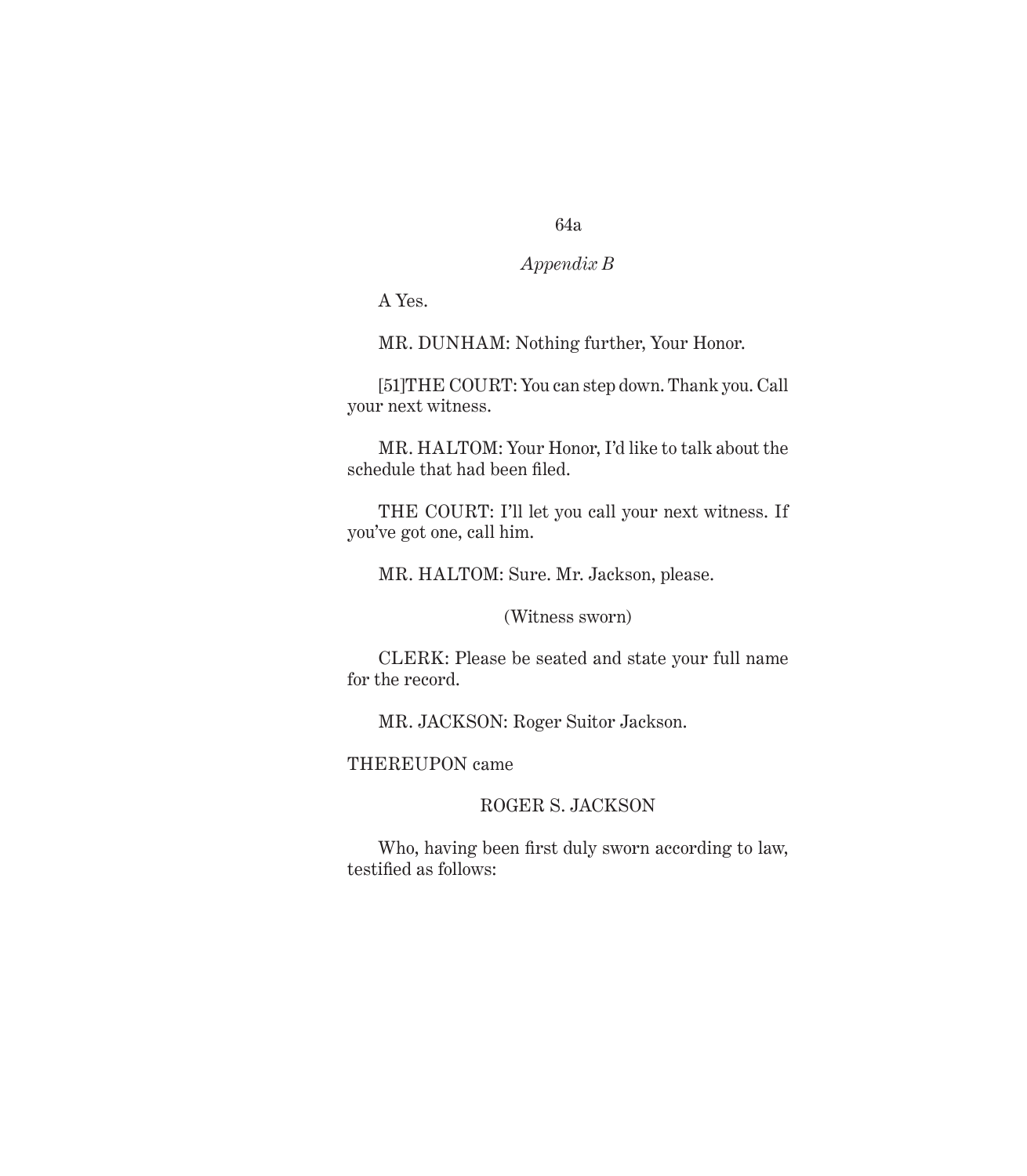A Yes.

MR. DUNHAM: Nothing further, Your Honor.

[51]THE COURT: You can step down. Thank you. Call your next witness.

MR. HALTOM: Your Honor, I'd like to talk about the schedule that had been filed.

THE COURT: I'll let you call your next witness. If you've got one, call him.

MR. HALTOM: Sure. Mr. Jackson, please.

(Witness sworn)

CLERK: Please be seated and state your full name for the record.

MR. JACKSON: Roger Suitor Jackson.

THEREUPON came

ROGER S. JACKSON

Who, having been first duly sworn according to law, testified as follows: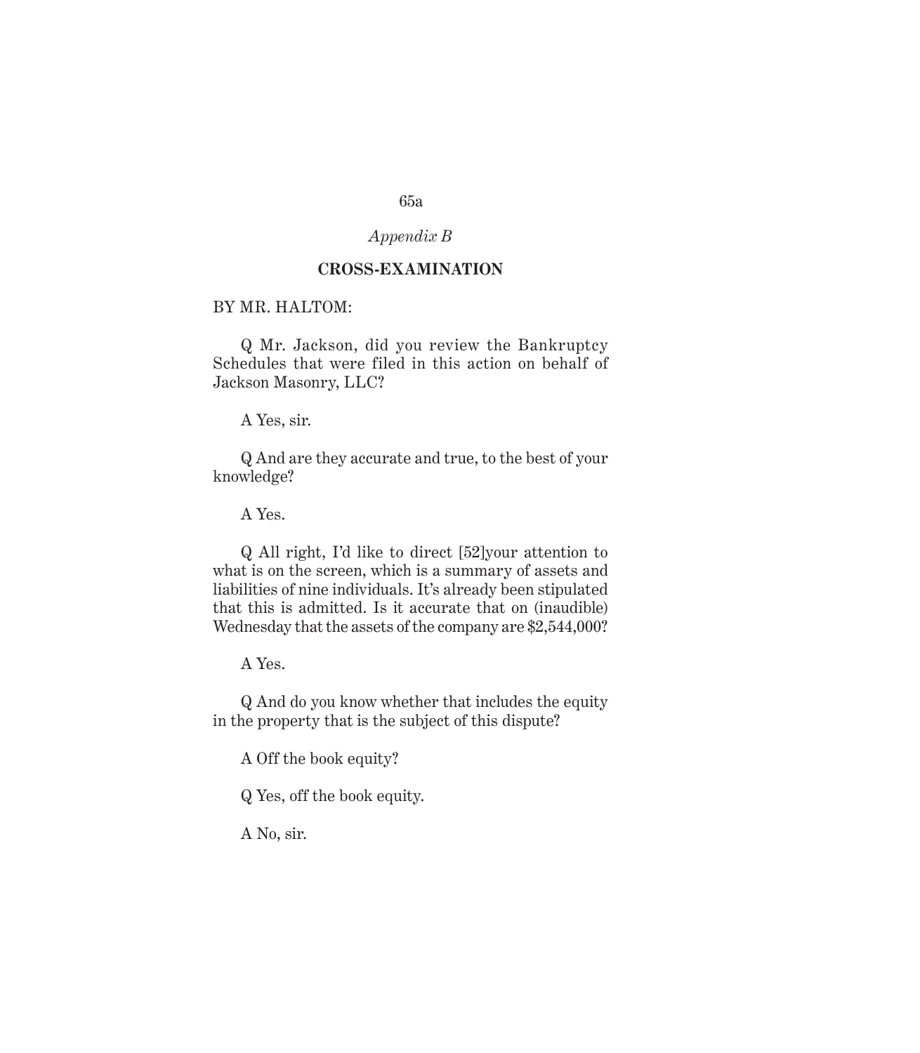*Appendix B*

**CROSS-EXAMINATION**

BY MR. HALTOM:

Q Mr. Jackson, did you review the Bankruptcy Schedules that were filed in this action on behalf of Jackson Masonry, LLC?

A Yes, sir.

Q And are they accurate and true, to the best of your knowledge?

A Yes.

Q All right, I'd like to direct [52]your attention to what is on the screen, which is a summary of assets and liabilities of nine individuals. It's already been stipulated that this is admitted. Is it accurate that on (inaudible) Wednesday that the assets of the company are $2,544,000?

A Yes.

Q And do you know whether that includes the equity in the property that is the subject of this dispute?

A Off the book equity?

Q Yes, off the book equity.

A No, sir.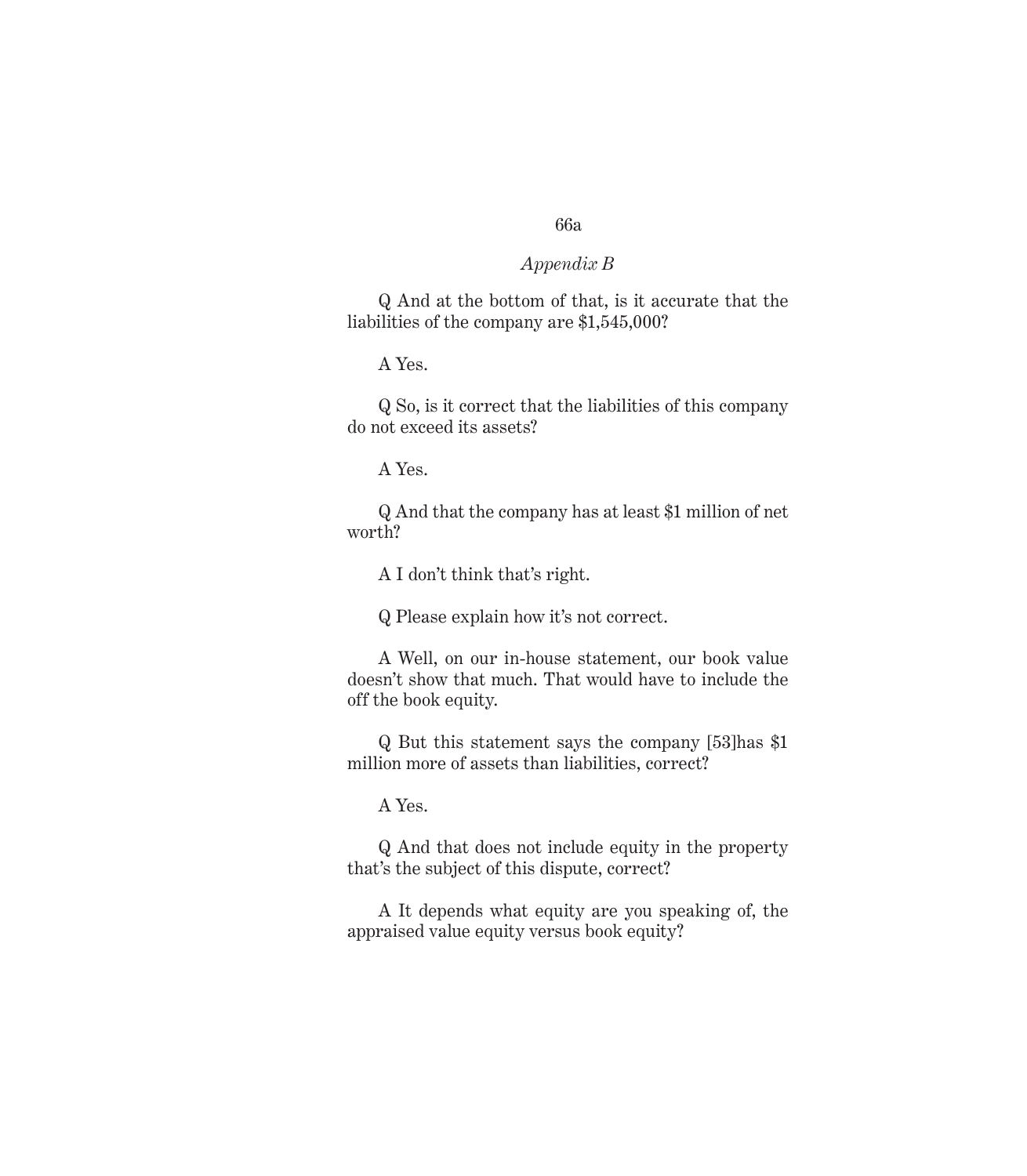Q And at the bottom of that, is it accurate that the liabilities of the company are $1,545,000?

A Yes.

Q So, is it correct that the liabilities of this company do not exceed its assets?

A Yes.

Q And that the company has at least $1 million of net worth?

A I don't think that's right.

Q Please explain how it's not correct.

A Well, on our in-house statement, our book value doesn't show that much. That would have to include the off the book equity.

Q But this statement says the company [53]has $1 million more of assets than liabilities, correct?

A Yes.

Q And that does not include equity in the property that's the subject of this dispute, correct?

A It depends what equity are you speaking of, the appraised value equity versus book equity?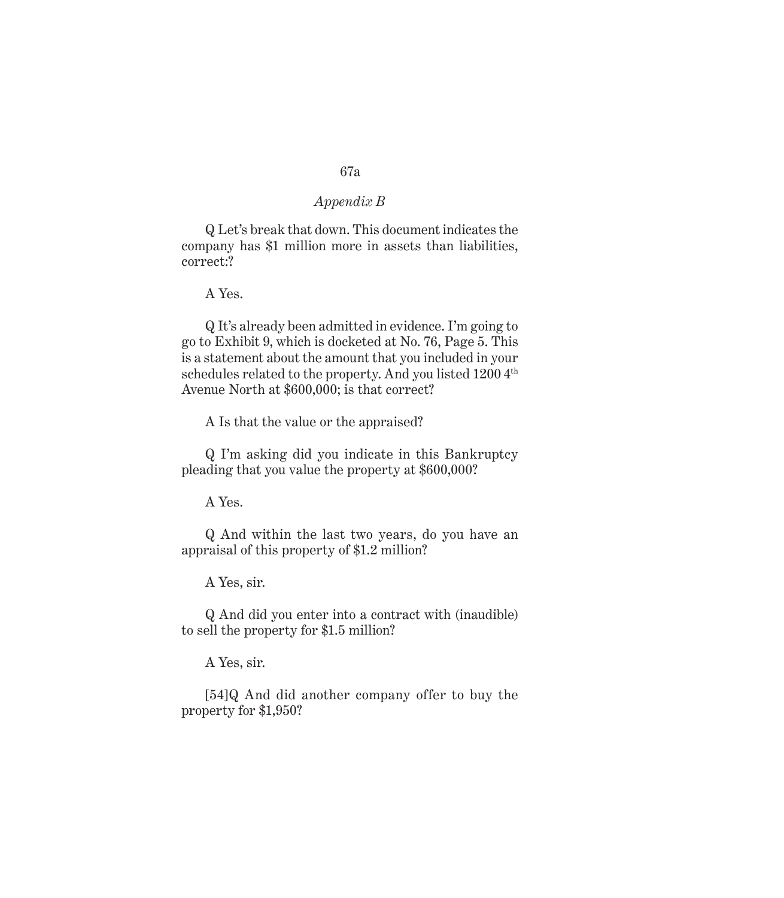*Appendix B*

Q Let's break that down. This document indicates the company has $1 million more in assets than liabilities, correct:?

A Yes.

Q It's already been admitted in evidence. I'm going to go to Exhibit 9, which is docketed at No. 76, Page 5. This is a statement about the amount that you included in your schedules related to the property. And you listed 1200 4th Avenue North at $600,000; is that correct?

A Is that the value or the appraised?

Q I'm asking did you indicate in this Bankruptcy pleading that you value the property at $600,000?

A Yes.

Q And within the last two years, do you have an appraisal of this property of $1.2 million?

A Yes, sir.

Q And did you enter into a contract with (inaudible) to sell the property for $1.5 million?

A Yes, sir.

[54]Q And did another company offer to buy the property for $1,950?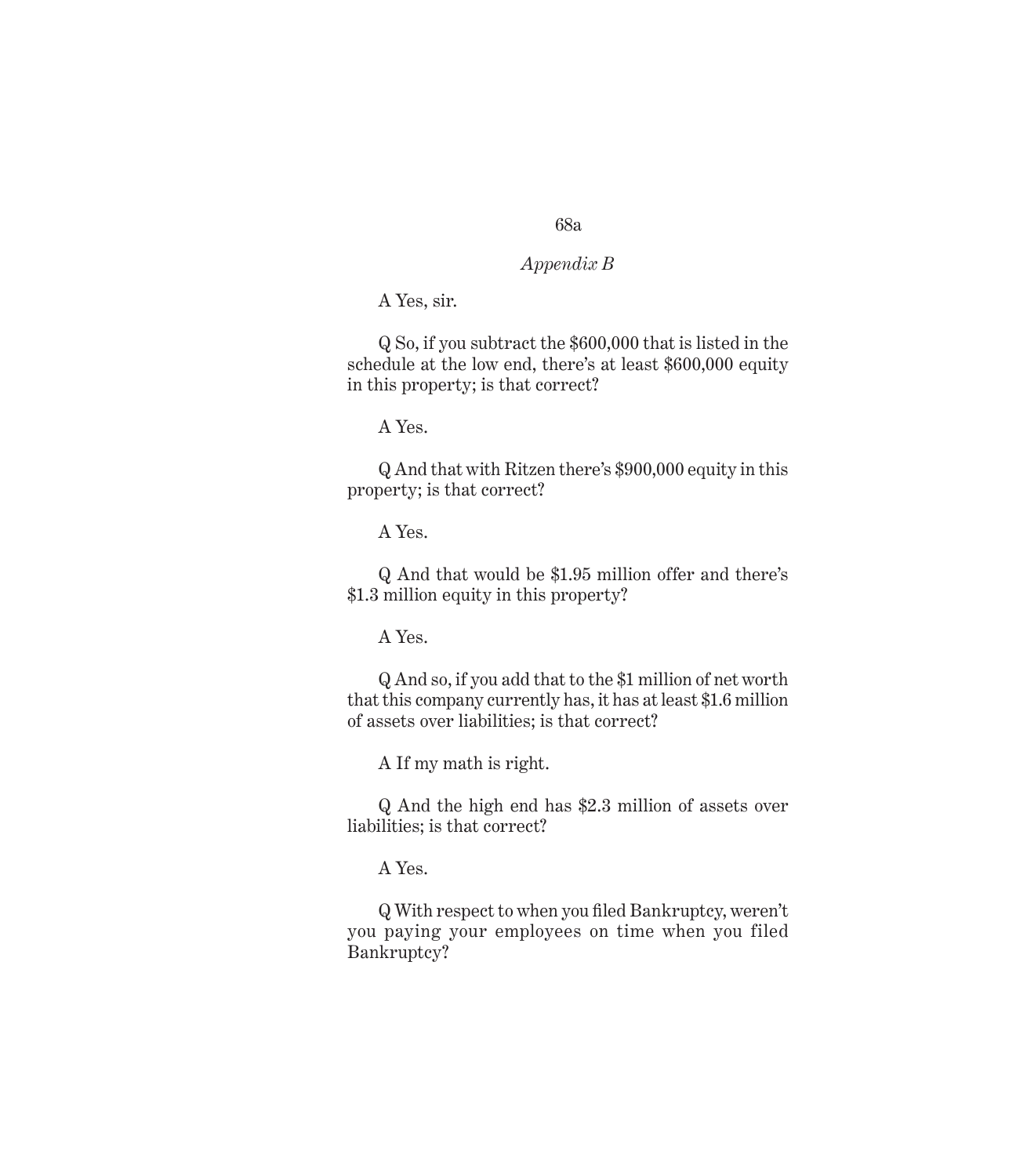*Appendix B*

A Yes, sir.

Q So, if you subtract the $600,000 that is listed in the schedule at the low end, there's at least $600,000 equity in this property; is that correct?

A Yes.

Q And that with Ritzen there's $900,000 equity in this property; is that correct?

A Yes.

Q And that would be $1.95 million offer and there's $1.3 million equity in this property?

A Yes.

Q And so, if you add that to the $1 million of net worth that this company currently has, it has at least $1.6 million of assets over liabilities; is that correct?

A If my math is right.

Q And the high end has $2.3 million of assets over liabilities; is that correct?

A Yes.

Q With respect to when you filed Bankruptcy, weren't you paying your employees on time when you filed Bankruptcy?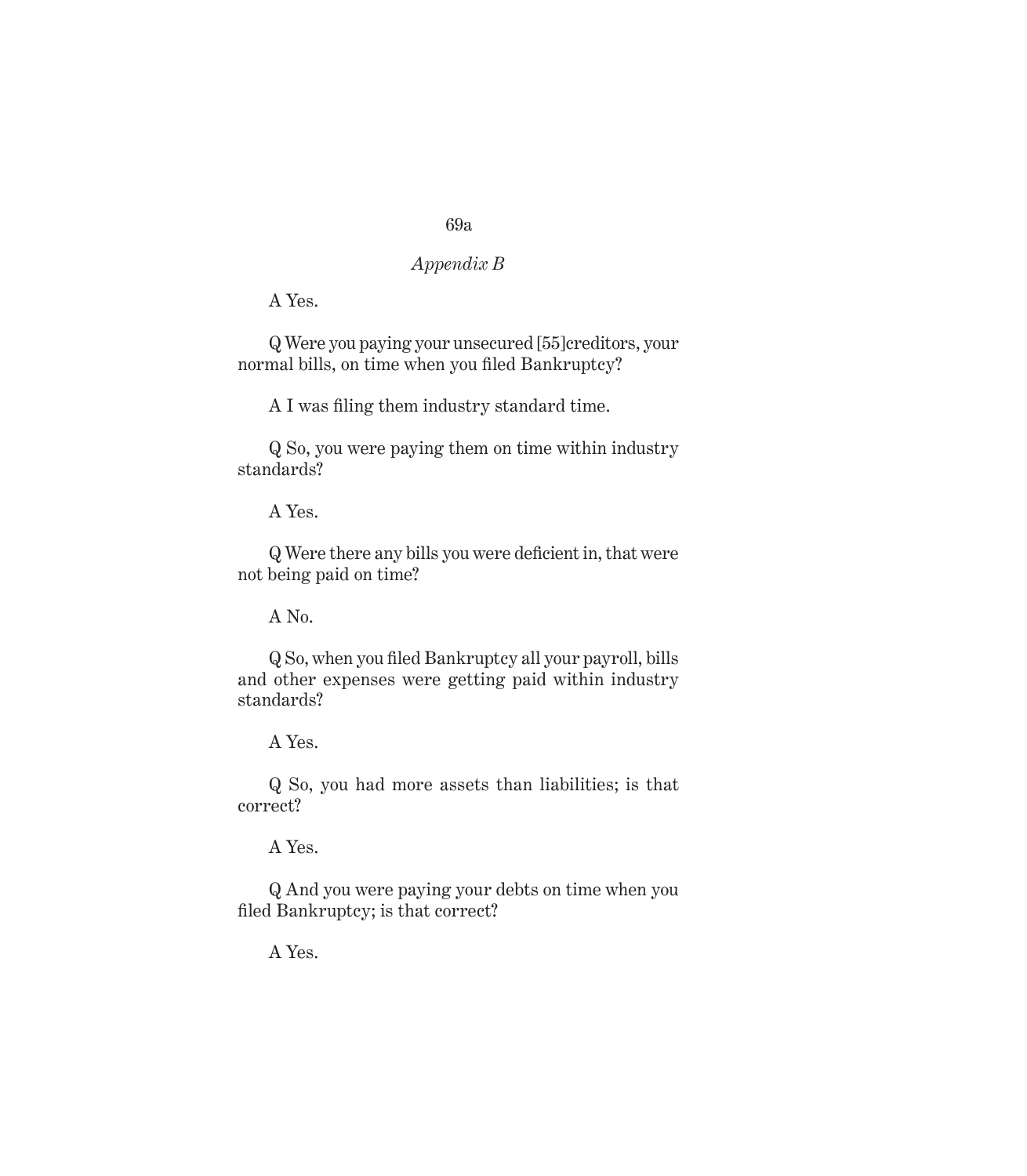A Yes.

Q Were you paying your unsecured [55]creditors, your normal bills, on time when you filed Bankruptcy?

A I was filing them industry standard time.

Q So, you were paying them on time within industry standards?

A Yes.

Q Were there any bills you were deficient in, that were not being paid on time?

A No.

Q So, when you filed Bankruptcy all your payroll, bills and other expenses were getting paid within industry standards?

A Yes.

Q So, you had more assets than liabilities; is that correct?

A Yes.

Q And you were paying your debts on time when you filed Bankruptcy; is that correct?

A Yes.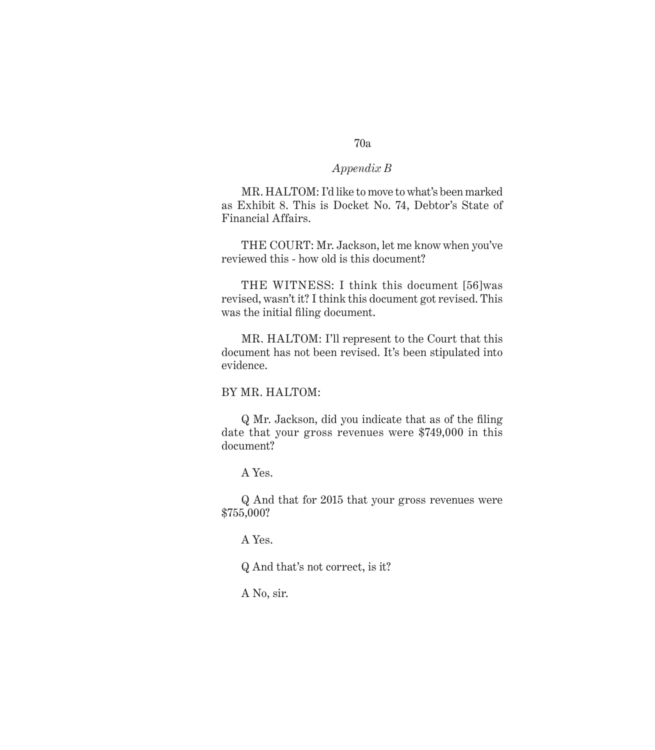MR. HALTOM: I'd like to move to what's been marked as Exhibit 8. This is Docket No. 74, Debtor's State of Financial Affairs.

THE COURT: Mr. Jackson, let me know when you've reviewed this - how old is this document?

THE WITNESS: I think this document [56]was revised, wasn't it? I think this document got revised. This was the initial filing document.

MR. HALTOM: I'll represent to the Court that this document has not been revised. It's been stipulated into evidence.

BY MR. HALTOM:

Q Mr. Jackson, did you indicate that as of the filing date that your gross revenues were $749,000 in this document?

A Yes.

Q And that for 2015 that your gross revenues were $755,000?

A Yes.

Q And that's not correct, is it?

A No, sir.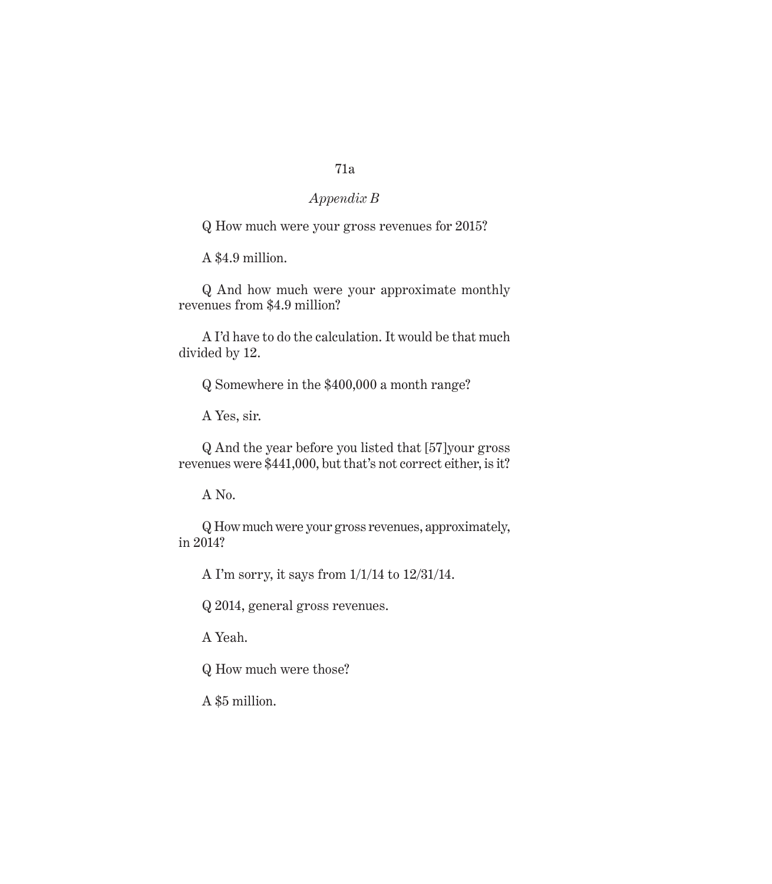Q How much were your gross revenues for 2015?

A $4.9 million.

Q And how much were your approximate monthly revenues from $4.9 million?

A I'd have to do the calculation. It would be that much divided by 12.

Q Somewhere in the $400,000 a month range?

A Yes, sir.

Q And the year before you listed that [57]your gross revenues were $441,000, but that's not correct either, is it?

A No.

Q How much were your gross revenues, approximately, in 2014?

A I'm sorry, it says from 1/1/14 to 12/31/14.

Q 2014, general gross revenues.

A Yeah.

Q How much were those?

A $5 million.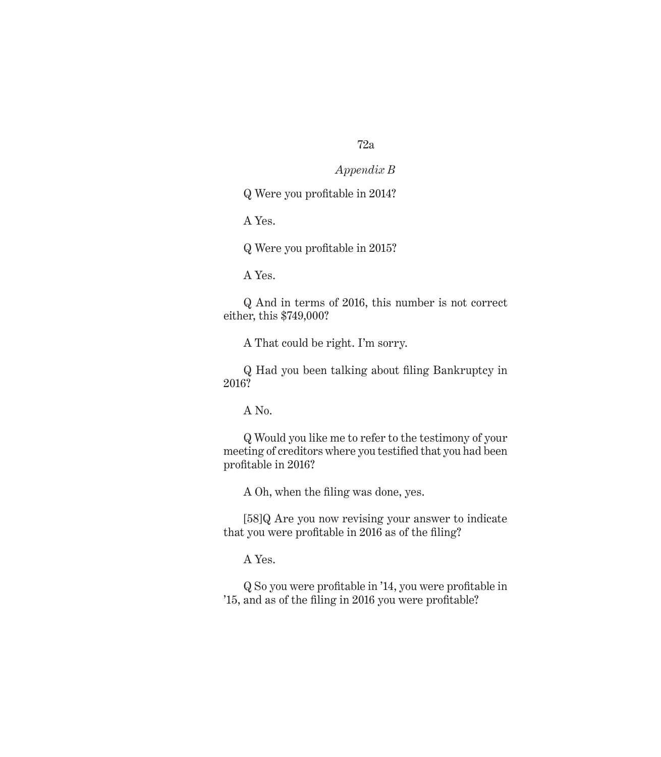*Appendix B*

Q Were you profitable in 2014?

A Yes.

Q Were you profitable in 2015?

A Yes.

Q And in terms of 2016, this number is not correct either, this $749,000?

A That could be right. I'm sorry.

Q Had you been talking about filing Bankruptcy in 2016?

A No.

Q Would you like me to refer to the testimony of your meeting of creditors where you testified that you had been profitable in 2016?

A Oh, when the filing was done, yes.

[58]Q Are you now revising your answer to indicate that you were profitable in 2016 as of the filing?

A Yes.

Q So you were profitable in '14, you were profitable in '15, and as of the filing in 2016 you were profitable?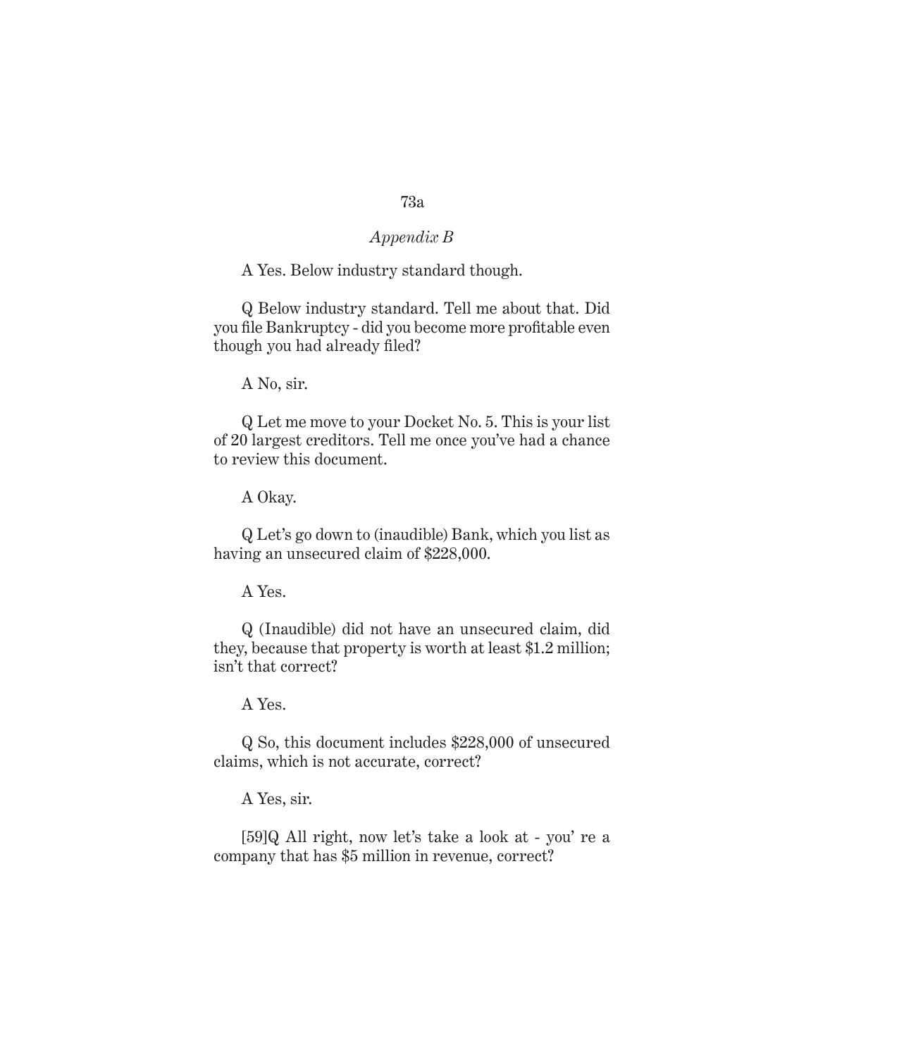A Yes. Below industry standard though.

Q Below industry standard. Tell me about that. Did you file Bankruptcy - did you become more profitable even though you had already filed?

A No, sir.

Q Let me move to your Docket No. 5. This is your list of 20 largest creditors. Tell me once you've had a chance to review this document.

A Okay.

Q Let's go down to (inaudible) Bank, which you list as having an unsecured claim of $228,000.

A Yes.

Q (Inaudible) did not have an unsecured claim, did they, because that property is worth at least $1.2 million; isn't that correct?

A Yes.

Q So, this document includes $228,000 of unsecured claims, which is not accurate, correct?

A Yes, sir.

[59]Q All right, now let's take a look at - you' re a company that has $5 million in revenue, correct?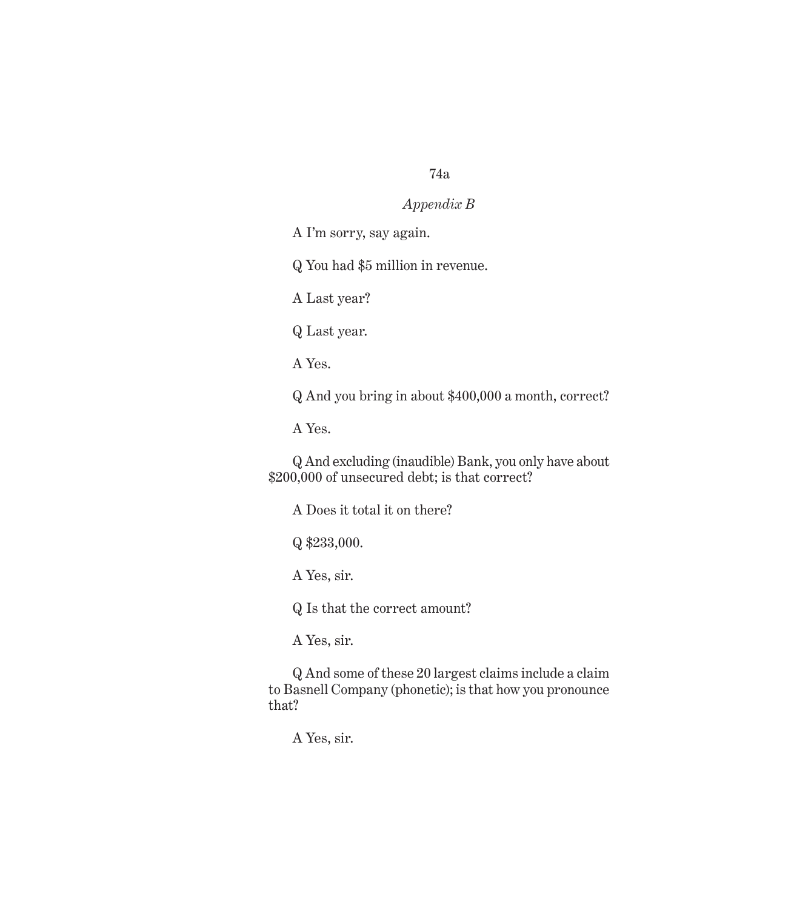A I'm sorry, say again.

Q You had $5 million in revenue.

A Last year?

Q Last year.

A Yes.

Q And you bring in about $400,000 a month, correct?

A Yes.

Q And excluding (inaudible) Bank, you only have about $200,000 of unsecured debt; is that correct?

A Does it total it on there?

Q $233,000.

A Yes, sir.

Q Is that the correct amount?

A Yes, sir.

Q And some of these 20 largest claims include a claim to Basnell Company (phonetic); is that how you pronounce that?

A Yes, sir.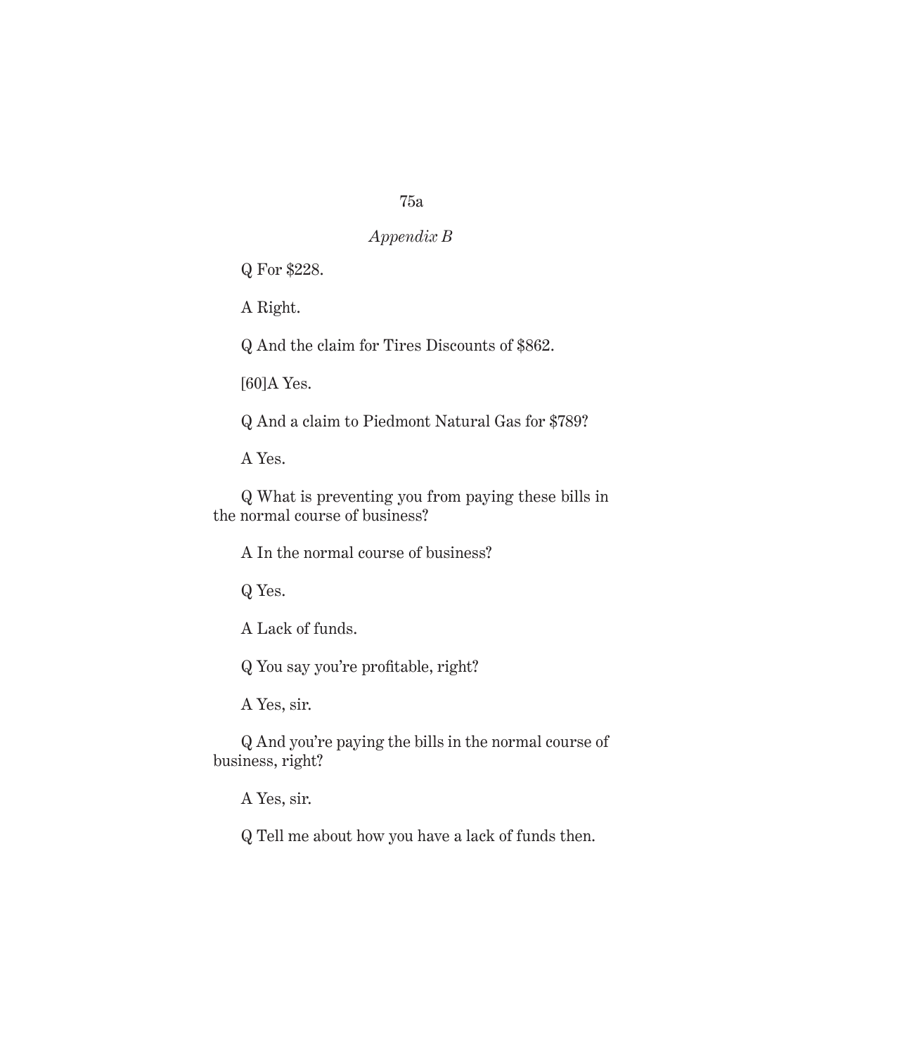*Appendix B*

Q For $228.

A Right.

Q And the claim for Tires Discounts of $862.

[60]A Yes.

Q And a claim to Piedmont Natural Gas for $789?

A Yes.

Q What is preventing you from paying these bills in the normal course of business?

A In the normal course of business?

Q Yes.

A Lack of funds.

Q You say you're profitable, right?

A Yes, sir.

Q And you're paying the bills in the normal course of business, right?

A Yes, sir.

Q Tell me about how you have a lack of funds then.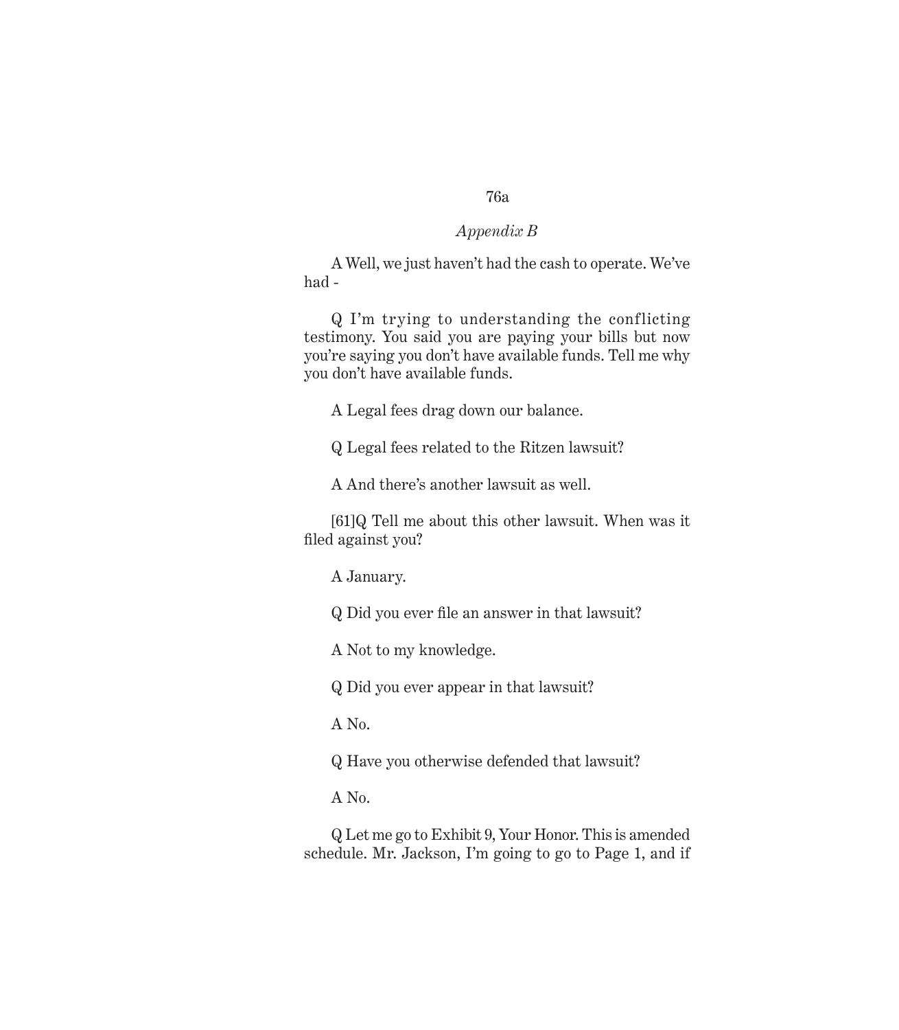*Appendix B*

A Well, we just haven't had the cash to operate. We've had -

Q I'm trying to understanding the conflicting testimony. You said you are paying your bills but now you're saying you don't have available funds. Tell me why you don't have available funds.

A Legal fees drag down our balance.

Q Legal fees related to the Ritzen lawsuit?

A And there's another lawsuit as well.

[61]Q Tell me about this other lawsuit. When was it filed against you?

A January.

Q Did you ever file an answer in that lawsuit?

A Not to my knowledge.

Q Did you ever appear in that lawsuit?

A No.

Q Have you otherwise defended that lawsuit?

A No.

Q Let me go to Exhibit 9, Your Honor. This is amended schedule. Mr. Jackson, I'm going to go to Page 1, and if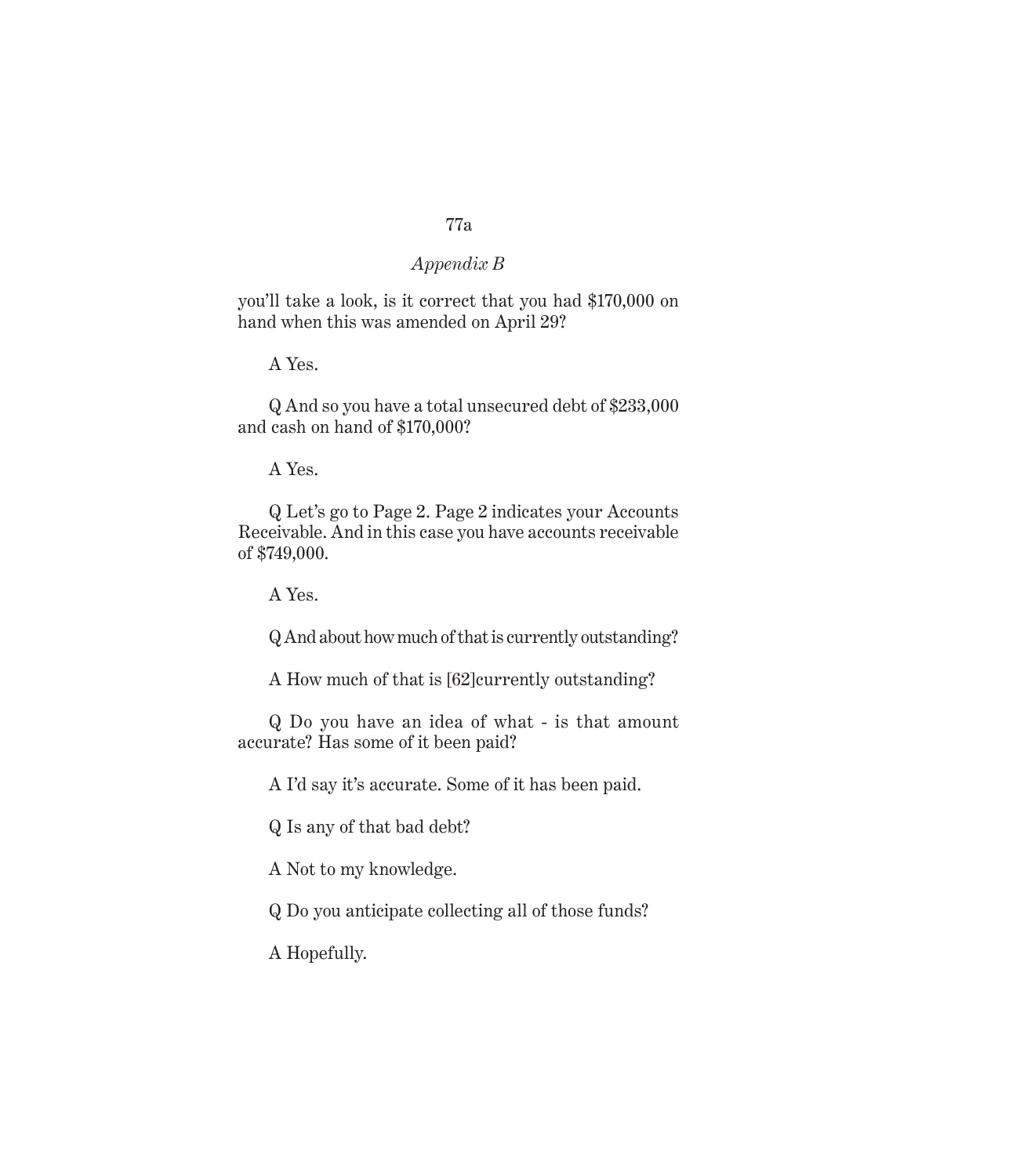you'll take a look, is it correct that you had $170,000 on hand when this was amended on April 29?

A Yes.

Q And so you have a total unsecured debt of $233,000 and cash on hand of $170,000?

A Yes.

Q Let's go to Page 2. Page 2 indicates your Accounts Receivable. And in this case you have accounts receivable of $749,000.

A Yes.

Q And about how much of that is currently outstanding?

A How much of that is [62]currently outstanding?

Q Do you have an idea of what - is that amount accurate? Has some of it been paid?

A I'd say it's accurate. Some of it has been paid.

Q Is any of that bad debt?

A Not to my knowledge.

Q Do you anticipate collecting all of those funds?

A Hopefully.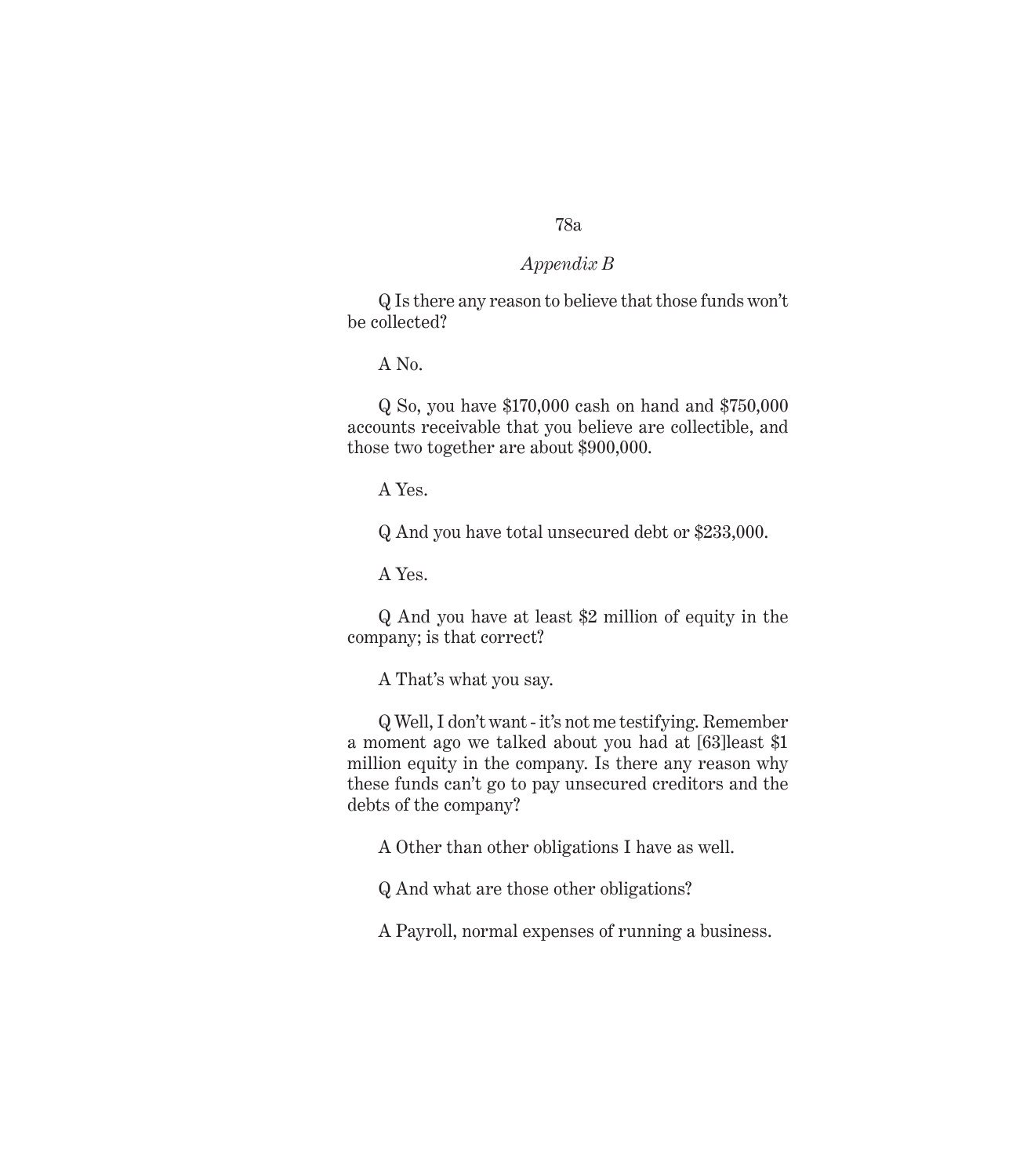*Appendix B*

Q Is there any reason to believe that those funds won't be collected?

A No.

Q So, you have $170,000 cash on hand and $750,000 accounts receivable that you believe are collectible, and those two together are about $900,000.

A Yes.

Q And you have total unsecured debt or $233,000.

A Yes.

Q And you have at least $2 million of equity in the company; is that correct?

A That's what you say.

Q Well, I don't want - it's not me testifying. Remember a moment ago we talked about you had at [63]least $1 million equity in the company. Is there any reason why these funds can't go to pay unsecured creditors and the debts of the company?

A Other than other obligations I have as well.

Q And what are those other obligations?

A Payroll, normal expenses of running a business.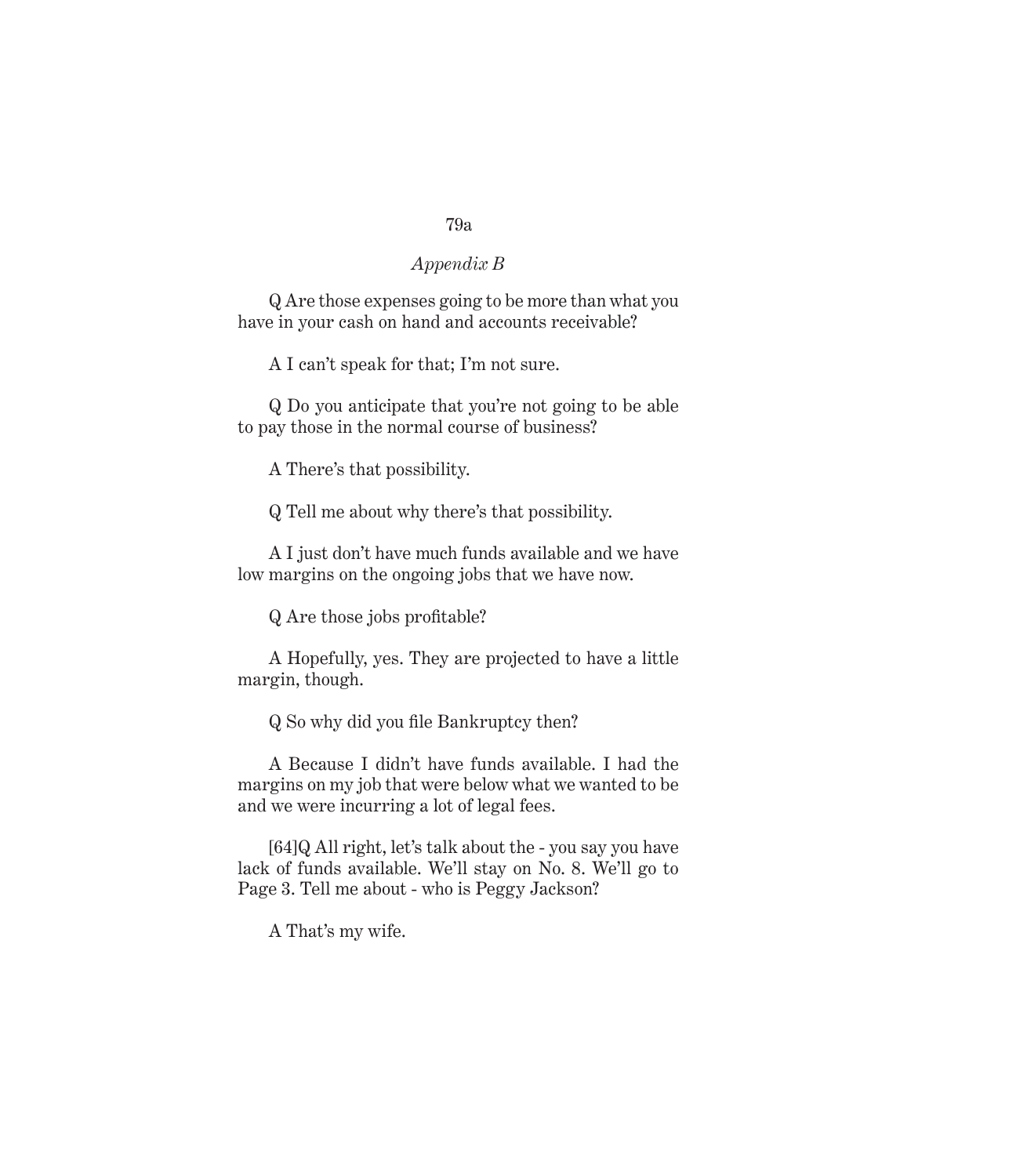Q Are those expenses going to be more than what you have in your cash on hand and accounts receivable?

A I can't speak for that; I'm not sure.

Q Do you anticipate that you're not going to be able to pay those in the normal course of business?

A There's that possibility.

Q Tell me about why there's that possibility.

A I just don't have much funds available and we have low margins on the ongoing jobs that we have now.

Q Are those jobs profitable?

A Hopefully, yes. They are projected to have a little margin, though.

Q So why did you file Bankruptcy then?

A Because I didn't have funds available. I had the margins on my job that were below what we wanted to be and we were incurring a lot of legal fees.

[64]Q All right, let's talk about the - you say you have lack of funds available. We'll stay on No. 8. We'll go to Page 3. Tell me about - who is Peggy Jackson?

A That's my wife.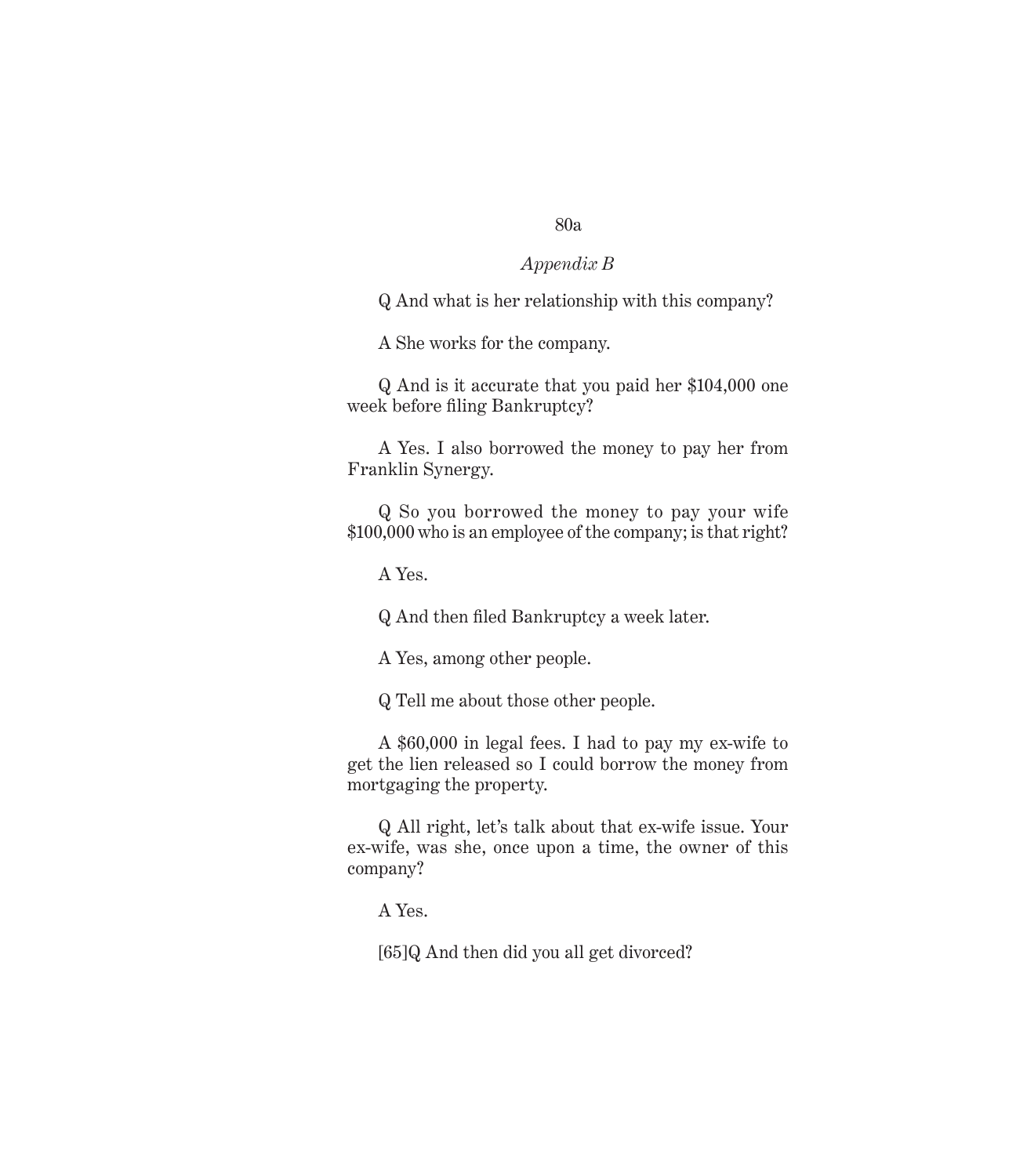*Appendix B*

Q And what is her relationship with this company?

A She works for the company.

Q And is it accurate that you paid her $104,000 one week before filing Bankruptcy?

A Yes. I also borrowed the money to pay her from Franklin Synergy.

Q So you borrowed the money to pay your wife $100,000 who is an employee of the company; is that right?

A Yes.

Q And then filed Bankruptcy a week later.

A Yes, among other people.

Q Tell me about those other people.

A $60,000 in legal fees. I had to pay my ex-wife to get the lien released so I could borrow the money from mortgaging the property.

Q All right, let's talk about that ex-wife issue. Your ex-wife, was she, once upon a time, the owner of this company?

A Yes.

[65]Q And then did you all get divorced?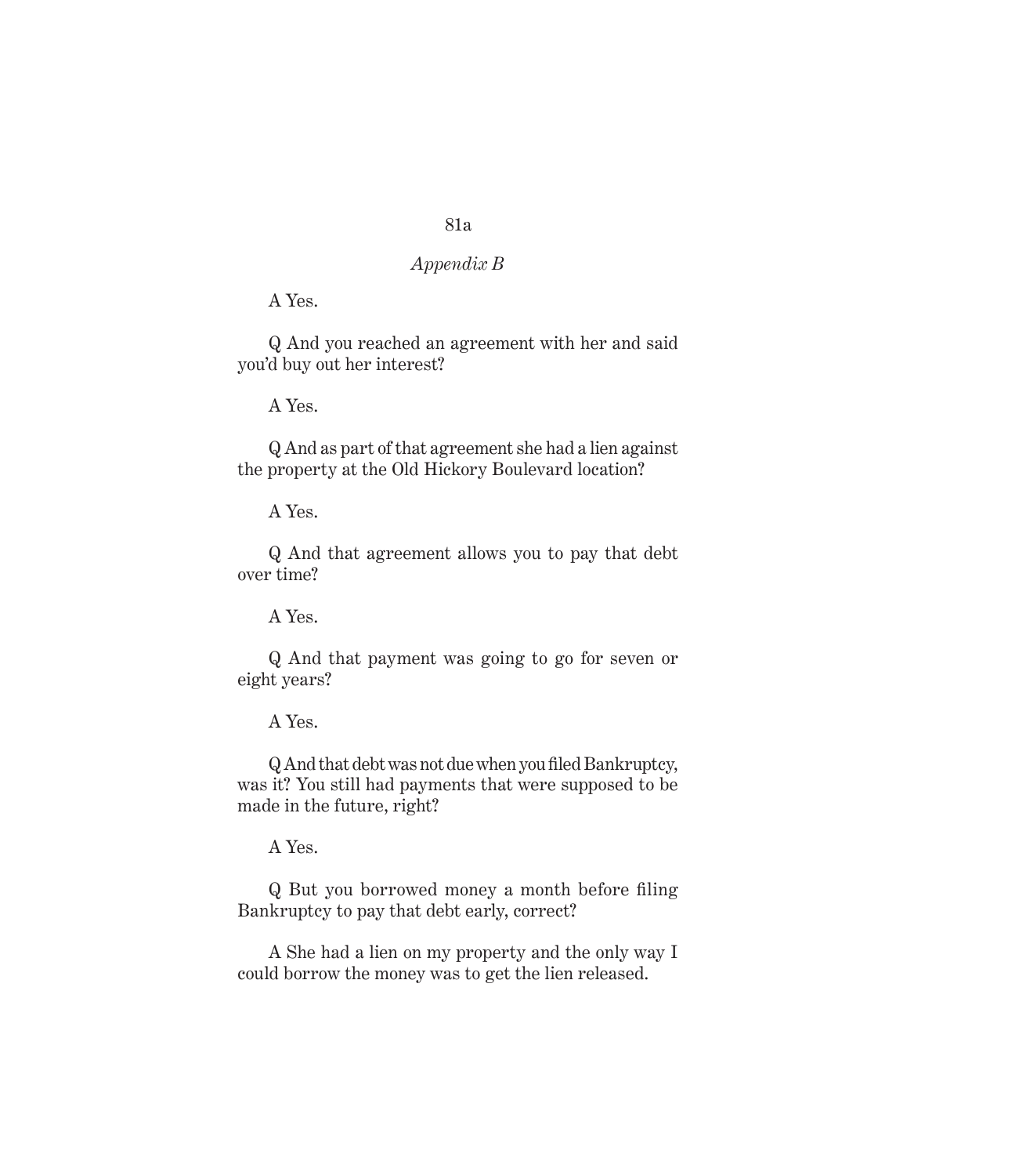A Yes.

Q And you reached an agreement with her and said you'd buy out her interest?

A Yes.

Q And as part of that agreement she had a lien against the property at the Old Hickory Boulevard location?

A Yes.

Q And that agreement allows you to pay that debt over time?

A Yes.

Q And that payment was going to go for seven or eight years?

A Yes.

Q And that debt was not due when you filed Bankruptcy, was it? You still had payments that were supposed to be made in the future, right?

A Yes.

Q But you borrowed money a month before filing Bankruptcy to pay that debt early, correct?

A She had a lien on my property and the only way I could borrow the money was to get the lien released.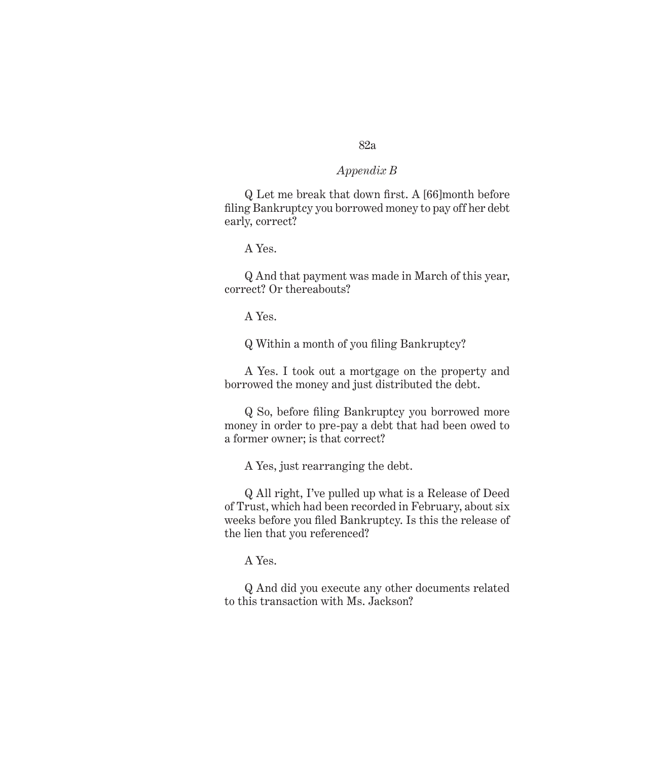*Appendix B*

Q Let me break that down first. A [66]month before filing Bankruptcy you borrowed money to pay off her debt early, correct?

A Yes.

Q And that payment was made in March of this year, correct? Or thereabouts?

A Yes.

Q Within a month of you filing Bankruptcy?

A Yes. I took out a mortgage on the property and borrowed the money and just distributed the debt.

Q So, before filing Bankruptcy you borrowed more money in order to pre-pay a debt that had been owed to a former owner; is that correct?

A Yes, just rearranging the debt.

Q All right, I've pulled up what is a Release of Deed of Trust, which had been recorded in February, about six weeks before you filed Bankruptcy. Is this the release of the lien that you referenced?

A Yes.

Q And did you execute any other documents related to this transaction with Ms. Jackson?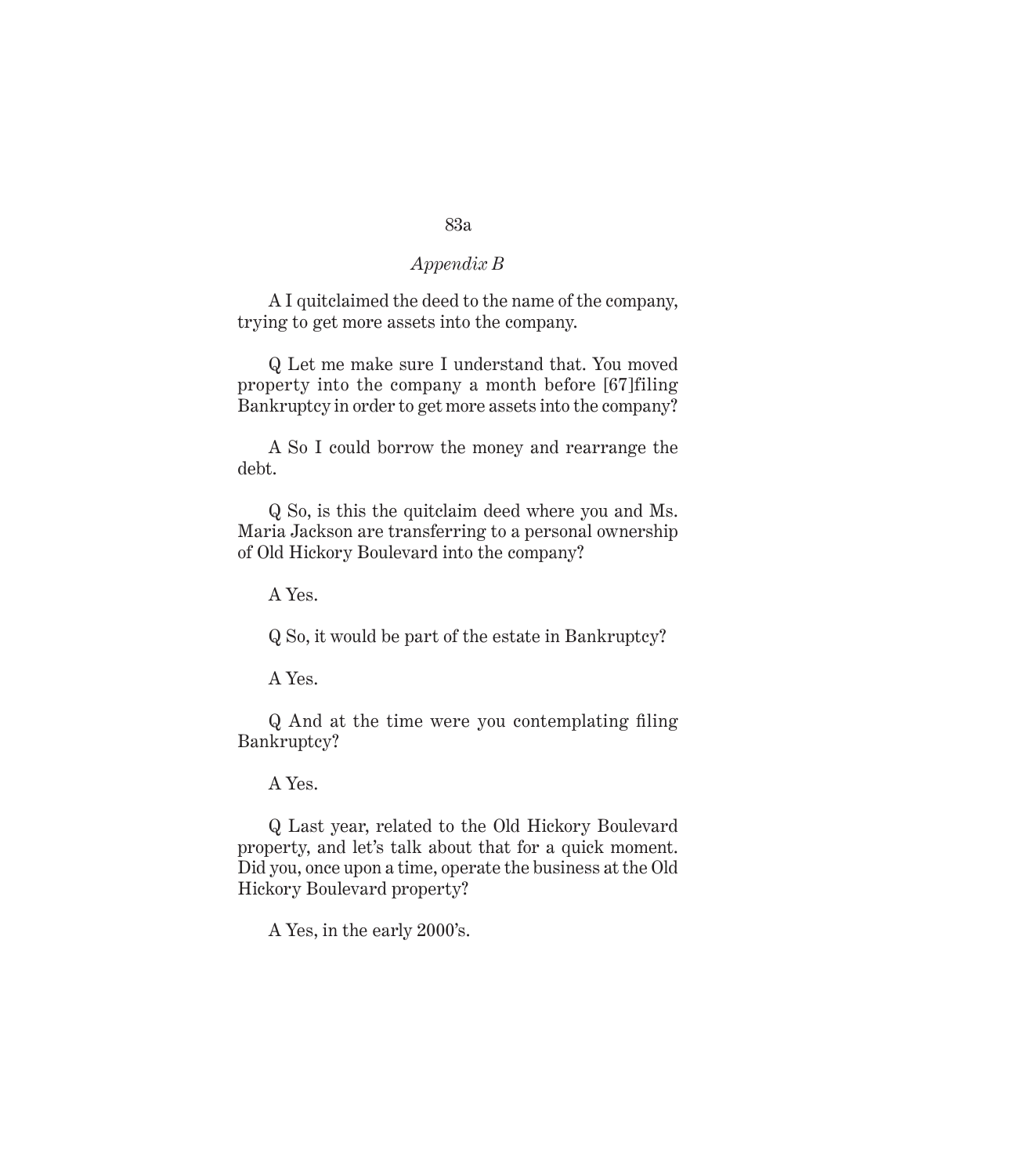*Appendix B*

A I quitclaimed the deed to the name of the company, trying to get more assets into the company.

Q Let me make sure I understand that. You moved property into the company a month before [67]filing Bankruptcy in order to get more assets into the company?

A So I could borrow the money and rearrange the debt.

Q So, is this the quitclaim deed where you and Ms. Maria Jackson are transferring to a personal ownership of Old Hickory Boulevard into the company?

A Yes.

Q So, it would be part of the estate in Bankruptcy?

A Yes.

Q And at the time were you contemplating filing Bankruptcy?

A Yes.

Q Last year, related to the Old Hickory Boulevard property, and let's talk about that for a quick moment. Did you, once upon a time, operate the business at the Old Hickory Boulevard property?

A Yes, in the early 2000's.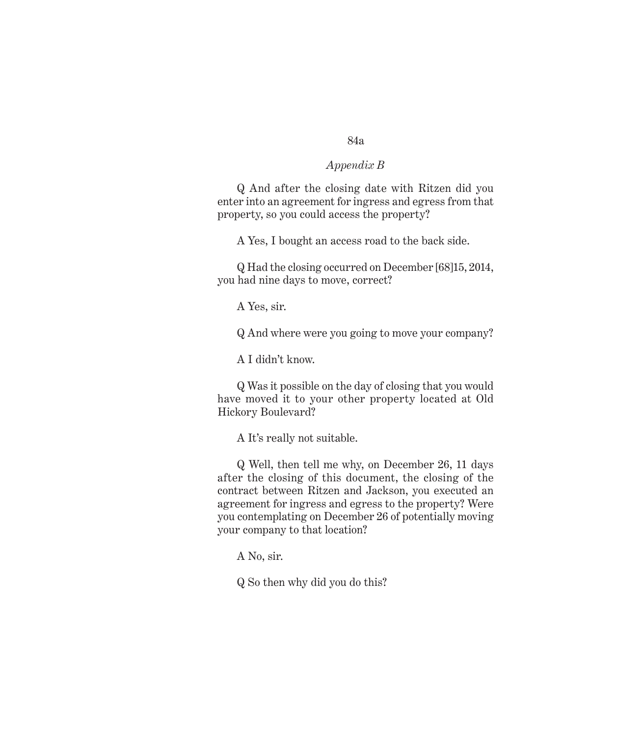*Appendix B*

Q And after the closing date with Ritzen did you enter into an agreement for ingress and egress from that property, so you could access the property?

A Yes, I bought an access road to the back side.

Q Had the closing occurred on December [68]15, 2014, you had nine days to move, correct?

A Yes, sir.

Q And where were you going to move your company?

A I didn't know.

Q Was it possible on the day of closing that you would have moved it to your other property located at Old Hickory Boulevard?

A It's really not suitable.

Q Well, then tell me why, on December 26, 11 days after the closing of this document, the closing of the contract between Ritzen and Jackson, you executed an agreement for ingress and egress to the property? Were you contemplating on December 26 of potentially moving your company to that location?

A No, sir.

Q So then why did you do this?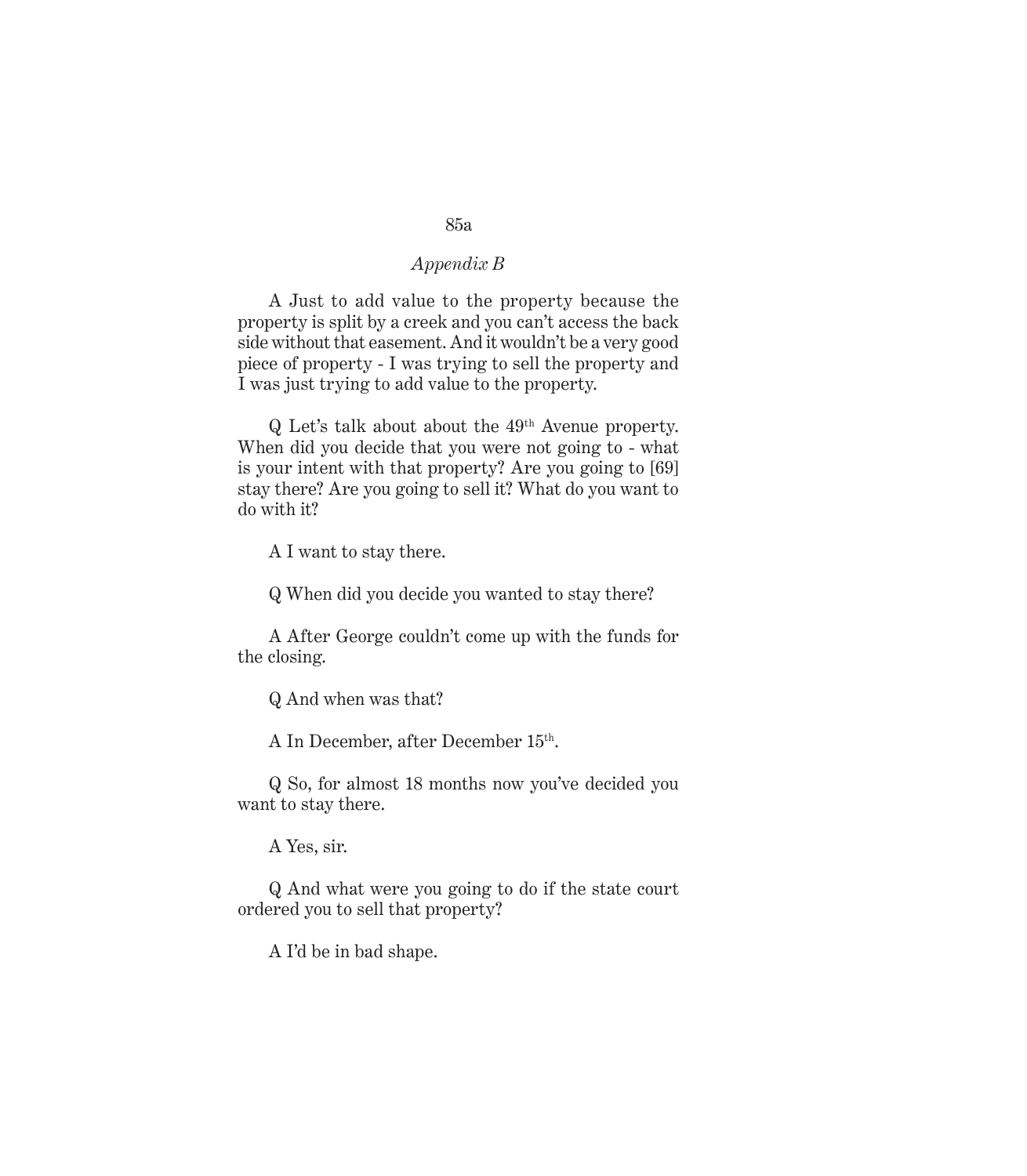A Just to add value to the property because the property is split by a creek and you can't access the back side without that easement. And it wouldn't be a very good piece of property - I was trying to sell the property and I was just trying to add value to the property.

Q Let's talk about about the 49th Avenue property. When did you decide that you were not going to - what is your intent with that property? Are you going to [69] stay there? Are you going to sell it? What do you want to do with it?

A I want to stay there.

Q When did you decide you wanted to stay there?

A After George couldn't come up with the funds for the closing.

Q And when was that?

A In December, after December 15th.

Q So, for almost 18 months now you've decided you want to stay there.

A Yes, sir.

Q And what were you going to do if the state court ordered you to sell that property?

A I'd be in bad shape.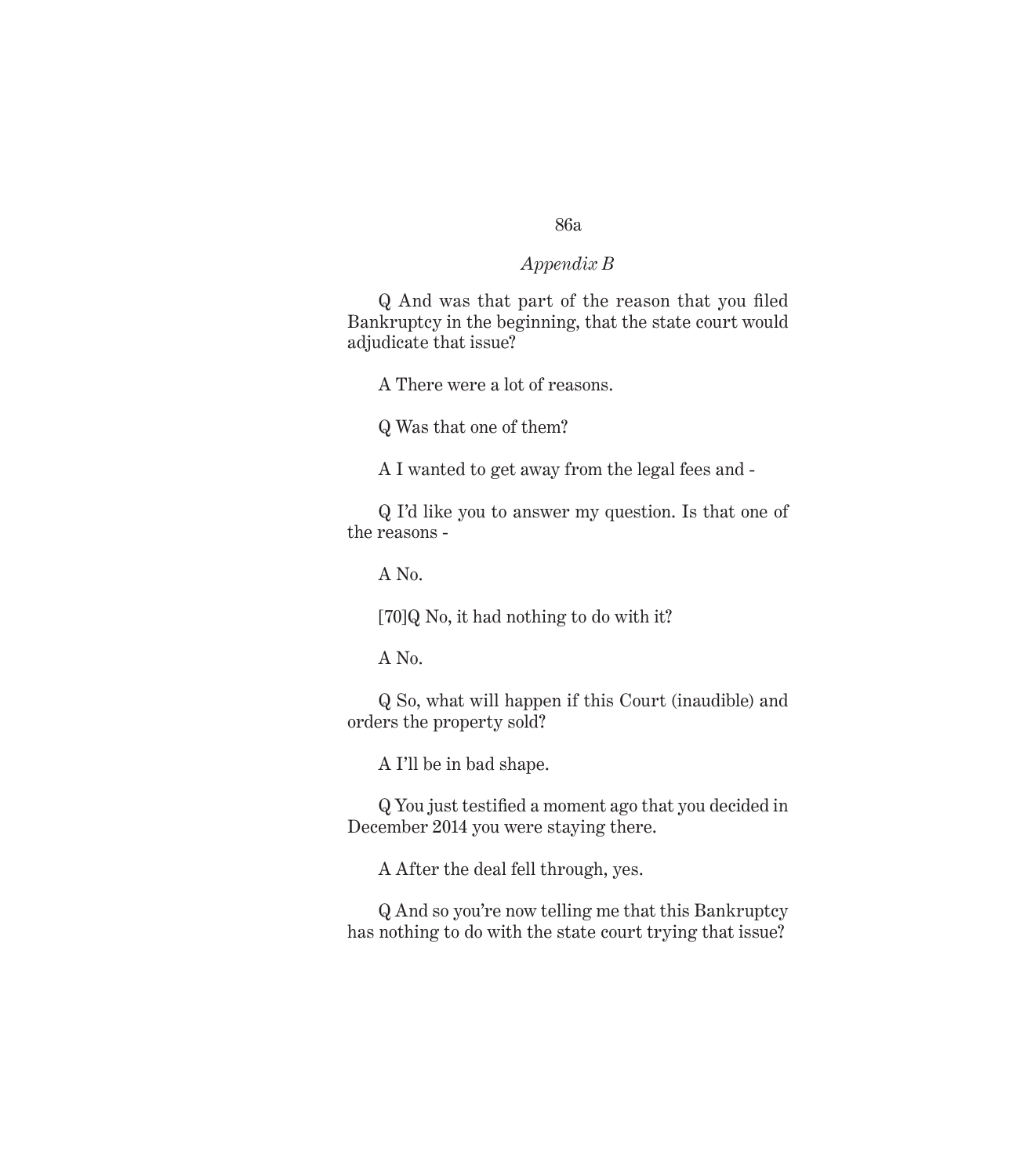Q And was that part of the reason that you filed Bankruptcy in the beginning, that the state court would adjudicate that issue?

A There were a lot of reasons.

Q Was that one of them?

A I wanted to get away from the legal fees and -

Q I'd like you to answer my question. Is that one of the reasons -

A No.

[70]Q No, it had nothing to do with it?

A No.

Q So, what will happen if this Court (inaudible) and orders the property sold?

A I'll be in bad shape.

Q You just testified a moment ago that you decided in December 2014 you were staying there.

A After the deal fell through, yes.

Q And so you're now telling me that this Bankruptcy has nothing to do with the state court trying that issue?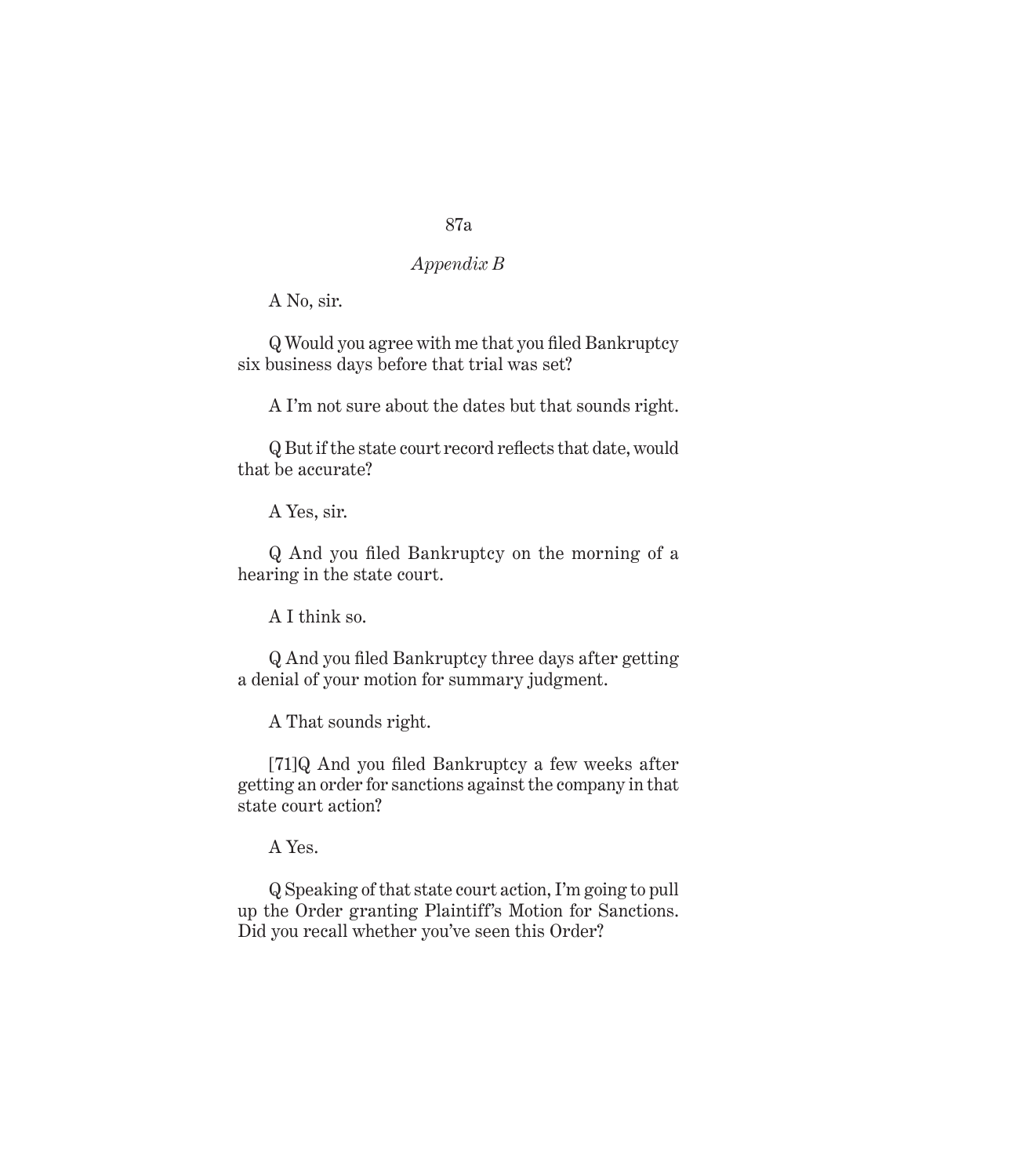A No, sir.

Q Would you agree with me that you filed Bankruptcy six business days before that trial was set?

A I'm not sure about the dates but that sounds right.

Q But if the state court record reflects that date, would that be accurate?

A Yes, sir.

Q And you filed Bankruptcy on the morning of a hearing in the state court.

A I think so.

Q And you filed Bankruptcy three days after getting a denial of your motion for summary judgment.

A That sounds right.

[71]Q And you filed Bankruptcy a few weeks after getting an order for sanctions against the company in that state court action?

A Yes.

Q Speaking of that state court action, I'm going to pull up the Order granting Plaintiff's Motion for Sanctions. Did you recall whether you've seen this Order?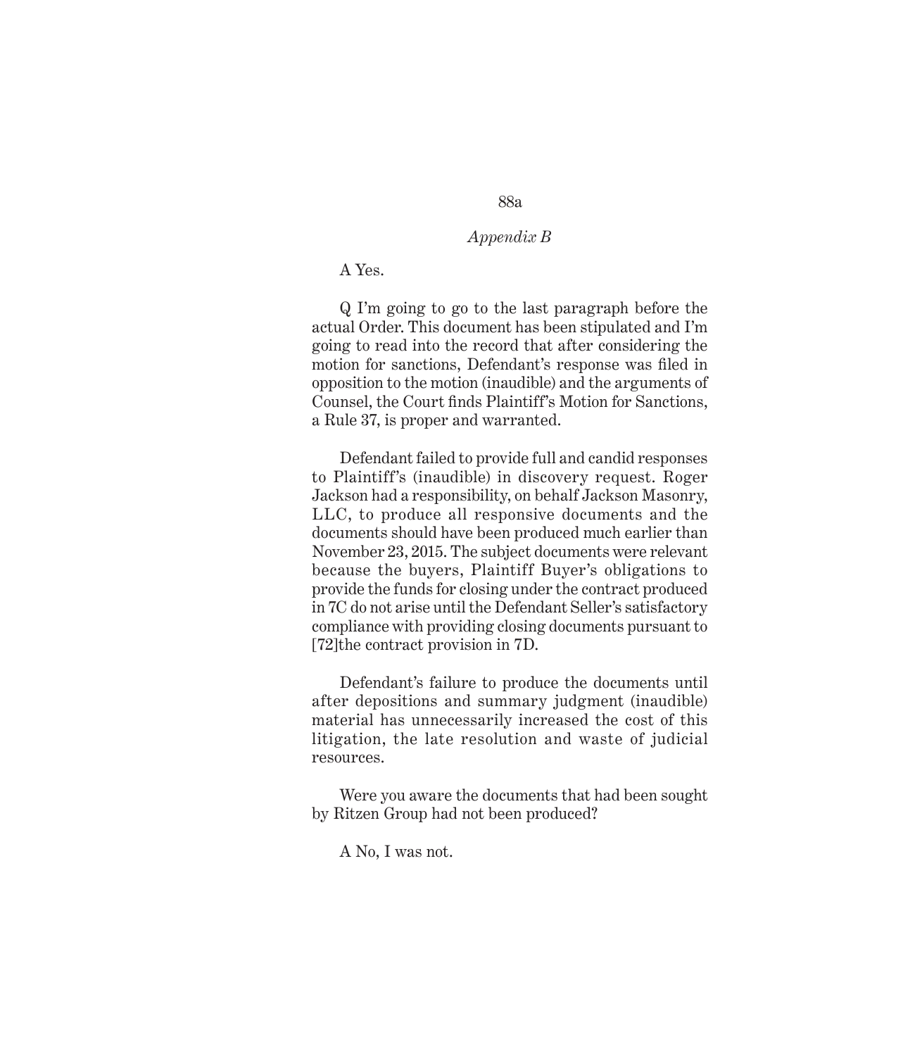A Yes.

Q I'm going to go to the last paragraph before the actual Order. This document has been stipulated and I'm going to read into the record that after considering the motion for sanctions, Defendant's response was filed in opposition to the motion (inaudible) and the arguments of Counsel, the Court finds Plaintiff's Motion for Sanctions, a Rule 37, is proper and warranted.

Defendant failed to provide full and candid responses to Plaintiff's (inaudible) in discovery request. Roger Jackson had a responsibility, on behalf Jackson Masonry, LLC, to produce all responsive documents and the documents should have been produced much earlier than November 23, 2015. The subject documents were relevant because the buyers, Plaintiff Buyer's obligations to provide the funds for closing under the contract produced in 7C do not arise until the Defendant Seller's satisfactory compliance with providing closing documents pursuant to [72]the contract provision in 7D.

Defendant's failure to produce the documents until after depositions and summary judgment (inaudible) material has unnecessarily increased the cost of this litigation, the late resolution and waste of judicial resources.

Were you aware the documents that had been sought by Ritzen Group had not been produced?

A No, I was not.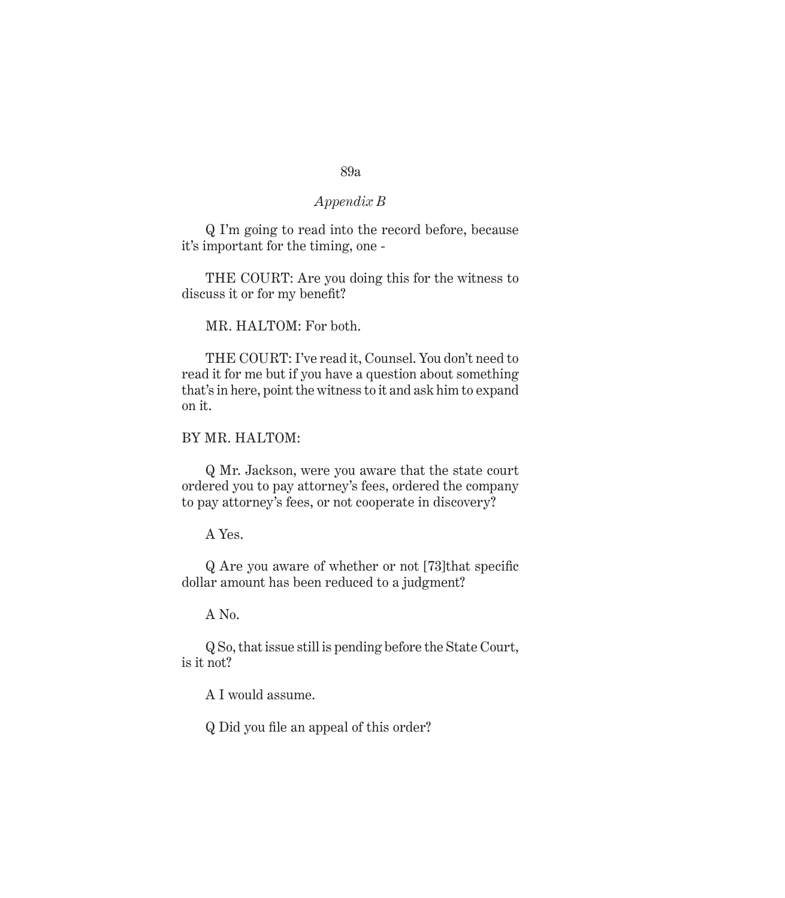Q I'm going to read into the record before, because it's important for the timing, one -

THE COURT: Are you doing this for the witness to discuss it or for my benefit?

MR. HALTOM: For both.

THE COURT: I've read it, Counsel. You don't need to read it for me but if you have a question about something that's in here, point the witness to it and ask him to expand on it.

BY MR. HALTOM:

Q Mr. Jackson, were you aware that the state court ordered you to pay attorney's fees, ordered the company to pay attorney's fees, or not cooperate in discovery?

A Yes.

Q Are you aware of whether or not [73]that specific dollar amount has been reduced to a judgment?

A No.

Q So, that issue still is pending before the State Court, is it not?

A I would assume.

Q Did you file an appeal of this order?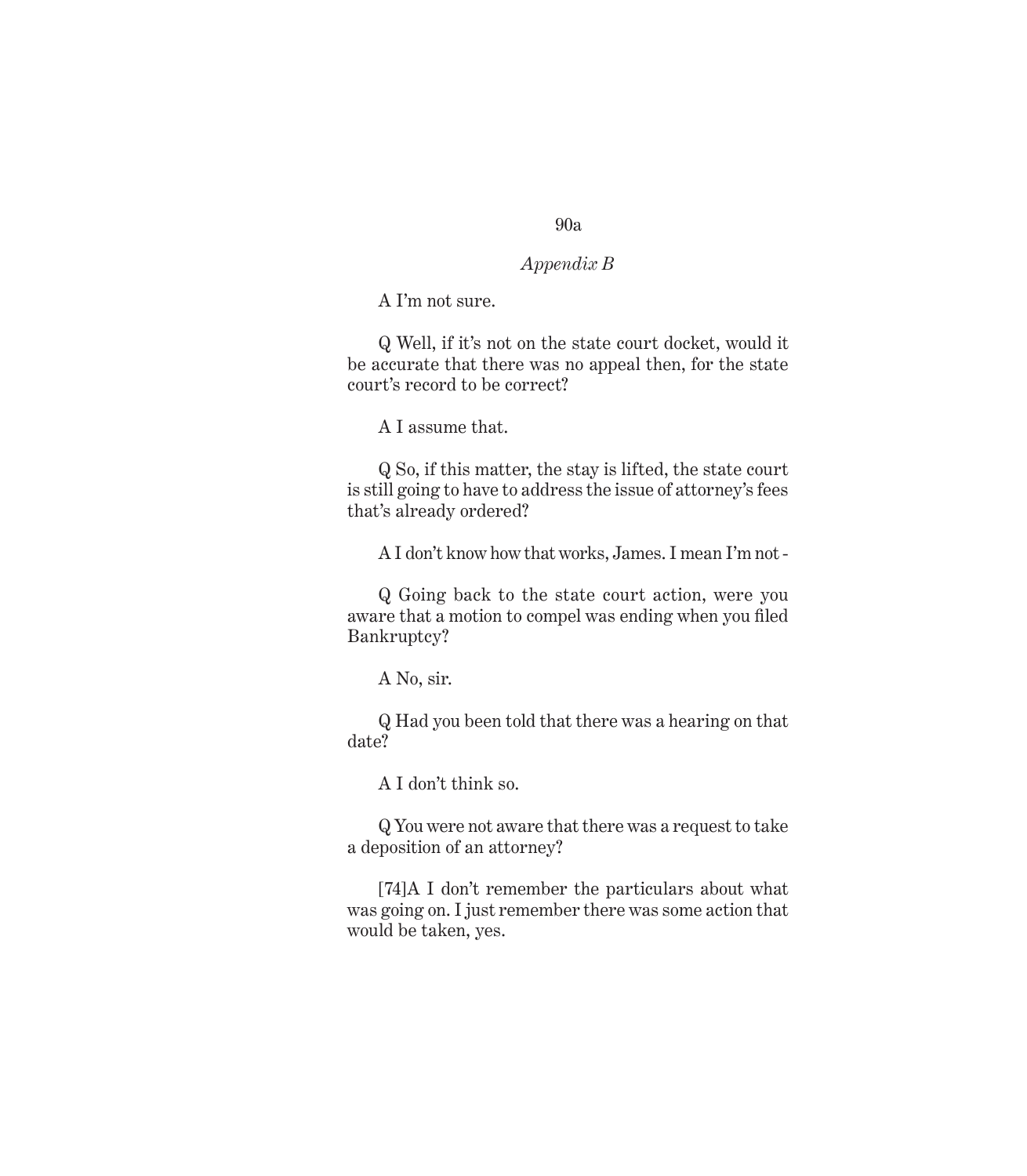A I'm not sure.

Q Well, if it's not on the state court docket, would it be accurate that there was no appeal then, for the state court's record to be correct?

A I assume that.

Q So, if this matter, the stay is lifted, the state court is still going to have to address the issue of attorney's fees that's already ordered?

A I don't know how that works, James. I mean I'm not -

Q Going back to the state court action, were you aware that a motion to compel was ending when you filed Bankruptcy?

A No, sir.

Q Had you been told that there was a hearing on that date?

A I don't think so.

Q You were not aware that there was a request to take a deposition of an attorney?

[74]A I don't remember the particulars about what was going on. I just remember there was some action that would be taken, yes.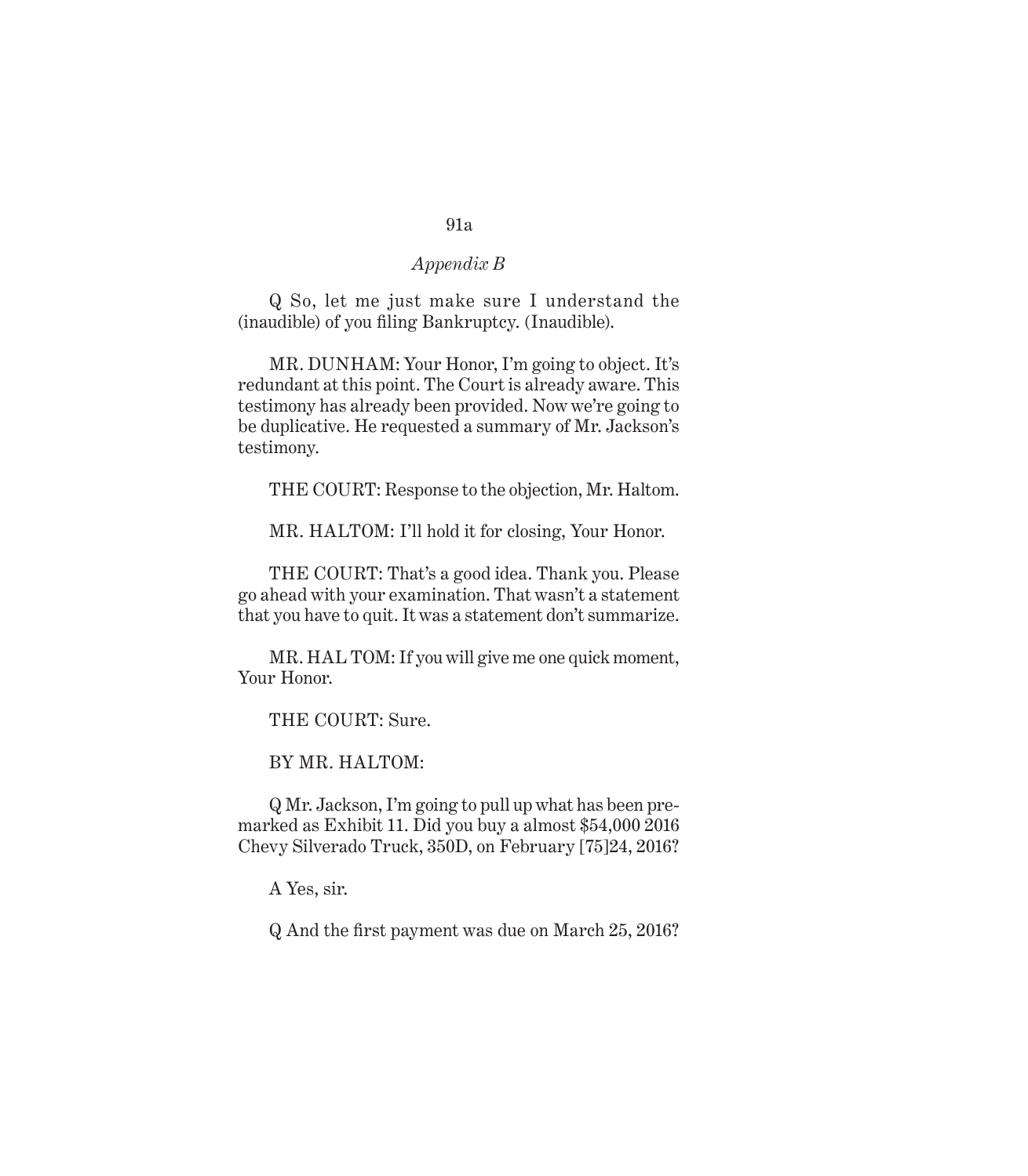Q So, let me just make sure I understand the (inaudible) of you filing Bankruptcy. (Inaudible).

MR. DUNHAM: Your Honor, I'm going to object. It's redundant at this point. The Court is already aware. This testimony has already been provided. Now we're going to be duplicative. He requested a summary of Mr. Jackson's testimony.

THE COURT: Response to the objection, Mr. Haltom.

MR. HALTOM: I'll hold it for closing, Your Honor.

THE COURT: That's a good idea. Thank you. Please go ahead with your examination. That wasn't a statement that you have to quit. It was a statement don't summarize.

MR. HAL TOM: If you will give me one quick moment, Your Honor.

THE COURT: Sure.

BY MR. HALTOM:

Q Mr. Jackson, I'm going to pull up what has been pre-marked as Exhibit 11. Did you buy a almost $54,000 2016 Chevy Silverado Truck, 350D, on February [75]24, 2016?

A Yes, sir.

Q And the first payment was due on March 25, 2016?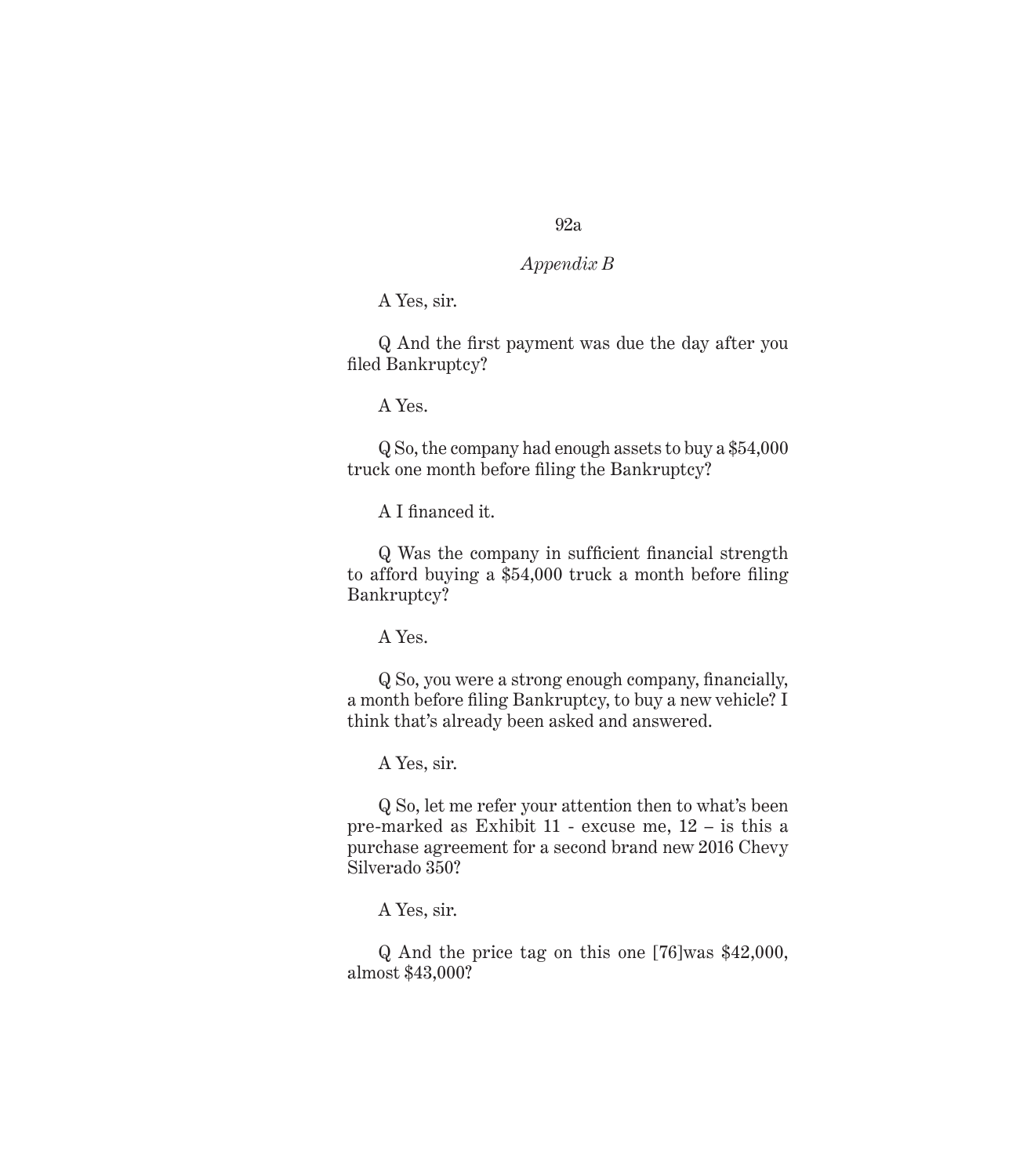*Appendix B*

A Yes, sir.

Q And the first payment was due the day after you filed Bankruptcy?

A Yes.

Q So, the company had enough assets to buy a $54,000 truck one month before filing the Bankruptcy?

A I financed it.

Q Was the company in sufficient financial strength to afford buying a $54,000 truck a month before filing Bankruptcy?

A Yes.

Q So, you were a strong enough company, financially, a month before filing Bankruptcy, to buy a new vehicle? I think that's already been asked and answered.

A Yes, sir.

Q So, let me refer your attention then to what's been pre-marked as Exhibit 11 - excuse me, 12 – is this a purchase agreement for a second brand new 2016 Chevy Silverado 350?

A Yes, sir.

Q And the price tag on this one [76]was $42,000, almost $43,000?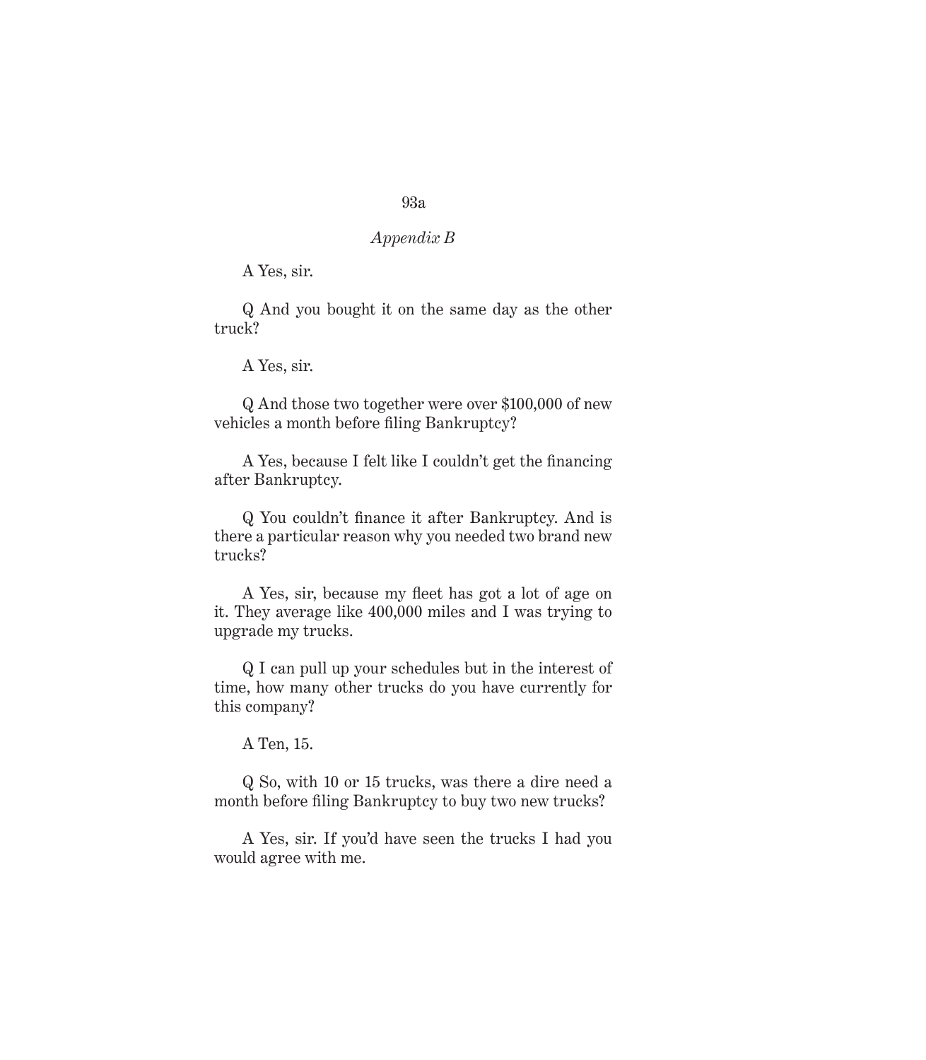A Yes, sir.

Q And you bought it on the same day as the other truck?

A Yes, sir.

Q And those two together were over $100,000 of new vehicles a month before filing Bankruptcy?

A Yes, because I felt like I couldn't get the financing after Bankruptcy.

Q You couldn't finance it after Bankruptcy. And is there a particular reason why you needed two brand new trucks?

A Yes, sir, because my fleet has got a lot of age on it. They average like 400,000 miles and I was trying to upgrade my trucks.

Q I can pull up your schedules but in the interest of time, how many other trucks do you have currently for this company?

A Ten, 15.

Q So, with 10 or 15 trucks, was there a dire need a month before filing Bankruptcy to buy two new trucks?

A Yes, sir. If you'd have seen the trucks I had you would agree with me.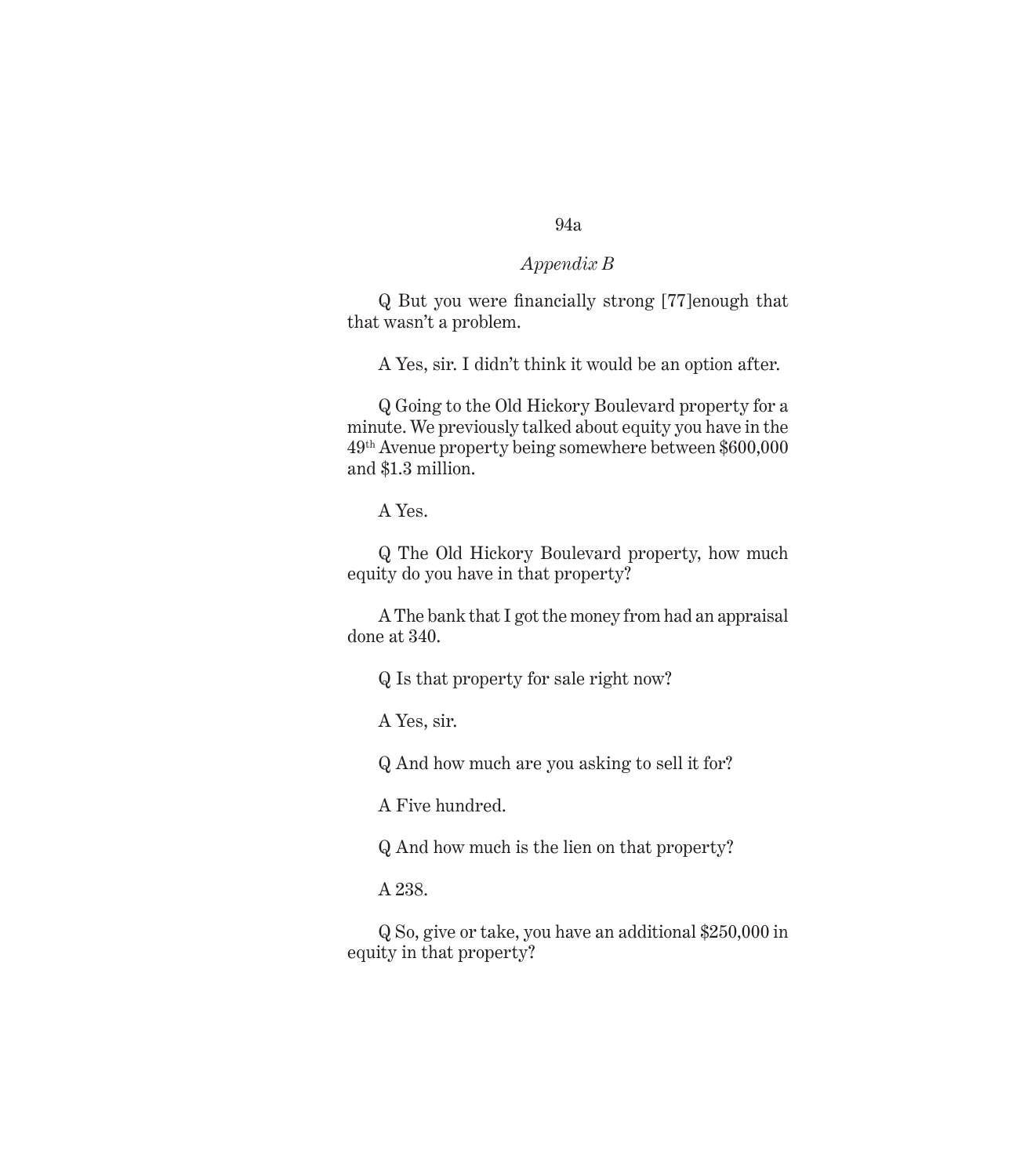Q But you were financially strong [77]enough that that wasn't a problem.

A Yes, sir. I didn't think it would be an option after.

Q Going to the Old Hickory Boulevard property for a minute. We previously talked about equity you have in the 49th Avenue property being somewhere between $600,000 and $1.3 million.

A Yes.

Q The Old Hickory Boulevard property, how much equity do you have in that property?

A The bank that I got the money from had an appraisal done at 340.

Q Is that property for sale right now?

A Yes, sir.

Q And how much are you asking to sell it for?

A Five hundred.

Q And how much is the lien on that property?

A 238.

Q So, give or take, you have an additional $250,000 in equity in that property?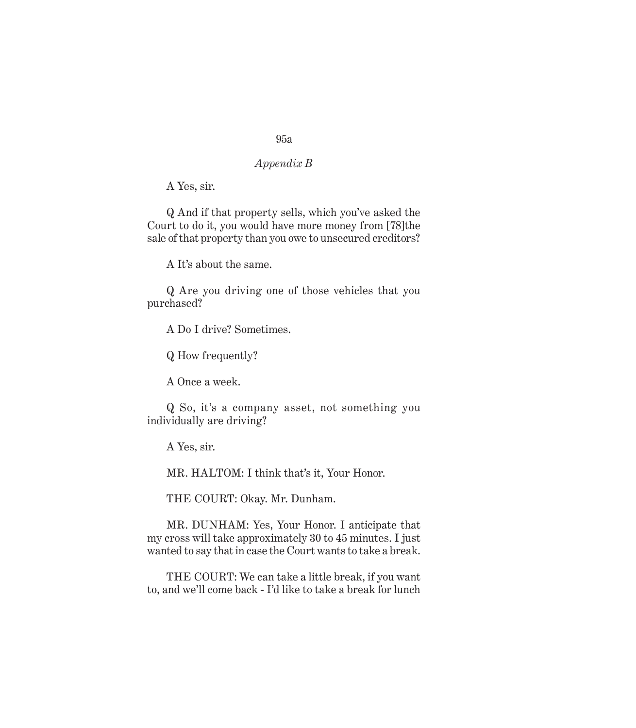A Yes, sir.

Q And if that property sells, which you've asked the Court to do it, you would have more money from [78]the sale of that property than you owe to unsecured creditors?

A It's about the same.

Q Are you driving one of those vehicles that you purchased?

A Do I drive? Sometimes.

Q How frequently?

A Once a week.

Q So, it's a company asset, not something you individually are driving?

A Yes, sir.

MR. HALTOM: I think that's it, Your Honor.

THE COURT: Okay. Mr. Dunham.

MR. DUNHAM: Yes, Your Honor. I anticipate that my cross will take approximately 30 to 45 minutes. I just wanted to say that in case the Court wants to take a break.

THE COURT: We can take a little break, if you want to, and we'll come back - I'd like to take a break for lunch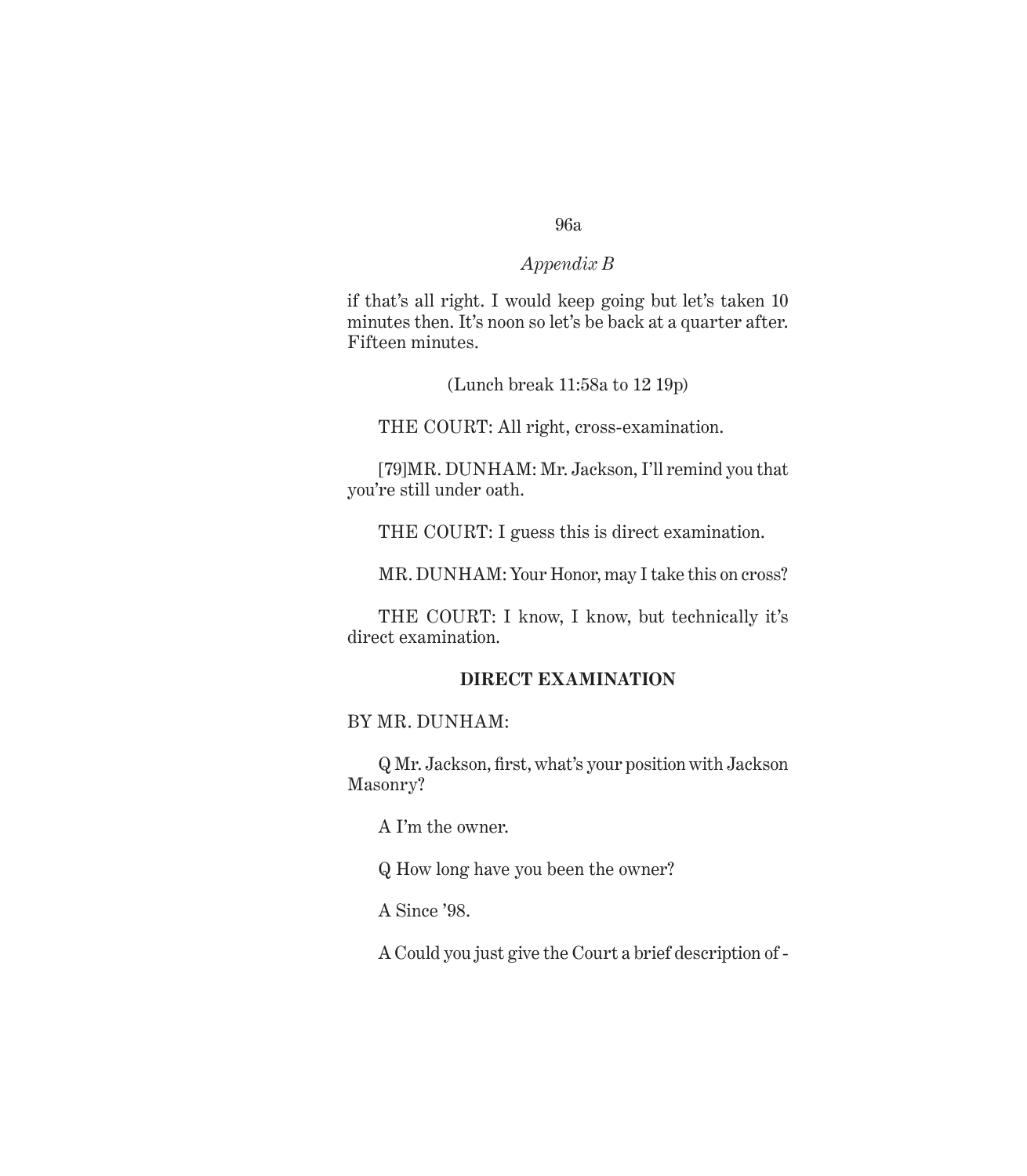*Appendix B*

if that's all right. I would keep going but let's taken 10 minutes then. It's noon so let's be back at a quarter after. Fifteen minutes.

(Lunch break 11:58a to 12 19p)

THE COURT: All right, cross-examination.

[79]MR. DUNHAM: Mr. Jackson, I'll remind you that you're still under oath.

THE COURT: I guess this is direct examination.

MR. DUNHAM: Your Honor, may I take this on cross?

THE COURT: I know, I know, but technically it's direct examination.

**DIRECT EXAMINATION**

BY MR. DUNHAM:

Q Mr. Jackson, first, what's your position with Jackson Masonry?

A I'm the owner.

Q How long have you been the owner?

A Since '98.

A Could you just give the Court a brief description of -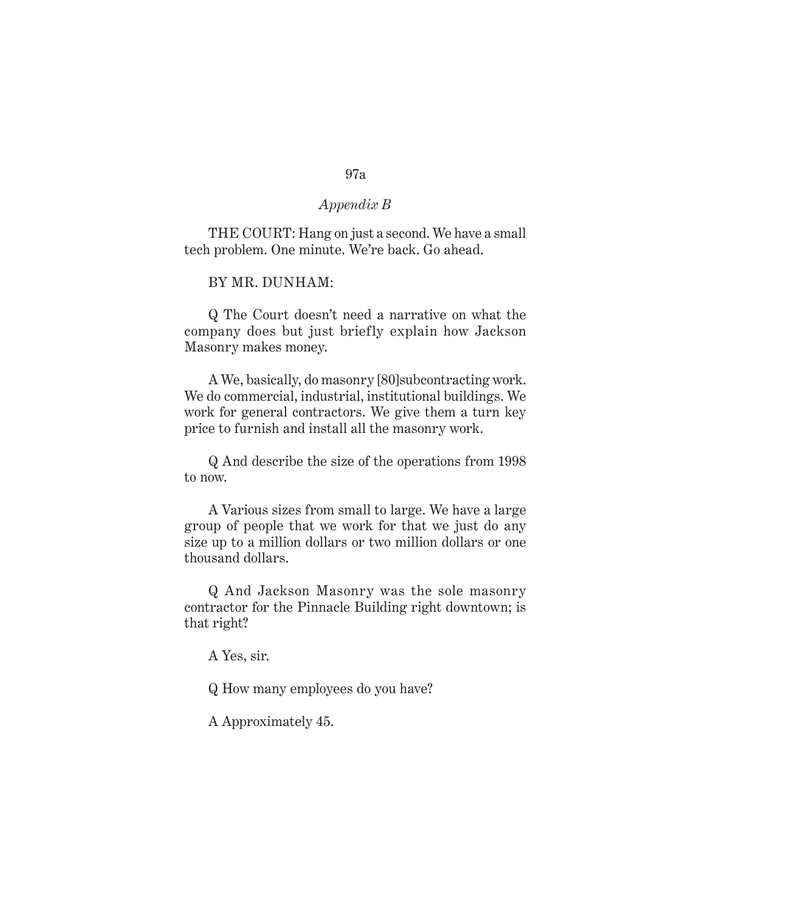*Appendix B*

THE COURT: Hang on just a second. We have a small tech problem. One minute. We're back. Go ahead.

BY MR. DUNHAM:

Q The Court doesn't need a narrative on what the company does but just briefly explain how Jackson Masonry makes money.

A We, basically, do masonry [80]subcontracting work. We do commercial, industrial, institutional buildings. We work for general contractors. We give them a turn key price to furnish and install all the masonry work.

Q And describe the size of the operations from 1998 to now.

A Various sizes from small to large. We have a large group of people that we work for that we just do any size up to a million dollars or two million dollars or one thousand dollars.

Q And Jackson Masonry was the sole masonry contractor for the Pinnacle Building right downtown; is that right?

A Yes, sir.

Q How many employees do you have?

A Approximately 45.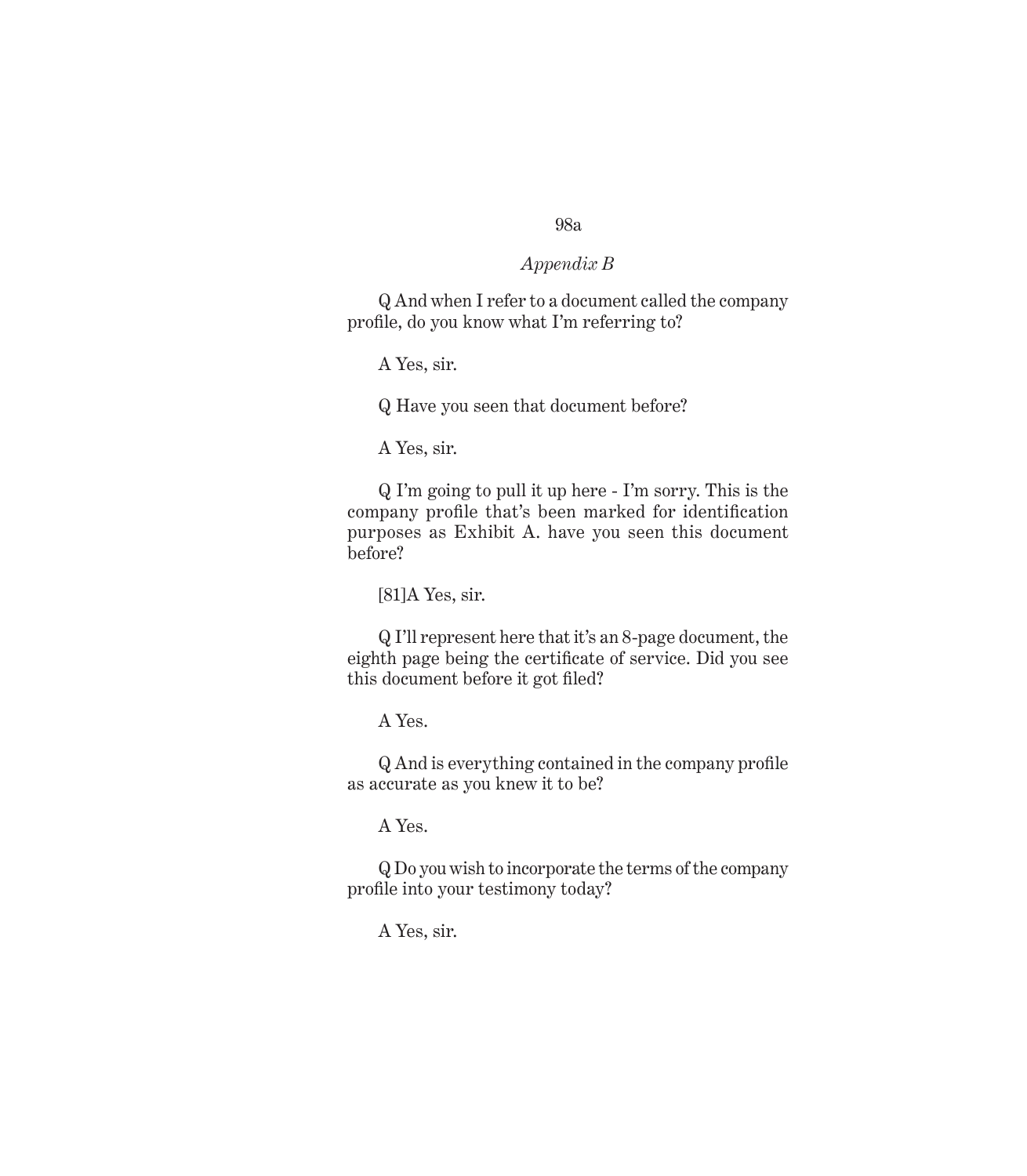Q And when I refer to a document called the company profile, do you know what I'm referring to?

A Yes, sir.

Q Have you seen that document before?

A Yes, sir.

Q I'm going to pull it up here - I'm sorry. This is the company profile that's been marked for identification purposes as Exhibit A. have you seen this document before?

[81]A Yes, sir.

Q I'll represent here that it's an 8-page document, the eighth page being the certificate of service. Did you see this document before it got filed?

A Yes.

Q And is everything contained in the company profile as accurate as you knew it to be?

A Yes.

Q Do you wish to incorporate the terms of the company profile into your testimony today?

A Yes, sir.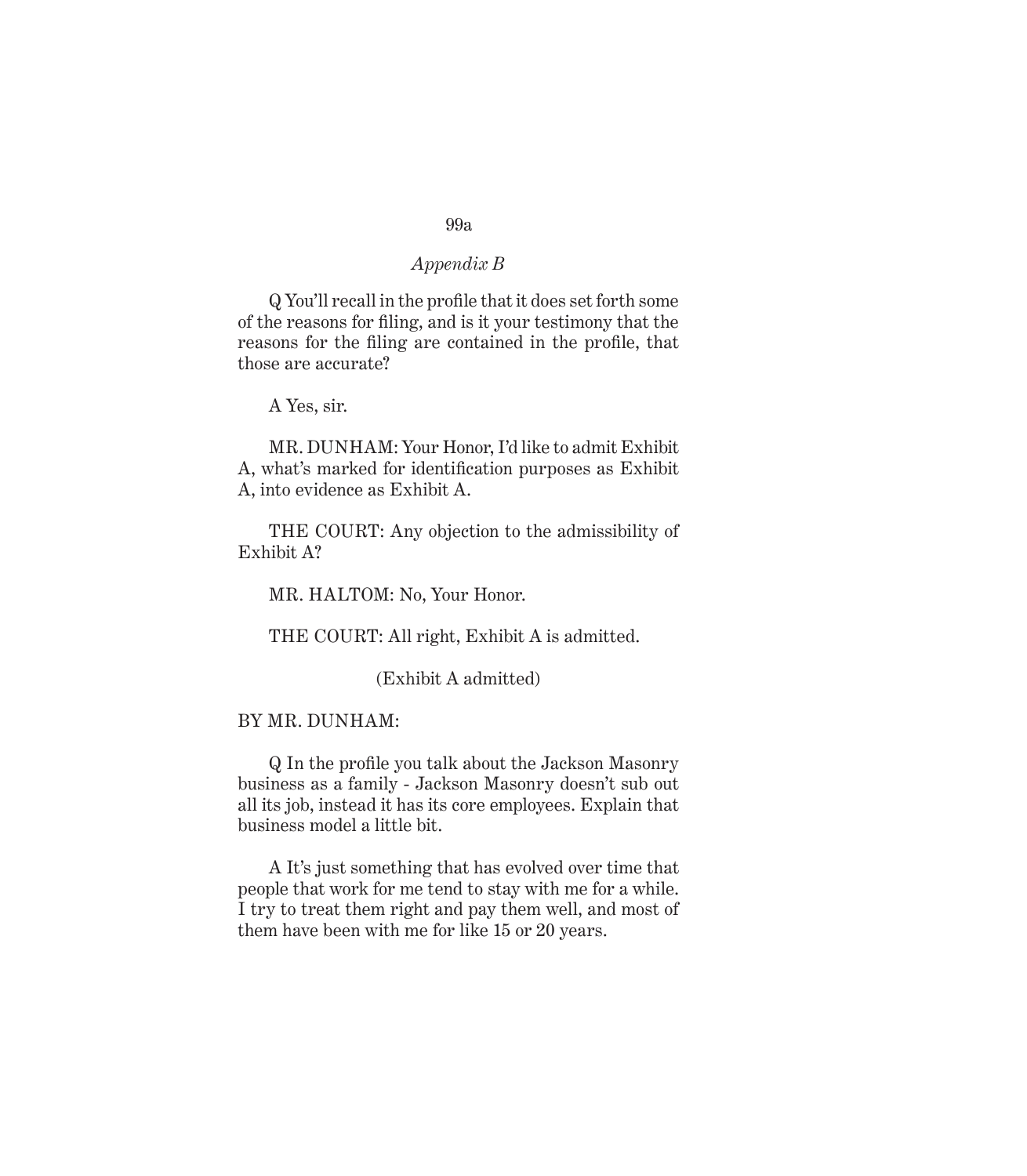Q You'll recall in the profile that it does set forth some of the reasons for filing, and is it your testimony that the reasons for the filing are contained in the profile, that those are accurate?

A Yes, sir.

MR. DUNHAM: Your Honor, I'd like to admit Exhibit A, what's marked for identification purposes as Exhibit A, into evidence as Exhibit A.

THE COURT: Any objection to the admissibility of Exhibit A?

MR. HALTOM: No, Your Honor.

THE COURT: All right, Exhibit A is admitted.

(Exhibit A admitted)

BY MR. DUNHAM:

Q In the profile you talk about the Jackson Masonry business as a family - Jackson Masonry doesn't sub out all its job, instead it has its core employees. Explain that business model a little bit.

A It's just something that has evolved over time that people that work for me tend to stay with me for a while. I try to treat them right and pay them well, and most of them have been with me for like 15 or 20 years.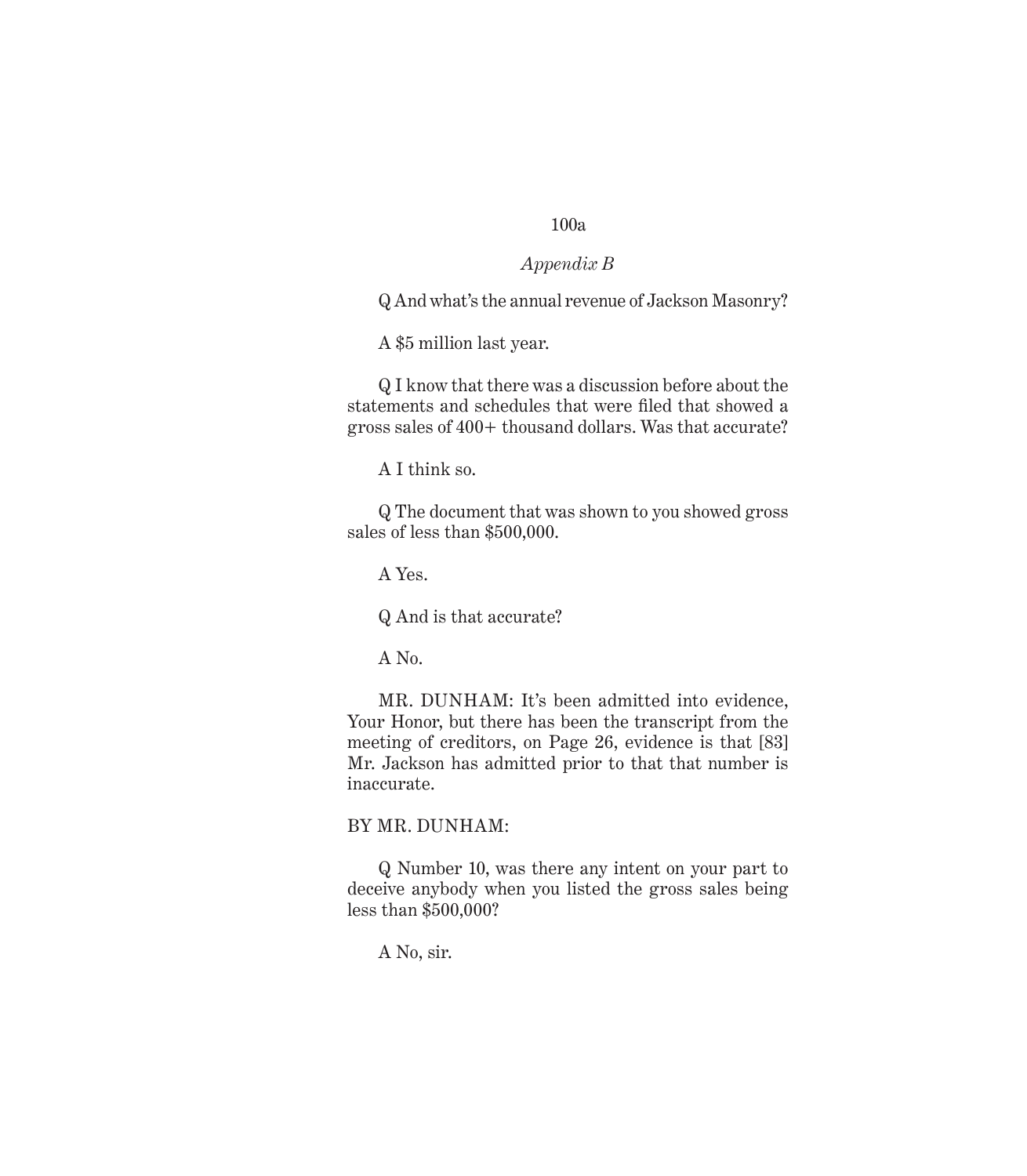Q And what's the annual revenue of Jackson Masonry?

A $5 million last year.

Q I know that there was a discussion before about the statements and schedules that were filed that showed a gross sales of 400+ thousand dollars. Was that accurate?

A I think so.

Q The document that was shown to you showed gross sales of less than $500,000.

A Yes.

Q And is that accurate?

A No.

MR. DUNHAM: It's been admitted into evidence, Your Honor, but there has been the transcript from the meeting of creditors, on Page 26, evidence is that [83] Mr. Jackson has admitted prior to that that number is inaccurate.

BY MR. DUNHAM:

Q Number 10, was there any intent on your part to deceive anybody when you listed the gross sales being less than $500,000?

A No, sir.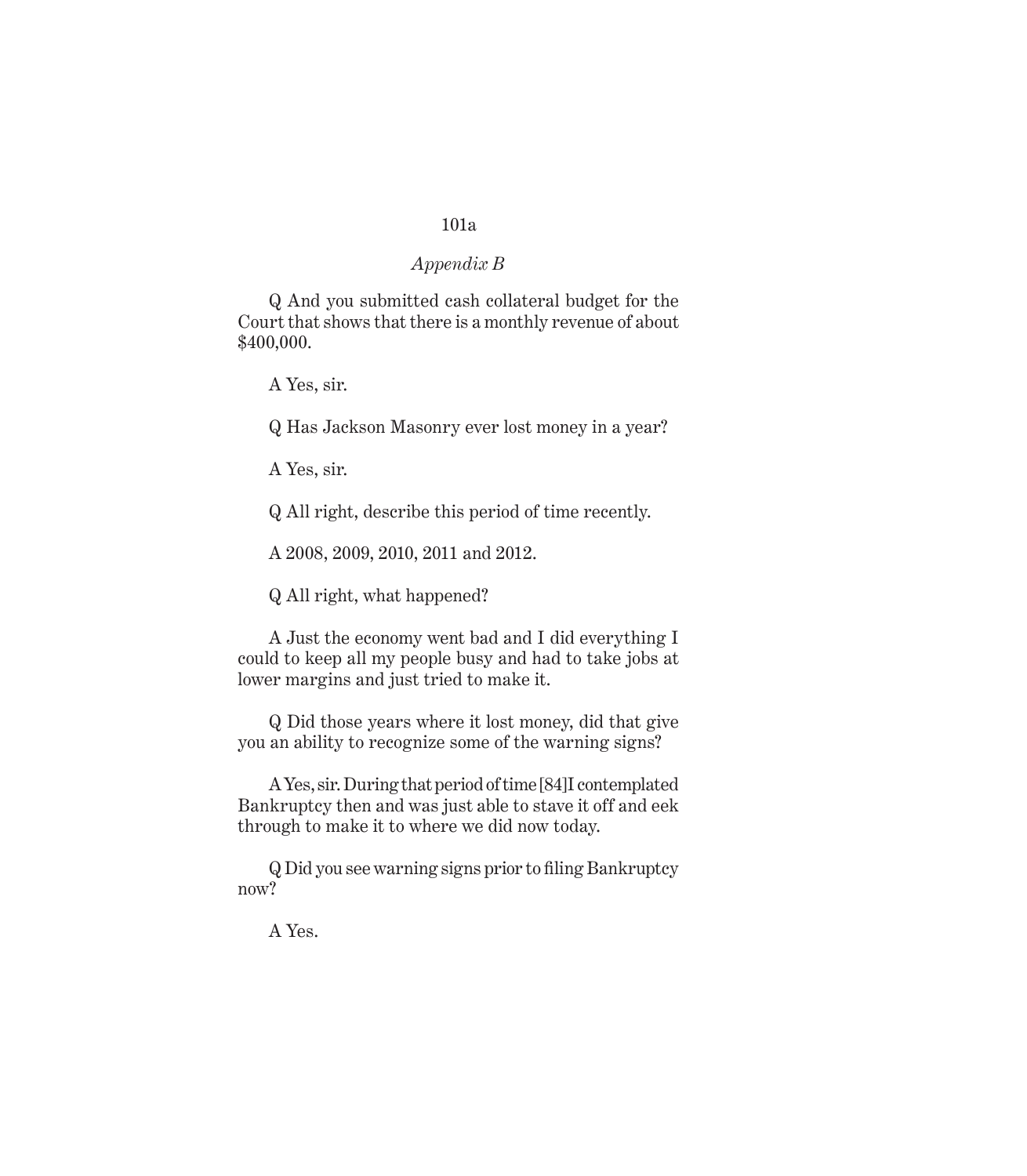*Appendix B*

Q And you submitted cash collateral budget for the Court that shows that there is a monthly revenue of about $400,000.

A Yes, sir.

Q Has Jackson Masonry ever lost money in a year?

A Yes, sir.

Q All right, describe this period of time recently.

A 2008, 2009, 2010, 2011 and 2012.

Q All right, what happened?

A Just the economy went bad and I did everything I could to keep all my people busy and had to take jobs at lower margins and just tried to make it.

Q Did those years where it lost money, did that give you an ability to recognize some of the warning signs?

A Yes, sir. During that period of time [84]I contemplated Bankruptcy then and was just able to stave it off and eek through to make it to where we did now today.

Q Did you see warning signs prior to filing Bankruptcy now?

A Yes.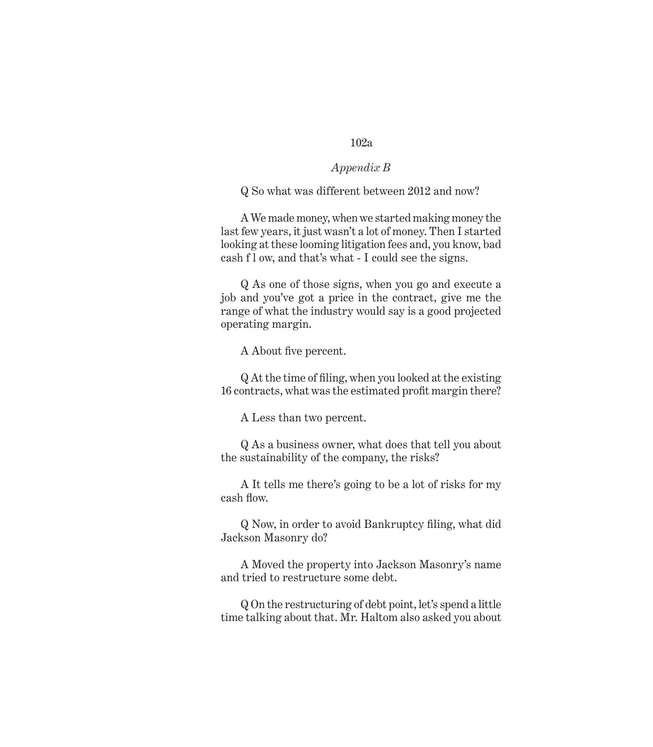*Appendix B*

Q So what was different between 2012 and now?

A We made money, when we started making money the last few years, it just wasn't a lot of money. Then I started looking at these looming litigation fees and, you know, bad cash f l ow, and that's what - I could see the signs.

Q As one of those signs, when you go and execute a job and you've got a price in the contract, give me the range of what the industry would say is a good projected operating margin.

A About five percent.

Q At the time of filing, when you looked at the existing 16 contracts, what was the estimated profit margin there?

A Less than two percent.

Q As a business owner, what does that tell you about the sustainability of the company, the risks?

A It tells me there's going to be a lot of risks for my cash flow.

Q Now, in order to avoid Bankruptcy filing, what did Jackson Masonry do?

A Moved the property into Jackson Masonry's name and tried to restructure some debt.

Q On the restructuring of debt point, let's spend a little time talking about that. Mr. Haltom also asked you about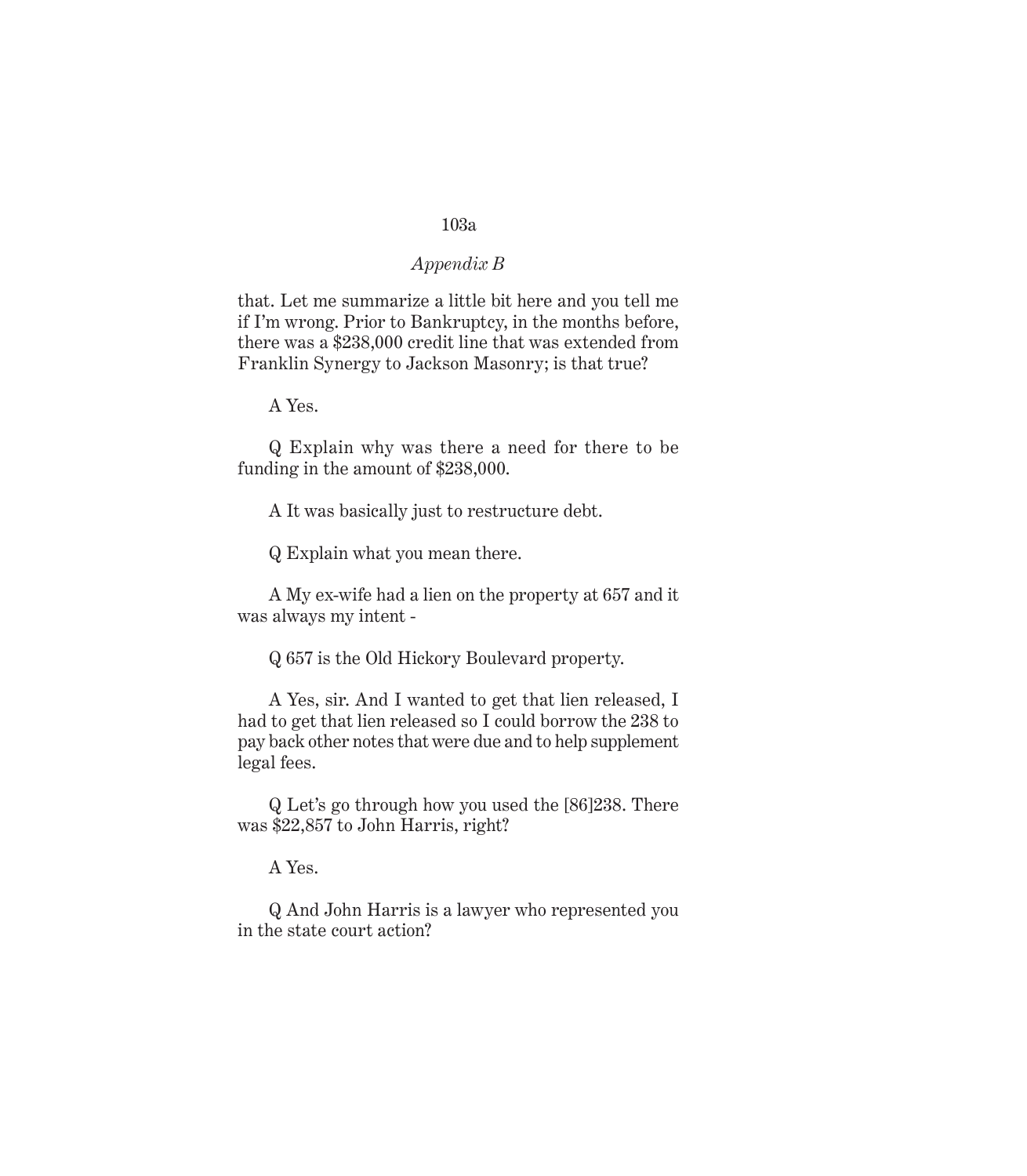*Appendix B*

that. Let me summarize a little bit here and you tell me if I'm wrong. Prior to Bankruptcy, in the months before, there was a $238,000 credit line that was extended from Franklin Synergy to Jackson Masonry; is that true?

A Yes.

Q Explain why was there a need for there to be funding in the amount of $238,000.

A It was basically just to restructure debt.

Q Explain what you mean there.

A My ex-wife had a lien on the property at 657 and it was always my intent -

Q 657 is the Old Hickory Boulevard property.

A Yes, sir. And I wanted to get that lien released, I had to get that lien released so I could borrow the 238 to pay back other notes that were due and to help supplement legal fees.

Q Let's go through how you used the [86]238. There was $22,857 to John Harris, right?

A Yes.

Q And John Harris is a lawyer who represented you in the state court action?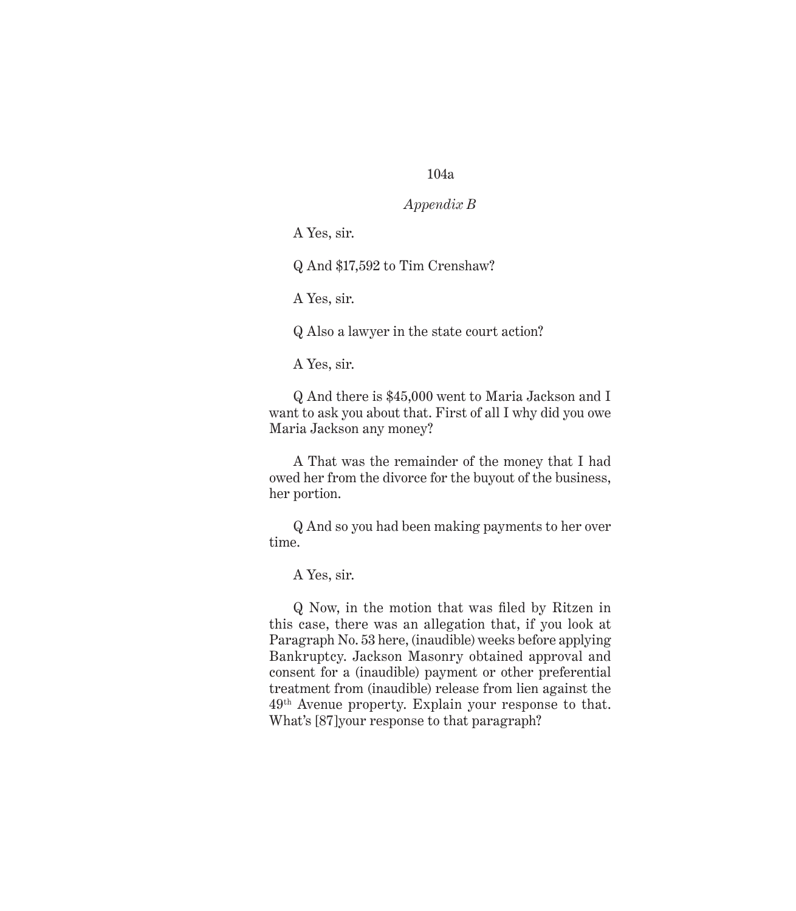*Appendix B*

A Yes, sir.

Q And $17,592 to Tim Crenshaw?

A Yes, sir.

Q Also a lawyer in the state court action?

A Yes, sir.

Q And there is $45,000 went to Maria Jackson and I want to ask you about that. First of all I why did you owe Maria Jackson any money?

A That was the remainder of the money that I had owed her from the divorce for the buyout of the business, her portion.

Q And so you had been making payments to her over time.

A Yes, sir.

Q Now, in the motion that was filed by Ritzen in this case, there was an allegation that, if you look at Paragraph No. 53 here, (inaudible) weeks before applying Bankruptcy. Jackson Masonry obtained approval and consent for a (inaudible) payment or other preferential treatment from (inaudible) release from lien against the 49th Avenue property. Explain your response to that. What's [87]your response to that paragraph?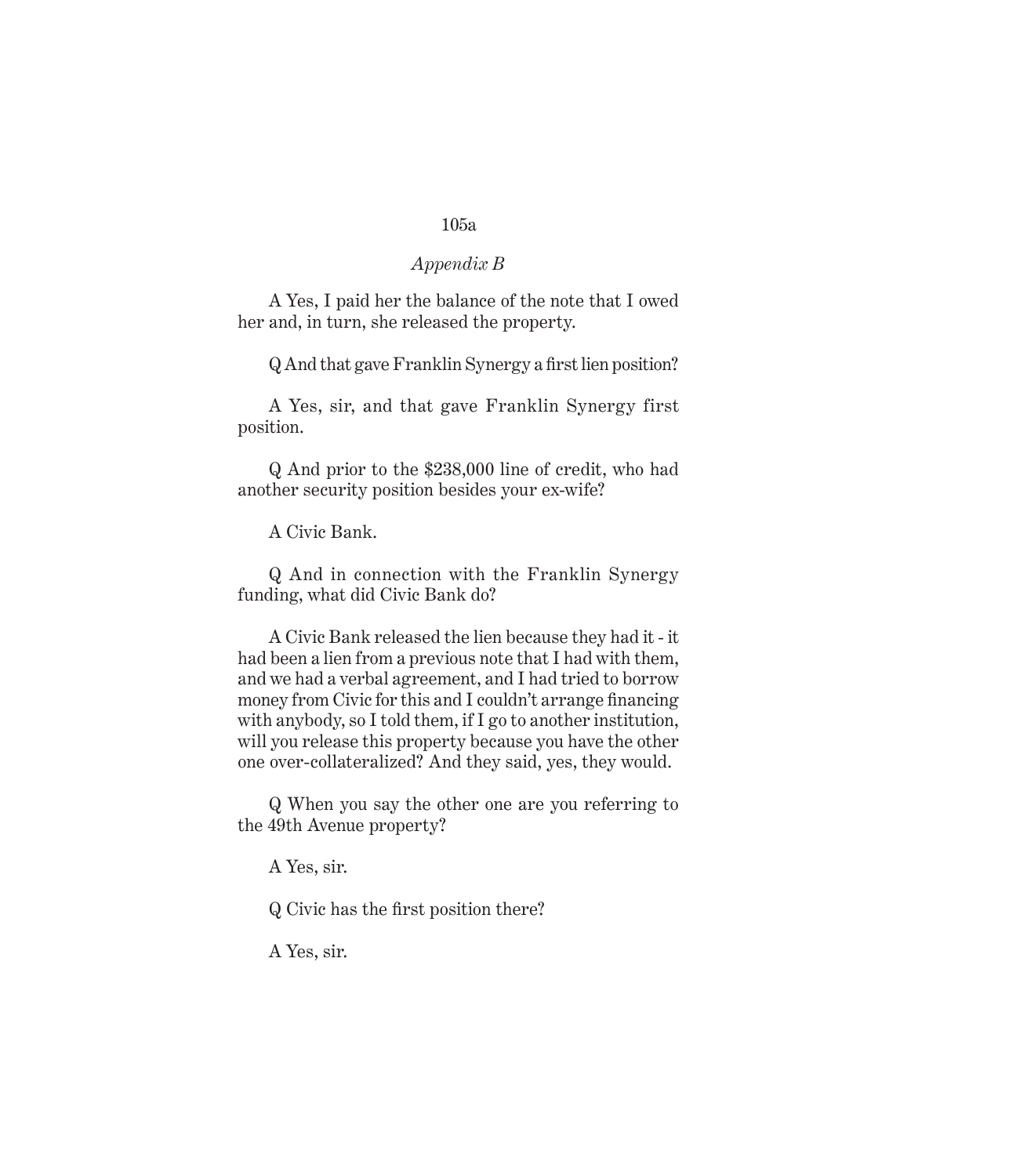A Yes, I paid her the balance of the note that I owed her and, in turn, she released the property.

Q And that gave Franklin Synergy a first lien position?

A Yes, sir, and that gave Franklin Synergy first position.

Q And prior to the $238,000 line of credit, who had another security position besides your ex-wife?

A Civic Bank.

Q And in connection with the Franklin Synergy funding, what did Civic Bank do?

A Civic Bank released the lien because they had it - it had been a lien from a previous note that I had with them, and we had a verbal agreement, and I had tried to borrow money from Civic for this and I couldn't arrange financing with anybody, so I told them, if I go to another institution, will you release this property because you have the other one over-collateralized? And they said, yes, they would.

Q When you say the other one are you referring to the 49th Avenue property?

A Yes, sir.

Q Civic has the first position there?

A Yes, sir.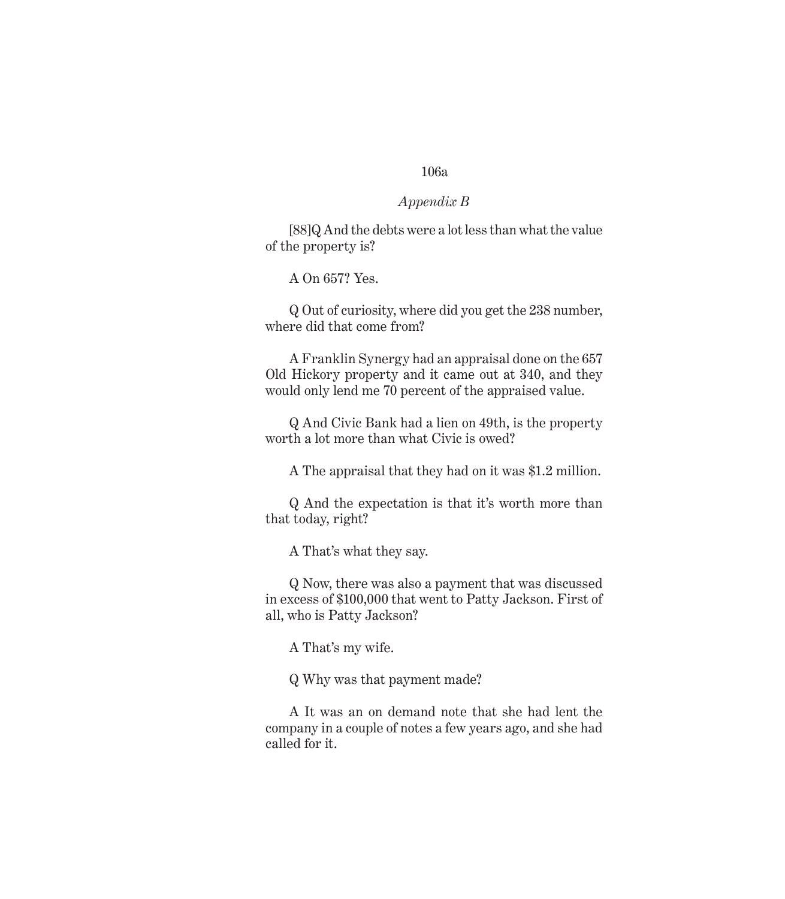*Appendix B*

[88]Q And the debts were a lot less than what the value of the property is?

A On 657? Yes.

Q Out of curiosity, where did you get the 238 number, where did that come from?

A Franklin Synergy had an appraisal done on the 657 Old Hickory property and it came out at 340, and they would only lend me 70 percent of the appraised value.

Q And Civic Bank had a lien on 49th, is the property worth a lot more than what Civic is owed?

A The appraisal that they had on it was $1.2 million.

Q And the expectation is that it's worth more than that today, right?

A That's what they say.

Q Now, there was also a payment that was discussed in excess of $100,000 that went to Patty Jackson. First of all, who is Patty Jackson?

A That's my wife.

Q Why was that payment made?

A It was an on demand note that she had lent the company in a couple of notes a few years ago, and she had called for it.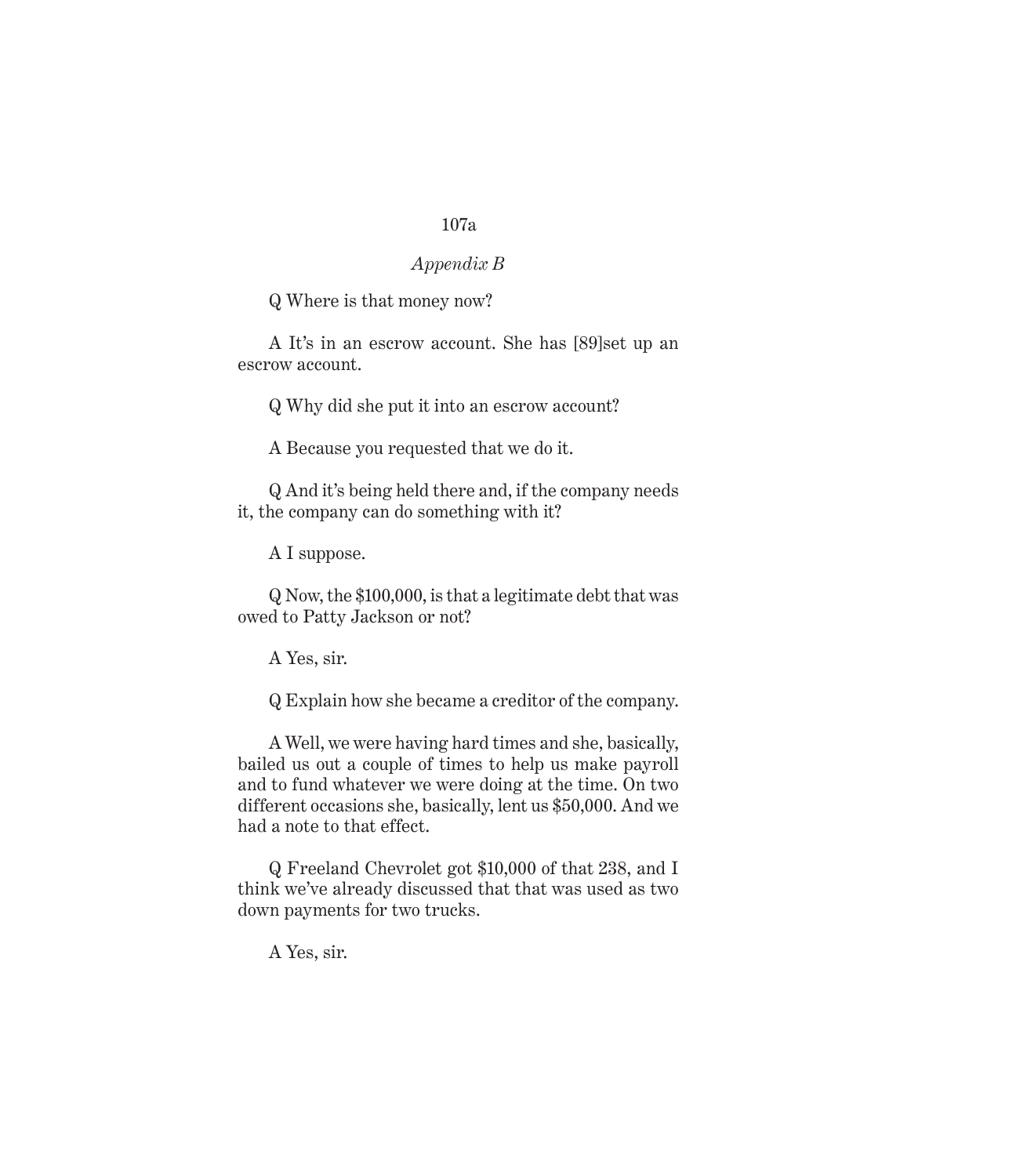Q Where is that money now?

A It's in an escrow account. She has [89]set up an escrow account.

Q Why did she put it into an escrow account?

A Because you requested that we do it.

Q And it's being held there and, if the company needs it, the company can do something with it?

A I suppose.

Q Now, the $100,000, is that a legitimate debt that was owed to Patty Jackson or not?

A Yes, sir.

Q Explain how she became a creditor of the company.

A Well, we were having hard times and she, basically, bailed us out a couple of times to help us make payroll and to fund whatever we were doing at the time. On two different occasions she, basically, lent us $50,000. And we had a note to that effect.

Q Freeland Chevrolet got $10,000 of that 238, and I think we've already discussed that that was used as two down payments for two trucks.

A Yes, sir.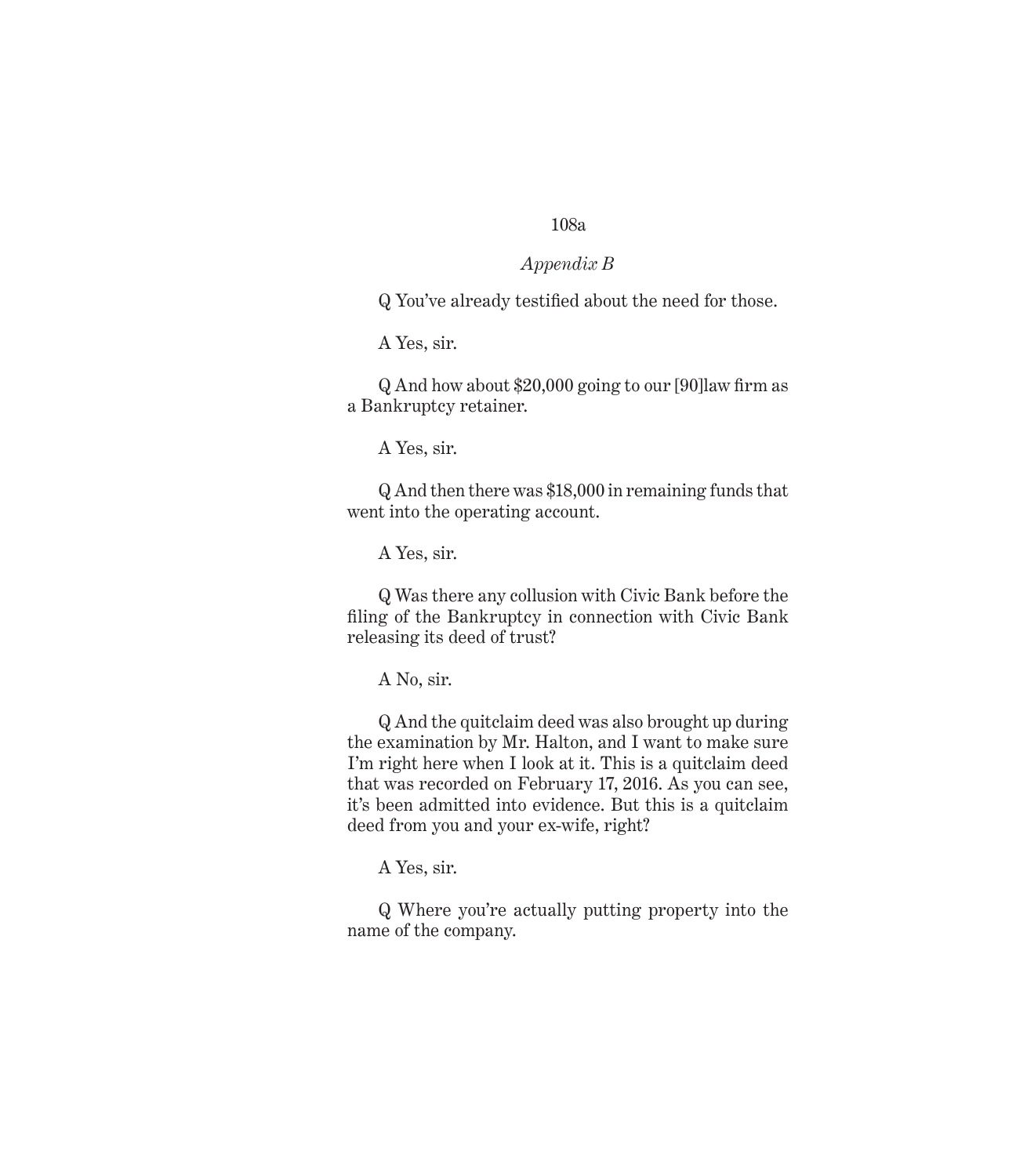*Appendix B*

Q You've already testified about the need for those.

A Yes, sir.

Q And how about $20,000 going to our [90]law firm as a Bankruptcy retainer.

A Yes, sir.

Q And then there was $18,000 in remaining funds that went into the operating account.

A Yes, sir.

Q Was there any collusion with Civic Bank before the filing of the Bankruptcy in connection with Civic Bank releasing its deed of trust?

A No, sir.

Q And the quitclaim deed was also brought up during the examination by Mr. Halton, and I want to make sure I'm right here when I look at it. This is a quitclaim deed that was recorded on February 17, 2016. As you can see, it's been admitted into evidence. But this is a quitclaim deed from you and your ex-wife, right?

A Yes, sir.

Q Where you're actually putting property into the name of the company.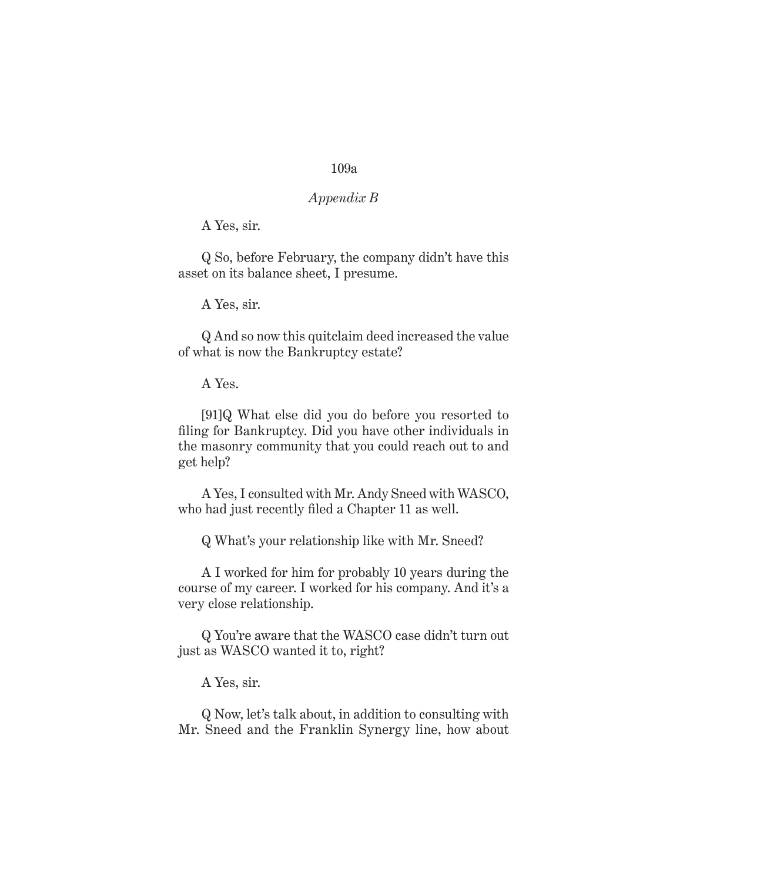A Yes, sir.

Q So, before February, the company didn't have this asset on its balance sheet, I presume.

A Yes, sir.

Q And so now this quitclaim deed increased the value of what is now the Bankruptcy estate?

A Yes.

[91]Q What else did you do before you resorted to filing for Bankruptcy. Did you have other individuals in the masonry community that you could reach out to and get help?

A Yes, I consulted with Mr. Andy Sneed with WASCO, who had just recently filed a Chapter 11 as well.

Q What's your relationship like with Mr. Sneed?

A I worked for him for probably 10 years during the course of my career. I worked for his company. And it's a very close relationship.

Q You're aware that the WASCO case didn't turn out just as WASCO wanted it to, right?

A Yes, sir.

Q Now, let's talk about, in addition to consulting with Mr. Sneed and the Franklin Synergy line, how about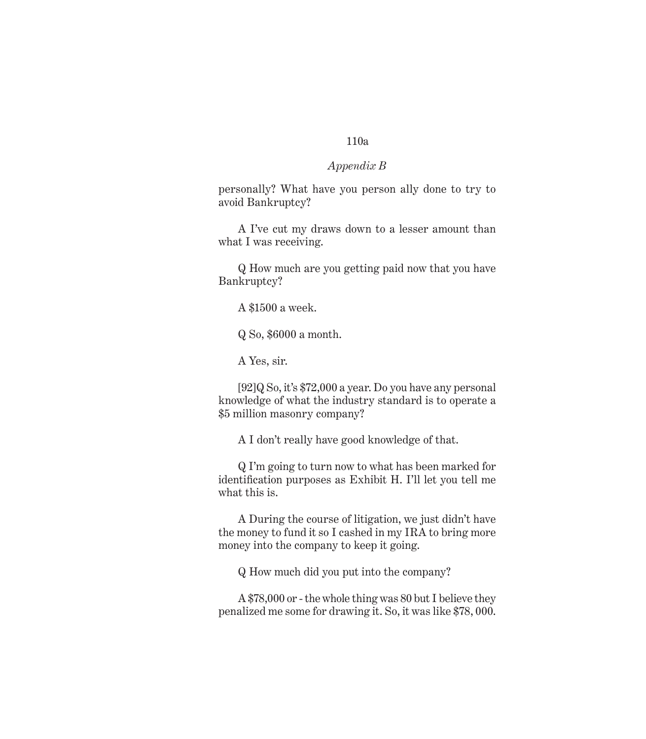*Appendix B*

personally? What have you person ally done to try to avoid Bankruptcy?

A I've cut my draws down to a lesser amount than what I was receiving.

Q How much are you getting paid now that you have Bankruptcy?

A $1500 a week.

Q So, $6000 a month.

A Yes, sir.

[92]Q So, it's $72,000 a year. Do you have any personal knowledge of what the industry standard is to operate a $5 million masonry company?

A I don't really have good knowledge of that.

Q I'm going to turn now to what has been marked for identification purposes as Exhibit H. I'll let you tell me what this is.

A During the course of litigation, we just didn't have the money to fund it so I cashed in my IRA to bring more money into the company to keep it going.

Q How much did you put into the company?

A $78,000 or - the whole thing was 80 but I believe they penalized me some for drawing it. So, it was like $78, 000.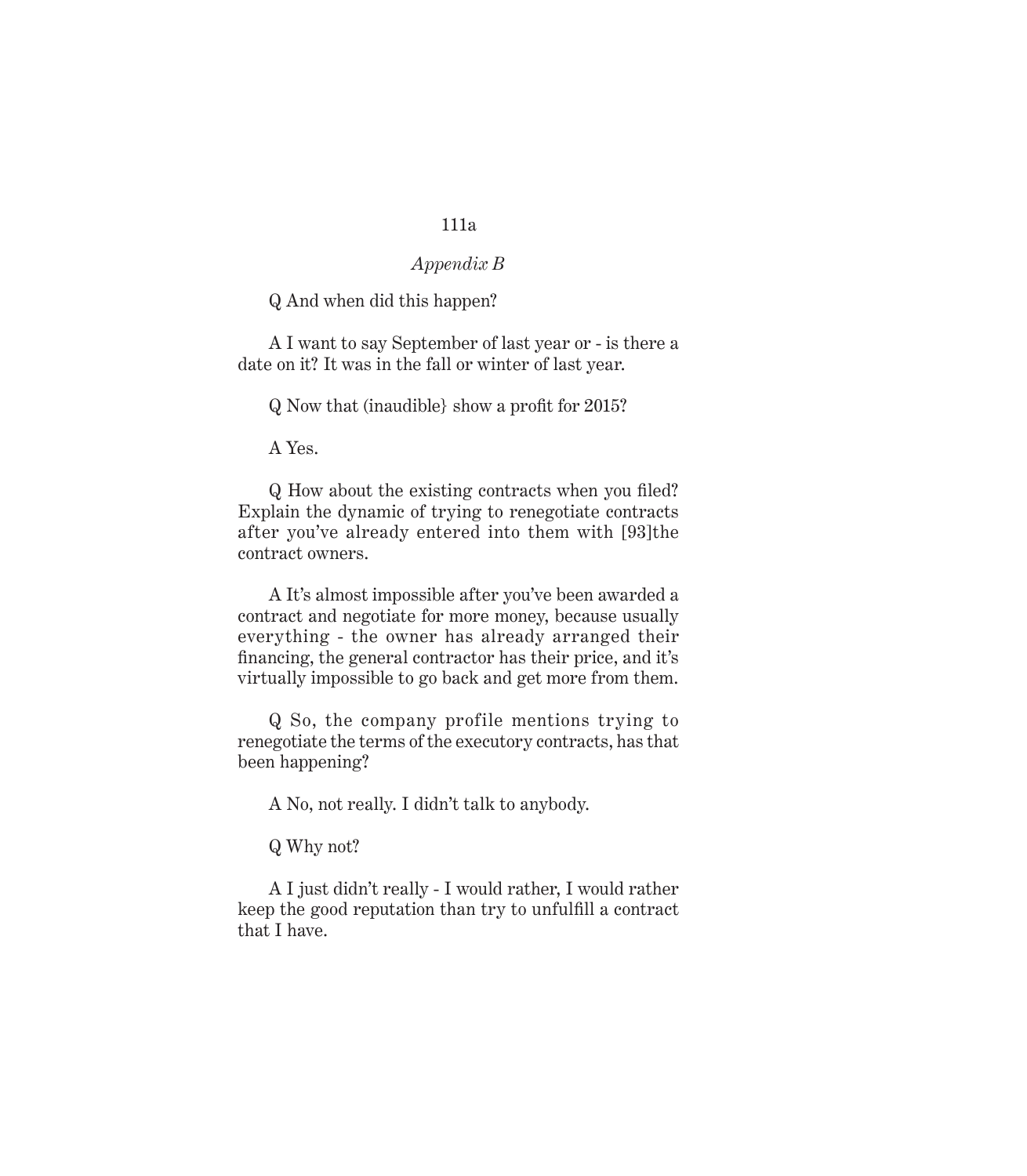Q And when did this happen?

A I want to say September of last year or - is there a date on it? It was in the fall or winter of last year.

Q Now that (inaudible} show a profit for 2015?

A Yes.

Q How about the existing contracts when you filed? Explain the dynamic of trying to renegotiate contracts after you've already entered into them with [93]the contract owners.

A It's almost impossible after you've been awarded a contract and negotiate for more money, because usually everything - the owner has already arranged their financing, the general contractor has their price, and it's virtually impossible to go back and get more from them.

Q So, the company profile mentions trying to renegotiate the terms of the executory contracts, has that been happening?

A No, not really. I didn't talk to anybody.

Q Why not?

A I just didn't really - I would rather, I would rather keep the good reputation than try to unfulfill a contract that I have.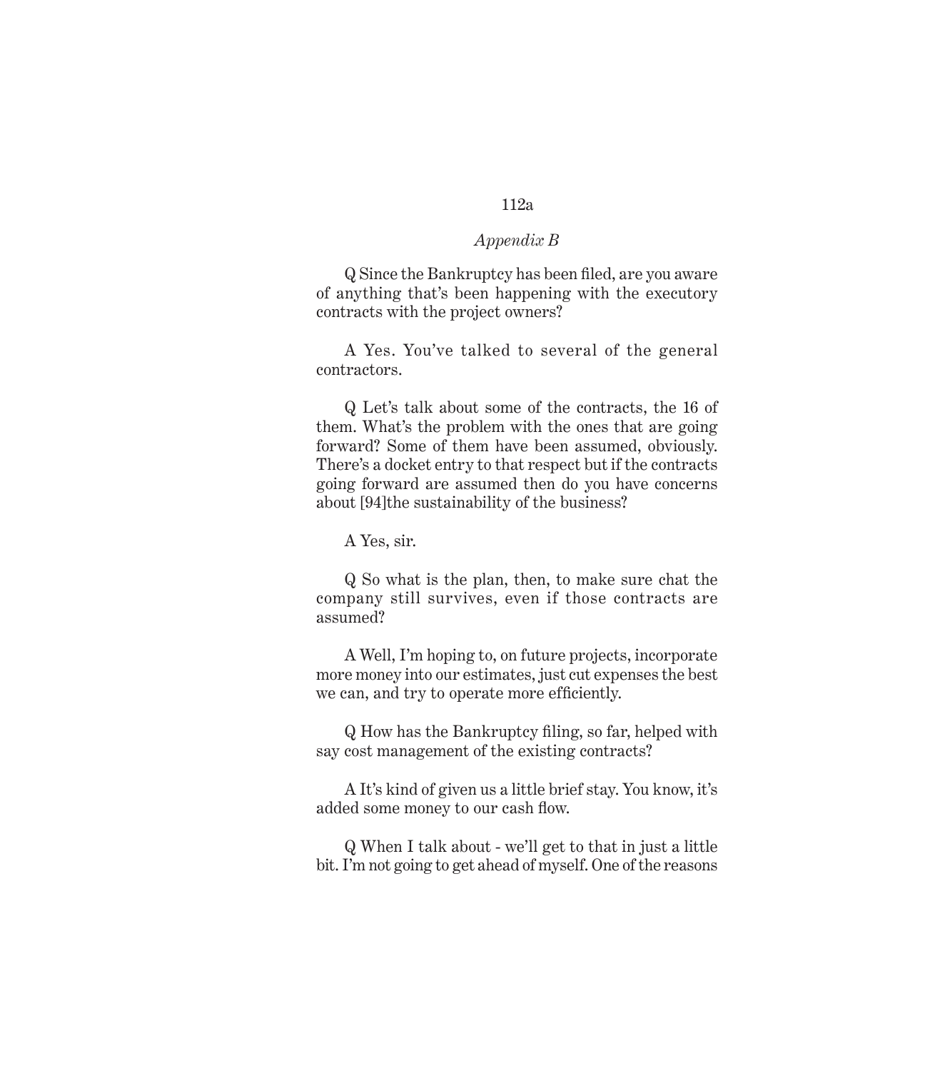Q Since the Bankruptcy has been filed, are you aware of anything that's been happening with the executory contracts with the project owners?

A Yes. You've talked to several of the general contractors.

Q Let's talk about some of the contracts, the 16 of them. What's the problem with the ones that are going forward? Some of them have been assumed, obviously. There's a docket entry to that respect but if the contracts going forward are assumed then do you have concerns about [94]the sustainability of the business?

A Yes, sir.

Q So what is the plan, then, to make sure chat the company still survives, even if those contracts are assumed?

A Well, I'm hoping to, on future projects, incorporate more money into our estimates, just cut expenses the best we can, and try to operate more efficiently.

Q How has the Bankruptcy filing, so far, helped with say cost management of the existing contracts?

A It's kind of given us a little brief stay. You know, it's added some money to our cash flow.

Q When I talk about - we'll get to that in just a little bit. I'm not going to get ahead of myself. One of the reasons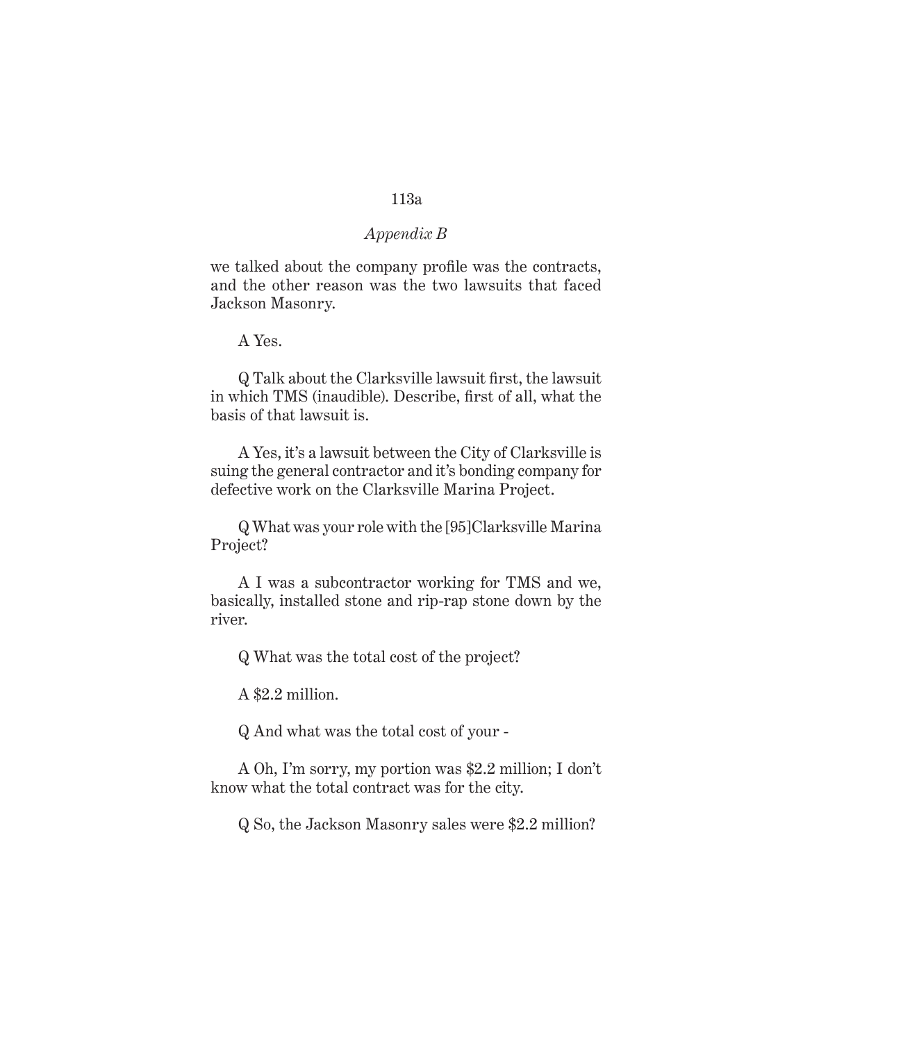we talked about the company profile was the contracts, and the other reason was the two lawsuits that faced Jackson Masonry.

A Yes.

Q Talk about the Clarksville lawsuit first, the lawsuit in which TMS (inaudible). Describe, first of all, what the basis of that lawsuit is.

A Yes, it's a lawsuit between the City of Clarksville is suing the general contractor and it's bonding company for defective work on the Clarksville Marina Project.

Q What was your role with the [95]Clarksville Marina Project?

A I was a subcontractor working for TMS and we, basically, installed stone and rip-rap stone down by the river.

Q What was the total cost of the project?

A $2.2 million.

Q And what was the total cost of your -

A Oh, I'm sorry, my portion was $2.2 million; I don't know what the total contract was for the city.

Q So, the Jackson Masonry sales were $2.2 million?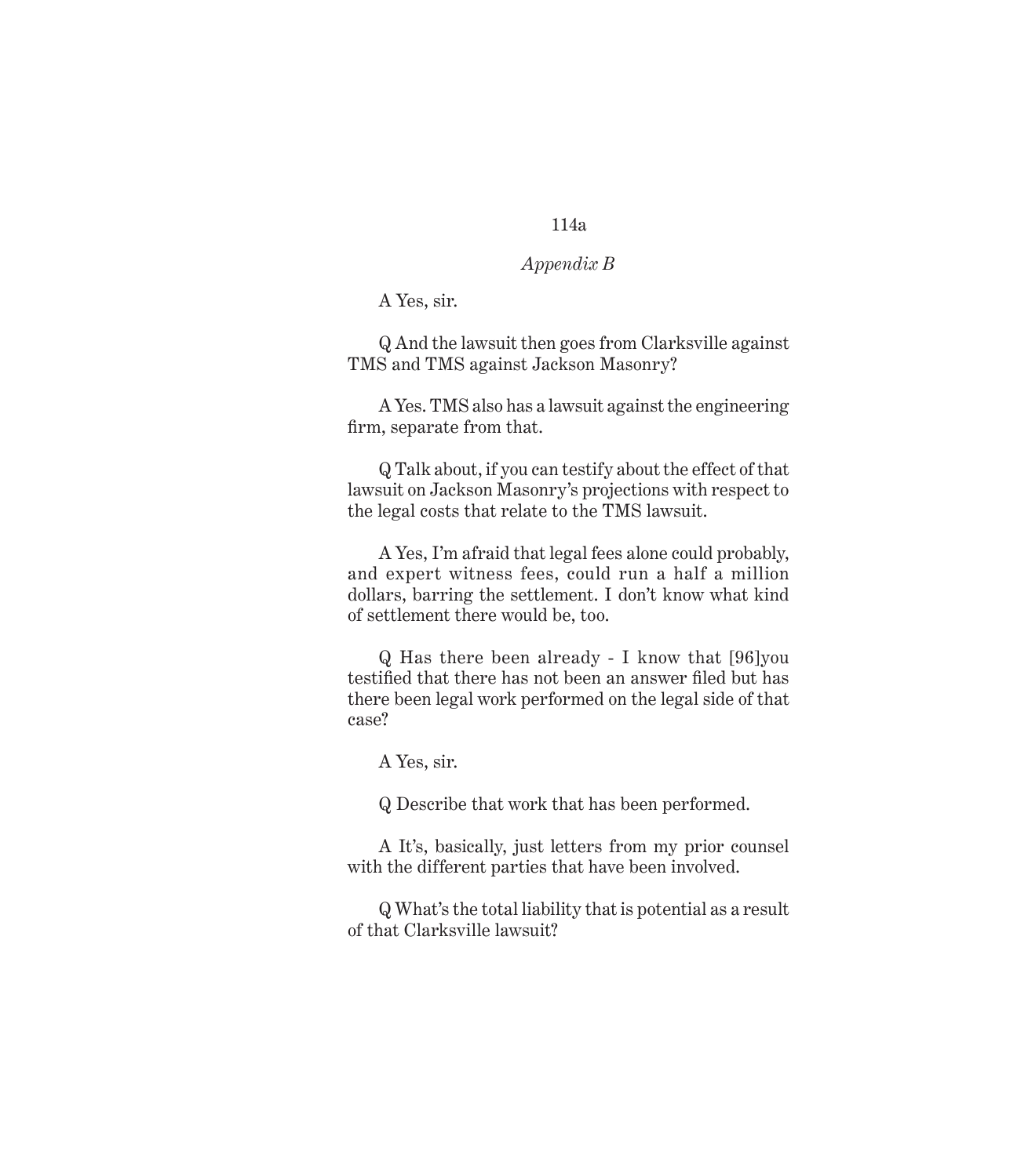A Yes, sir.

Q And the lawsuit then goes from Clarksville against TMS and TMS against Jackson Masonry?

A Yes. TMS also has a lawsuit against the engineering firm, separate from that.

Q Talk about, if you can testify about the effect of that lawsuit on Jackson Masonry's projections with respect to the legal costs that relate to the TMS lawsuit.

A Yes, I'm afraid that legal fees alone could probably, and expert witness fees, could run a half a million dollars, barring the settlement. I don't know what kind of settlement there would be, too.

Q Has there been already - I know that [96]you testified that there has not been an answer filed but has there been legal work performed on the legal side of that case?

A Yes, sir.

Q Describe that work that has been performed.

A It's, basically, just letters from my prior counsel with the different parties that have been involved.

Q What's the total liability that is potential as a result of that Clarksville lawsuit?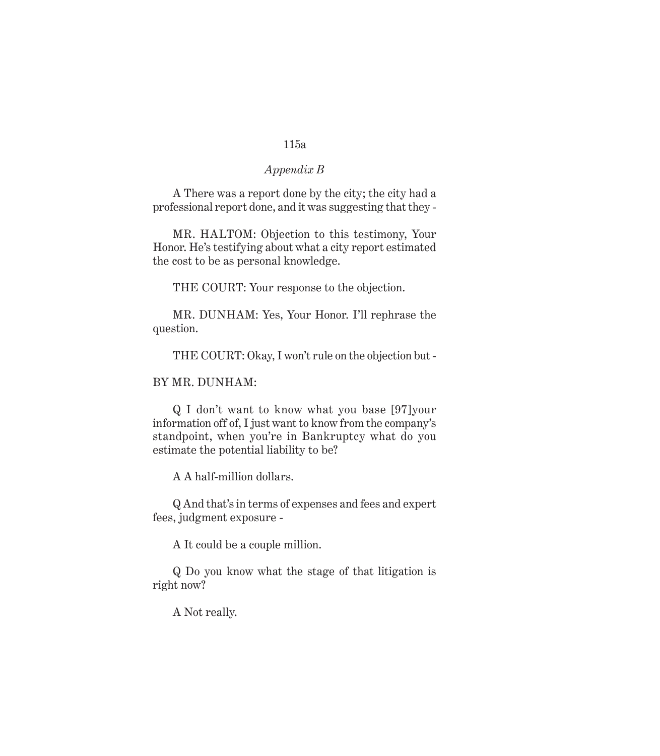A There was a report done by the city; the city had a professional report done, and it was suggesting that they -

MR. HALTOM: Objection to this testimony, Your Honor. He's testifying about what a city report estimated the cost to be as personal knowledge.

THE COURT: Your response to the objection.

MR. DUNHAM: Yes, Your Honor. I'll rephrase the question.

THE COURT: Okay, I won't rule on the objection but -

BY MR. DUNHAM:

Q I don't want to know what you base [97]your information off of, I just want to know from the company's standpoint, when you're in Bankruptcy what do you estimate the potential liability to be?

A A half-million dollars.

Q And that's in terms of expenses and fees and expert fees, judgment exposure -

A It could be a couple million.

Q Do you know what the stage of that litigation is right now?

A Not really.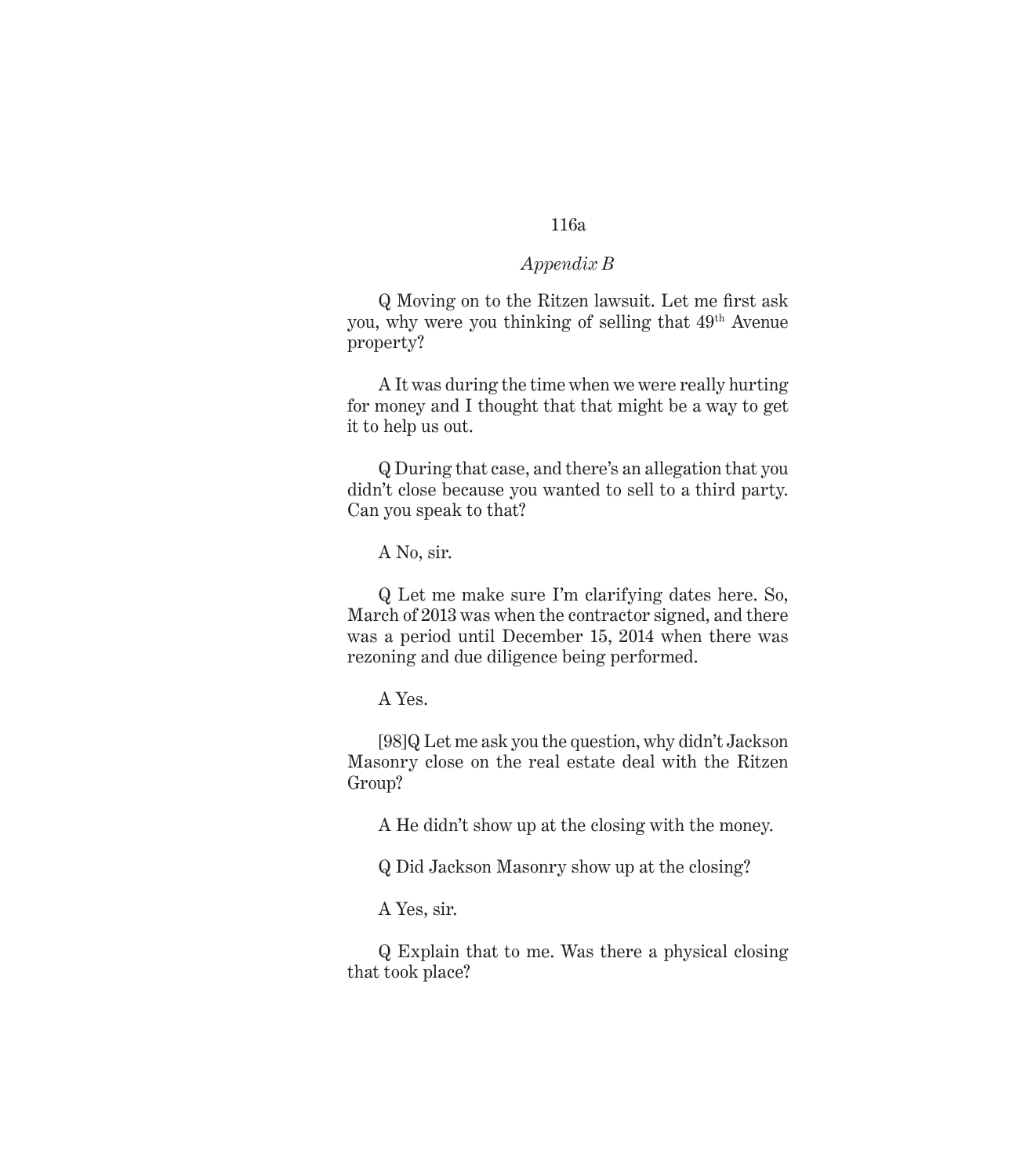*Appendix B*

Q Moving on to the Ritzen lawsuit. Let me first ask you, why were you thinking of selling that 49th Avenue property?

A It was during the time when we were really hurting for money and I thought that that might be a way to get it to help us out.

Q During that case, and there's an allegation that you didn't close because you wanted to sell to a third party. Can you speak to that?

A No, sir.

Q Let me make sure I'm clarifying dates here. So, March of 2013 was when the contractor signed, and there was a period until December 15, 2014 when there was rezoning and due diligence being performed.

A Yes.

[98]Q Let me ask you the question, why didn't Jackson Masonry close on the real estate deal with the Ritzen Group?

A He didn't show up at the closing with the money.

Q Did Jackson Masonry show up at the closing?

A Yes, sir.

Q Explain that to me. Was there a physical closing that took place?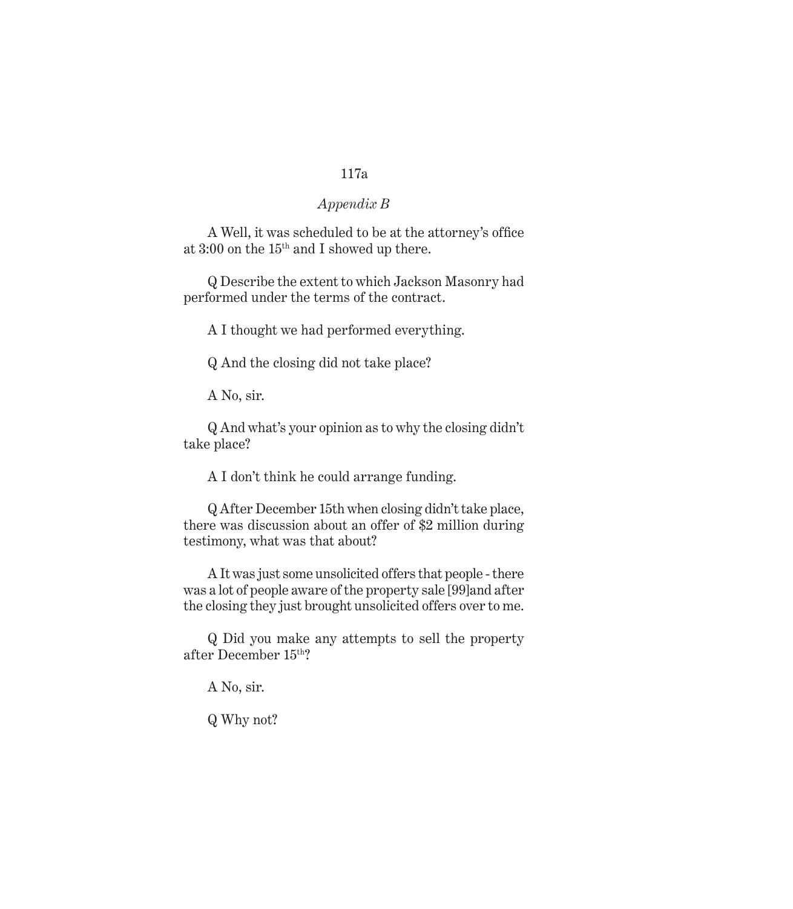*Appendix B*

A Well, it was scheduled to be at the attorney's office at 3:00 on the 15th and I showed up there.

Q Describe the extent to which Jackson Masonry had performed under the terms of the contract.

A I thought we had performed everything.

Q And the closing did not take place?

A No, sir.

Q And what's your opinion as to why the closing didn't take place?

A I don't think he could arrange funding.

Q After December 15th when closing didn't take place, there was discussion about an offer of $2 million during testimony, what was that about?

A It was just some unsolicited offers that people - there was a lot of people aware of the property sale [99]and after the closing they just brought unsolicited offers over to me.

Q Did you make any attempts to sell the property after December 15th?

A No, sir.

Q Why not?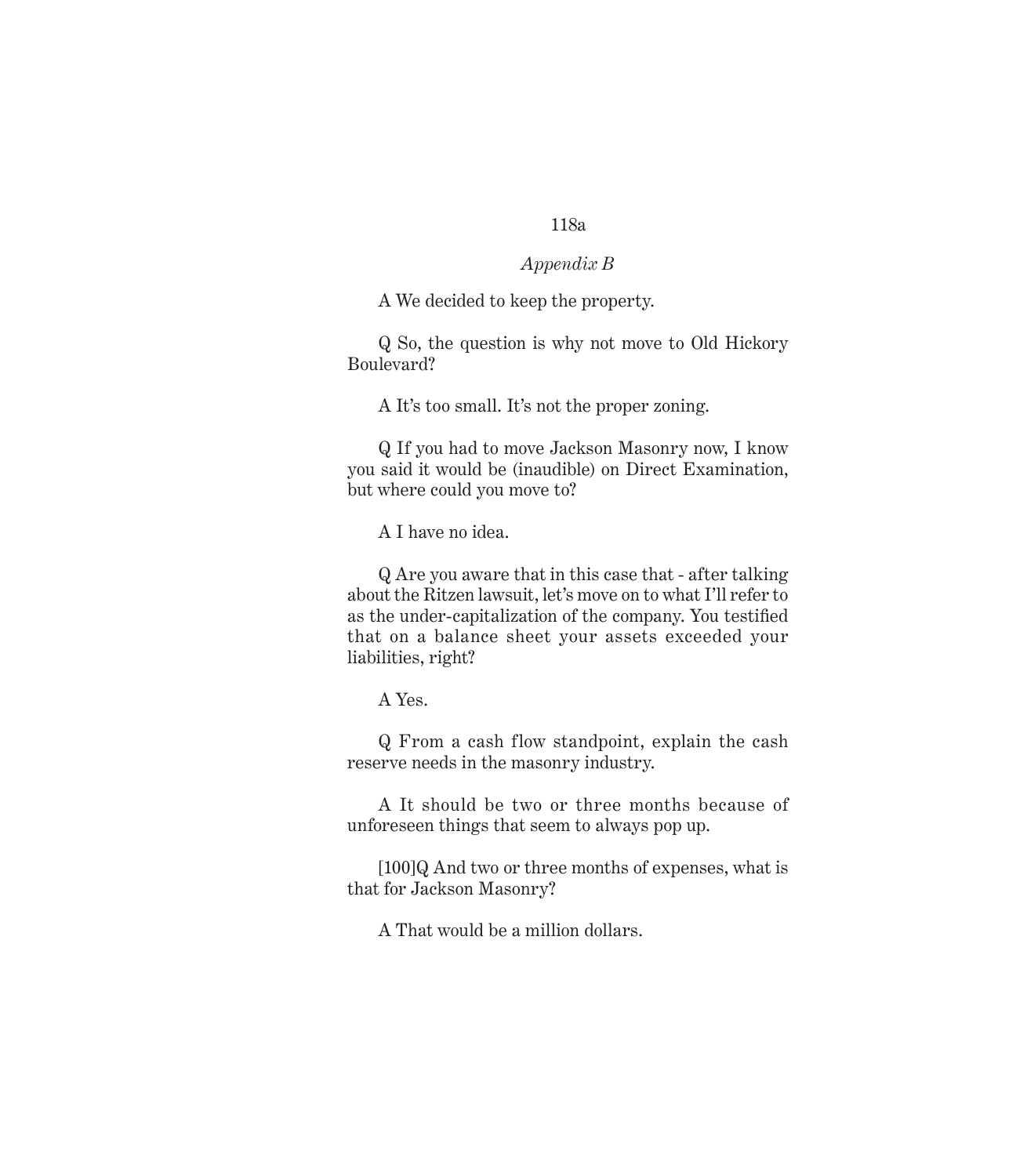A We decided to keep the property.

Q So, the question is why not move to Old Hickory Boulevard?

A It's too small. It's not the proper zoning.

Q If you had to move Jackson Masonry now, I know you said it would be (inaudible) on Direct Examination, but where could you move to?

A I have no idea.

Q Are you aware that in this case that - after talking about the Ritzen lawsuit, let's move on to what I'll refer to as the under-capitalization of the company. You testified that on a balance sheet your assets exceeded your liabilities, right?

A Yes.

Q From a cash flow standpoint, explain the cash reserve needs in the masonry industry.

A It should be two or three months because of unforeseen things that seem to always pop up.

[100]Q And two or three months of expenses, what is that for Jackson Masonry?

A That would be a million dollars.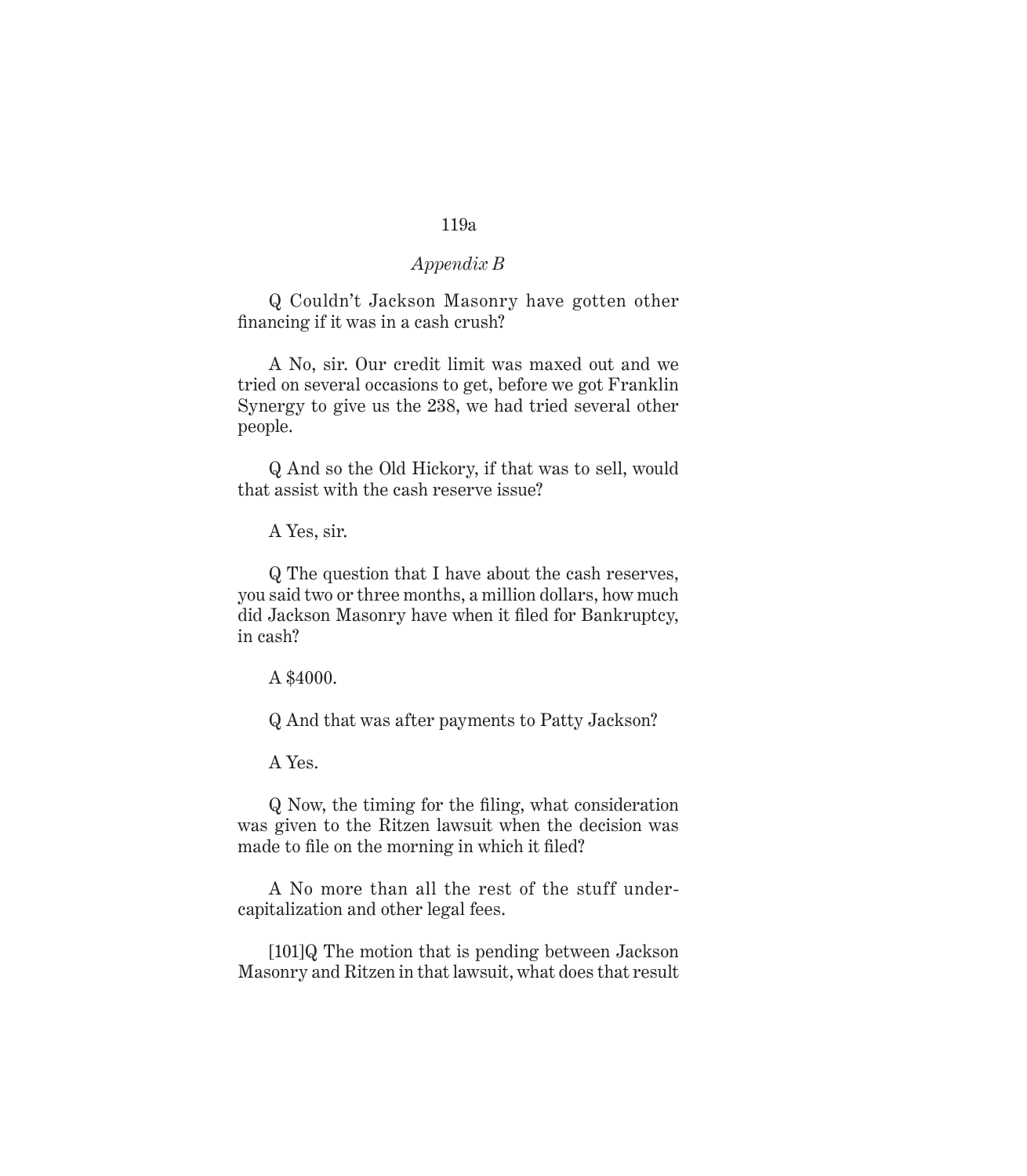Q Couldn't Jackson Masonry have gotten other financing if it was in a cash crush?

A No, sir. Our credit limit was maxed out and we tried on several occasions to get, before we got Franklin Synergy to give us the 238, we had tried several other people.

Q And so the Old Hickory, if that was to sell, would that assist with the cash reserve issue?

A Yes, sir.

Q The question that I have about the cash reserves, you said two or three months, a million dollars, how much did Jackson Masonry have when it filed for Bankruptcy, in cash?

A $4000.

Q And that was after payments to Patty Jackson?

A Yes.

Q Now, the timing for the filing, what consideration was given to the Ritzen lawsuit when the decision was made to file on the morning in which it filed?

A No more than all the rest of the stuff under-capitalization and other legal fees.

[101]Q The motion that is pending between Jackson Masonry and Ritzen in that lawsuit, what does that result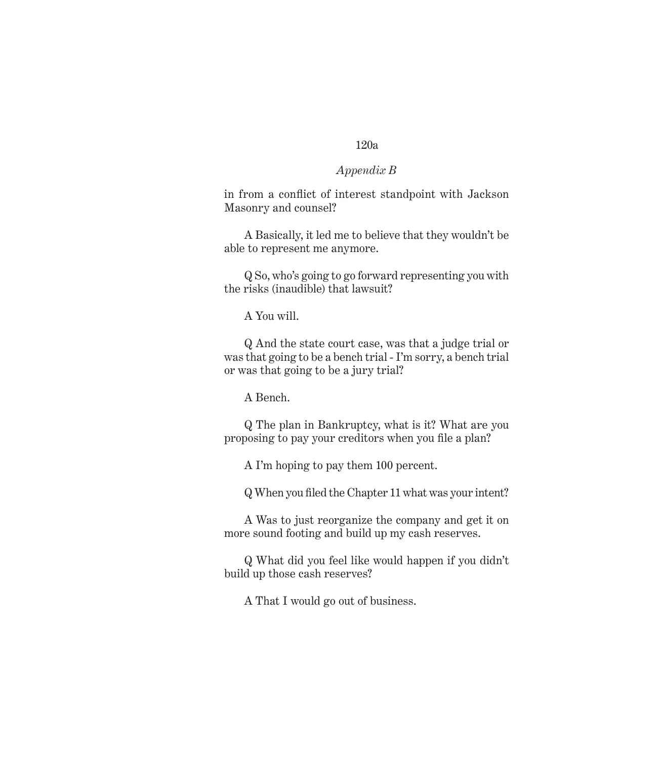in from a conflict of interest standpoint with Jackson Masonry and counsel?

A Basically, it led me to believe that they wouldn't be able to represent me anymore.

Q So, who's going to go forward representing you with the risks (inaudible) that lawsuit?

A You will.

Q And the state court case, was that a judge trial or was that going to be a bench trial - I'm sorry, a bench trial or was that going to be a jury trial?

A Bench.

Q The plan in Bankruptcy, what is it? What are you proposing to pay your creditors when you file a plan?

A I'm hoping to pay them 100 percent.

Q When you filed the Chapter 11 what was your intent?

A Was to just reorganize the company and get it on more sound footing and build up my cash reserves.

Q What did you feel like would happen if you didn't build up those cash reserves?

A That I would go out of business.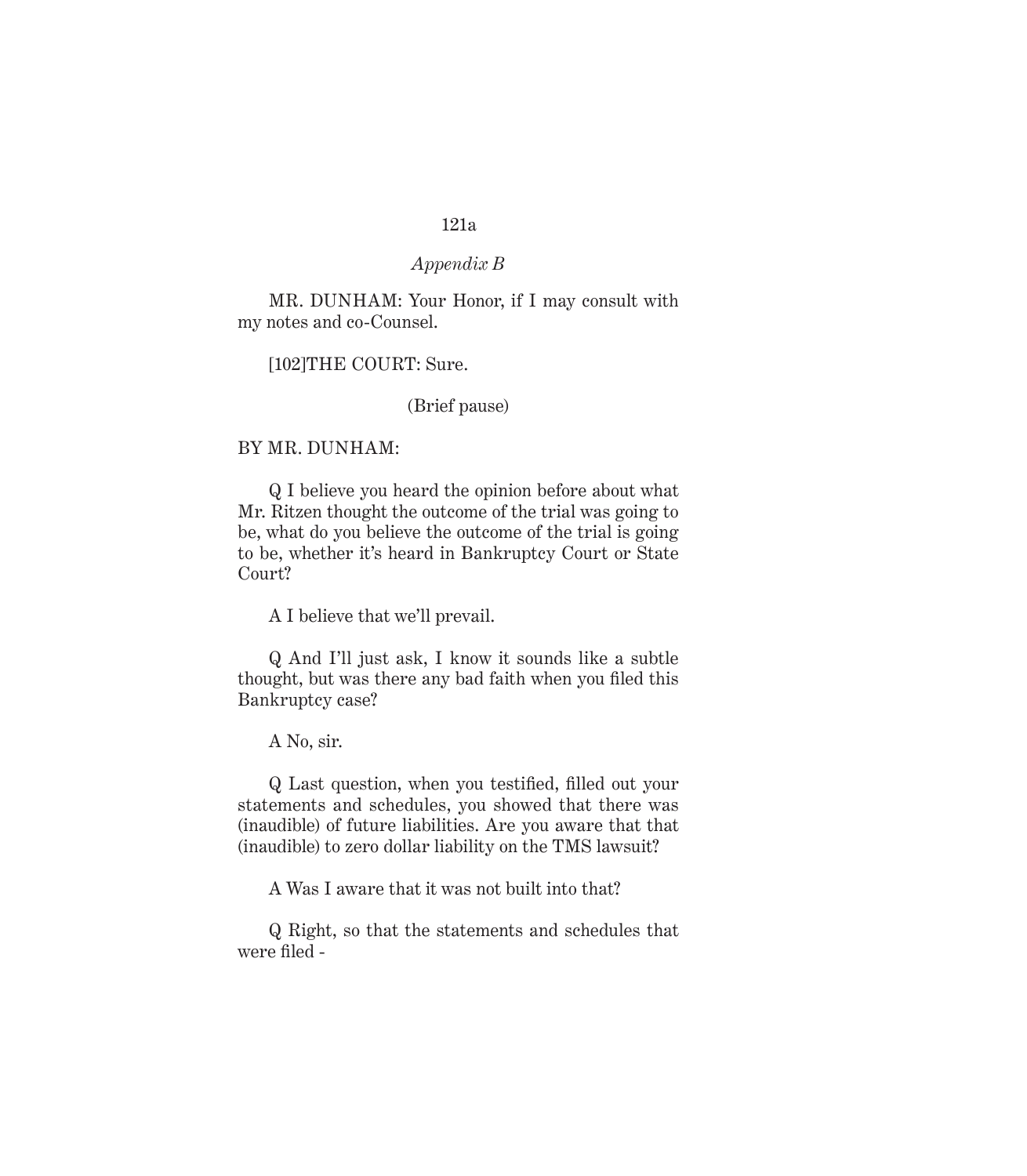*Appendix B*

MR. DUNHAM: Your Honor, if I may consult with my notes and co-Counsel.

[102]THE COURT: Sure.

(Brief pause)

BY MR. DUNHAM:

Q I believe you heard the opinion before about what Mr. Ritzen thought the outcome of the trial was going to be, what do you believe the outcome of the trial is going to be, whether it's heard in Bankruptcy Court or State Court?

A I believe that we'll prevail.

Q And I'll just ask, I know it sounds like a subtle thought, but was there any bad faith when you filed this Bankruptcy case?

A No, sir.

Q Last question, when you testified, filled out your statements and schedules, you showed that there was (inaudible) of future liabilities. Are you aware that that (inaudible) to zero dollar liability on the TMS lawsuit?

A Was I aware that it was not built into that?

Q Right, so that the statements and schedules that were filed -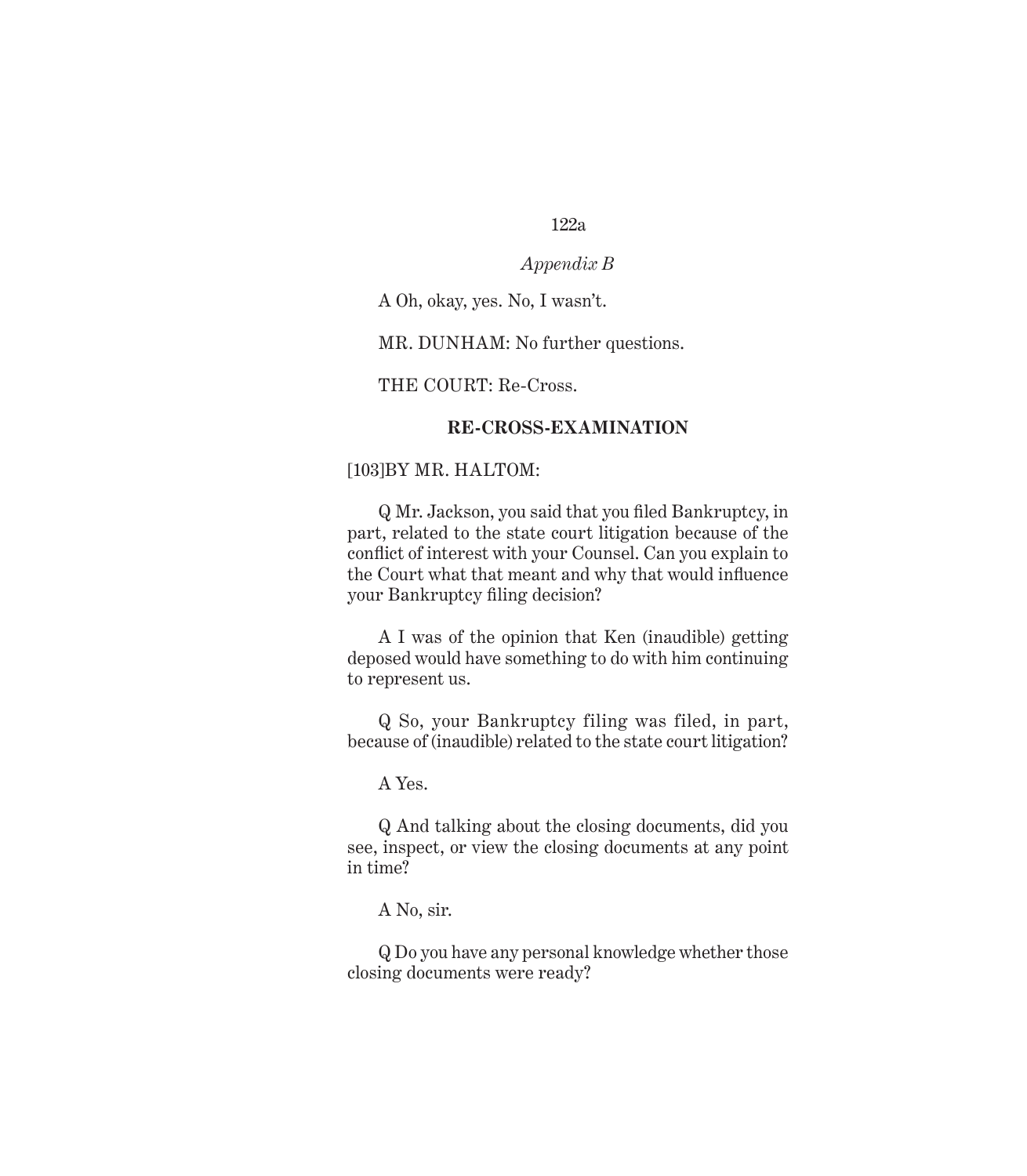A Oh, okay, yes. No, I wasn't.

MR. DUNHAM: No further questions.

THE COURT: Re-Cross.

**RE-CROSS-EXAMINATION**

[103]BY MR. HALTOM:

Q Mr. Jackson, you said that you filed Bankruptcy, in part, related to the state court litigation because of the conflict of interest with your Counsel. Can you explain to the Court what that meant and why that would influence your Bankruptcy filing decision?

A I was of the opinion that Ken (inaudible) getting deposed would have something to do with him continuing to represent us.

Q So, your Bankruptcy filing was filed, in part, because of (inaudible) related to the state court litigation?

A Yes.

Q And talking about the closing documents, did you see, inspect, or view the closing documents at any point in time?

A No, sir.

Q Do you have any personal knowledge whether those closing documents were ready?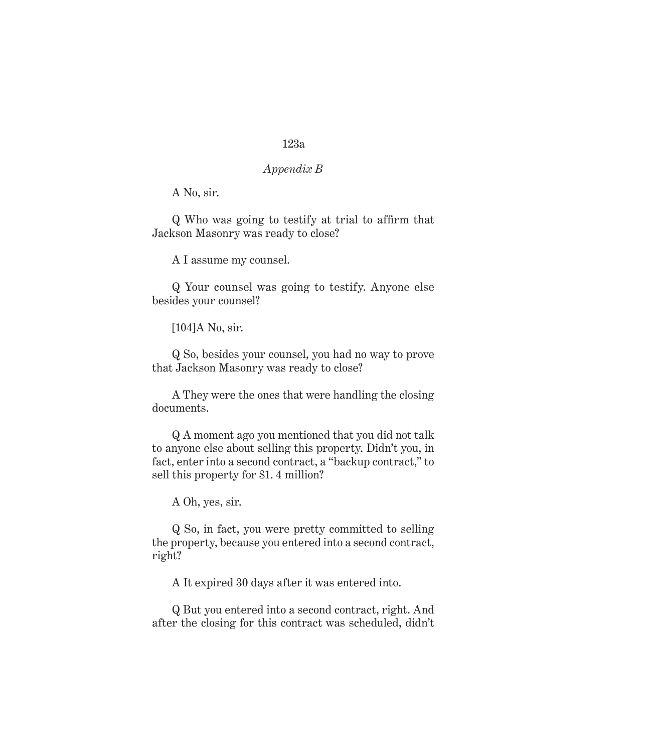A No, sir.

Q Who was going to testify at trial to affirm that Jackson Masonry was ready to close?

A I assume my counsel.

Q Your counsel was going to testify. Anyone else besides your counsel?

[104]A No, sir.

Q So, besides your counsel, you had no way to prove that Jackson Masonry was ready to close?

A They were the ones that were handling the closing documents.

Q A moment ago you mentioned that you did not talk to anyone else about selling this property. Didn't you, in fact, enter into a second contract, a "backup contract," to sell this property for $1. 4 million?

A Oh, yes, sir.

Q So, in fact, you were pretty committed to selling the property, because you entered into a second contract, right?

A It expired 30 days after it was entered into.

Q But you entered into a second contract, right. And after the closing for this contract was scheduled, didn't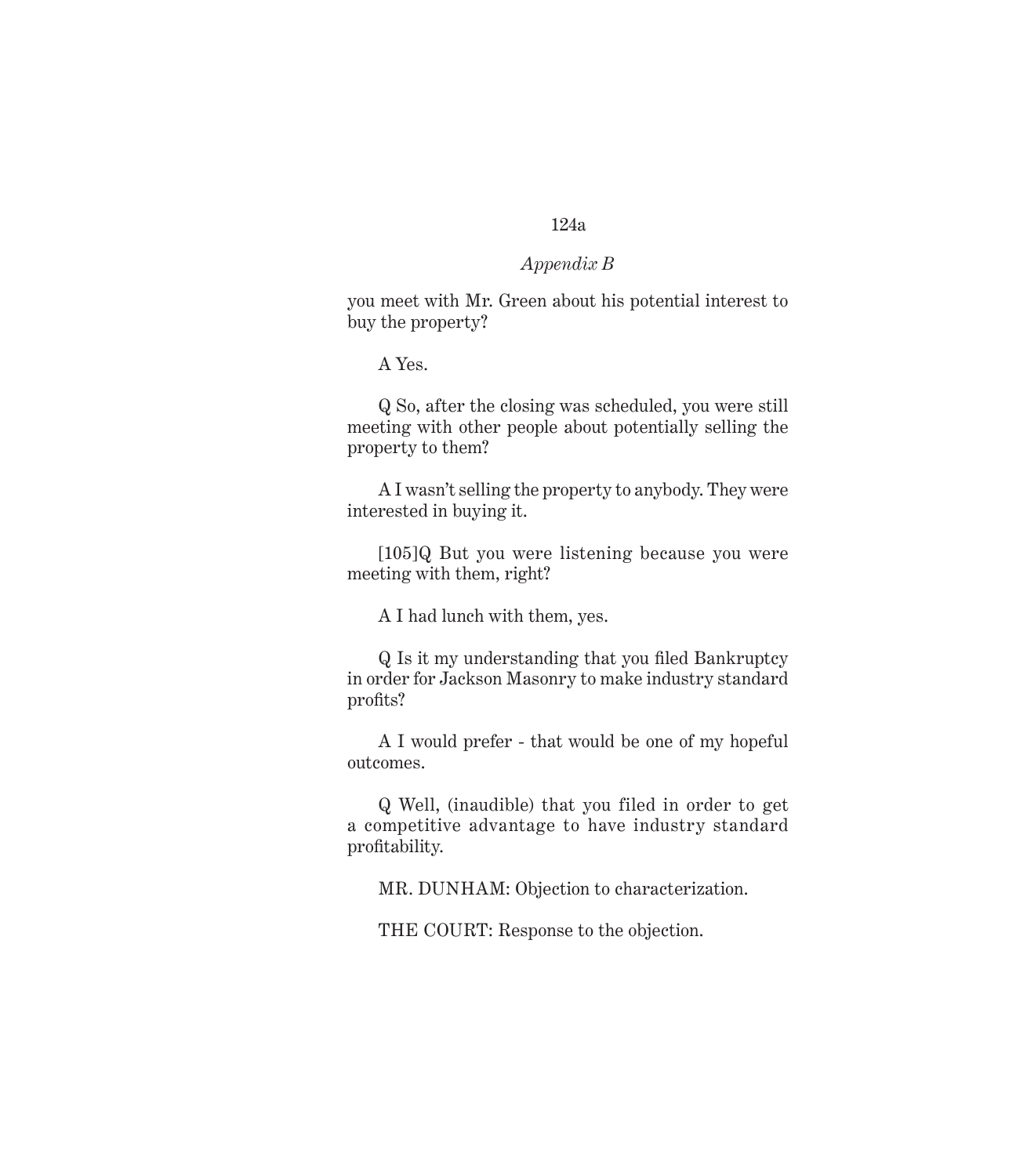you meet with Mr. Green about his potential interest to buy the property?

A Yes.

Q So, after the closing was scheduled, you were still meeting with other people about potentially selling the property to them?

A I wasn't selling the property to anybody. They were interested in buying it.

[105]Q But you were listening because you were meeting with them, right?

A I had lunch with them, yes.

Q Is it my understanding that you filed Bankruptcy in order for Jackson Masonry to make industry standard profits?

A I would prefer - that would be one of my hopeful outcomes.

Q Well, (inaudible) that you filed in order to get a competitive advantage to have industry standard profitability.

MR. DUNHAM: Objection to characterization.

THE COURT: Response to the objection.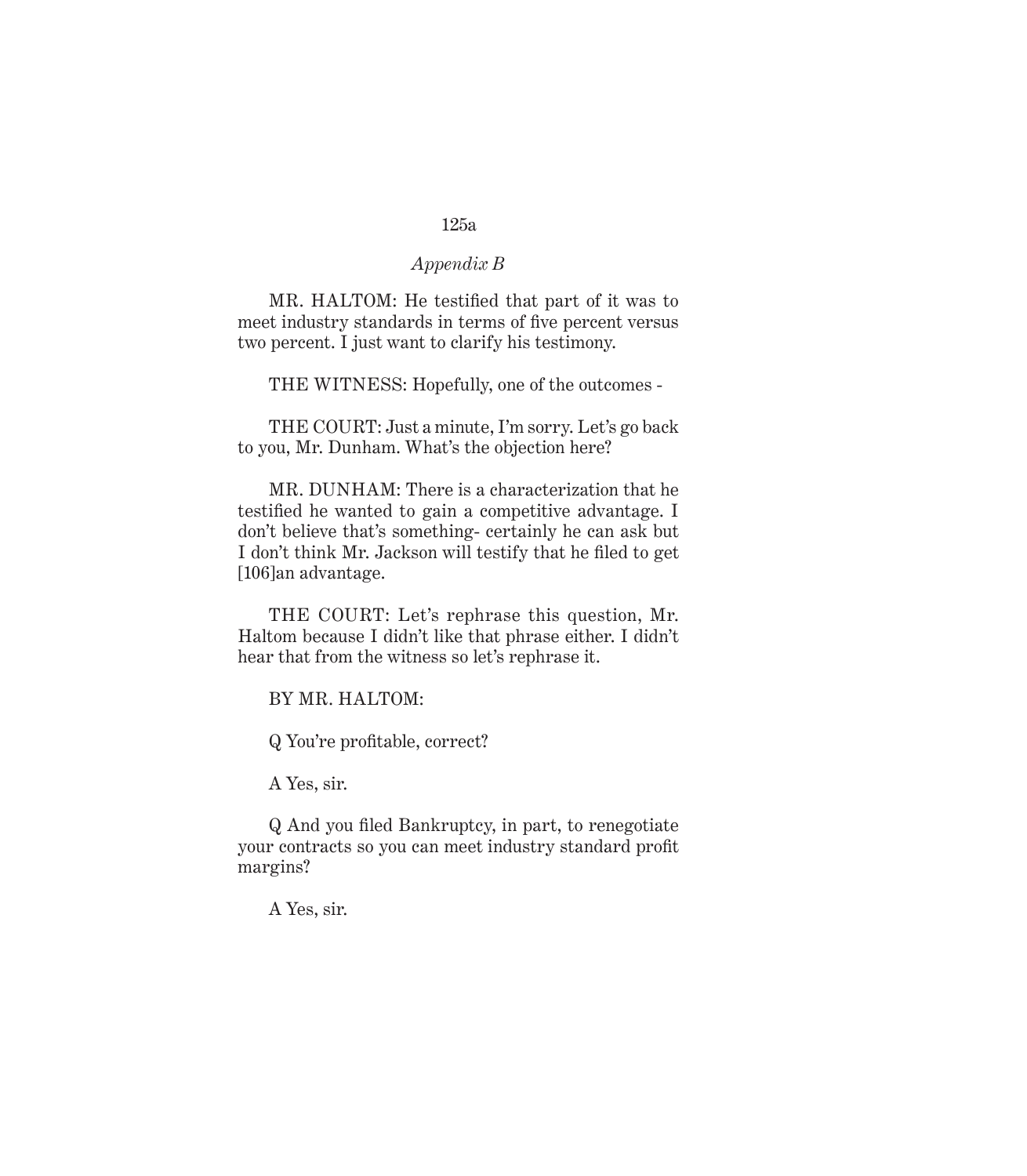MR. HALTOM: He testified that part of it was to meet industry standards in terms of five percent versus two percent. I just want to clarify his testimony.

THE WITNESS: Hopefully, one of the outcomes -

THE COURT: Just a minute, I'm sorry. Let's go back to you, Mr. Dunham. What's the objection here?

MR. DUNHAM: There is a characterization that he testified he wanted to gain a competitive advantage. I don't believe that's something- certainly he can ask but I don't think Mr. Jackson will testify that he filed to get [106]an advantage.

THE COURT: Let's rephrase this question, Mr. Haltom because I didn't like that phrase either. I didn't hear that from the witness so let's rephrase it.

BY MR. HALTOM:

Q You're profitable, correct?

A Yes, sir.

Q And you filed Bankruptcy, in part, to renegotiate your contracts so you can meet industry standard profit margins?

A Yes, sir.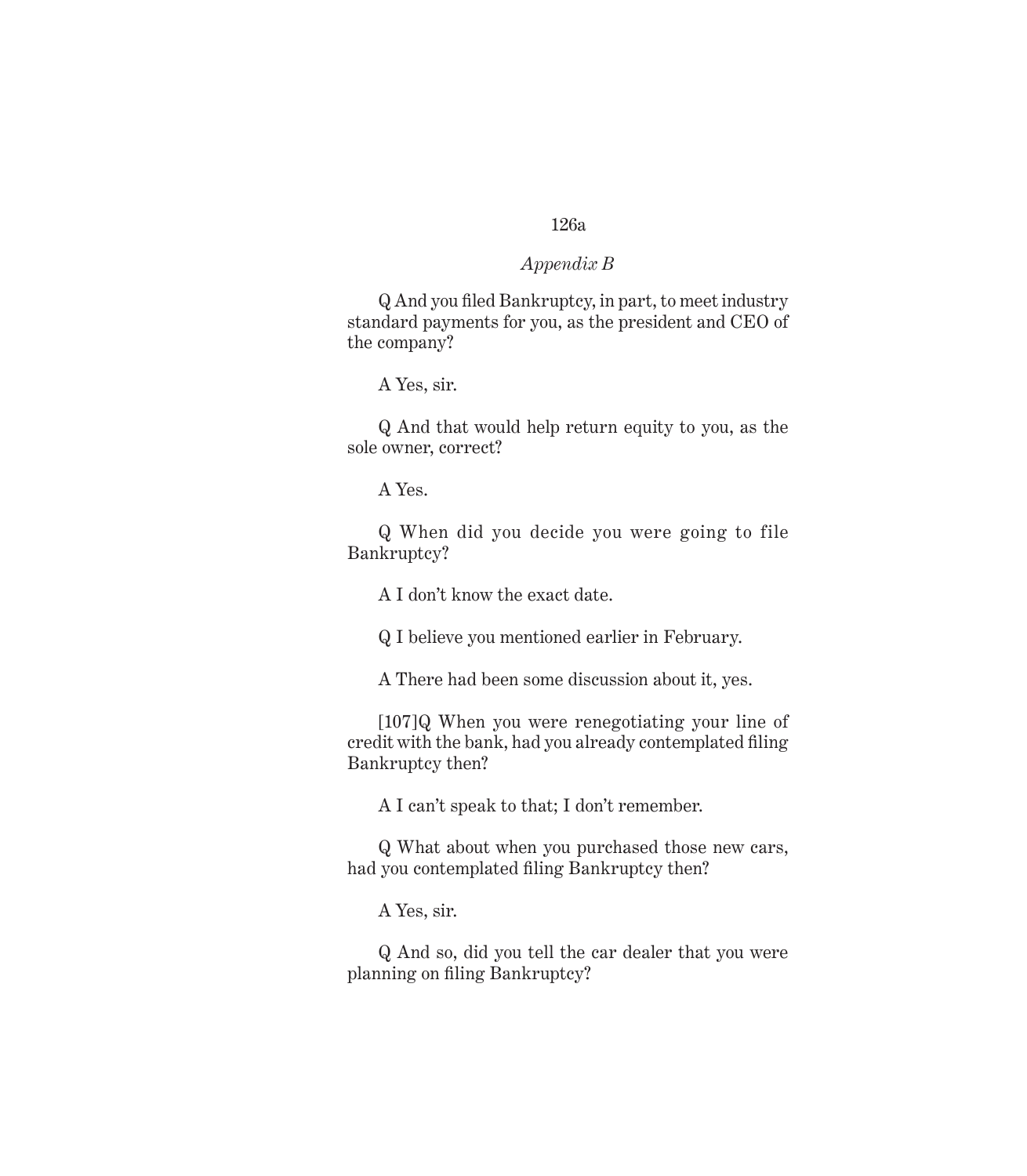*Appendix B*

Q And you filed Bankruptcy, in part, to meet industry standard payments for you, as the president and CEO of the company?

A Yes, sir.

Q And that would help return equity to you, as the sole owner, correct?

A Yes.

Q When did you decide you were going to file Bankruptcy?

A I don't know the exact date.

Q I believe you mentioned earlier in February.

A There had been some discussion about it, yes.

[107]Q When you were renegotiating your line of credit with the bank, had you already contemplated filing Bankruptcy then?

A I can't speak to that; I don't remember.

Q What about when you purchased those new cars, had you contemplated filing Bankruptcy then?

A Yes, sir.

Q And so, did you tell the car dealer that you were planning on filing Bankruptcy?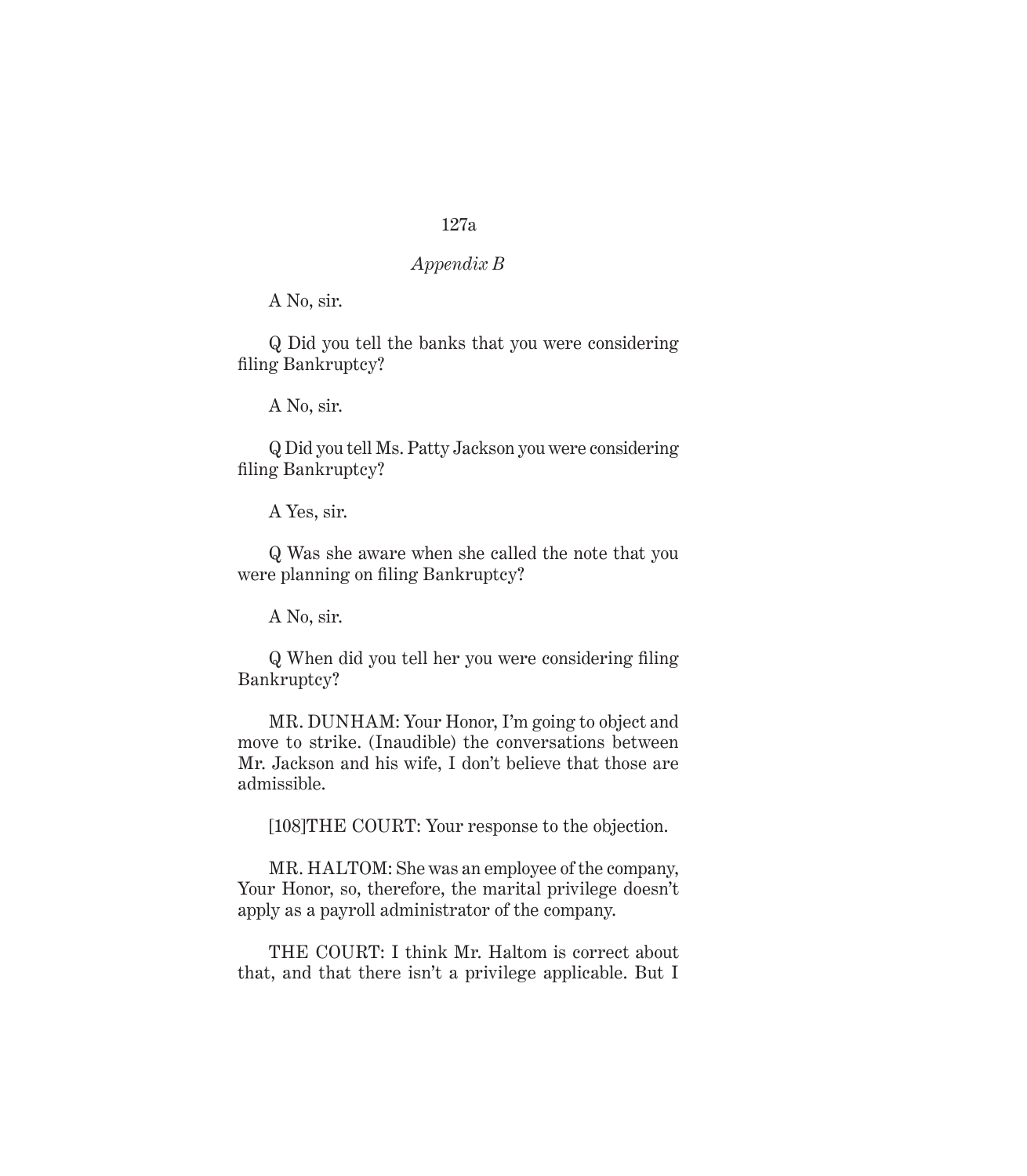A No, sir.

Q Did you tell the banks that you were considering filing Bankruptcy?

A No, sir.

Q Did you tell Ms. Patty Jackson you were considering filing Bankruptcy?

A Yes, sir.

Q Was she aware when she called the note that you were planning on filing Bankruptcy?

A No, sir.

Q When did you tell her you were considering filing Bankruptcy?

MR. DUNHAM: Your Honor, I'm going to object and move to strike. (Inaudible) the conversations between Mr. Jackson and his wife, I don't believe that those are admissible.

[108]THE COURT: Your response to the objection.

MR. HALTOM: She was an employee of the company, Your Honor, so, therefore, the marital privilege doesn't apply as a payroll administrator of the company.

THE COURT: I think Mr. Haltom is correct about that, and that there isn't a privilege applicable. But I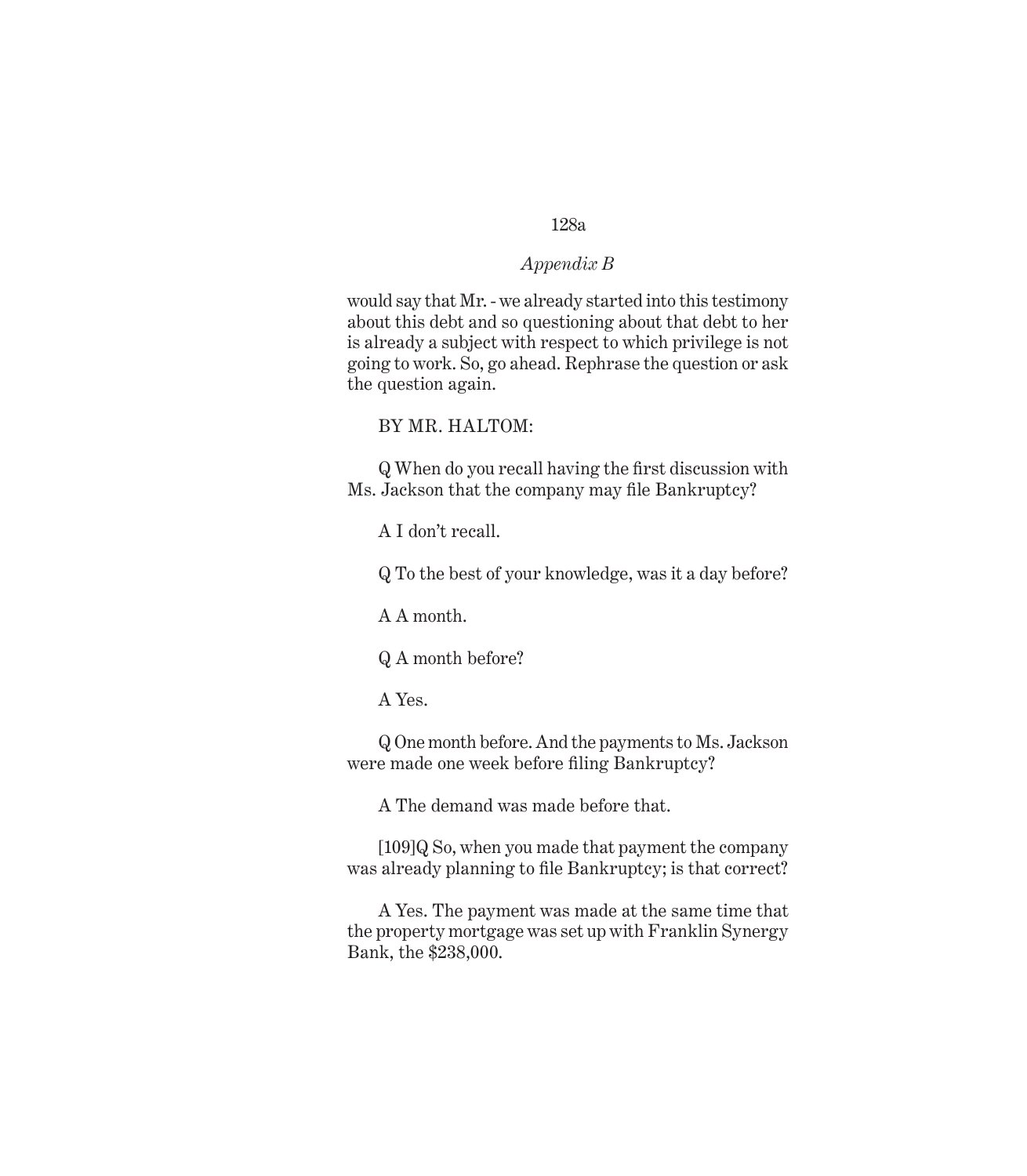would say that Mr. - we already started into this testimony about this debt and so questioning about that debt to her is already a subject with respect to which privilege is not going to work. So, go ahead. Rephrase the question or ask the question again.

BY MR. HALTOM:

Q When do you recall having the first discussion with Ms. Jackson that the company may file Bankruptcy?

A I don't recall.

Q To the best of your knowledge, was it a day before?

A A month.

Q A month before?

A Yes.

Q One month before. And the payments to Ms. Jackson were made one week before filing Bankruptcy?

A The demand was made before that.

[109]Q So, when you made that payment the company was already planning to file Bankruptcy; is that correct?

A Yes. The payment was made at the same time that the property mortgage was set up with Franklin Synergy Bank, the $238,000.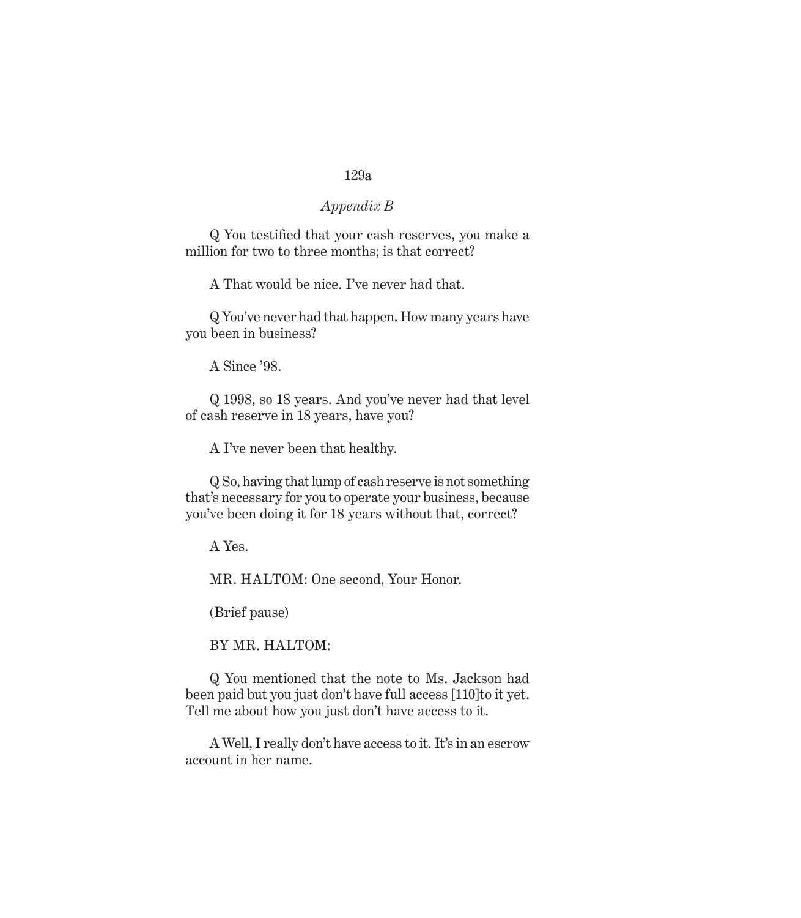Q You testified that your cash reserves, you make a million for two to three months; is that correct?

A That would be nice. I've never had that.

Q You've never had that happen. How many years have you been in business?

A Since '98.

Q 1998, so 18 years. And you've never had that level of cash reserve in 18 years, have you?

A I've never been that healthy.

Q So, having that lump of cash reserve is not something that's necessary for you to operate your business, because you've been doing it for 18 years without that, correct?

A Yes.

MR. HALTOM: One second, Your Honor.

(Brief pause)

BY MR. HALTOM:

Q You mentioned that the note to Ms. Jackson had been paid but you just don't have full access [110]to it yet. Tell me about how you just don't have access to it.

A Well, I really don't have access to it. It's in an escrow account in her name.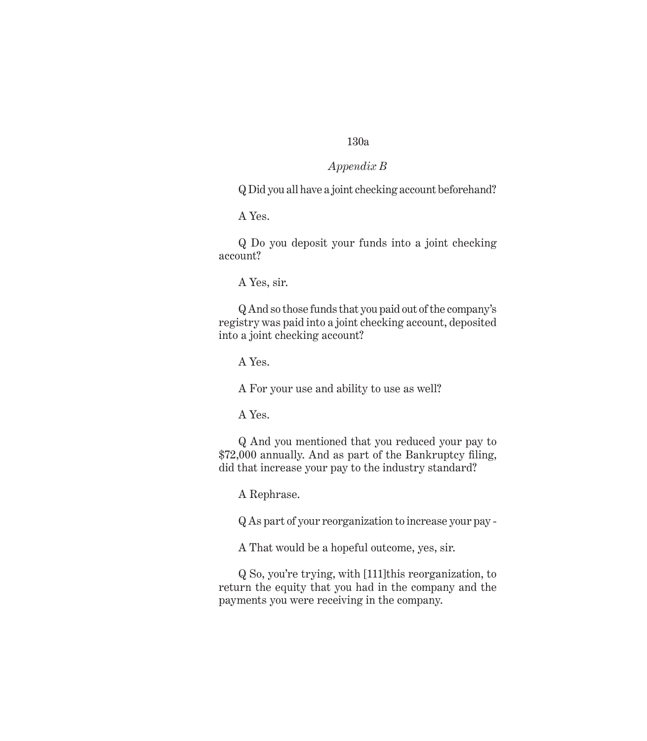*Appendix B*

Q Did you all have a joint checking account beforehand?

A Yes.

Q Do you deposit your funds into a joint checking account?

A Yes, sir.

Q And so those funds that you paid out of the company's registry was paid into a joint checking account, deposited into a joint checking account?

A Yes.

A For your use and ability to use as well?

A Yes.

Q And you mentioned that you reduced your pay to $72,000 annually. And as part of the Bankruptcy filing, did that increase your pay to the industry standard?

A Rephrase.

Q As part of your reorganization to increase your pay -

A That would be a hopeful outcome, yes, sir.

Q So, you're trying, with [111]this reorganization, to return the equity that you had in the company and the payments you were receiving in the company.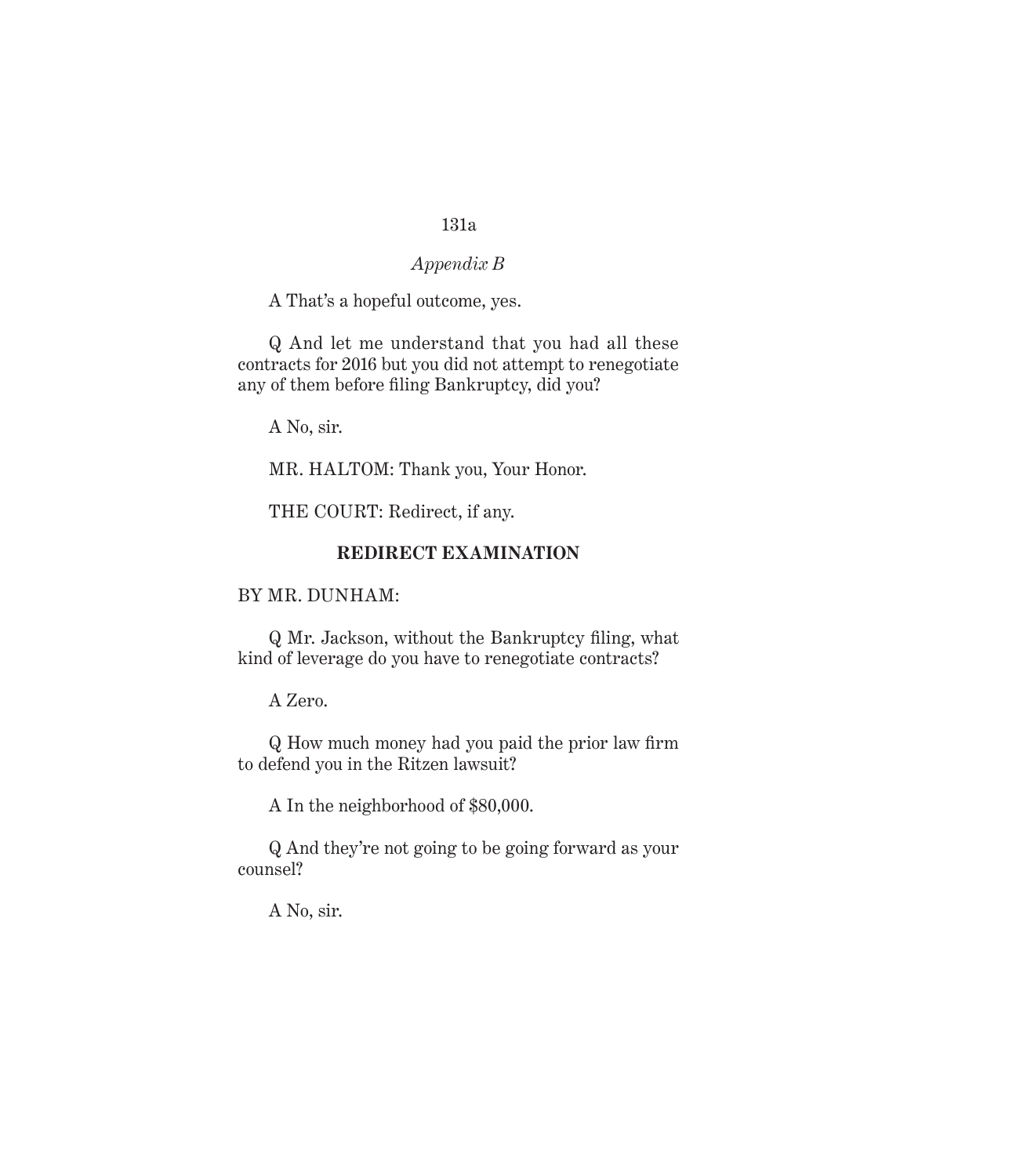A That's a hopeful outcome, yes.

Q And let me understand that you had all these contracts for 2016 but you did not attempt to renegotiate any of them before filing Bankruptcy, did you?

A No, sir.

MR. HALTOM: Thank you, Your Honor.

THE COURT: Redirect, if any.

**REDIRECT EXAMINATION**

BY MR. DUNHAM:

Q Mr. Jackson, without the Bankruptcy filing, what kind of leverage do you have to renegotiate contracts?

A Zero.

Q How much money had you paid the prior law firm to defend you in the Ritzen lawsuit?

A In the neighborhood of $80,000.

Q And they're not going to be going forward as your counsel?

A No, sir.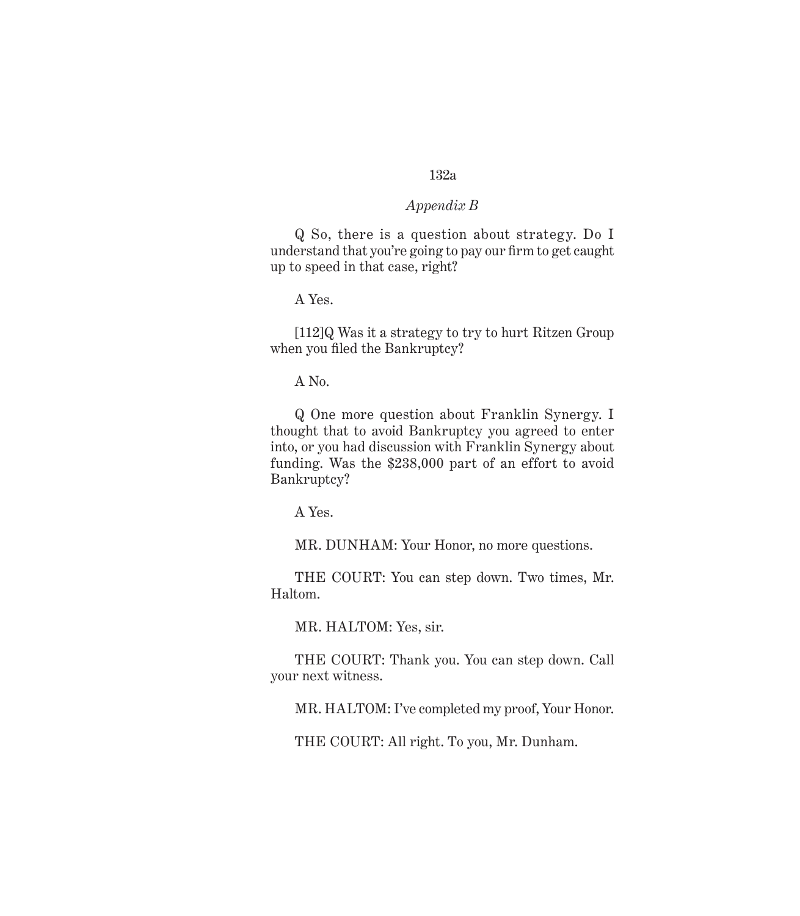Q So, there is a question about strategy. Do I understand that you're going to pay our firm to get caught up to speed in that case, right?

A Yes.

[112]Q Was it a strategy to try to hurt Ritzen Group when you filed the Bankruptcy?

A No.

Q One more question about Franklin Synergy. I thought that to avoid Bankruptcy you agreed to enter into, or you had discussion with Franklin Synergy about funding. Was the $238,000 part of an effort to avoid Bankruptcy?

A Yes.

MR. DUNHAM: Your Honor, no more questions.

THE COURT: You can step down. Two times, Mr. Haltom.

MR. HALTOM: Yes, sir.

THE COURT: Thank you. You can step down. Call your next witness.

MR. HALTOM: I've completed my proof, Your Honor.

THE COURT: All right. To you, Mr. Dunham.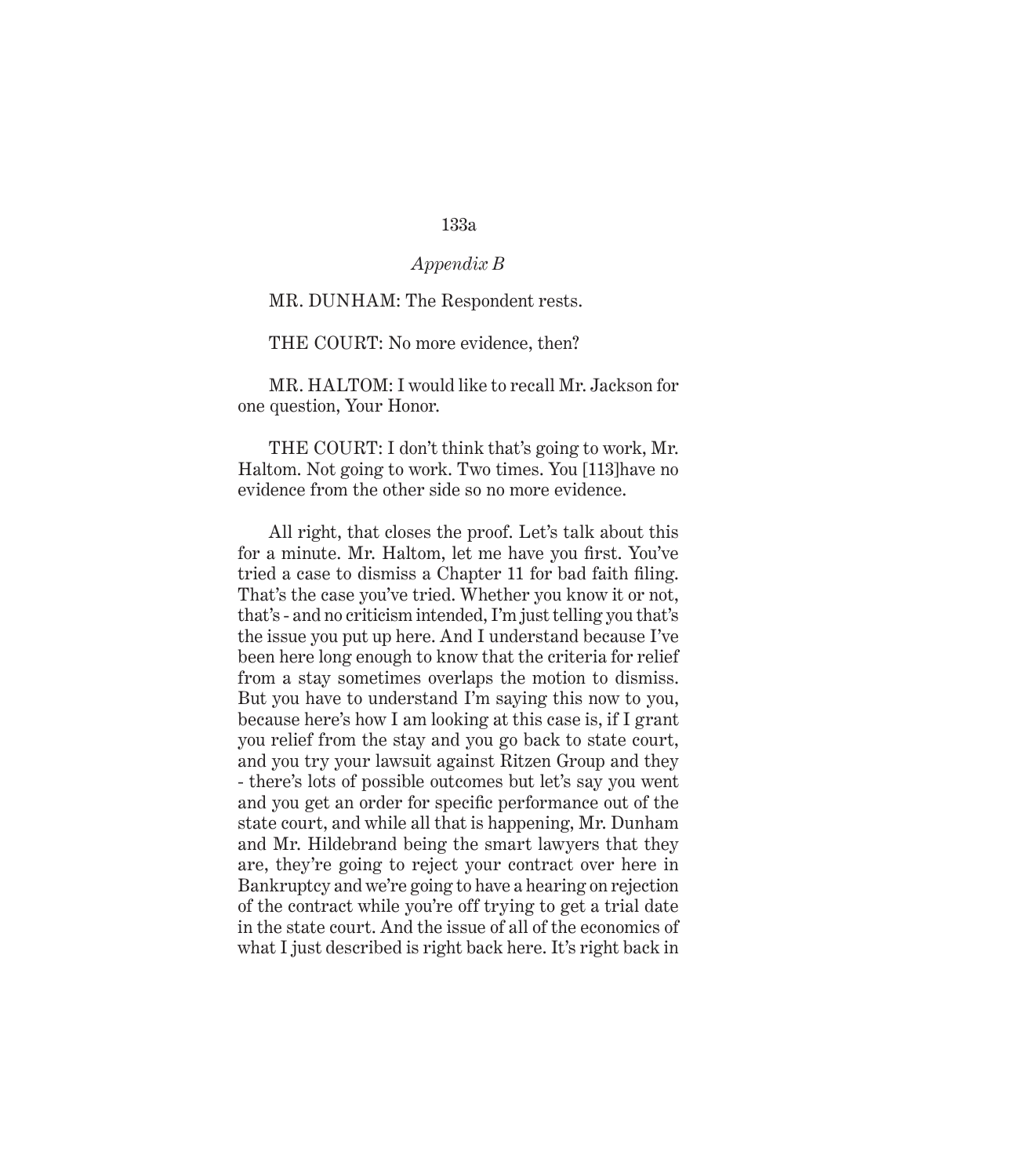*Appendix B*

MR. DUNHAM: The Respondent rests.

THE COURT: No more evidence, then?

MR. HALTOM: I would like to recall Mr. Jackson for one question, Your Honor.

THE COURT: I don't think that's going to work, Mr. Haltom. Not going to work. Two times. You [113]have no evidence from the other side so no more evidence.

All right, that closes the proof. Let's talk about this for a minute. Mr. Haltom, let me have you first. You've tried a case to dismiss a Chapter 11 for bad faith filing. That's the case you've tried. Whether you know it or not, that's - and no criticism intended, I'm just telling you that's the issue you put up here. And I understand because I've been here long enough to know that the criteria for relief from a stay sometimes overlaps the motion to dismiss. But you have to understand I'm saying this now to you, because here's how I am looking at this case is, if I grant you relief from the stay and you go back to state court, and you try your lawsuit against Ritzen Group and they - there's lots of possible outcomes but let's say you went and you get an order for specific performance out of the state court, and while all that is happening, Mr. Dunham and Mr. Hildebrand being the smart lawyers that they are, they're going to reject your contract over here in Bankruptcy and we're going to have a hearing on rejection of the contract while you're off trying to get a trial date in the state court. And the issue of all of the economics of what I just described is right back here. It's right back in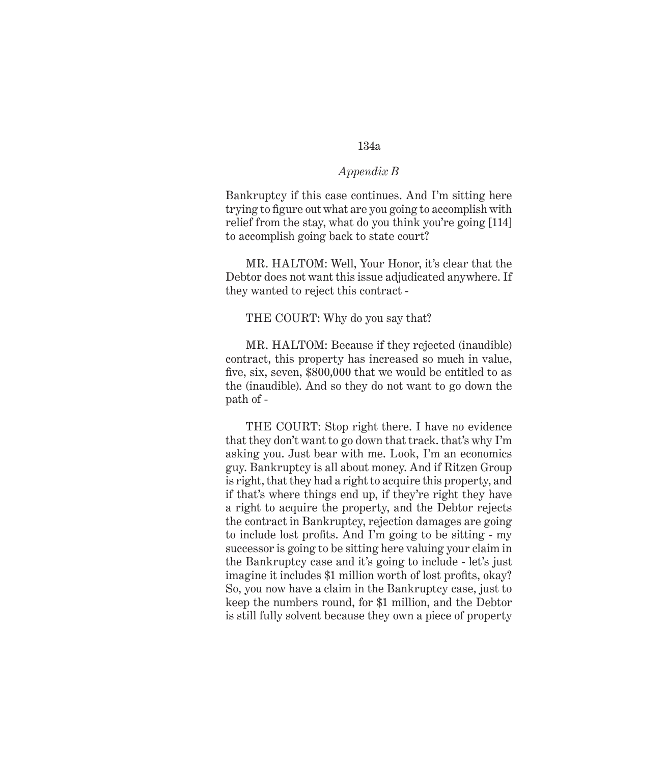Bankruptcy if this case continues. And I'm sitting here trying to figure out what are you going to accomplish with relief from the stay, what do you think you're going [114] to accomplish going back to state court?

MR. HALTOM: Well, Your Honor, it's clear that the Debtor does not want this issue adjudicated anywhere. If they wanted to reject this contract -

THE COURT: Why do you say that?

MR. HALTOM: Because if they rejected (inaudible) contract, this property has increased so much in value, five, six, seven, $800,000 that we would be entitled to as the (inaudible). And so they do not want to go down the path of -

THE COURT: Stop right there. I have no evidence that they don't want to go down that track. that's why I'm asking you. Just bear with me. Look, I'm an economics guy. Bankruptcy is all about money. And if Ritzen Group is right, that they had a right to acquire this property, and if that's where things end up, if they're right they have a right to acquire the property, and the Debtor rejects the contract in Bankruptcy, rejection damages are going to include lost profits. And I'm going to be sitting - my successor is going to be sitting here valuing your claim in the Bankruptcy case and it's going to include - let's just imagine it includes $1 million worth of lost profits, okay? So, you now have a claim in the Bankruptcy case, just to keep the numbers round, for $1 million, and the Debtor is still fully solvent because they own a piece of property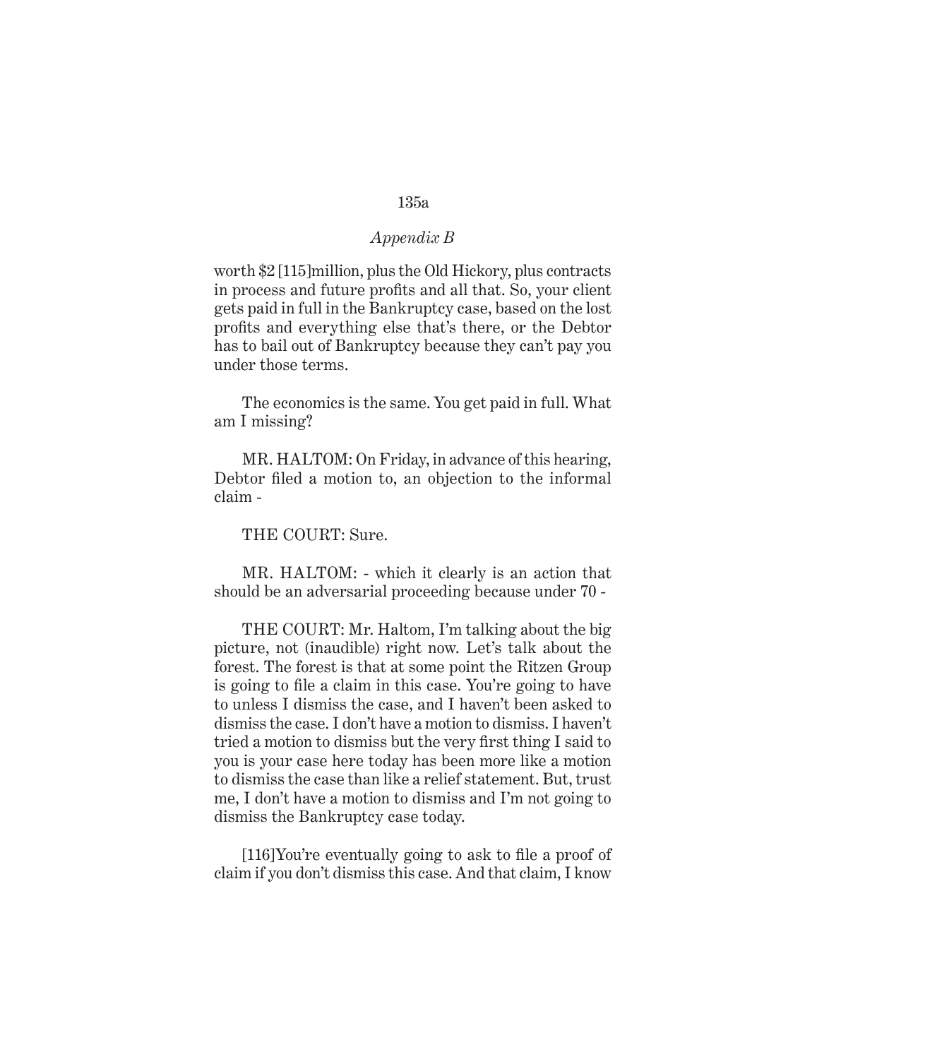worth $2 [115]million, plus the Old Hickory, plus contracts in process and future profits and all that. So, your client gets paid in full in the Bankruptcy case, based on the lost profits and everything else that's there, or the Debtor has to bail out of Bankruptcy because they can't pay you under those terms.

The economics is the same. You get paid in full. What am I missing?

MR. HALTOM: On Friday, in advance of this hearing, Debtor filed a motion to, an objection to the informal claim -

THE COURT: Sure.

MR. HALTOM: - which it clearly is an action that should be an adversarial proceeding because under 70 -

THE COURT: Mr. Haltom, I'm talking about the big picture, not (inaudible) right now. Let's talk about the forest. The forest is that at some point the Ritzen Group is going to file a claim in this case. You're going to have to unless I dismiss the case, and I haven't been asked to dismiss the case. I don't have a motion to dismiss. I haven't tried a motion to dismiss but the very first thing I said to you is your case here today has been more like a motion to dismiss the case than like a relief statement. But, trust me, I don't have a motion to dismiss and I'm not going to dismiss the Bankruptcy case today.

[116]You're eventually going to ask to file a proof of claim if you don't dismiss this case. And that claim, I know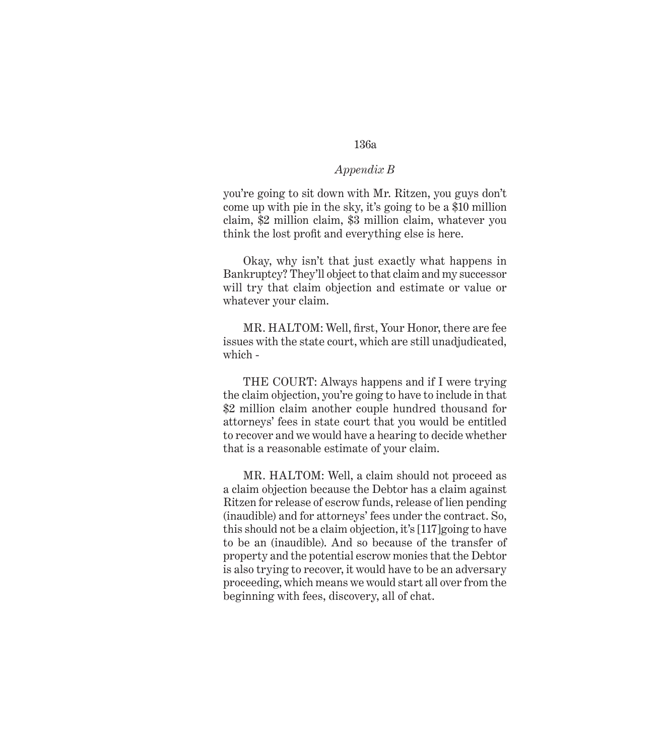*Appendix B*

you're going to sit down with Mr. Ritzen, you guys don't come up with pie in the sky, it's going to be a $10 million claim, $2 million claim, $3 million claim, whatever you think the lost profit and everything else is here.

Okay, why isn't that just exactly what happens in Bankruptcy? They'll object to that claim and my successor will try that claim objection and estimate or value or whatever your claim.

MR. HALTOM: Well, first, Your Honor, there are fee issues with the state court, which are still unadjudicated, which -

THE COURT: Always happens and if I were trying the claim objection, you're going to have to include in that $2 million claim another couple hundred thousand for attorneys' fees in state court that you would be entitled to recover and we would have a hearing to decide whether that is a reasonable estimate of your claim.

MR. HALTOM: Well, a claim should not proceed as a claim objection because the Debtor has a claim against Ritzen for release of escrow funds, release of lien pending (inaudible) and for attorneys' fees under the contract. So, this should not be a claim objection, it's [117]going to have to be an (inaudible). And so because of the transfer of property and the potential escrow monies that the Debtor is also trying to recover, it would have to be an adversary proceeding, which means we would start all over from the beginning with fees, discovery, all of chat.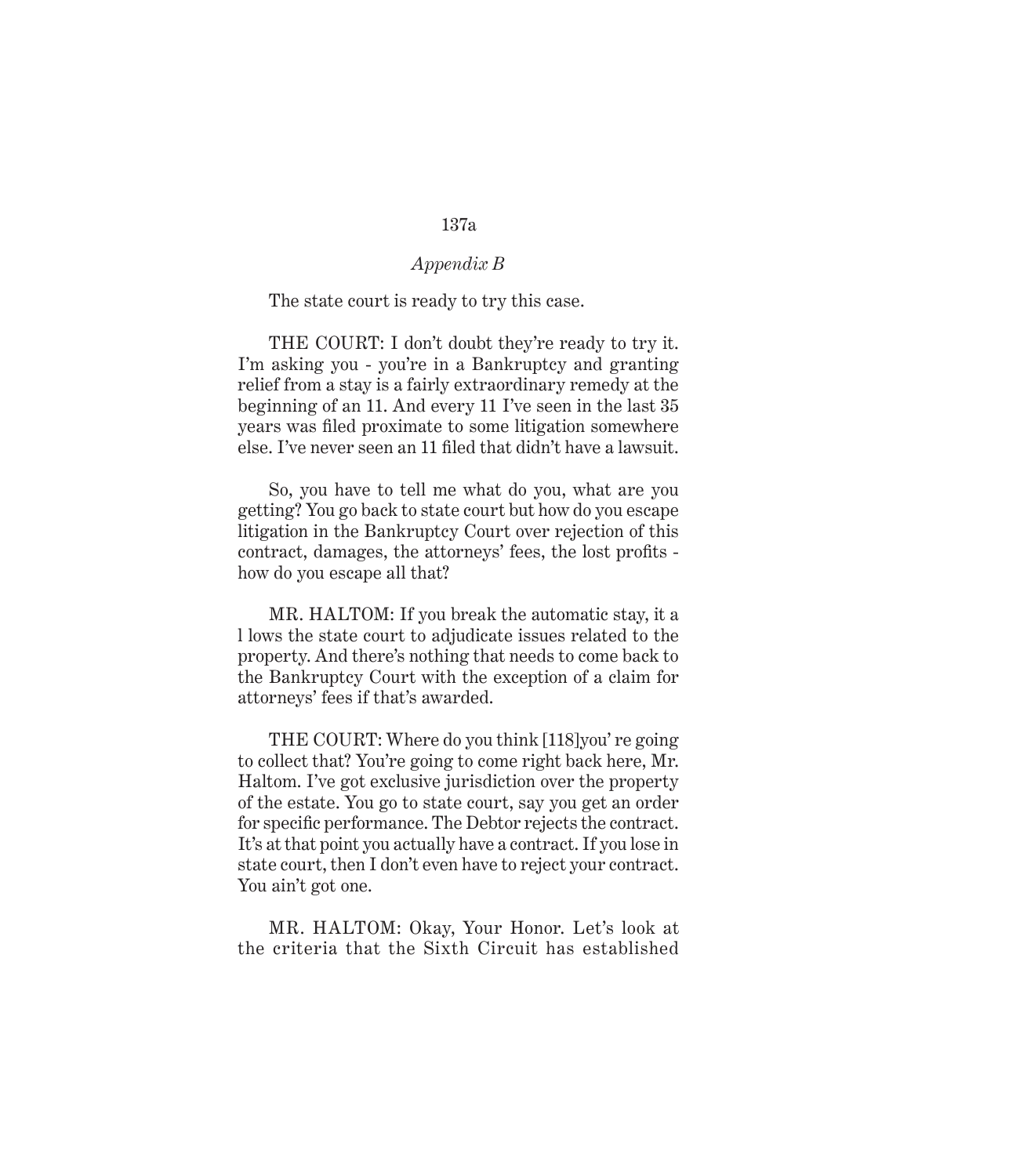*Appendix B*

The state court is ready to try this case.

THE COURT: I don't doubt they're ready to try it. I'm asking you - you're in a Bankruptcy and granting relief from a stay is a fairly extraordinary remedy at the beginning of an 11. And every 11 I've seen in the last 35 years was filed proximate to some litigation somewhere else. I've never seen an 11 filed that didn't have a lawsuit.

So, you have to tell me what do you, what are you getting? You go back to state court but how do you escape litigation in the Bankruptcy Court over rejection of this contract, damages, the attorneys' fees, the lost profits - how do you escape all that?

MR. HALTOM: If you break the automatic stay, it a l lows the state court to adjudicate issues related to the property. And there's nothing that needs to come back to the Bankruptcy Court with the exception of a claim for attorneys' fees if that's awarded.

THE COURT: Where do you think [118]you' re going to collect that? You're going to come right back here, Mr. Haltom. I've got exclusive jurisdiction over the property of the estate. You go to state court, say you get an order for specific performance. The Debtor rejects the contract. It's at that point you actually have a contract. If you lose in state court, then I don't even have to reject your contract. You ain't got one.

MR. HALTOM: Okay, Your Honor. Let's look at the criteria that the Sixth Circuit has established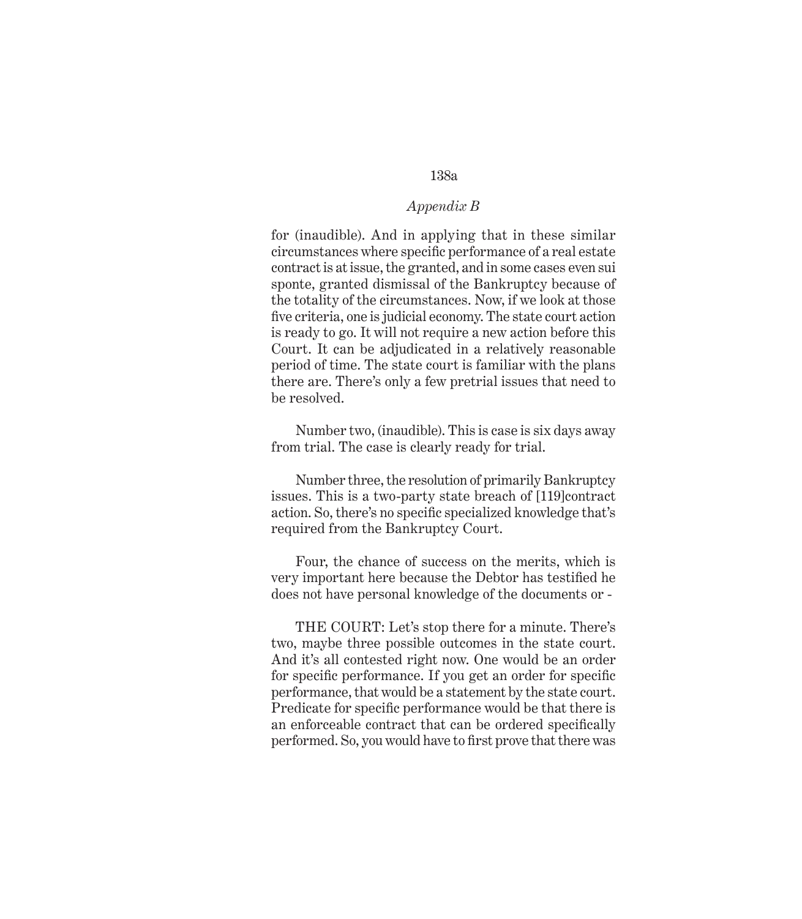for (inaudible). And in applying that in these similar circumstances where specific performance of a real estate contract is at issue, the granted, and in some cases even sui sponte, granted dismissal of the Bankruptcy because of the totality of the circumstances. Now, if we look at those five criteria, one is judicial economy. The state court action is ready to go. It will not require a new action before this Court. It can be adjudicated in a relatively reasonable period of time. The state court is familiar with the plans there are. There's only a few pretrial issues that need to be resolved.

Number two, (inaudible). This is case is six days away from trial. The case is clearly ready for trial.

Number three, the resolution of primarily Bankruptcy issues. This is a two-party state breach of [119]contract action. So, there's no specific specialized knowledge that's required from the Bankruptcy Court.

Four, the chance of success on the merits, which is very important here because the Debtor has testified he does not have personal knowledge of the documents or -

THE COURT: Let's stop there for a minute. There's two, maybe three possible outcomes in the state court. And it's all contested right now. One would be an order for specific performance. If you get an order for specific performance, that would be a statement by the state court. Predicate for specific performance would be that there is an enforceable contract that can be ordered specifically performed. So, you would have to first prove that there was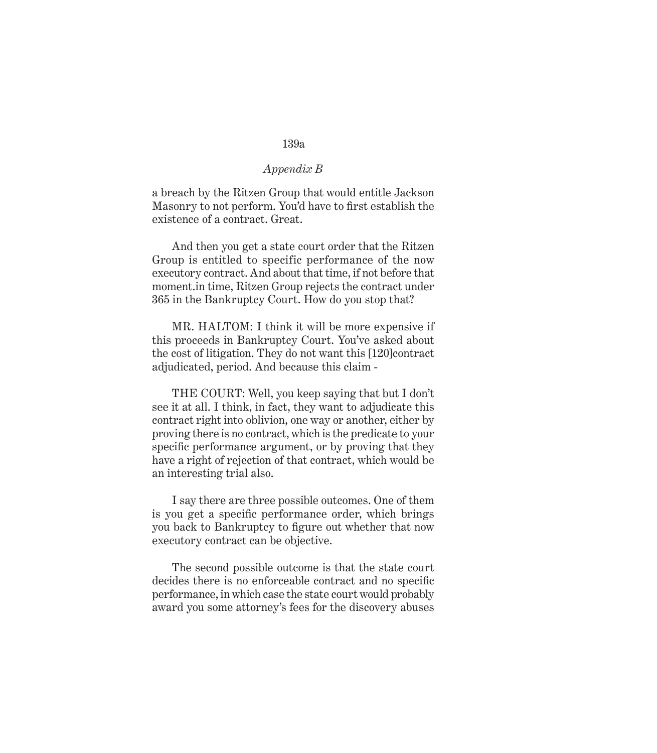*Appendix B*

a breach by the Ritzen Group that would entitle Jackson Masonry to not perform. You'd have to first establish the existence of a contract. Great.

And then you get a state court order that the Ritzen Group is entitled to specific performance of the now executory contract. And about that time, if not before that moment.in time, Ritzen Group rejects the contract under 365 in the Bankruptcy Court. How do you stop that?

MR. HALTOM: I think it will be more expensive if this proceeds in Bankruptcy Court. You've asked about the cost of litigation. They do not want this [120]contract adjudicated, period. And because this claim -

THE COURT: Well, you keep saying that but I don't see it at all. I think, in fact, they want to adjudicate this contract right into oblivion, one way or another, either by proving there is no contract, which is the predicate to your specific performance argument, or by proving that they have a right of rejection of that contract, which would be an interesting trial also.

I say there are three possible outcomes. One of them is you get a specific performance order, which brings you back to Bankruptcy to figure out whether that now executory contract can be objective.

The second possible outcome is that the state court decides there is no enforceable contract and no specific performance, in which case the state court would probably award you some attorney's fees for the discovery abuses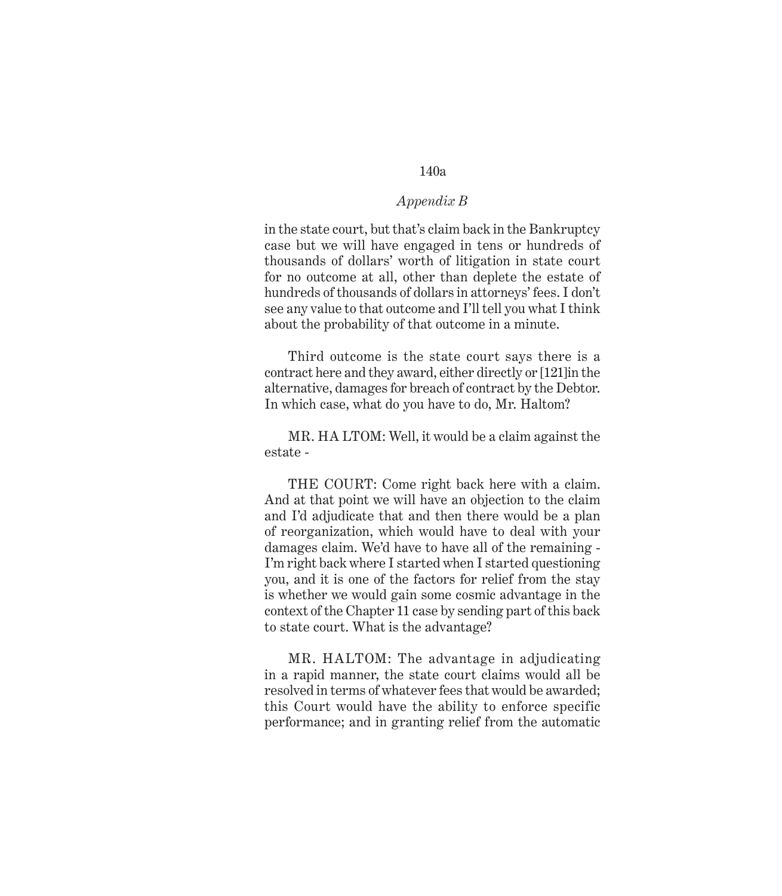in the state court, but that's claim back in the Bankruptcy case but we will have engaged in tens or hundreds of thousands of dollars' worth of litigation in state court for no outcome at all, other than deplete the estate of hundreds of thousands of dollars in attorneys' fees. I don't see any value to that outcome and I'll tell you what I think about the probability of that outcome in a minute.

Third outcome is the state court says there is a contract here and they award, either directly or [121]in the alternative, damages for breach of contract by the Debtor. In which case, what do you have to do, Mr. Haltom?

MR. HA LTOM: Well, it would be a claim against the estate -

THE COURT: Come right back here with a claim. And at that point we will have an objection to the claim and I'd adjudicate that and then there would be a plan of reorganization, which would have to deal with your damages claim. We'd have to have all of the remaining - I'm right back where I started when I started questioning you, and it is one of the factors for relief from the stay is whether we would gain some cosmic advantage in the context of the Chapter 11 case by sending part of this back to state court. What is the advantage?

MR. HALTOM: The advantage in adjudicating in a rapid manner, the state court claims would all be resolved in terms of whatever fees that would be awarded; this Court would have the ability to enforce specific performance; and in granting relief from the automatic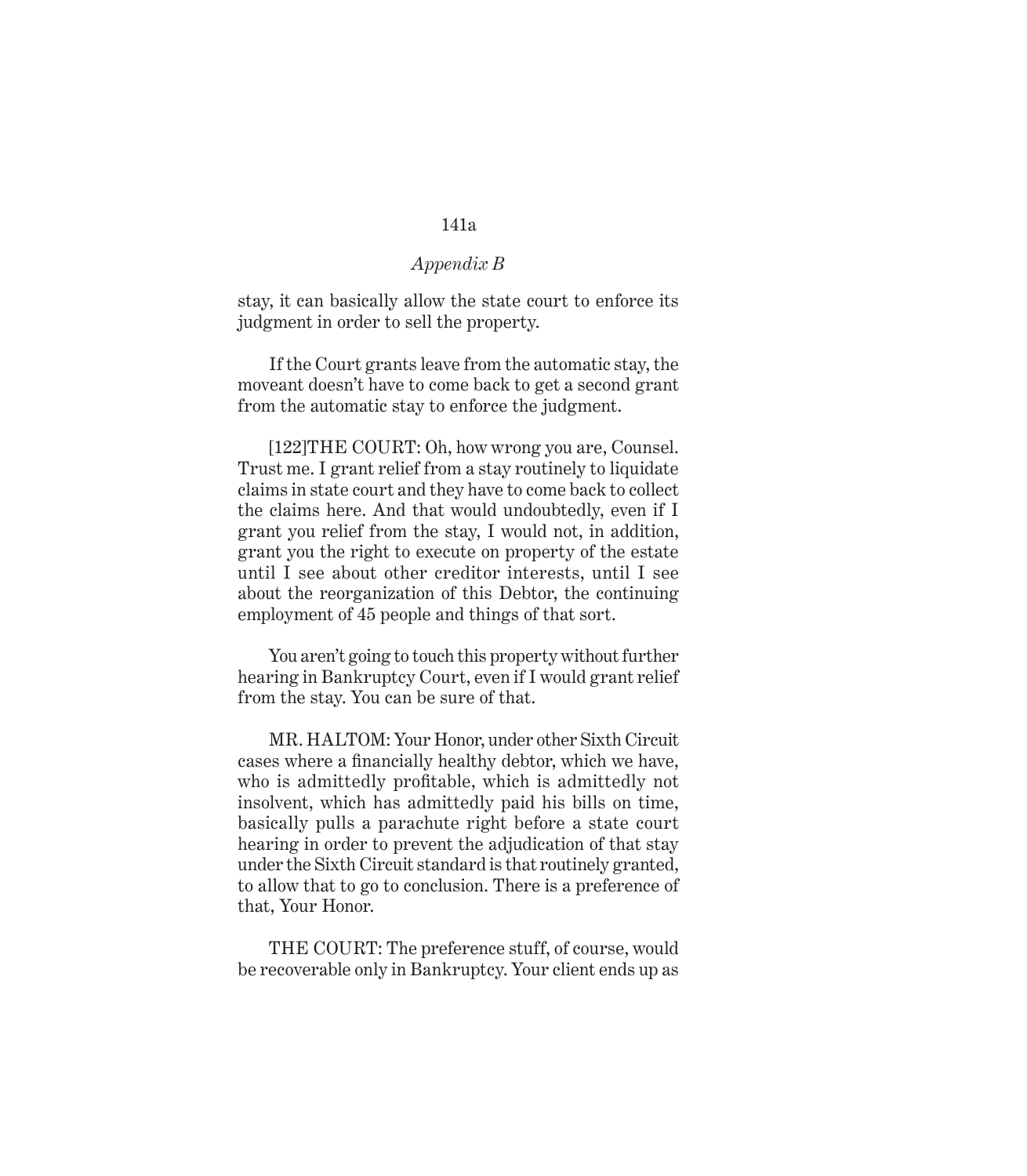stay, it can basically allow the state court to enforce its judgment in order to sell the property.

If the Court grants leave from the automatic stay, the moveant doesn't have to come back to get a second grant from the automatic stay to enforce the judgment.

[122]THE COURT: Oh, how wrong you are, Counsel. Trust me. I grant relief from a stay routinely to liquidate claims in state court and they have to come back to collect the claims here. And that would undoubtedly, even if I grant you relief from the stay, I would not, in addition, grant you the right to execute on property of the estate until I see about other creditor interests, until I see about the reorganization of this Debtor, the continuing employment of 45 people and things of that sort.

You aren't going to touch this property without further hearing in Bankruptcy Court, even if I would grant relief from the stay. You can be sure of that.

MR. HALTOM: Your Honor, under other Sixth Circuit cases where a financially healthy debtor, which we have, who is admittedly profitable, which is admittedly not insolvent, which has admittedly paid his bills on time, basically pulls a parachute right before a state court hearing in order to prevent the adjudication of that stay under the Sixth Circuit standard is that routinely granted, to allow that to go to conclusion. There is a preference of that, Your Honor.

THE COURT: The preference stuff, of course, would be recoverable only in Bankruptcy. Your client ends up as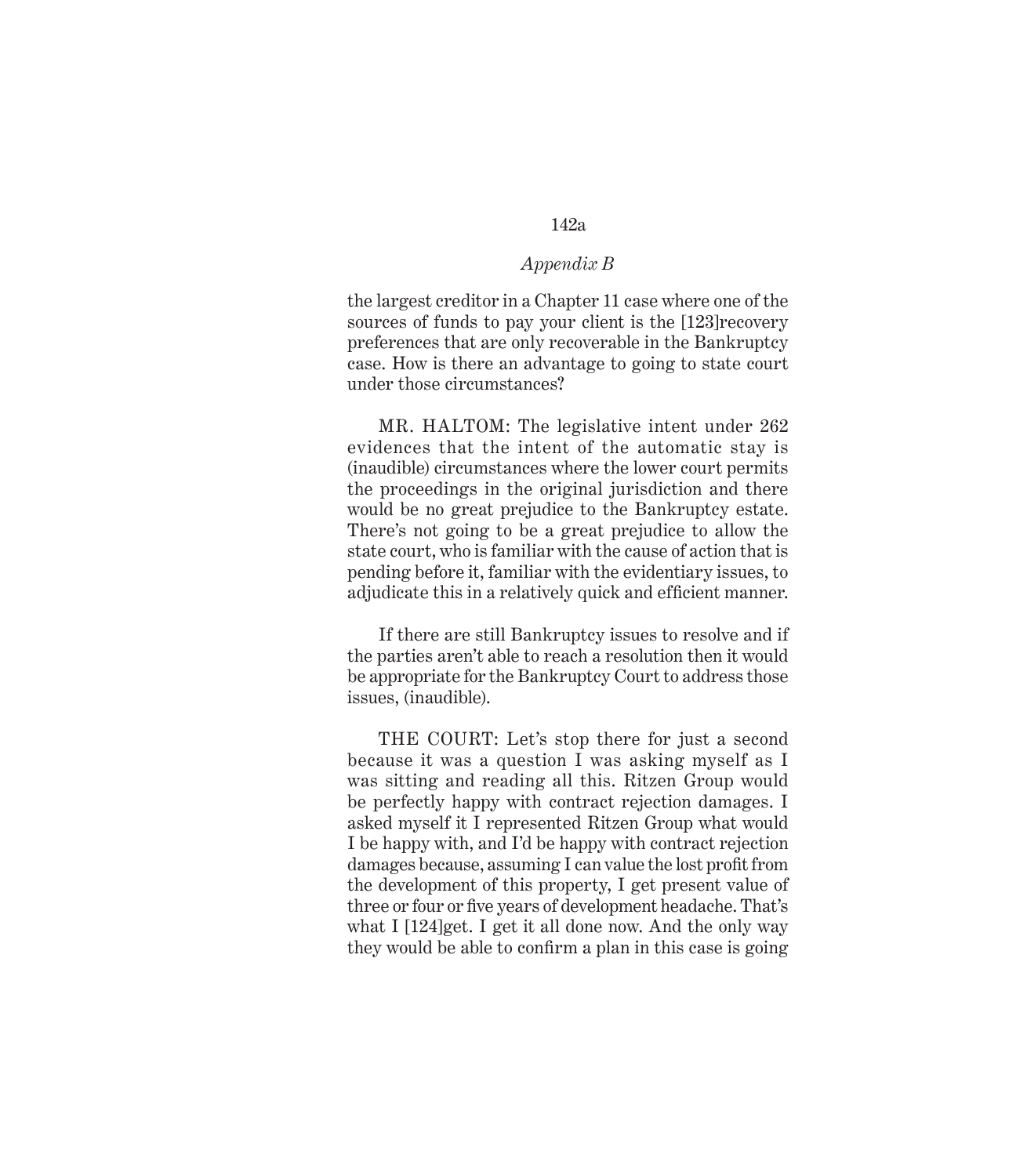*Appendix B*

the largest creditor in a Chapter 11 case where one of the sources of funds to pay your client is the [123]recovery preferences that are only recoverable in the Bankruptcy case. How is there an advantage to going to state court under those circumstances?

MR. HALTOM: The legislative intent under 262 evidences that the intent of the automatic stay is (inaudible) circumstances where the lower court permits the proceedings in the original jurisdiction and there would be no great prejudice to the Bankruptcy estate. There's not going to be a great prejudice to allow the state court, who is familiar with the cause of action that is pending before it, familiar with the evidentiary issues, to adjudicate this in a relatively quick and efficient manner.

If there are still Bankruptcy issues to resolve and if the parties aren't able to reach a resolution then it would be appropriate for the Bankruptcy Court to address those issues, (inaudible).

THE COURT: Let's stop there for just a second because it was a question I was asking myself as I was sitting and reading all this. Ritzen Group would be perfectly happy with contract rejection damages. I asked myself it I represented Ritzen Group what would I be happy with, and I'd be happy with contract rejection damages because, assuming I can value the lost profit from the development of this property, I get present value of three or four or five years of development headache. That's what I [124]get. I get it all done now. And the only way they would be able to confirm a plan in this case is going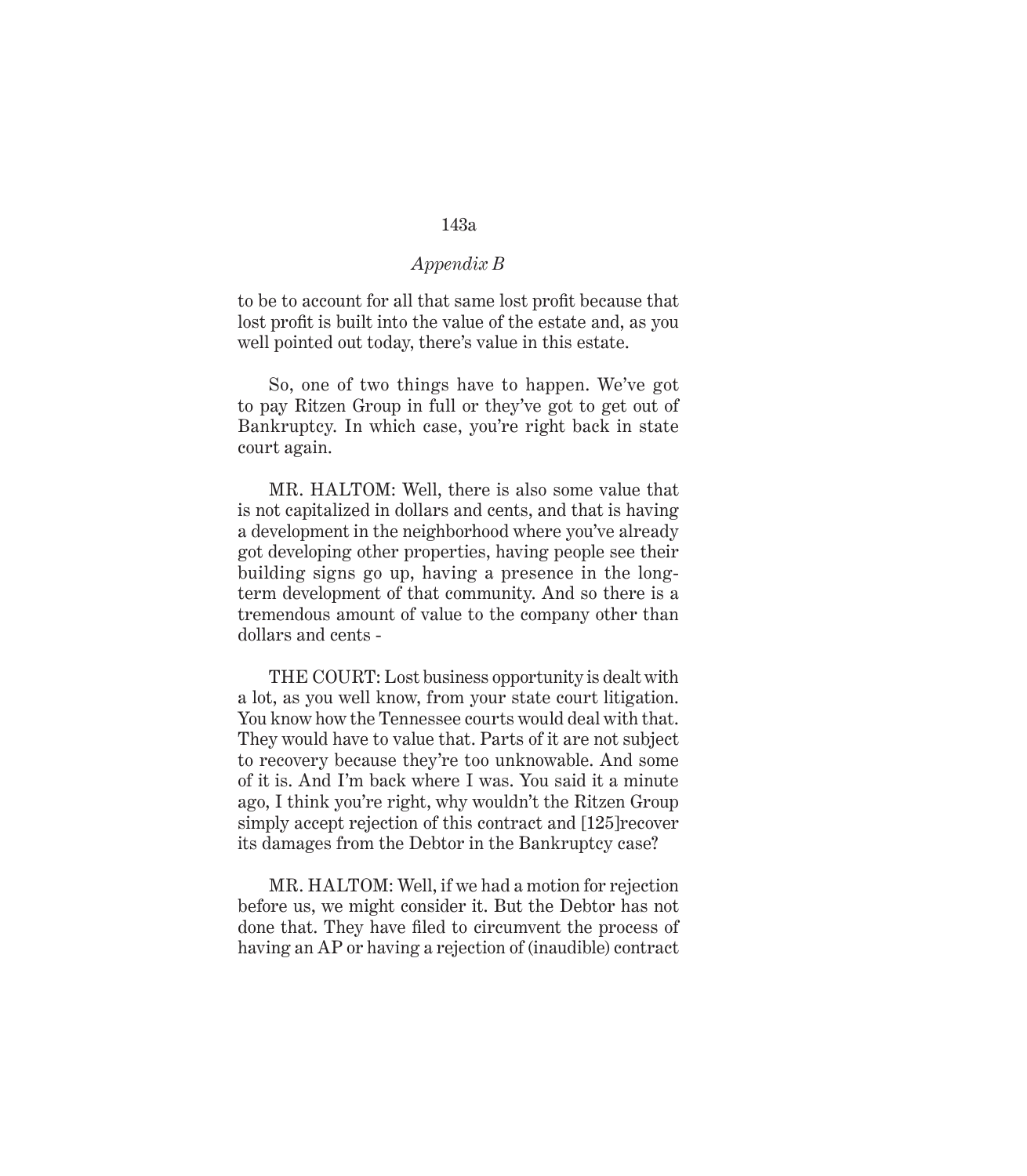to be to account for all that same lost profit because that lost profit is built into the value of the estate and, as you well pointed out today, there's value in this estate.

So, one of two things have to happen. We've got to pay Ritzen Group in full or they've got to get out of Bankruptcy. In which case, you're right back in state court again.

MR. HALTOM: Well, there is also some value that is not capitalized in dollars and cents, and that is having a development in the neighborhood where you've already got developing other properties, having people see their building signs go up, having a presence in the long-term development of that community. And so there is a tremendous amount of value to the company other than dollars and cents -

THE COURT: Lost business opportunity is dealt with a lot, as you well know, from your state court litigation. You know how the Tennessee courts would deal with that. They would have to value that. Parts of it are not subject to recovery because they're too unknowable. And some of it is. And I'm back where I was. You said it a minute ago, I think you're right, why wouldn't the Ritzen Group simply accept rejection of this contract and [125]recover its damages from the Debtor in the Bankruptcy case?

MR. HALTOM: Well, if we had a motion for rejection before us, we might consider it. But the Debtor has not done that. They have filed to circumvent the process of having an AP or having a rejection of (inaudible) contract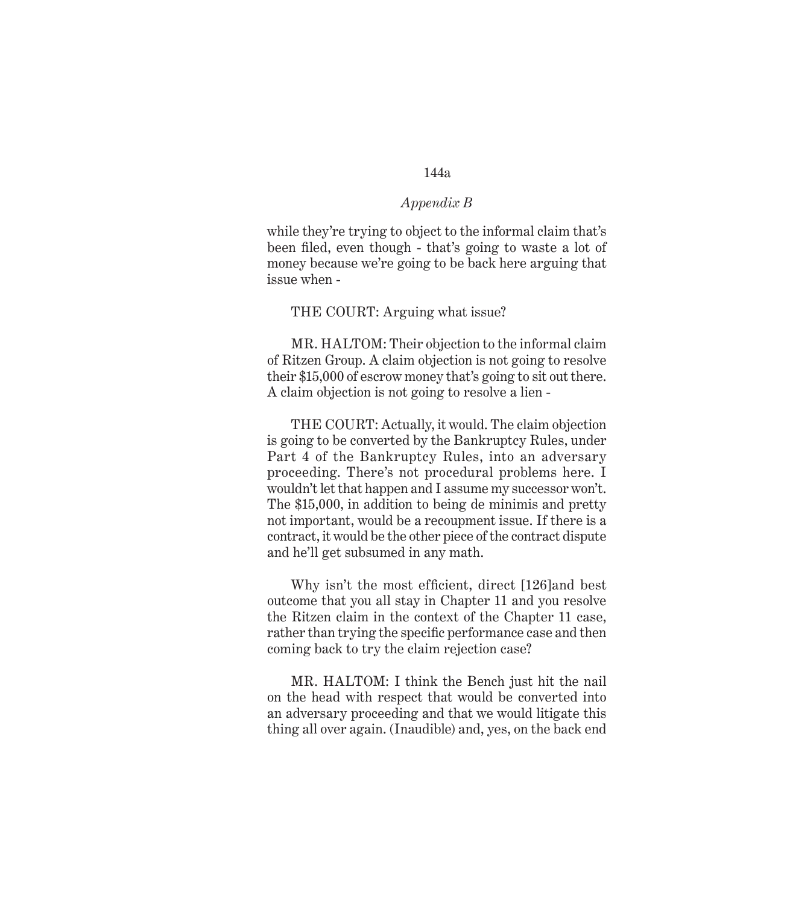while they're trying to object to the informal claim that's been filed, even though - that's going to waste a lot of money because we're going to be back here arguing that issue when -

THE COURT: Arguing what issue?

MR. HALTOM: Their objection to the informal claim of Ritzen Group. A claim objection is not going to resolve their $15,000 of escrow money that's going to sit out there. A claim objection is not going to resolve a lien -

THE COURT: Actually, it would. The claim objection is going to be converted by the Bankruptcy Rules, under Part 4 of the Bankruptcy Rules, into an adversary proceeding. There's not procedural problems here. I wouldn't let that happen and I assume my successor won't. The $15,000, in addition to being de minimis and pretty not important, would be a recoupment issue. If there is a contract, it would be the other piece of the contract dispute and he'll get subsumed in any math.

Why isn't the most efficient, direct [126]and best outcome that you all stay in Chapter 11 and you resolve the Ritzen claim in the context of the Chapter 11 case, rather than trying the specific performance case and then coming back to try the claim rejection case?

MR. HALTOM: I think the Bench just hit the nail on the head with respect that would be converted into an adversary proceeding and that we would litigate this thing all over again. (Inaudible) and, yes, on the back end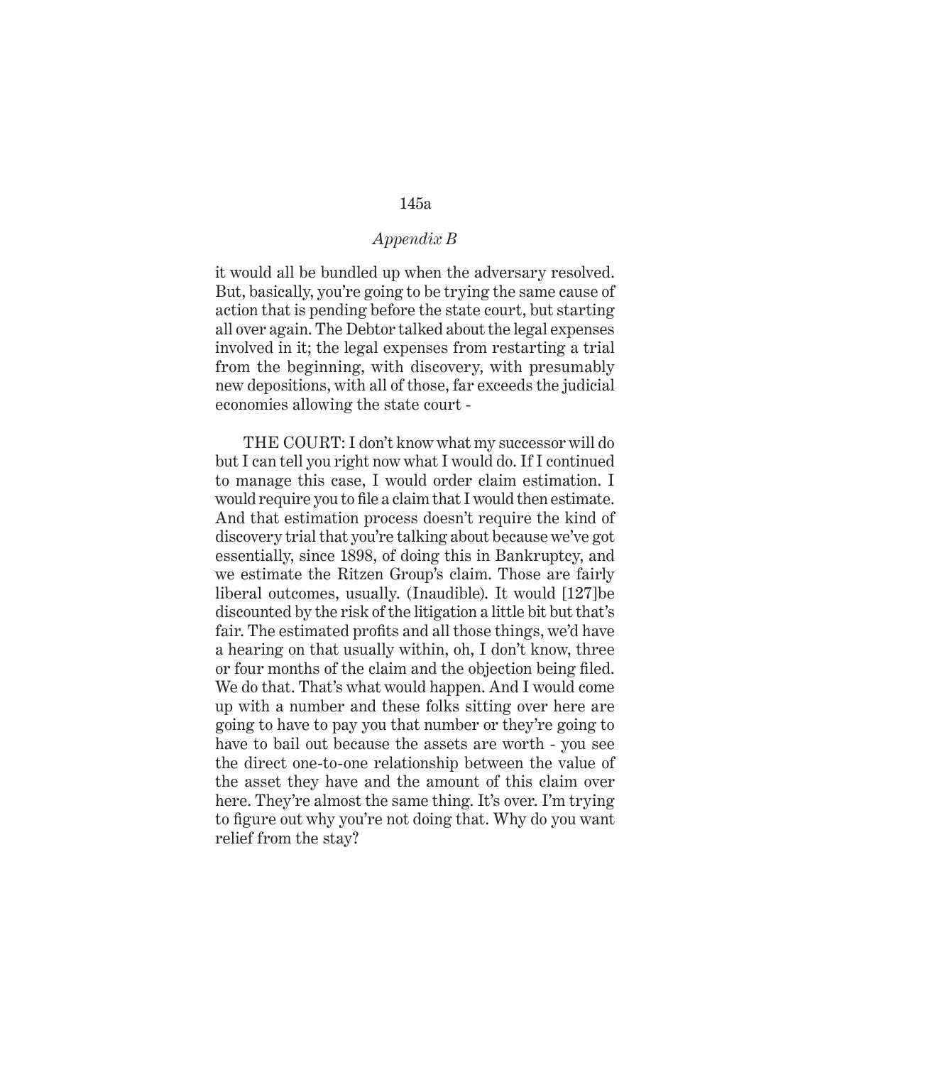it would all be bundled up when the adversary resolved. But, basically, you're going to be trying the same cause of action that is pending before the state court, but starting all over again. The Debtor talked about the legal expenses involved in it; the legal expenses from restarting a trial from the beginning, with discovery, with presumably new depositions, with all of those, far exceeds the judicial economies allowing the state court -

THE COURT: I don't know what my successor will do but I can tell you right now what I would do. If I continued to manage this case, I would order claim estimation. I would require you to file a claim that I would then estimate. And that estimation process doesn't require the kind of discovery trial that you're talking about because we've got essentially, since 1898, of doing this in Bankruptcy, and we estimate the Ritzen Group's claim. Those are fairly liberal outcomes, usually. (Inaudible). It would [127]be discounted by the risk of the litigation a little bit but that's fair. The estimated profits and all those things, we'd have a hearing on that usually within, oh, I don't know, three or four months of the claim and the objection being filed. We do that. That's what would happen. And I would come up with a number and these folks sitting over here are going to have to pay you that number or they're going to have to bail out because the assets are worth - you see the direct one-to-one relationship between the value of the asset they have and the amount of this claim over here. They're almost the same thing. It's over. I'm trying to figure out why you're not doing that. Why do you want relief from the stay?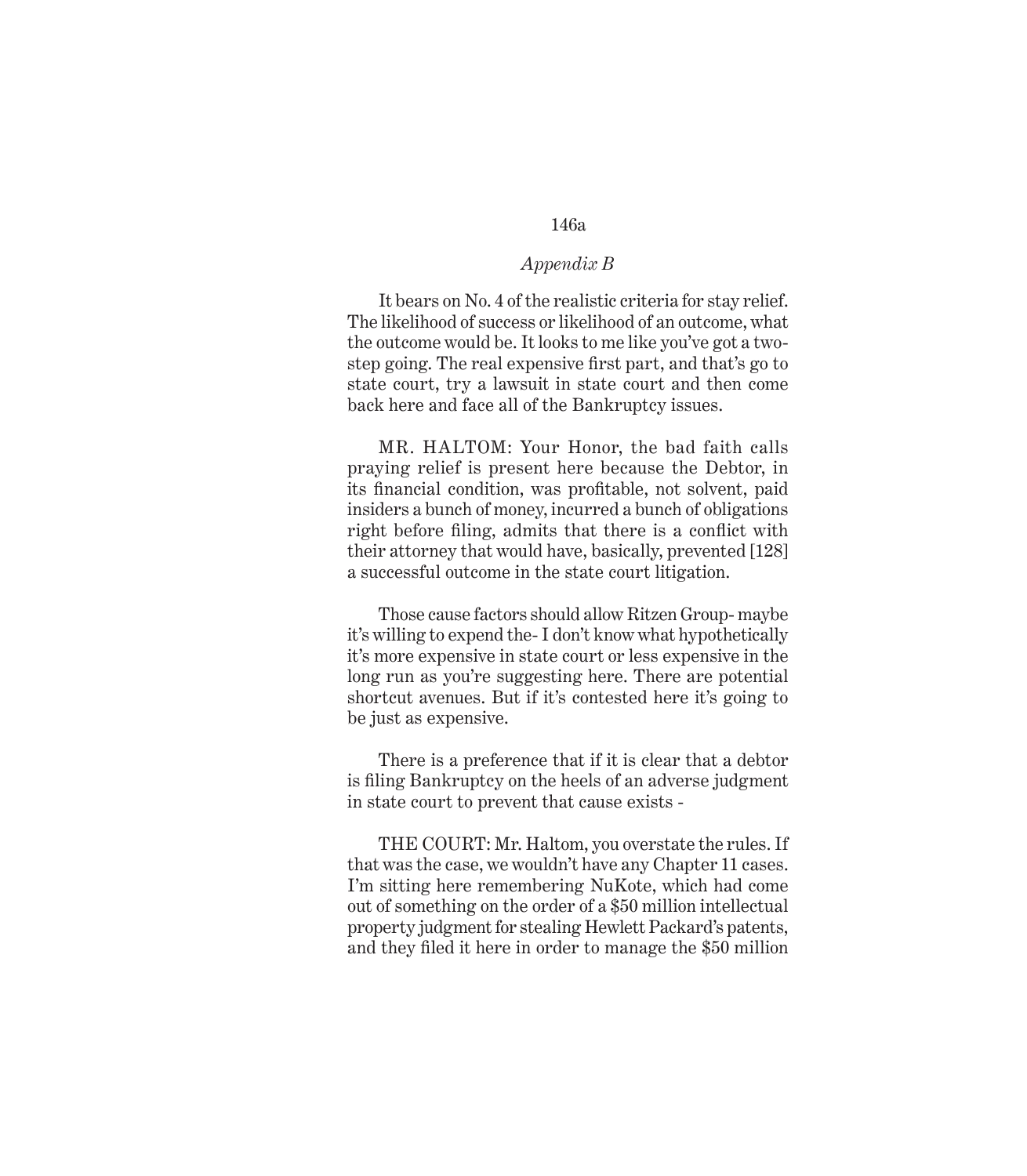*Appendix B*

It bears on No. 4 of the realistic criteria for stay relief. The likelihood of success or likelihood of an outcome, what the outcome would be. It looks to me like you've got a two-step going. The real expensive first part, and that's go to state court, try a lawsuit in state court and then come back here and face all of the Bankruptcy issues.

MR. HALTOM: Your Honor, the bad faith calls praying relief is present here because the Debtor, in its financial condition, was profitable, not solvent, paid insiders a bunch of money, incurred a bunch of obligations right before filing, admits that there is a conflict with their attorney that would have, basically, prevented [128] a successful outcome in the state court litigation.

Those cause factors should allow Ritzen Group- maybe it's willing to expend the- I don't know what hypothetically it's more expensive in state court or less expensive in the long run as you're suggesting here. There are potential shortcut avenues. But if it's contested here it's going to be just as expensive.

There is a preference that if it is clear that a debtor is filing Bankruptcy on the heels of an adverse judgment in state court to prevent that cause exists -

THE COURT: Mr. Haltom, you overstate the rules. If that was the case, we wouldn't have any Chapter 11 cases. I'm sitting here remembering NuKote, which had come out of something on the order of a $50 million intellectual property judgment for stealing Hewlett Packard's patents, and they filed it here in order to manage the $50 million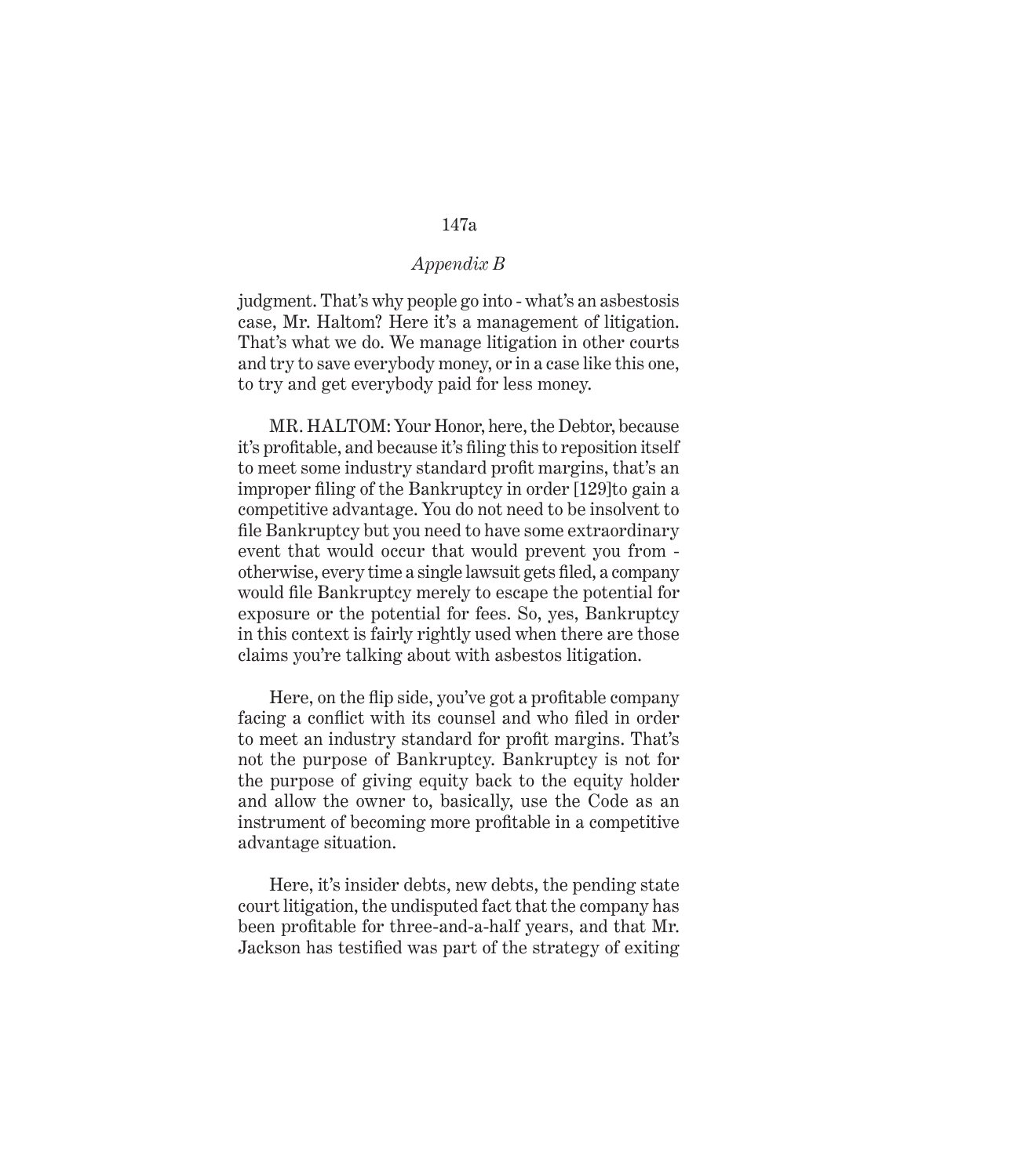judgment. That's why people go into - what's an asbestosis case, Mr. Haltom? Here it's a management of litigation. That's what we do. We manage litigation in other courts and try to save everybody money, or in a case like this one, to try and get everybody paid for less money.

MR. HALTOM: Your Honor, here, the Debtor, because it's profitable, and because it's filing this to reposition itself to meet some industry standard profit margins, that's an improper filing of the Bankruptcy in order [129]to gain a competitive advantage. You do not need to be insolvent to file Bankruptcy but you need to have some extraordinary event that would occur that would prevent you from - otherwise, every time a single lawsuit gets filed, a company would file Bankruptcy merely to escape the potential for exposure or the potential for fees. So, yes, Bankruptcy in this context is fairly rightly used when there are those claims you're talking about with asbestos litigation.

Here, on the flip side, you've got a profitable company facing a conflict with its counsel and who filed in order to meet an industry standard for profit margins. That's not the purpose of Bankruptcy. Bankruptcy is not for the purpose of giving equity back to the equity holder and allow the owner to, basically, use the Code as an instrument of becoming more profitable in a competitive advantage situation.

Here, it's insider debts, new debts, the pending state court litigation, the undisputed fact that the company has been profitable for three-and-a-half years, and that Mr. Jackson has testified was part of the strategy of exiting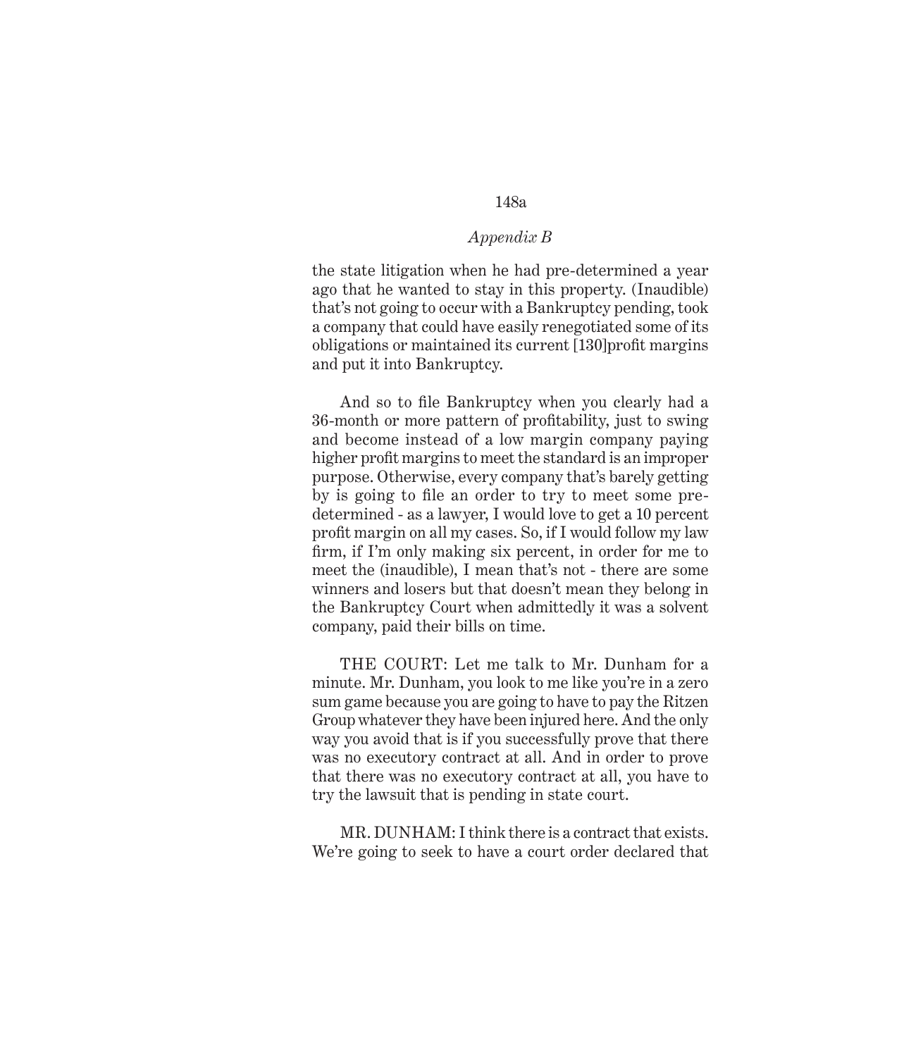*Appendix B*

the state litigation when he had pre-determined a year ago that he wanted to stay in this property. (Inaudible) that's not going to occur with a Bankruptcy pending, took a company that could have easily renegotiated some of its obligations or maintained its current [130]profit margins and put it into Bankruptcy.

And so to file Bankruptcy when you clearly had a 36-month or more pattern of profitability, just to swing and become instead of a low margin company paying higher profit margins to meet the standard is an improper purpose. Otherwise, every company that's barely getting by is going to file an order to try to meet some pre-determined - as a lawyer, I would love to get a 10 percent profit margin on all my cases. So, if I would follow my law firm, if I'm only making six percent, in order for me to meet the (inaudible), I mean that's not - there are some winners and losers but that doesn't mean they belong in the Bankruptcy Court when admittedly it was a solvent company, paid their bills on time.

THE COURT: Let me talk to Mr. Dunham for a minute. Mr. Dunham, you look to me like you're in a zero sum game because you are going to have to pay the Ritzen Group whatever they have been injured here. And the only way you avoid that is if you successfully prove that there was no executory contract at all. And in order to prove that there was no executory contract at all, you have to try the lawsuit that is pending in state court.

MR. DUNHAM: I think there is a contract that exists. We're going to seek to have a court order declared that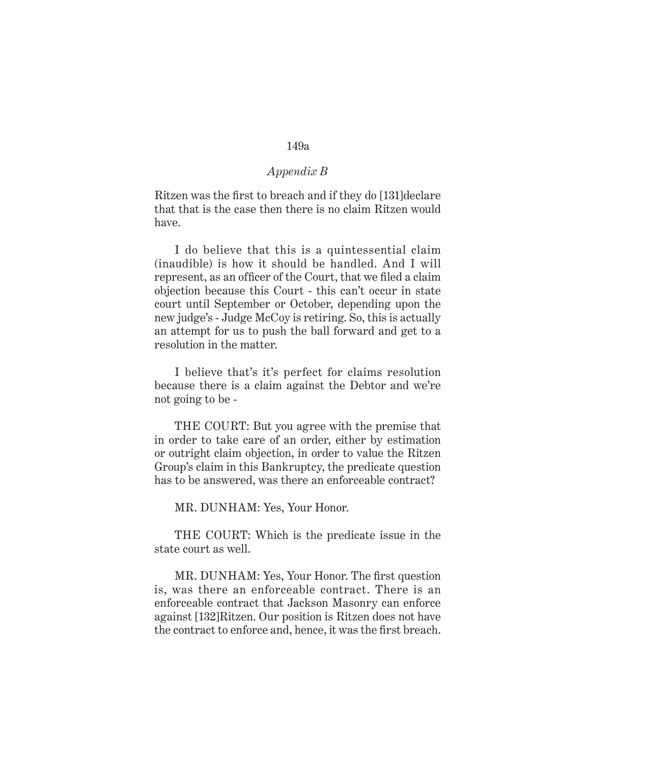Ritzen was the first to breach and if they do [131]declare that that is the case then there is no claim Ritzen would have.

I do believe that this is a quintessential claim (inaudible) is how it should be handled. And I will represent, as an officer of the Court, that we filed a claim objection because this Court - this can't occur in state court until September or October, depending upon the new judge's - Judge McCoy is retiring. So, this is actually an attempt for us to push the ball forward and get to a resolution in the matter.

I believe that's it's perfect for claims resolution because there is a claim against the Debtor and we're not going to be -

THE COURT: But you agree with the premise that in order to take care of an order, either by estimation or outright claim objection, in order to value the Ritzen Group's claim in this Bankruptcy, the predicate question has to be answered, was there an enforceable contract?

MR. DUNHAM: Yes, Your Honor.

THE COURT: Which is the predicate issue in the state court as well.

MR. DUNHAM: Yes, Your Honor. The first question is, was there an enforceable contract. There is an enforceable contract that Jackson Masonry can enforce against [132]Ritzen. Our position is Ritzen does not have the contract to enforce and, hence, it was the first breach.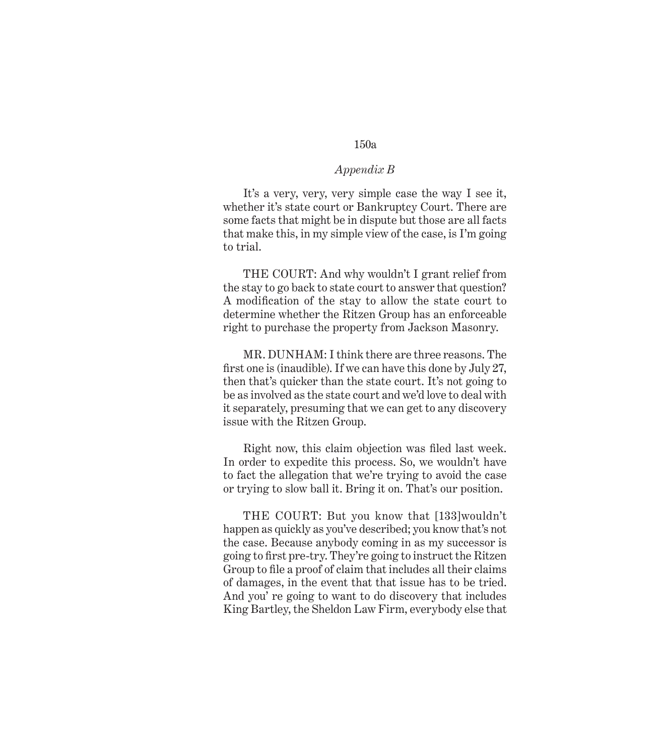It's a very, very, very simple case the way I see it, whether it's state court or Bankruptcy Court. There are some facts that might be in dispute but those are all facts that make this, in my simple view of the case, is I'm going to trial.

THE COURT: And why wouldn't I grant relief from the stay to go back to state court to answer that question? A modification of the stay to allow the state court to determine whether the Ritzen Group has an enforceable right to purchase the property from Jackson Masonry.

MR. DUNHAM: I think there are three reasons. The first one is (inaudible). If we can have this done by July 27, then that's quicker than the state court. It's not going to be as involved as the state court and we'd love to deal with it separately, presuming that we can get to any discovery issue with the Ritzen Group.

Right now, this claim objection was filed last week. In order to expedite this process. So, we wouldn't have to fact the allegation that we're trying to avoid the case or trying to slow ball it. Bring it on. That's our position.

THE COURT: But you know that [133]wouldn't happen as quickly as you've described; you know that's not the case. Because anybody coming in as my successor is going to first pre-try. They're going to instruct the Ritzen Group to file a proof of claim that includes all their claims of damages, in the event that that issue has to be tried. And you' re going to want to do discovery that includes King Bartley, the Sheldon Law Firm, everybody else that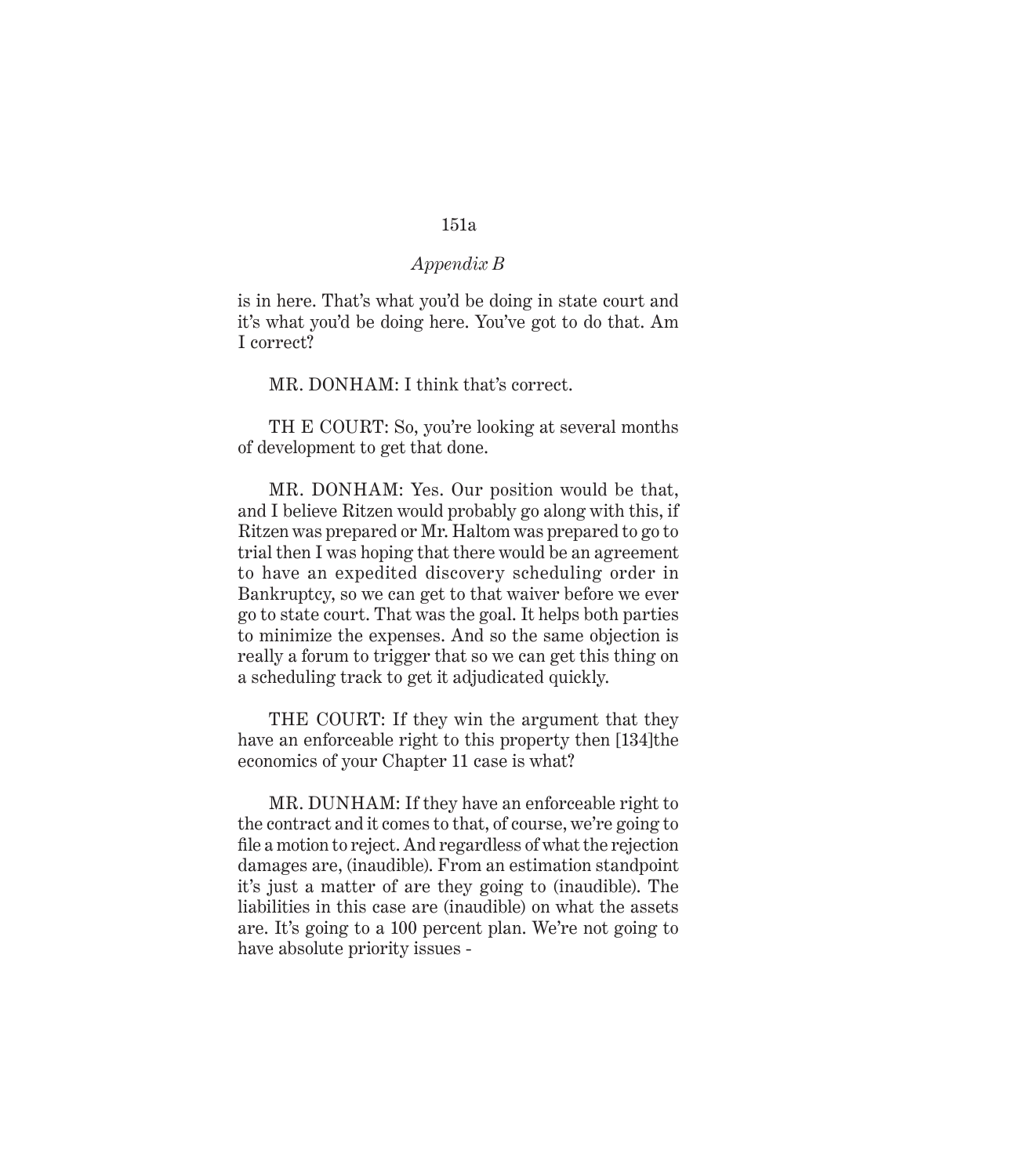is in here. That's what you'd be doing in state court and it's what you'd be doing here. You've got to do that. Am I correct?

MR. DONHAM: I think that's correct.

TH E COURT: So, you're looking at several months of development to get that done.

MR. DONHAM: Yes. Our position would be that, and I believe Ritzen would probably go along with this, if Ritzen was prepared or Mr. Haltom was prepared to go to trial then I was hoping that there would be an agreement to have an expedited discovery scheduling order in Bankruptcy, so we can get to that waiver before we ever go to state court. That was the goal. It helps both parties to minimize the expenses. And so the same objection is really a forum to trigger that so we can get this thing on a scheduling track to get it adjudicated quickly.

THE COURT: If they win the argument that they have an enforceable right to this property then [134]the economics of your Chapter 11 case is what?

MR. DUNHAM: If they have an enforceable right to the contract and it comes to that, of course, we're going to file a motion to reject. And regardless of what the rejection damages are, (inaudible). From an estimation standpoint it's just a matter of are they going to (inaudible). The liabilities in this case are (inaudible) on what the assets are. It's going to a 100 percent plan. We're not going to have absolute priority issues -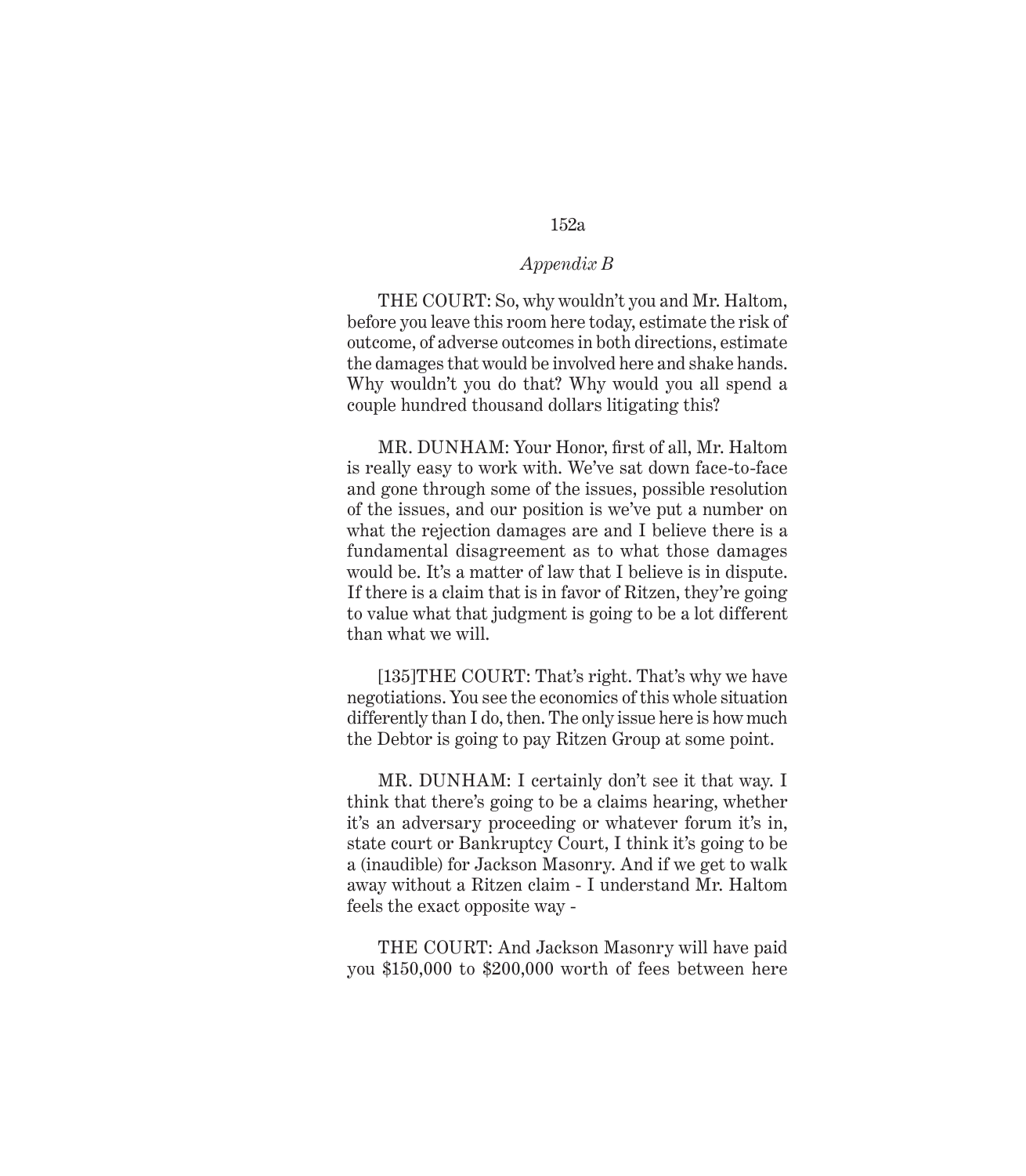THE COURT: So, why wouldn't you and Mr. Haltom, before you leave this room here today, estimate the risk of outcome, of adverse outcomes in both directions, estimate the damages that would be involved here and shake hands. Why wouldn't you do that? Why would you all spend a couple hundred thousand dollars litigating this?

MR. DUNHAM: Your Honor, first of all, Mr. Haltom is really easy to work with. We've sat down face-to-face and gone through some of the issues, possible resolution of the issues, and our position is we've put a number on what the rejection damages are and I believe there is a fundamental disagreement as to what those damages would be. It's a matter of law that I believe is in dispute. If there is a claim that is in favor of Ritzen, they're going to value what that judgment is going to be a lot different than what we will.

[135]THE COURT: That's right. That's why we have negotiations. You see the economics of this whole situation differently than I do, then. The only issue here is how much the Debtor is going to pay Ritzen Group at some point.

MR. DUNHAM: I certainly don't see it that way. I think that there's going to be a claims hearing, whether it's an adversary proceeding or whatever forum it's in, state court or Bankruptcy Court, I think it's going to be a (inaudible) for Jackson Masonry. And if we get to walk away without a Ritzen claim - I understand Mr. Haltom feels the exact opposite way -

THE COURT: And Jackson Masonry will have paid you $150,000 to $200,000 worth of fees between here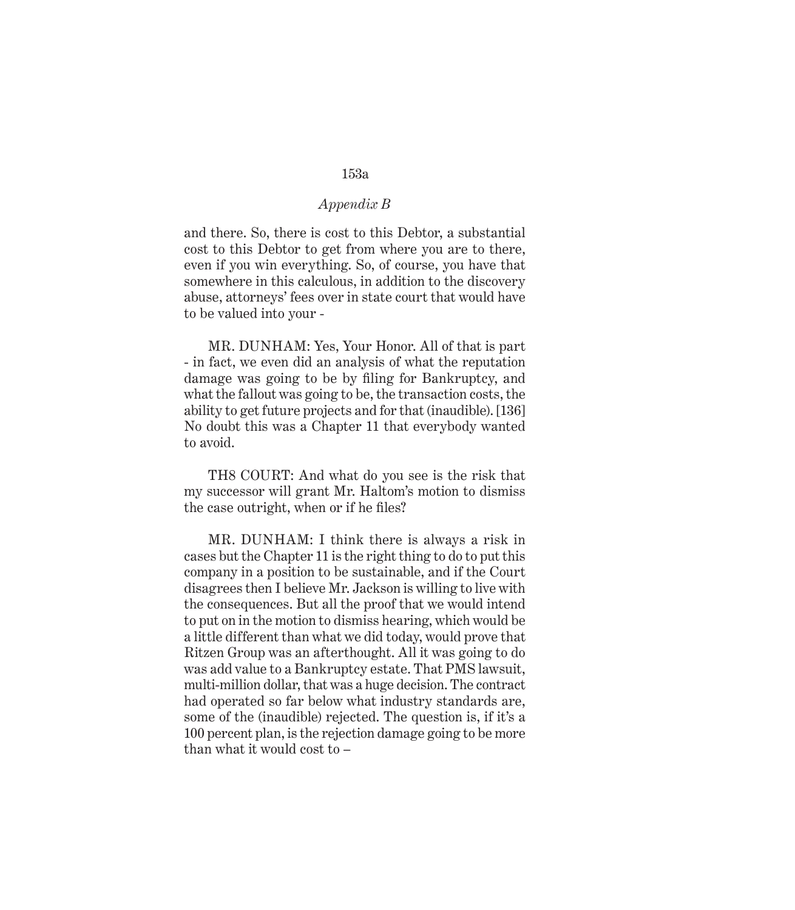and there. So, there is cost to this Debtor, a substantial cost to this Debtor to get from where you are to there, even if you win everything. So, of course, you have that somewhere in this calculous, in addition to the discovery abuse, attorneys' fees over in state court that would have to be valued into your -

MR. DUNHAM: Yes, Your Honor. All of that is part - in fact, we even did an analysis of what the reputation damage was going to be by filing for Bankruptcy, and what the fallout was going to be, the transaction costs, the ability to get future projects and for that (inaudible). [136] No doubt this was a Chapter 11 that everybody wanted to avoid.

TH8 COURT: And what do you see is the risk that my successor will grant Mr. Haltom's motion to dismiss the case outright, when or if he files?

MR. DUNHAM: I think there is always a risk in cases but the Chapter 11 is the right thing to do to put this company in a position to be sustainable, and if the Court disagrees then I believe Mr. Jackson is willing to live with the consequences. But all the proof that we would intend to put on in the motion to dismiss hearing, which would be a little different than what we did today, would prove that Ritzen Group was an afterthought. All it was going to do was add value to a Bankruptcy estate. That PMS lawsuit, multi-million dollar, that was a huge decision. The contract had operated so far below what industry standards are, some of the (inaudible) rejected. The question is, if it's a 100 percent plan, is the rejection damage going to be more than what it would cost to –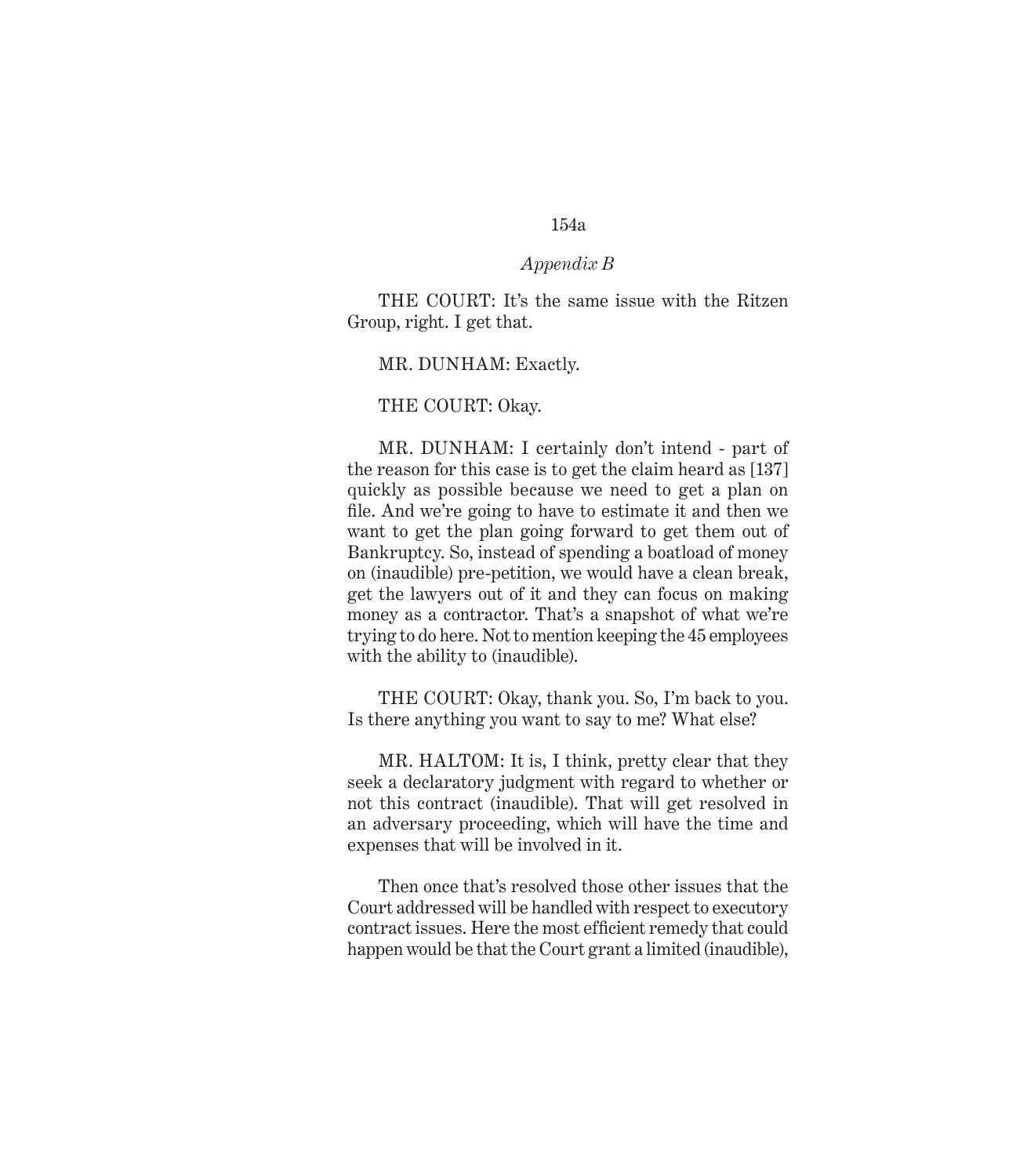*Appendix B*

THE COURT: It's the same issue with the Ritzen Group, right. I get that.

MR. DUNHAM: Exactly.

THE COURT: Okay.

MR. DUNHAM: I certainly don't intend - part of the reason for this case is to get the claim heard as [137] quickly as possible because we need to get a plan on file. And we're going to have to estimate it and then we want to get the plan going forward to get them out of Bankruptcy. So, instead of spending a boatload of money on (inaudible) pre-petition, we would have a clean break, get the lawyers out of it and they can focus on making money as a contractor. That's a snapshot of what we're trying to do here. Not to mention keeping the 45 employees with the ability to (inaudible).

THE COURT: Okay, thank you. So, I'm back to you. Is there anything you want to say to me? What else?

MR. HALTOM: It is, I think, pretty clear that they seek a declaratory judgment with regard to whether or not this contract (inaudible). That will get resolved in an adversary proceeding, which will have the time and expenses that will be involved in it.

Then once that's resolved those other issues that the Court addressed will be handled with respect to executory contract issues. Here the most efficient remedy that could happen would be that the Court grant a limited (inaudible),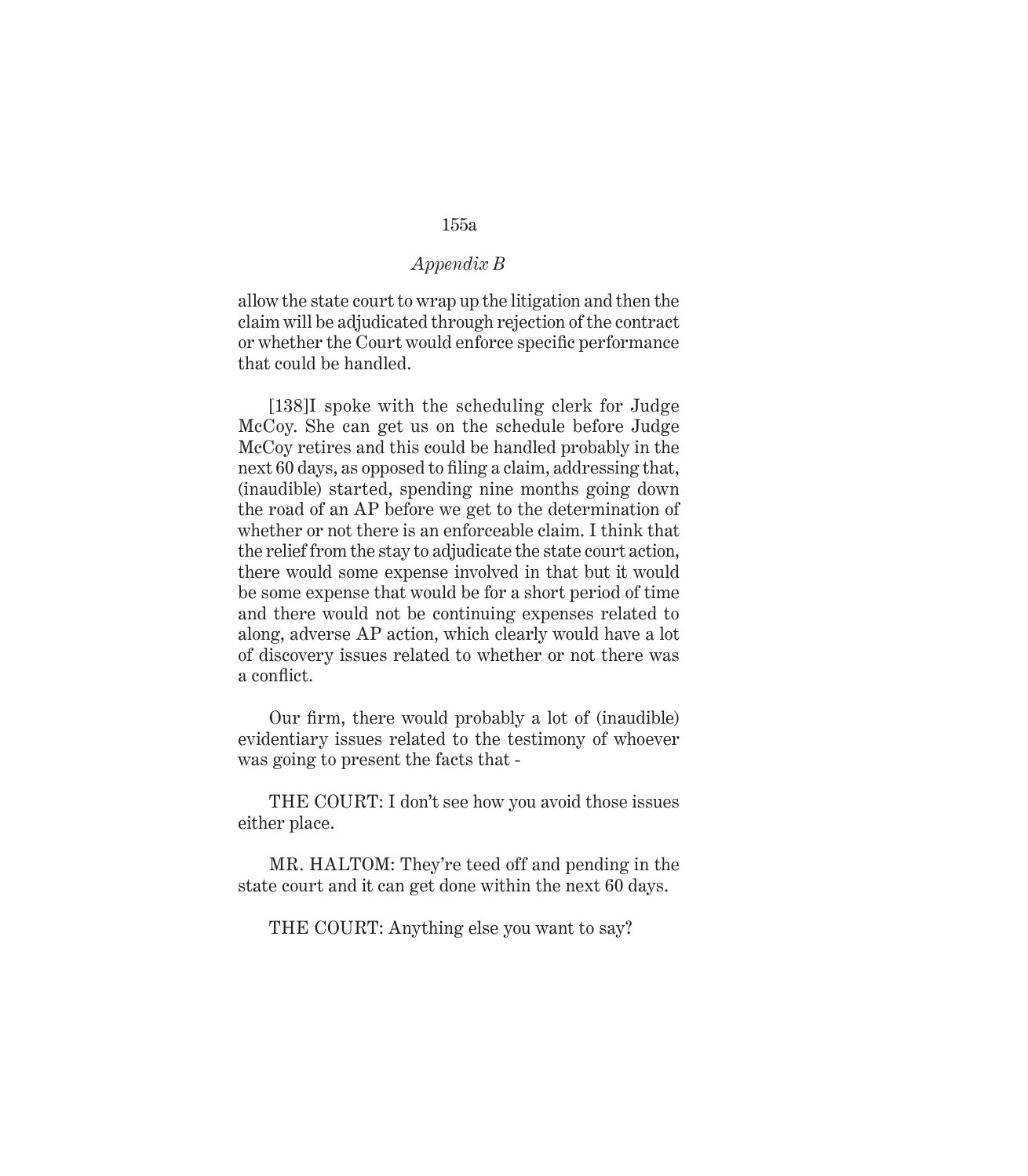allow the state court to wrap up the litigation and then the claim will be adjudicated through rejection of the contract or whether the Court would enforce specific performance that could be handled.

[138]I spoke with the scheduling clerk for Judge McCoy. She can get us on the schedule before Judge McCoy retires and this could be handled probably in the next 60 days, as opposed to filing a claim, addressing that, (inaudible) started, spending nine months going down the road of an AP before we get to the determination of whether or not there is an enforceable claim. I think that the relief from the stay to adjudicate the state court action, there would some expense involved in that but it would be some expense that would be for a short period of time and there would not be continuing expenses related to along, adverse AP action, which clearly would have a lot of discovery issues related to whether or not there was a conflict.

Our firm, there would probably a lot of (inaudible) evidentiary issues related to the testimony of whoever was going to present the facts that -

THE COURT: I don't see how you avoid those issues either place.

MR. HALTOM: They're teed off and pending in the state court and it can get done within the next 60 days.

THE COURT: Anything else you want to say?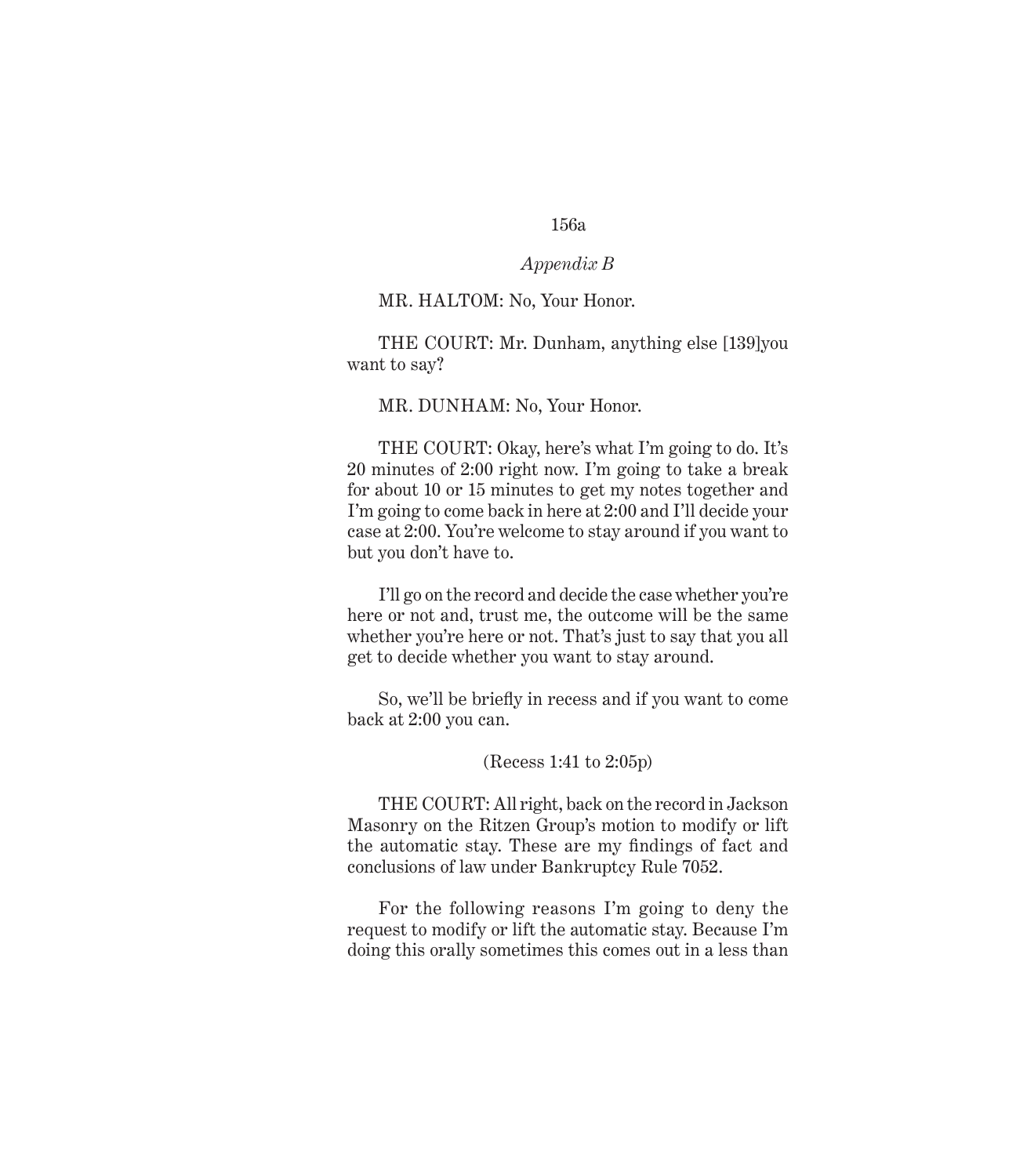*Appendix B*

MR. HALTOM: No, Your Honor.

THE COURT: Mr. Dunham, anything else [139]you want to say?

MR. DUNHAM: No, Your Honor.

THE COURT: Okay, here's what I'm going to do. It's 20 minutes of 2:00 right now. I'm going to take a break for about 10 or 15 minutes to get my notes together and I'm going to come back in here at 2:00 and I'll decide your case at 2:00. You're welcome to stay around if you want to but you don't have to.

I'll go on the record and decide the case whether you're here or not and, trust me, the outcome will be the same whether you're here or not. That's just to say that you all get to decide whether you want to stay around.

So, we'll be briefly in recess and if you want to come back at 2:00 you can.

(Recess 1:41 to 2:05p)

THE COURT: All right, back on the record in Jackson Masonry on the Ritzen Group's motion to modify or lift the automatic stay. These are my findings of fact and conclusions of law under Bankruptcy Rule 7052.

For the following reasons I'm going to deny the request to modify or lift the automatic stay. Because I'm doing this orally sometimes this comes out in a less than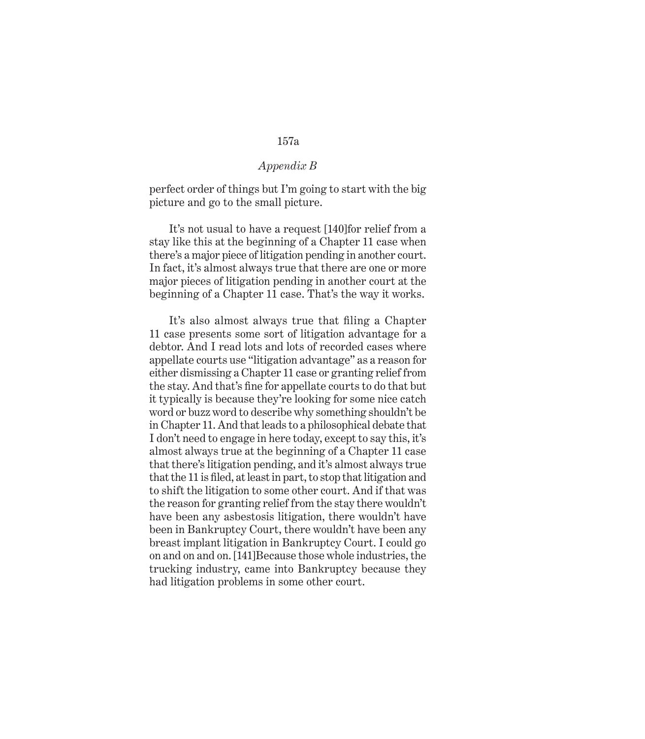*Appendix B*

perfect order of things but I'm going to start with the big picture and go to the small picture.

It's not usual to have a request [140]for relief from a stay like this at the beginning of a Chapter 11 case when there's a major piece of litigation pending in another court. In fact, it's almost always true that there are one or more major pieces of litigation pending in another court at the beginning of a Chapter 11 case. That's the way it works.

It's also almost always true that filing a Chapter 11 case presents some sort of litigation advantage for a debtor. And I read lots and lots of recorded cases where appellate courts use "litigation advantage" as a reason for either dismissing a Chapter 11 case or granting relief from the stay. And that's fine for appellate courts to do that but it typically is because they're looking for some nice catch word or buzz word to describe why something shouldn't be in Chapter 11. And that leads to a philosophical debate that I don't need to engage in here today, except to say this, it's almost always true at the beginning of a Chapter 11 case that there's litigation pending, and it's almost always true that the 11 is filed, at least in part, to stop that litigation and to shift the litigation to some other court. And if that was the reason for granting relief from the stay there wouldn't have been any asbestosis litigation, there wouldn't have been in Bankruptcy Court, there wouldn't have been any breast implant litigation in Bankruptcy Court. I could go on and on and on. [141]Because those whole industries, the trucking industry, came into Bankruptcy because they had litigation problems in some other court.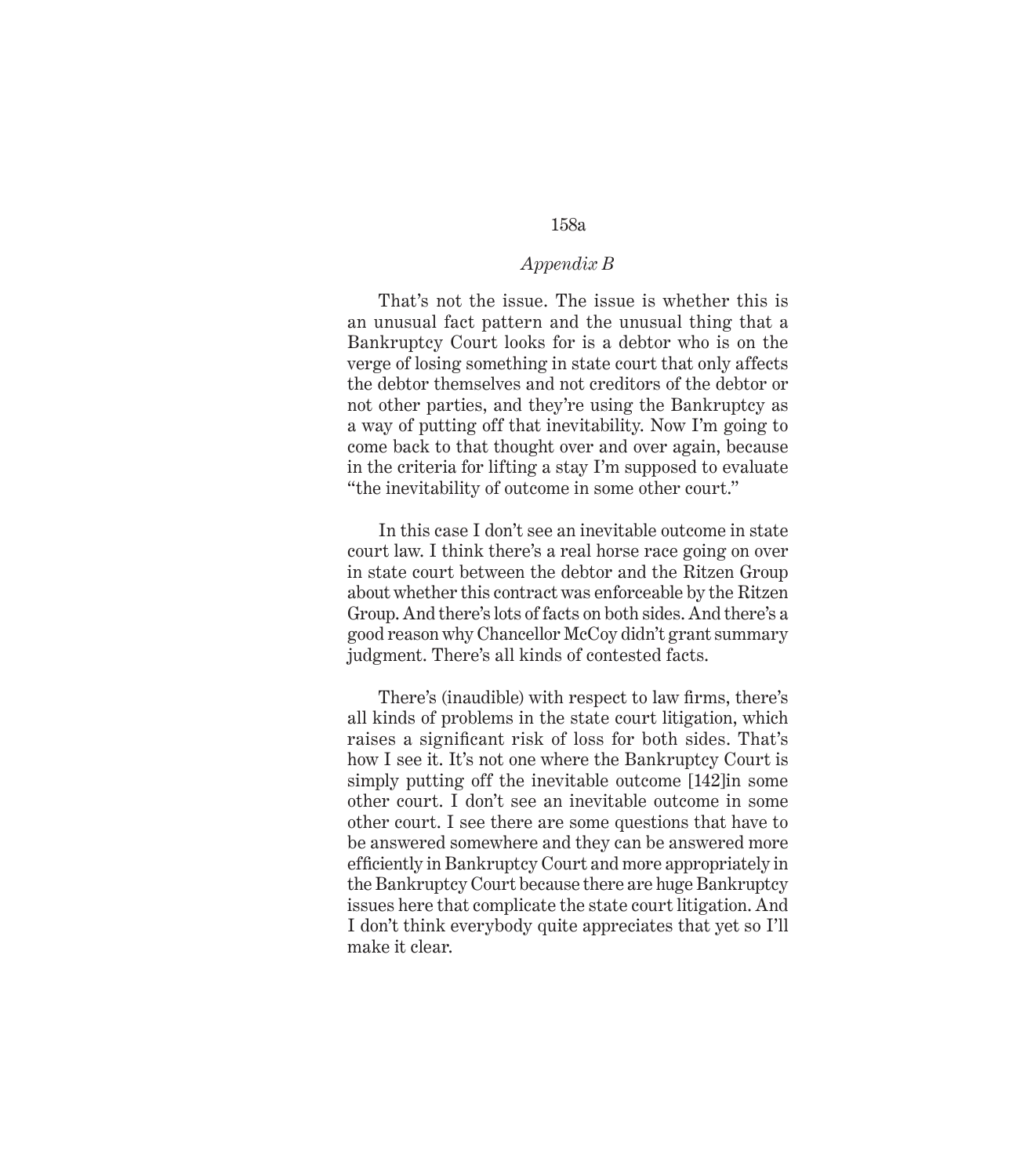That's not the issue. The issue is whether this is an unusual fact pattern and the unusual thing that a Bankruptcy Court looks for is a debtor who is on the verge of losing something in state court that only affects the debtor themselves and not creditors of the debtor or not other parties, and they're using the Bankruptcy as a way of putting off that inevitability. Now I'm going to come back to that thought over and over again, because in the criteria for lifting a stay I'm supposed to evaluate "the inevitability of outcome in some other court."

In this case I don't see an inevitable outcome in state court law. I think there's a real horse race going on over in state court between the debtor and the Ritzen Group about whether this contract was enforceable by the Ritzen Group. And there's lots of facts on both sides. And there's a good reason why Chancellor McCoy didn't grant summary judgment. There's all kinds of contested facts.

There's (inaudible) with respect to law firms, there's all kinds of problems in the state court litigation, which raises a significant risk of loss for both sides. That's how I see it. It's not one where the Bankruptcy Court is simply putting off the inevitable outcome [142]in some other court. I don't see an inevitable outcome in some other court. I see there are some questions that have to be answered somewhere and they can be answered more efficiently in Bankruptcy Court and more appropriately in the Bankruptcy Court because there are huge Bankruptcy issues here that complicate the state court litigation. And I don't think everybody quite appreciates that yet so I'll make it clear.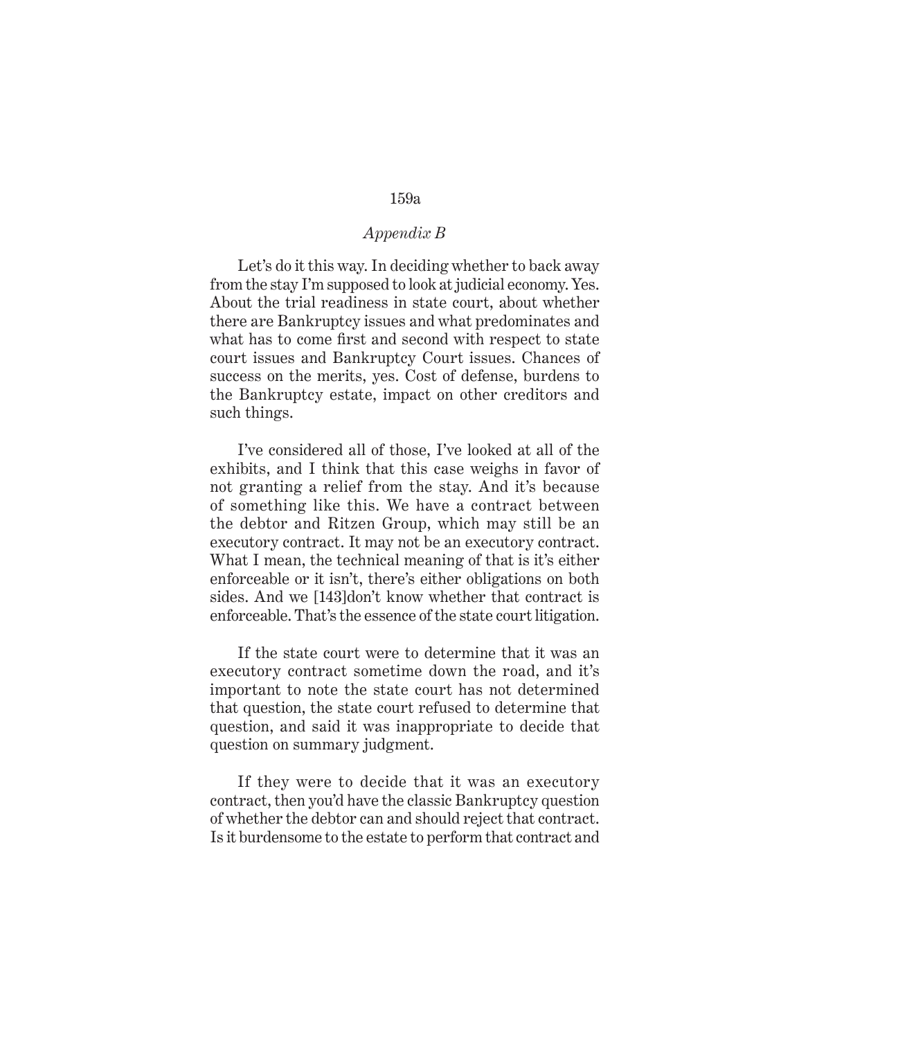*Appendix B*

Let's do it this way. In deciding whether to back away from the stay I'm supposed to look at judicial economy. Yes. About the trial readiness in state court, about whether there are Bankruptcy issues and what predominates and what has to come first and second with respect to state court issues and Bankruptcy Court issues. Chances of success on the merits, yes. Cost of defense, burdens to the Bankruptcy estate, impact on other creditors and such things.

I've considered all of those, I've looked at all of the exhibits, and I think that this case weighs in favor of not granting a relief from the stay. And it's because of something like this. We have a contract between the debtor and Ritzen Group, which may still be an executory contract. It may not be an executory contract. What I mean, the technical meaning of that is it's either enforceable or it isn't, there's either obligations on both sides. And we [143]don't know whether that contract is enforceable. That's the essence of the state court litigation.

If the state court were to determine that it was an executory contract sometime down the road, and it's important to note the state court has not determined that question, the state court refused to determine that question, and said it was inappropriate to decide that question on summary judgment.

If they were to decide that it was an executory contract, then you'd have the classic Bankruptcy question of whether the debtor can and should reject that contract. Is it burdensome to the estate to perform that contract and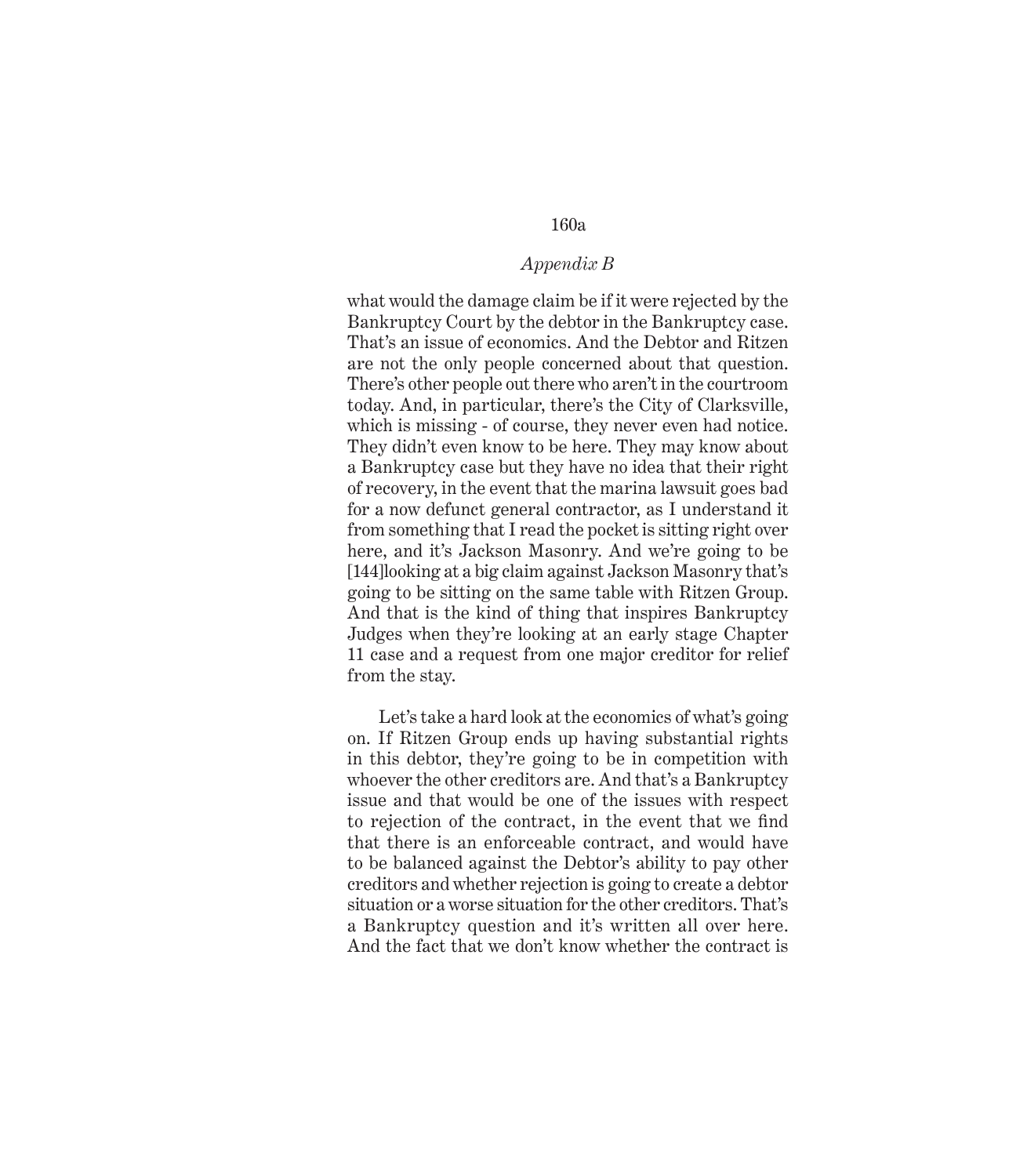what would the damage claim be if it were rejected by the Bankruptcy Court by the debtor in the Bankruptcy case. That's an issue of economics. And the Debtor and Ritzen are not the only people concerned about that question. There's other people out there who aren't in the courtroom today. And, in particular, there's the City of Clarksville, which is missing - of course, they never even had notice. They didn't even know to be here. They may know about a Bankruptcy case but they have no idea that their right of recovery, in the event that the marina lawsuit goes bad for a now defunct general contractor, as I understand it from something that I read the pocket is sitting right over here, and it's Jackson Masonry. And we're going to be [144]looking at a big claim against Jackson Masonry that's going to be sitting on the same table with Ritzen Group. And that is the kind of thing that inspires Bankruptcy Judges when they're looking at an early stage Chapter 11 case and a request from one major creditor for relief from the stay.

Let's take a hard look at the economics of what's going on. If Ritzen Group ends up having substantial rights in this debtor, they're going to be in competition with whoever the other creditors are. And that's a Bankruptcy issue and that would be one of the issues with respect to rejection of the contract, in the event that we find that there is an enforceable contract, and would have to be balanced against the Debtor's ability to pay other creditors and whether rejection is going to create a debtor situation or a worse situation for the other creditors. That's a Bankruptcy question and it's written all over here. And the fact that we don't know whether the contract is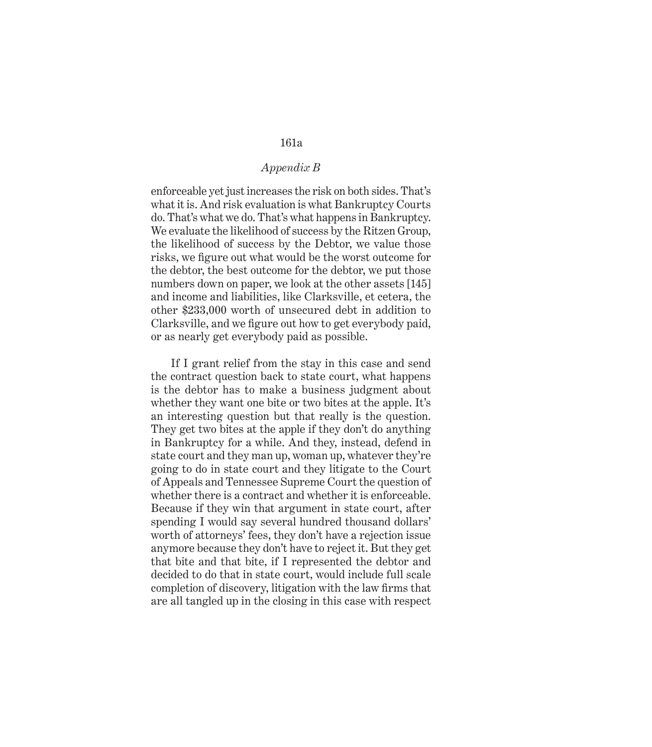enforceable yet just increases the risk on both sides. That's what it is. And risk evaluation is what Bankruptcy Courts do. That's what we do. That's what happens in Bankruptcy. We evaluate the likelihood of success by the Ritzen Group, the likelihood of success by the Debtor, we value those risks, we figure out what would be the worst outcome for the debtor, the best outcome for the debtor, we put those numbers down on paper, we look at the other assets [145] and income and liabilities, like Clarksville, et cetera, the other $233,000 worth of unsecured debt in addition to Clarksville, and we figure out how to get everybody paid, or as nearly get everybody paid as possible.

If I grant relief from the stay in this case and send the contract question back to state court, what happens is the debtor has to make a business judgment about whether they want one bite or two bites at the apple. It's an interesting question but that really is the question. They get two bites at the apple if they don't do anything in Bankruptcy for a while. And they, instead, defend in state court and they man up, woman up, whatever they're going to do in state court and they litigate to the Court of Appeals and Tennessee Supreme Court the question of whether there is a contract and whether it is enforceable. Because if they win that argument in state court, after spending I would say several hundred thousand dollars' worth of attorneys' fees, they don't have a rejection issue anymore because they don't have to reject it. But they get that bite and that bite, if I represented the debtor and decided to do that in state court, would include full scale completion of discovery, litigation with the law firms that are all tangled up in the closing in this case with respect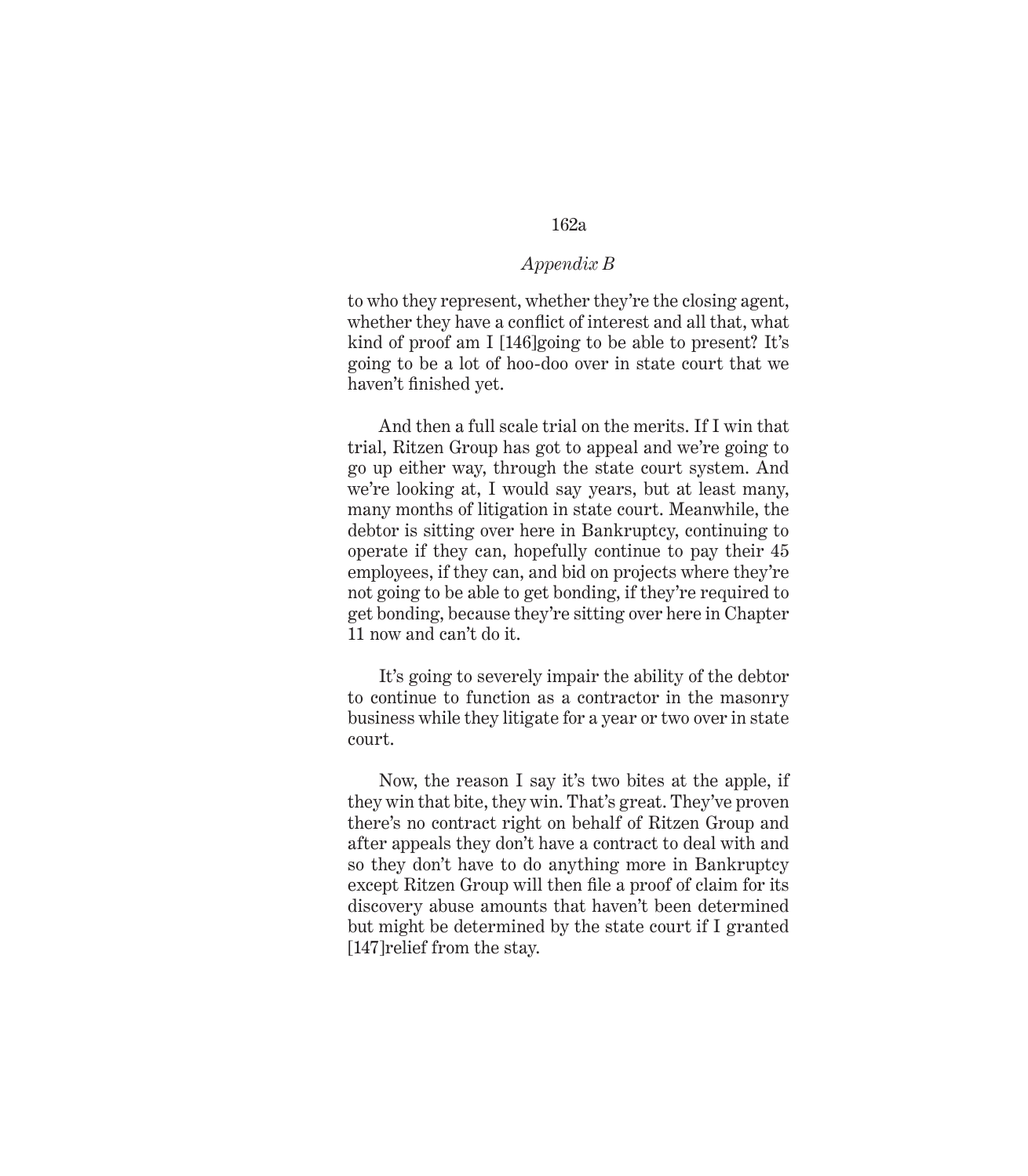to who they represent, whether they're the closing agent, whether they have a conflict of interest and all that, what kind of proof am I [146]going to be able to present? It's going to be a lot of hoo-doo over in state court that we haven't finished yet.

And then a full scale trial on the merits. If I win that trial, Ritzen Group has got to appeal and we're going to go up either way, through the state court system. And we're looking at, I would say years, but at least many, many months of litigation in state court. Meanwhile, the debtor is sitting over here in Bankruptcy, continuing to operate if they can, hopefully continue to pay their 45 employees, if they can, and bid on projects where they're not going to be able to get bonding, if they're required to get bonding, because they're sitting over here in Chapter 11 now and can't do it.

It's going to severely impair the ability of the debtor to continue to function as a contractor in the masonry business while they litigate for a year or two over in state court.

Now, the reason I say it's two bites at the apple, if they win that bite, they win. That's great. They've proven there's no contract right on behalf of Ritzen Group and after appeals they don't have a contract to deal with and so they don't have to do anything more in Bankruptcy except Ritzen Group will then file a proof of claim for its discovery abuse amounts that haven't been determined but might be determined by the state court if I granted [147]relief from the stay.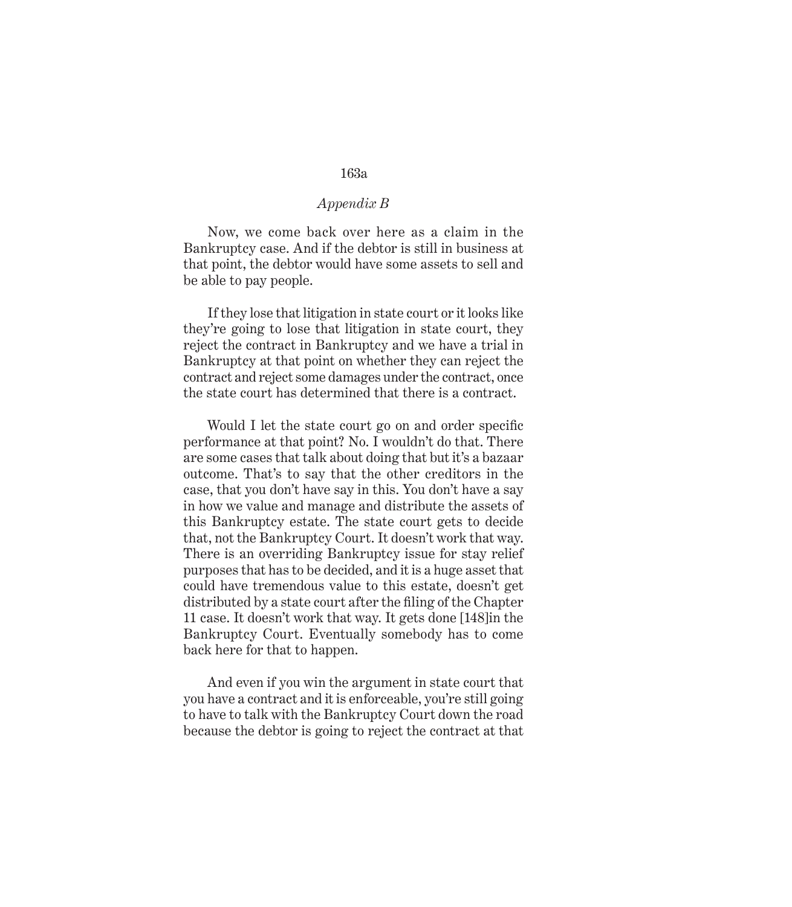Now, we come back over here as a claim in the Bankruptcy case. And if the debtor is still in business at that point, the debtor would have some assets to sell and be able to pay people.

If they lose that litigation in state court or it looks like they're going to lose that litigation in state court, they reject the contract in Bankruptcy and we have a trial in Bankruptcy at that point on whether they can reject the contract and reject some damages under the contract, once the state court has determined that there is a contract.

Would I let the state court go on and order specific performance at that point? No. I wouldn't do that. There are some cases that talk about doing that but it's a bazaar outcome. That's to say that the other creditors in the case, that you don't have say in this. You don't have a say in how we value and manage and distribute the assets of this Bankruptcy estate. The state court gets to decide that, not the Bankruptcy Court. It doesn't work that way. There is an overriding Bankruptcy issue for stay relief purposes that has to be decided, and it is a huge asset that could have tremendous value to this estate, doesn't get distributed by a state court after the filing of the Chapter 11 case. It doesn't work that way. It gets done [148]in the Bankruptcy Court. Eventually somebody has to come back here for that to happen.

And even if you win the argument in state court that you have a contract and it is enforceable, you're still going to have to talk with the Bankruptcy Court down the road because the debtor is going to reject the contract at that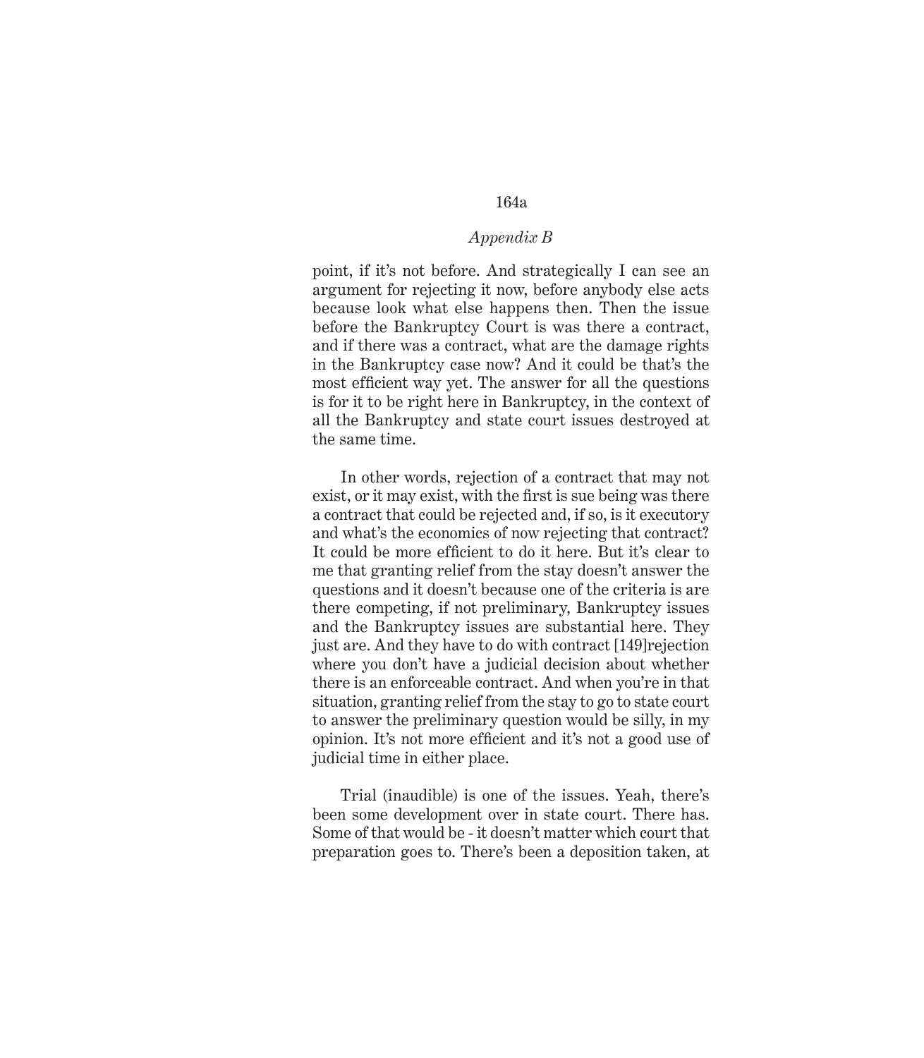*Appendix B*

point, if it's not before. And strategically I can see an argument for rejecting it now, before anybody else acts because look what else happens then. Then the issue before the Bankruptcy Court is was there a contract, and if there was a contract, what are the damage rights in the Bankruptcy case now? And it could be that's the most efficient way yet. The answer for all the questions is for it to be right here in Bankruptcy, in the context of all the Bankruptcy and state court issues destroyed at the same time.

In other words, rejection of a contract that may not exist, or it may exist, with the first is sue being was there a contract that could be rejected and, if so, is it executory and what's the economics of now rejecting that contract? It could be more efficient to do it here. But it's clear to me that granting relief from the stay doesn't answer the questions and it doesn't because one of the criteria is are there competing, if not preliminary, Bankruptcy issues and the Bankruptcy issues are substantial here. They just are. And they have to do with contract [149]rejection where you don't have a judicial decision about whether there is an enforceable contract. And when you're in that situation, granting relief from the stay to go to state court to answer the preliminary question would be silly, in my opinion. It's not more efficient and it's not a good use of judicial time in either place.

Trial (inaudible) is one of the issues. Yeah, there's been some development over in state court. There has. Some of that would be - it doesn't matter which court that preparation goes to. There's been a deposition taken, at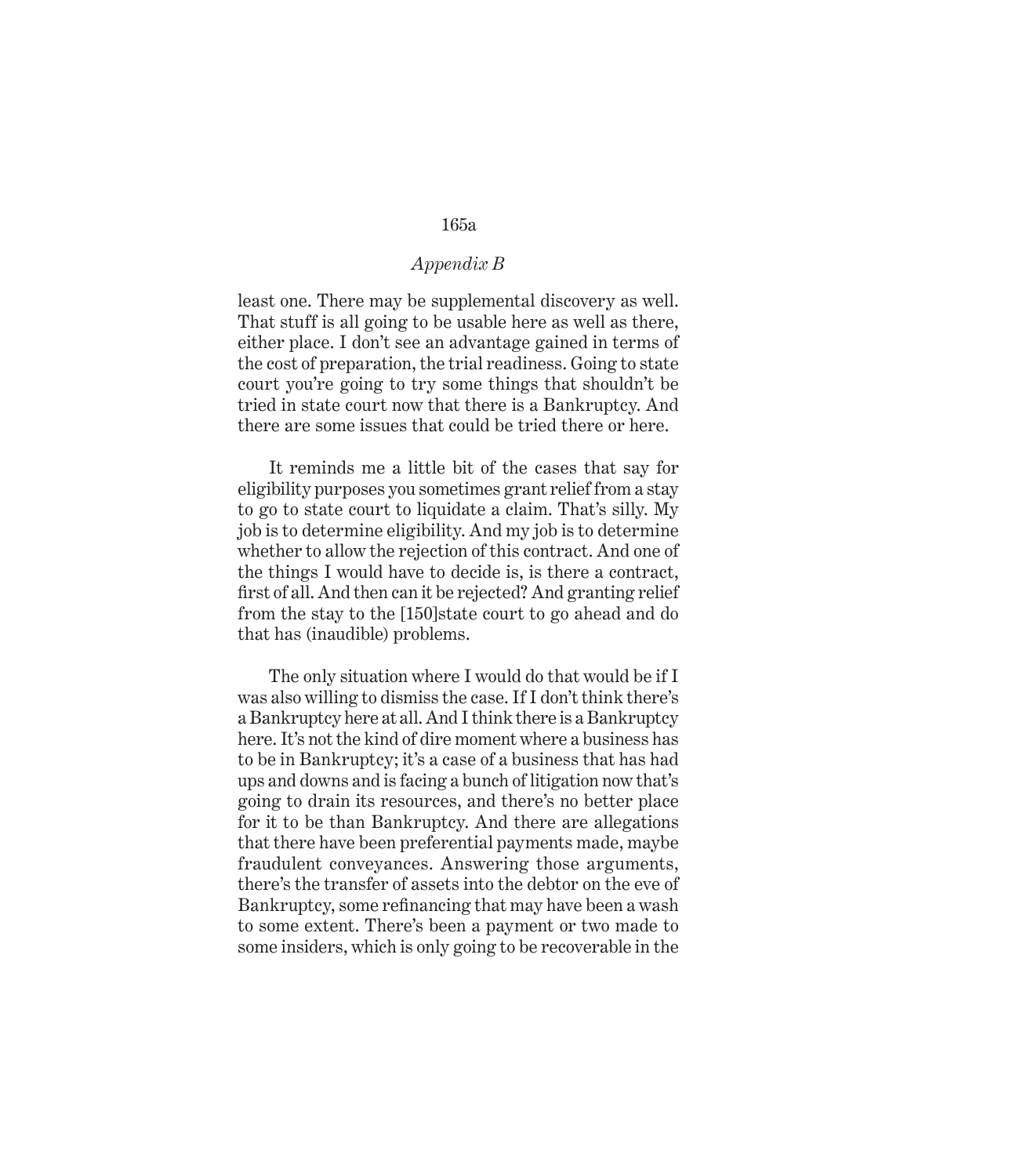least one. There may be supplemental discovery as well. That stuff is all going to be usable here as well as there, either place. I don't see an advantage gained in terms of the cost of preparation, the trial readiness. Going to state court you're going to try some things that shouldn't be tried in state court now that there is a Bankruptcy. And there are some issues that could be tried there or here.

It reminds me a little bit of the cases that say for eligibility purposes you sometimes grant relief from a stay to go to state court to liquidate a claim. That's silly. My job is to determine eligibility. And my job is to determine whether to allow the rejection of this contract. And one of the things I would have to decide is, is there a contract, first of all. And then can it be rejected? And granting relief from the stay to the [150]state court to go ahead and do that has (inaudible) problems.

The only situation where I would do that would be if I was also willing to dismiss the case. If I don't think there's a Bankruptcy here at all. And I think there is a Bankruptcy here. It's not the kind of dire moment where a business has to be in Bankruptcy; it's a case of a business that has had ups and downs and is facing a bunch of litigation now that's going to drain its resources, and there's no better place for it to be than Bankruptcy. And there are allegations that there have been preferential payments made, maybe fraudulent conveyances. Answering those arguments, there's the transfer of assets into the debtor on the eve of Bankruptcy, some refinancing that may have been a wash to some extent. There's been a payment or two made to some insiders, which is only going to be recoverable in the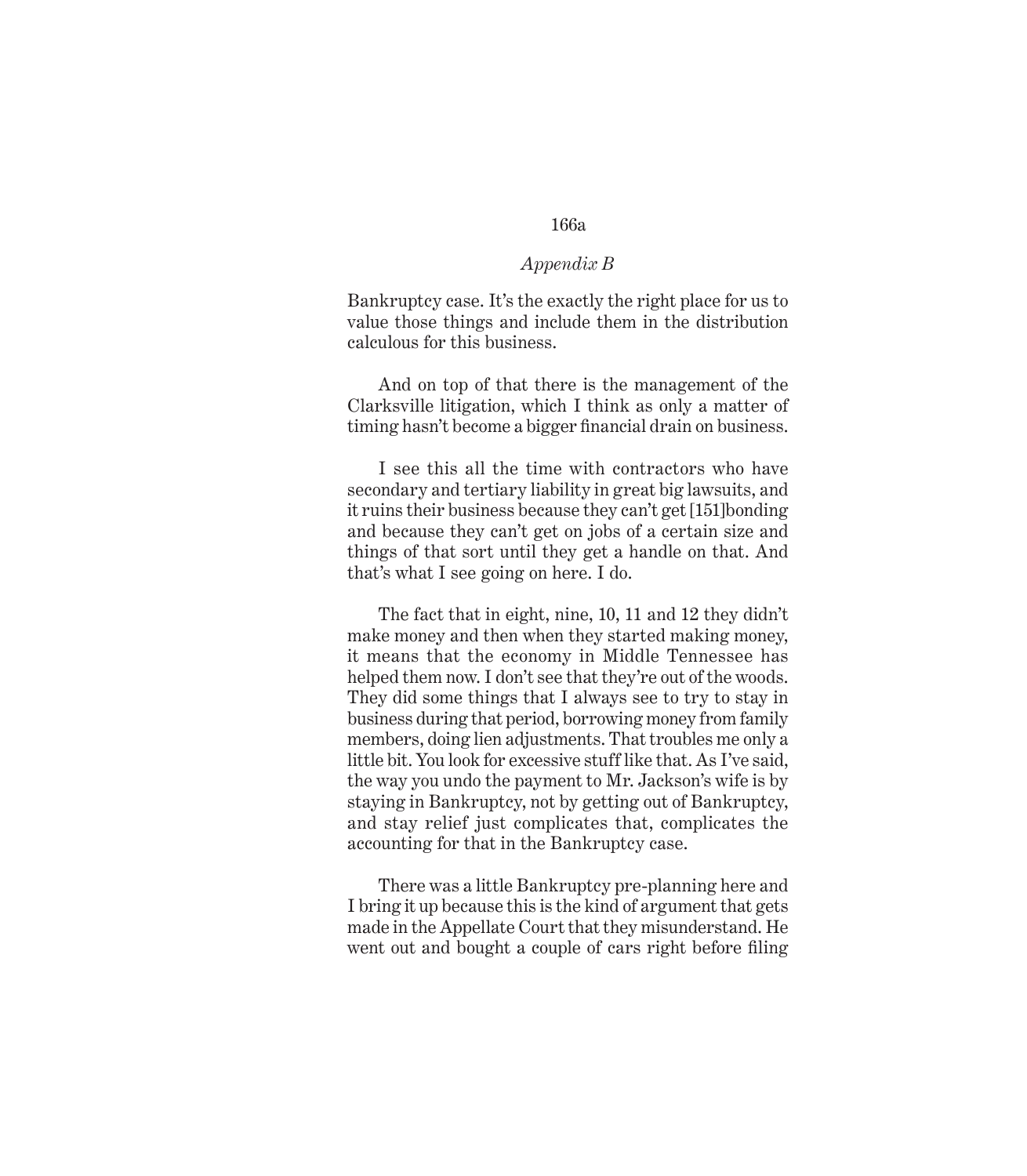Bankruptcy case. It's the exactly the right place for us to value those things and include them in the distribution calculous for this business.

And on top of that there is the management of the Clarksville litigation, which I think as only a matter of timing hasn't become a bigger financial drain on business.

I see this all the time with contractors who have secondary and tertiary liability in great big lawsuits, and it ruins their business because they can't get [151]bonding and because they can't get on jobs of a certain size and things of that sort until they get a handle on that. And that's what I see going on here. I do.

The fact that in eight, nine, 10, 11 and 12 they didn't make money and then when they started making money, it means that the economy in Middle Tennessee has helped them now. I don't see that they're out of the woods. They did some things that I always see to try to stay in business during that period, borrowing money from family members, doing lien adjustments. That troubles me only a little bit. You look for excessive stuff like that. As I've said, the way you undo the payment to Mr. Jackson's wife is by staying in Bankruptcy, not by getting out of Bankruptcy, and stay relief just complicates that, complicates the accounting for that in the Bankruptcy case.

There was a little Bankruptcy pre-planning here and I bring it up because this is the kind of argument that gets made in the Appellate Court that they misunderstand. He went out and bought a couple of cars right before filing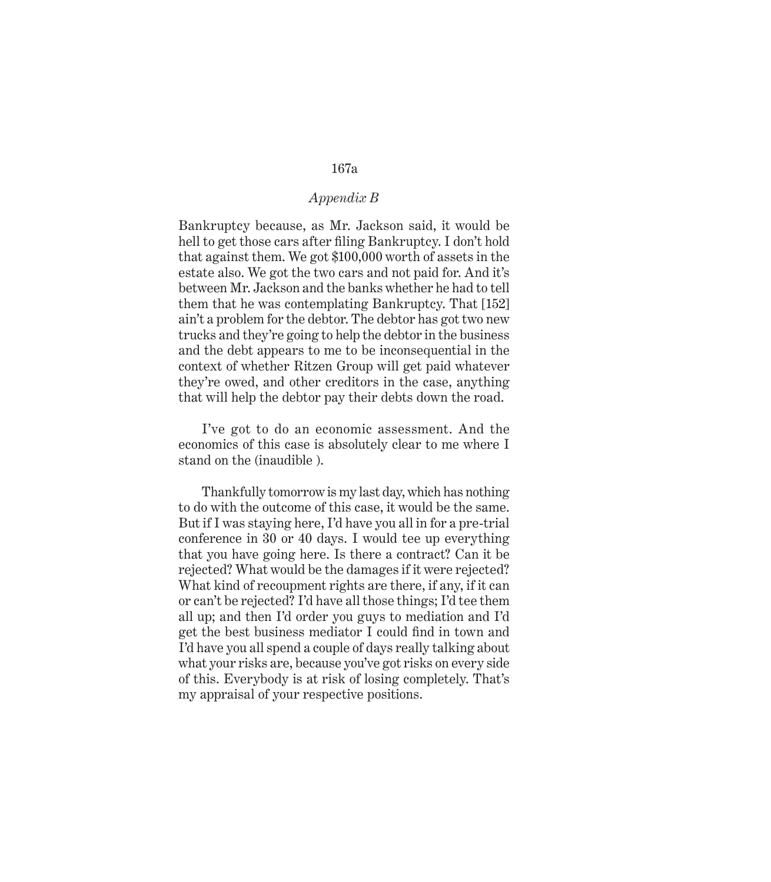Bankruptcy because, as Mr. Jackson said, it would be hell to get those cars after filing Bankruptcy. I don't hold that against them. We got $100,000 worth of assets in the estate also. We got the two cars and not paid for. And it's between Mr. Jackson and the banks whether he had to tell them that he was contemplating Bankruptcy. That [152] ain't a problem for the debtor. The debtor has got two new trucks and they're going to help the debtor in the business and the debt appears to me to be inconsequential in the context of whether Ritzen Group will get paid whatever they're owed, and other creditors in the case, anything that will help the debtor pay their debts down the road.

I've got to do an economic assessment. And the economics of this case is absolutely clear to me where I stand on the (inaudible ).

Thankfully tomorrow is my last day, which has nothing to do with the outcome of this case, it would be the same. But if I was staying here, I'd have you all in for a pre-trial conference in 30 or 40 days. I would tee up everything that you have going here. Is there a contract? Can it be rejected? What would be the damages if it were rejected? What kind of recoupment rights are there, if any, if it can or can't be rejected? I'd have all those things; I'd tee them all up; and then I'd order you guys to mediation and I'd get the best business mediator I could find in town and I'd have you all spend a couple of days really talking about what your risks are, because you've got risks on every side of this. Everybody is at risk of losing completely. That's my appraisal of your respective positions.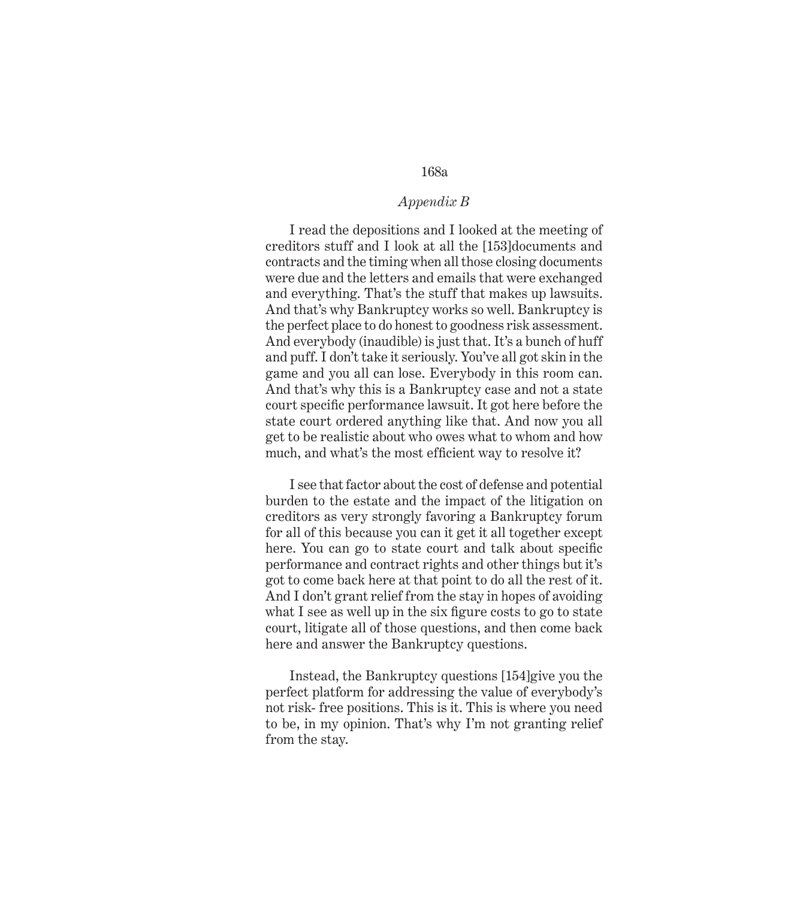I read the depositions and I looked at the meeting of creditors stuff and I look at all the [153]documents and contracts and the timing when all those closing documents were due and the letters and emails that were exchanged and everything. That's the stuff that makes up lawsuits. And that's why Bankruptcy works so well. Bankruptcy is the perfect place to do honest to goodness risk assessment. And everybody (inaudible) is just that. It's a bunch of huff and puff. I don't take it seriously. You've all got skin in the game and you all can lose. Everybody in this room can. And that's why this is a Bankruptcy case and not a state court specific performance lawsuit. It got here before the state court ordered anything like that. And now you all get to be realistic about who owes what to whom and how much, and what's the most efficient way to resolve it?

I see that factor about the cost of defense and potential burden to the estate and the impact of the litigation on creditors as very strongly favoring a Bankruptcy forum for all of this because you can it get it all together except here. You can go to state court and talk about specific performance and contract rights and other things but it's got to come back here at that point to do all the rest of it. And I don't grant relief from the stay in hopes of avoiding what I see as well up in the six figure costs to go to state court, litigate all of those questions, and then come back here and answer the Bankruptcy questions.

Instead, the Bankruptcy questions [154]give you the perfect platform for addressing the value of everybody's not risk- free positions. This is it. This is where you need to be, in my opinion. That's why I'm not granting relief from the stay.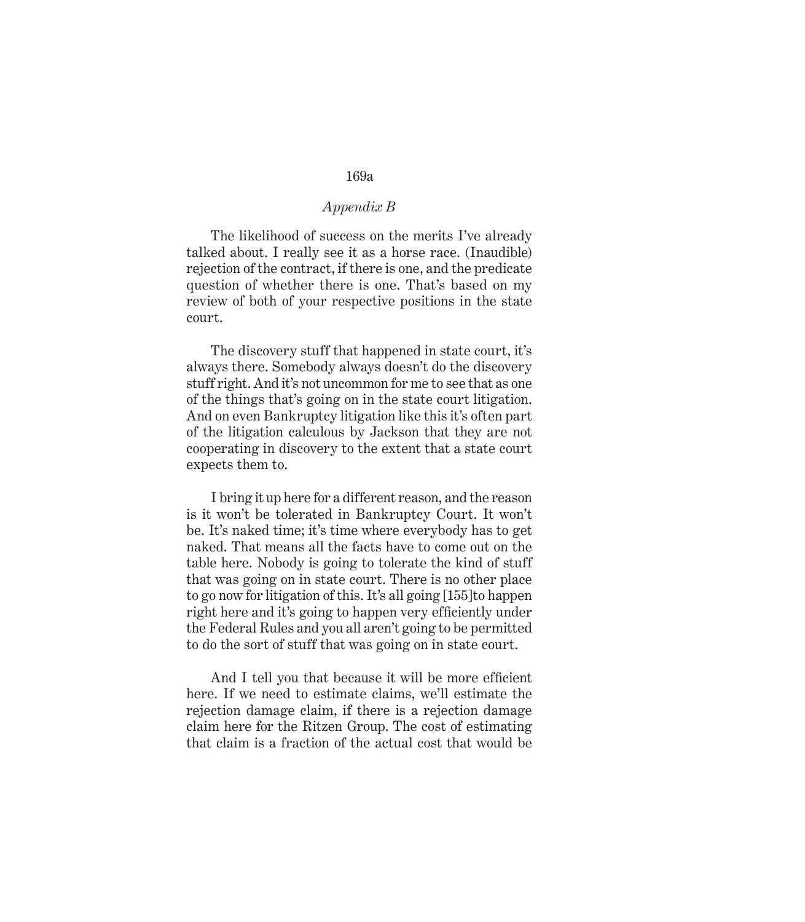*Appendix B*

The likelihood of success on the merits I've already talked about. I really see it as a horse race. (Inaudible) rejection of the contract, if there is one, and the predicate question of whether there is one. That's based on my review of both of your respective positions in the state court.

The discovery stuff that happened in state court, it's always there. Somebody always doesn't do the discovery stuff right. And it's not uncommon for me to see that as one of the things that's going on in the state court litigation. And on even Bankruptcy litigation like this it's often part of the litigation calculous by Jackson that they are not cooperating in discovery to the extent that a state court expects them to.

I bring it up here for a different reason, and the reason is it won't be tolerated in Bankruptcy Court. It won't be. It's naked time; it's time where everybody has to get naked. That means all the facts have to come out on the table here. Nobody is going to tolerate the kind of stuff that was going on in state court. There is no other place to go now for litigation of this. It's all going [155]to happen right here and it's going to happen very efficiently under the Federal Rules and you all aren't going to be permitted to do the sort of stuff that was going on in state court.

And I tell you that because it will be more efficient here. If we need to estimate claims, we'll estimate the rejection damage claim, if there is a rejection damage claim here for the Ritzen Group. The cost of estimating that claim is a fraction of the actual cost that would be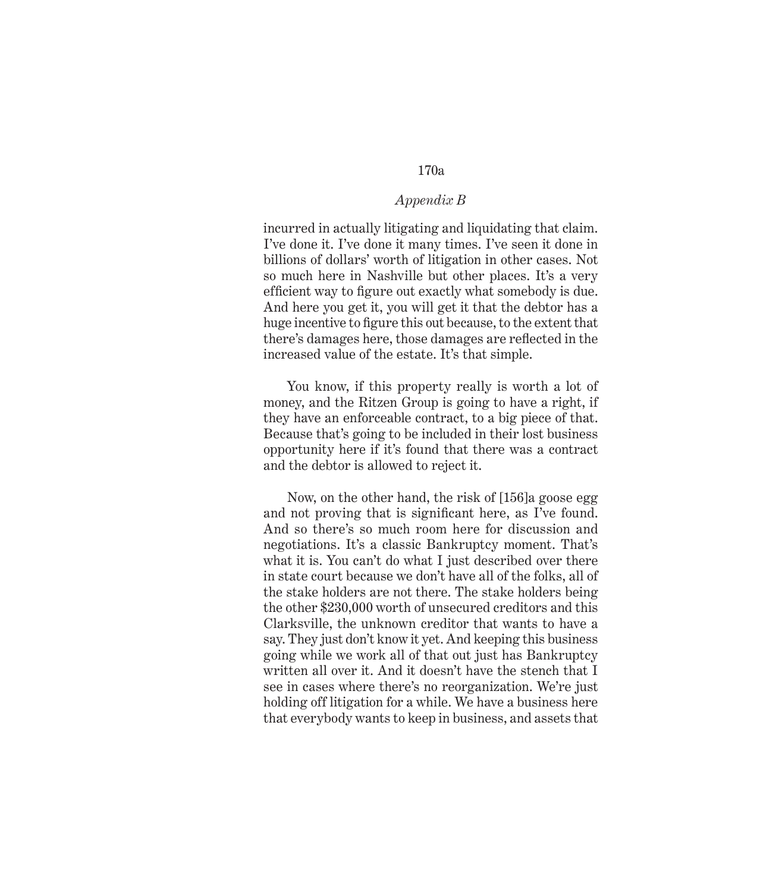incurred in actually litigating and liquidating that claim. I've done it. I've done it many times. I've seen it done in billions of dollars' worth of litigation in other cases. Not so much here in Nashville but other places. It's a very efficient way to figure out exactly what somebody is due. And here you get it, you will get it that the debtor has a huge incentive to figure this out because, to the extent that there's damages here, those damages are reflected in the increased value of the estate. It's that simple.

You know, if this property really is worth a lot of money, and the Ritzen Group is going to have a right, if they have an enforceable contract, to a big piece of that. Because that's going to be included in their lost business opportunity here if it's found that there was a contract and the debtor is allowed to reject it.

Now, on the other hand, the risk of [156]a goose egg and not proving that is significant here, as I've found. And so there's so much room here for discussion and negotiations. It's a classic Bankruptcy moment. That's what it is. You can't do what I just described over there in state court because we don't have all of the folks, all of the stake holders are not there. The stake holders being the other $230,000 worth of unsecured creditors and this Clarksville, the unknown creditor that wants to have a say. They just don't know it yet. And keeping this business going while we work all of that out just has Bankruptcy written all over it. And it doesn't have the stench that I see in cases where there's no reorganization. We're just holding off litigation for a while. We have a business here that everybody wants to keep in business, and assets that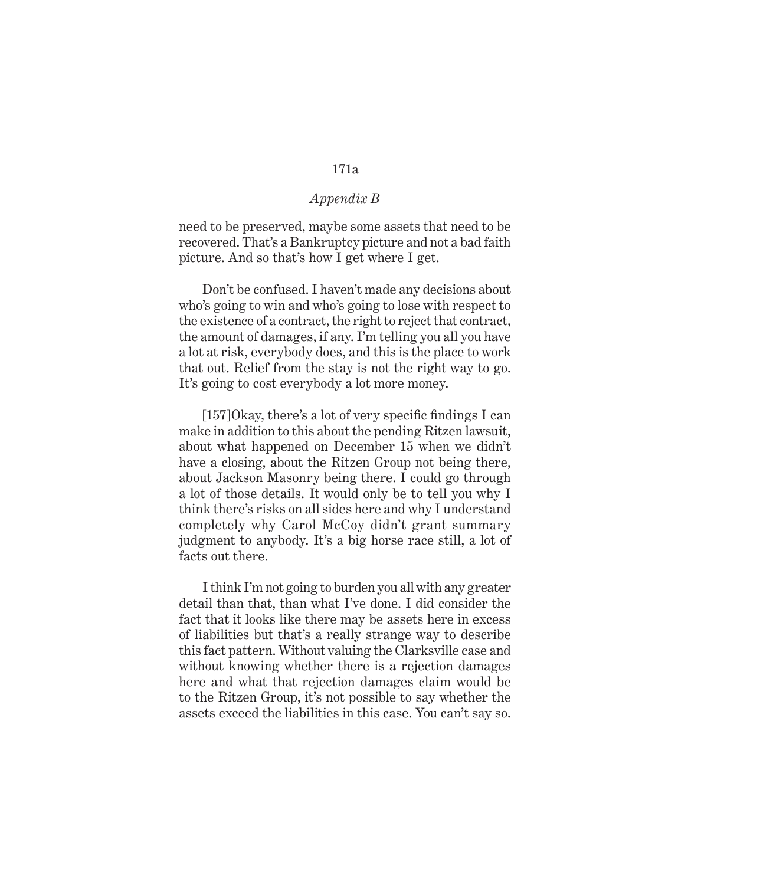*Appendix B*

need to be preserved, maybe some assets that need to be recovered. That's a Bankruptcy picture and not a bad faith picture. And so that's how I get where I get.

Don't be confused. I haven't made any decisions about who's going to win and who's going to lose with respect to the existence of a contract, the right to reject that contract, the amount of damages, if any. I'm telling you all you have a lot at risk, everybody does, and this is the place to work that out. Relief from the stay is not the right way to go. It's going to cost everybody a lot more money.

[157]Okay, there's a lot of very specific findings I can make in addition to this about the pending Ritzen lawsuit, about what happened on December 15 when we didn't have a closing, about the Ritzen Group not being there, about Jackson Masonry being there. I could go through a lot of those details. It would only be to tell you why I think there's risks on all sides here and why I understand completely why Carol McCoy didn't grant summary judgment to anybody. It's a big horse race still, a lot of facts out there.

I think I'm not going to burden you all with any greater detail than that, than what I've done. I did consider the fact that it looks like there may be assets here in excess of liabilities but that's a really strange way to describe this fact pattern. Without valuing the Clarksville case and without knowing whether there is a rejection damages here and what that rejection damages claim would be to the Ritzen Group, it's not possible to say whether the assets exceed the liabilities in this case. You can't say so.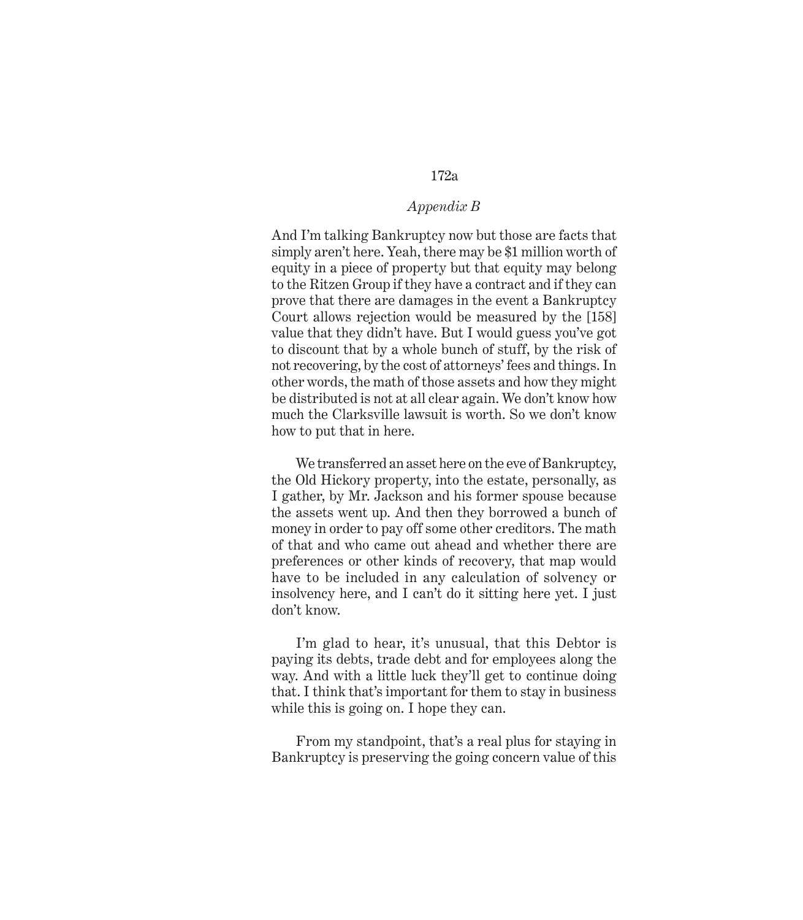*Appendix B*

And I'm talking Bankruptcy now but those are facts that simply aren't here. Yeah, there may be $1 million worth of equity in a piece of property but that equity may belong to the Ritzen Group if they have a contract and if they can prove that there are damages in the event a Bankruptcy Court allows rejection would be measured by the [158] value that they didn't have. But I would guess you've got to discount that by a whole bunch of stuff, by the risk of not recovering, by the cost of attorneys' fees and things. In other words, the math of those assets and how they might be distributed is not at all clear again. We don't know how much the Clarksville lawsuit is worth. So we don't know how to put that in here.

We transferred an asset here on the eve of Bankruptcy, the Old Hickory property, into the estate, personally, as I gather, by Mr. Jackson and his former spouse because the assets went up. And then they borrowed a bunch of money in order to pay off some other creditors. The math of that and who came out ahead and whether there are preferences or other kinds of recovery, that map would have to be included in any calculation of solvency or insolvency here, and I can't do it sitting here yet. I just don't know.

I'm glad to hear, it's unusual, that this Debtor is paying its debts, trade debt and for employees along the way. And with a little luck they'll get to continue doing that. I think that's important for them to stay in business while this is going on. I hope they can.

From my standpoint, that's a real plus for staying in Bankruptcy is preserving the going concern value of this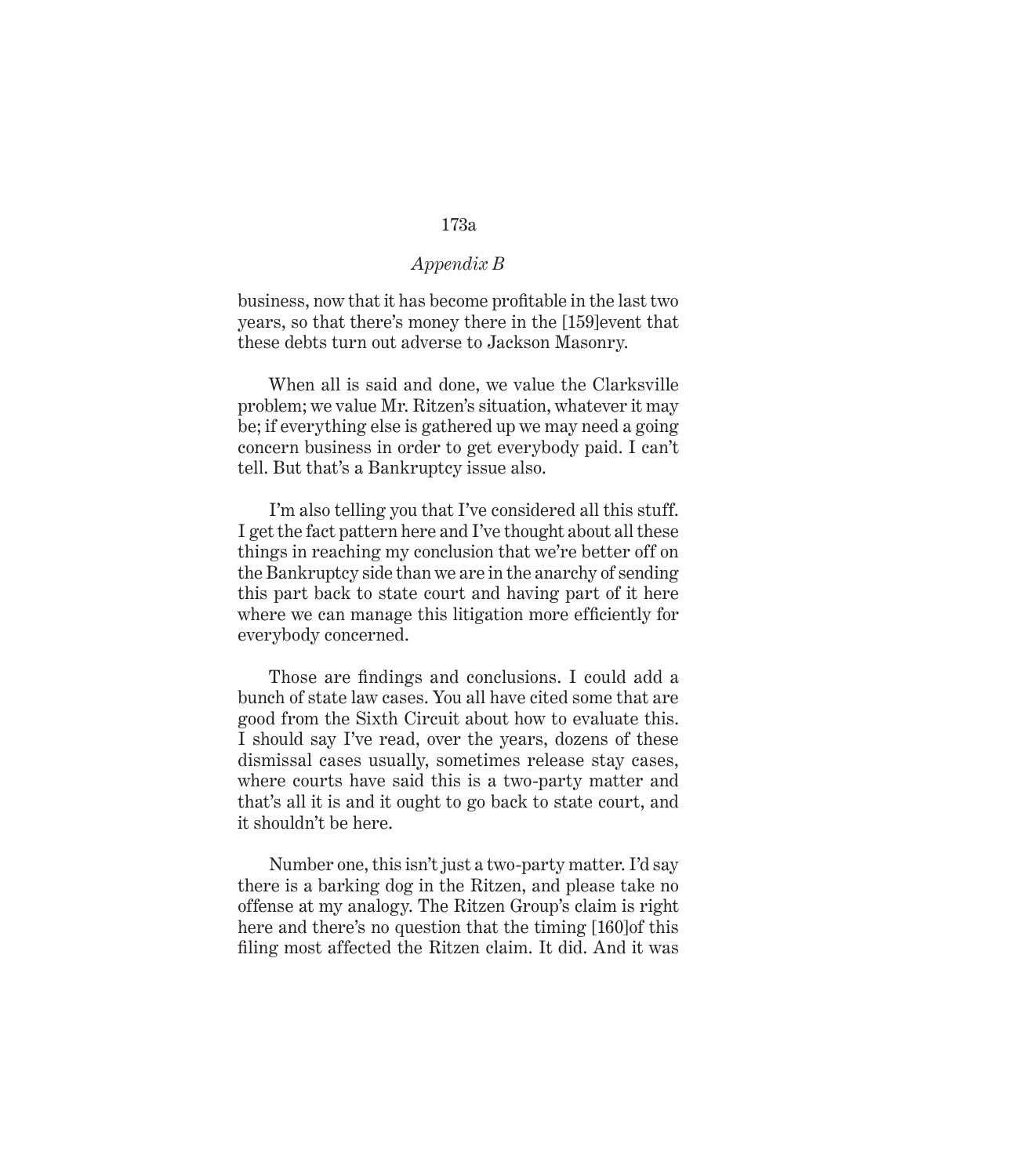business, now that it has become profitable in the last two years, so that there's money there in the [159]event that these debts turn out adverse to Jackson Masonry.

When all is said and done, we value the Clarksville problem; we value Mr. Ritzen's situation, whatever it may be; if everything else is gathered up we may need a going concern business in order to get everybody paid. I can't tell. But that's a Bankruptcy issue also.

I'm also telling you that I've considered all this stuff. I get the fact pattern here and I've thought about all these things in reaching my conclusion that we're better off on the Bankruptcy side than we are in the anarchy of sending this part back to state court and having part of it here where we can manage this litigation more efficiently for everybody concerned.

Those are findings and conclusions. I could add a bunch of state law cases. You all have cited some that are good from the Sixth Circuit about how to evaluate this. I should say I've read, over the years, dozens of these dismissal cases usually, sometimes release stay cases, where courts have said this is a two-party matter and that's all it is and it ought to go back to state court, and it shouldn't be here.

Number one, this isn't just a two-party matter. I'd say there is a barking dog in the Ritzen, and please take no offense at my analogy. The Ritzen Group's claim is right here and there's no question that the timing [160]of this filing most affected the Ritzen claim. It did. And it was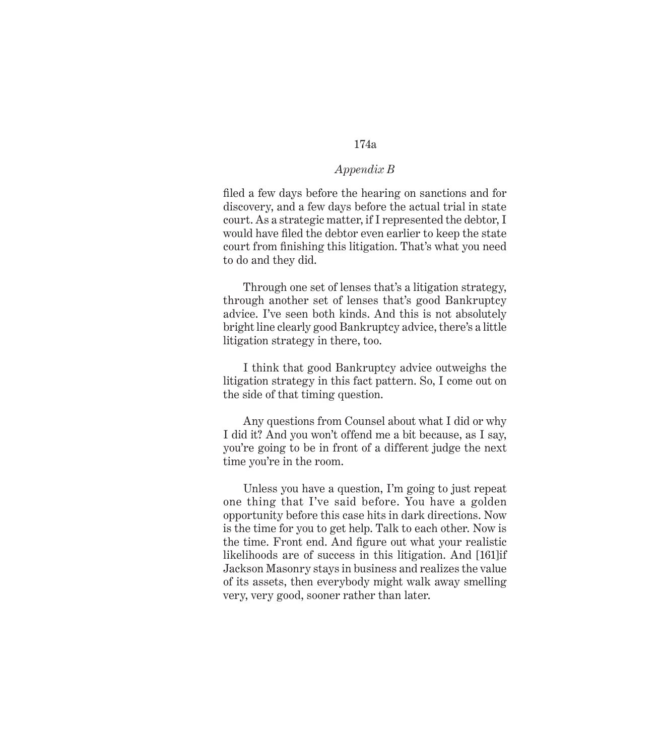filed a few days before the hearing on sanctions and for discovery, and a few days before the actual trial in state court. As a strategic matter, if I represented the debtor, I would have filed the debtor even earlier to keep the state court from finishing this litigation. That's what you need to do and they did.

Through one set of lenses that's a litigation strategy, through another set of lenses that's good Bankruptcy advice. I've seen both kinds. And this is not absolutely bright line clearly good Bankruptcy advice, there's a little litigation strategy in there, too.

I think that good Bankruptcy advice outweighs the litigation strategy in this fact pattern. So, I come out on the side of that timing question.

Any questions from Counsel about what I did or why I did it? And you won't offend me a bit because, as I say, you're going to be in front of a different judge the next time you're in the room.

Unless you have a question, I'm going to just repeat one thing that I've said before. You have a golden opportunity before this case hits in dark directions. Now is the time for you to get help. Talk to each other. Now is the time. Front end. And figure out what your realistic likelihoods are of success in this litigation. And [161]if Jackson Masonry stays in business and realizes the value of its assets, then everybody might walk away smelling very, very good, sooner rather than later.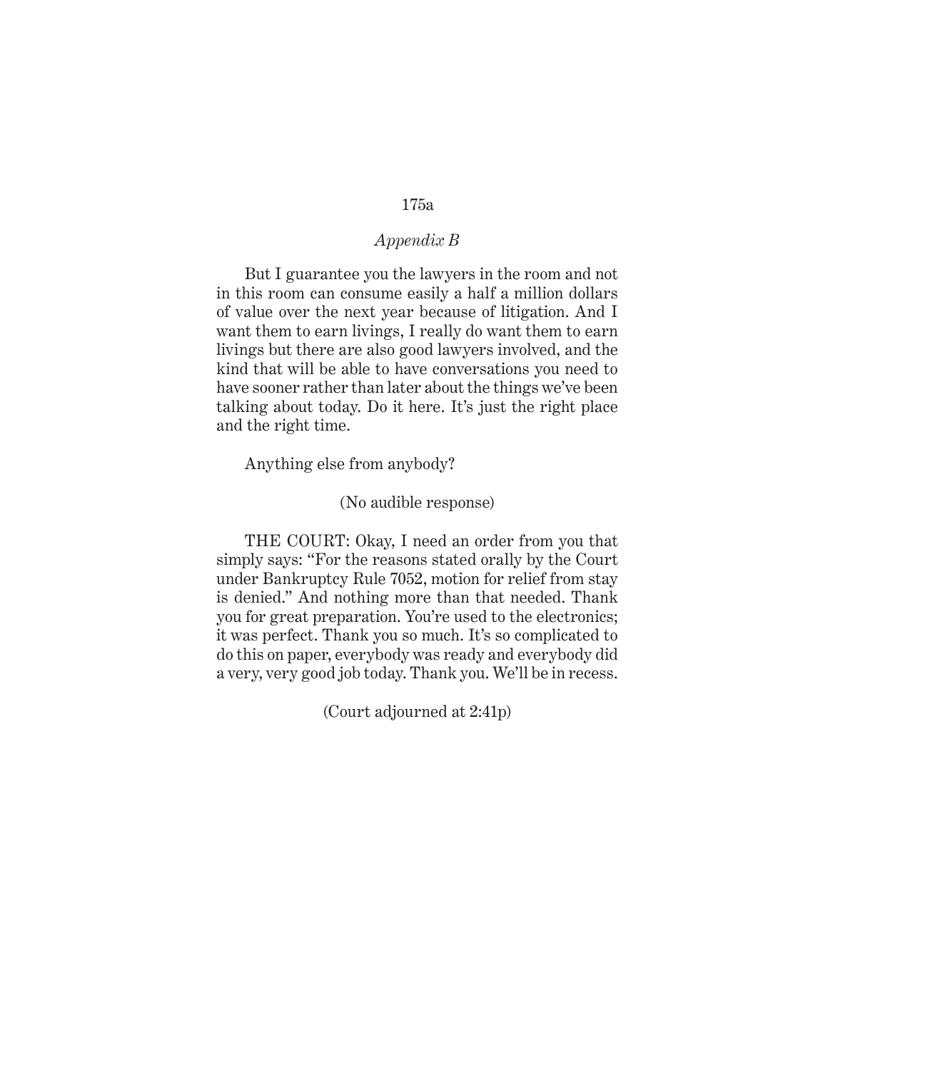But I guarantee you the lawyers in the room and not in this room can consume easily a half a million dollars of value over the next year because of litigation. And I want them to earn livings, I really do want them to earn livings but there are also good lawyers involved, and the kind that will be able to have conversations you need to have sooner rather than later about the things we've been talking about today. Do it here. It's just the right place and the right time.

Anything else from anybody?

(No audible response)

THE COURT: Okay, I need an order from you that simply says: "For the reasons stated orally by the Court under Bankruptcy Rule 7052, motion for relief from stay is denied." And nothing more than that needed. Thank you for great preparation. You're used to the electronics; it was perfect. Thank you so much. It's so complicated to do this on paper, everybody was ready and everybody did a very, very good job today. Thank you. We'll be in recess.

(Court adjourned at 2:41p)